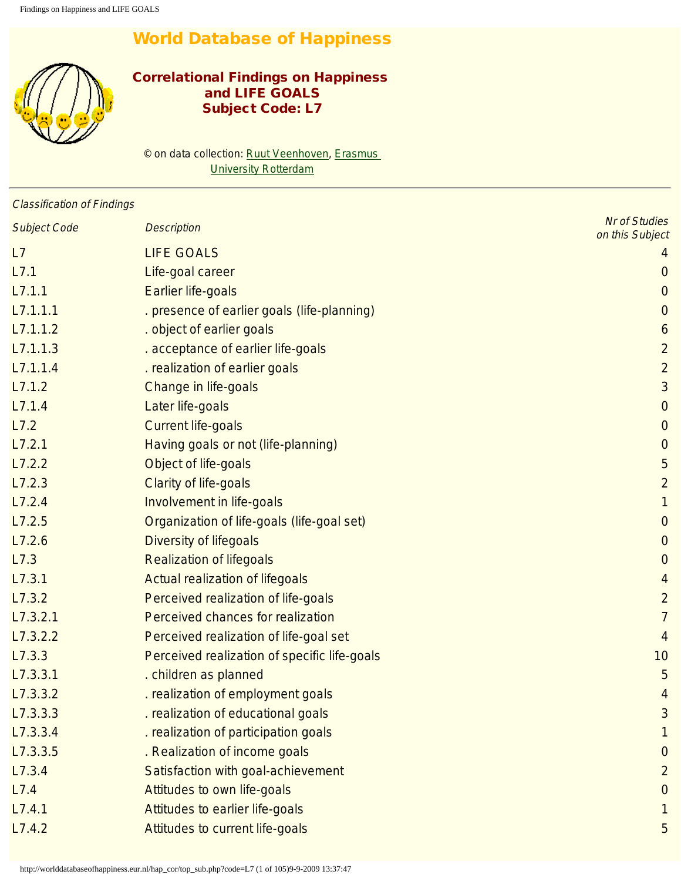# World Database of Happiness

## Correlational Findings on Happiness and LIFE GOALS
## Subject Code: L7

© on data collection: Ruut Veenhoven, Erasmus University Rotterdam

---

*Classification of Findings*

| *Subject Code* | *Description* | *Nr of Studies on this Subject* |
|---|---|---|
| L7 | LIFE GOALS | 4 |
| L7.1 | Life-goal career | 0 |
| L7.1.1 | Earlier life-goals | 0 |
| L7.1.1.1 | . presence of earlier goals (life-planning) | 0 |
| L7.1.1.2 | . object of earlier goals | 6 |
| L7.1.1.3 | . acceptance of earlier life-goals | 2 |
| L7.1.1.4 | . realization of earlier goals | 2 |
| L7.1.2 | Change in life-goals | 3 |
| L7.1.4 | Later life-goals | 0 |
| L7.2 | Current life-goals | 0 |
| L7.2.1 | Having goals or not (life-planning) | 0 |
| L7.2.2 | Object of life-goals | 5 |
| L7.2.3 | Clarity of life-goals | 2 |
| L7.2.4 | Involvement in life-goals | 1 |
| L7.2.5 | Organization of life-goals (life-goal set) | 0 |
| L7.2.6 | Diversity of lifegoals | 0 |
| L7.3 | Realization of lifegoals | 0 |
| L7.3.1 | Actual realization of lifegoals | 4 |
| L7.3.2 | Perceived realization of life-goals | 2 |
| L7.3.2.1 | Perceived chances for realization | 7 |
| L7.3.2.2 | Perceived realization of life-goal set | 4 |
| L7.3.3 | Perceived realization of specific life-goals | 10 |
| L7.3.3.1 | . children as planned | 5 |
| L7.3.3.2 | . realization of employment goals | 4 |
| L7.3.3.3 | . realization of educational goals | 3 |
| L7.3.3.4 | . realization of participation goals | 1 |
| L7.3.3.5 | . Realization of income goals | 0 |
| L7.3.4 | Satisfaction with goal-achievement | 2 |
| L7.4 | Attitudes to own life-goals | 0 |
| L7.4.1 | Attitudes to earlier life-goals | 1 |
| L7.4.2 | Attitudes to current life-goals | 5 |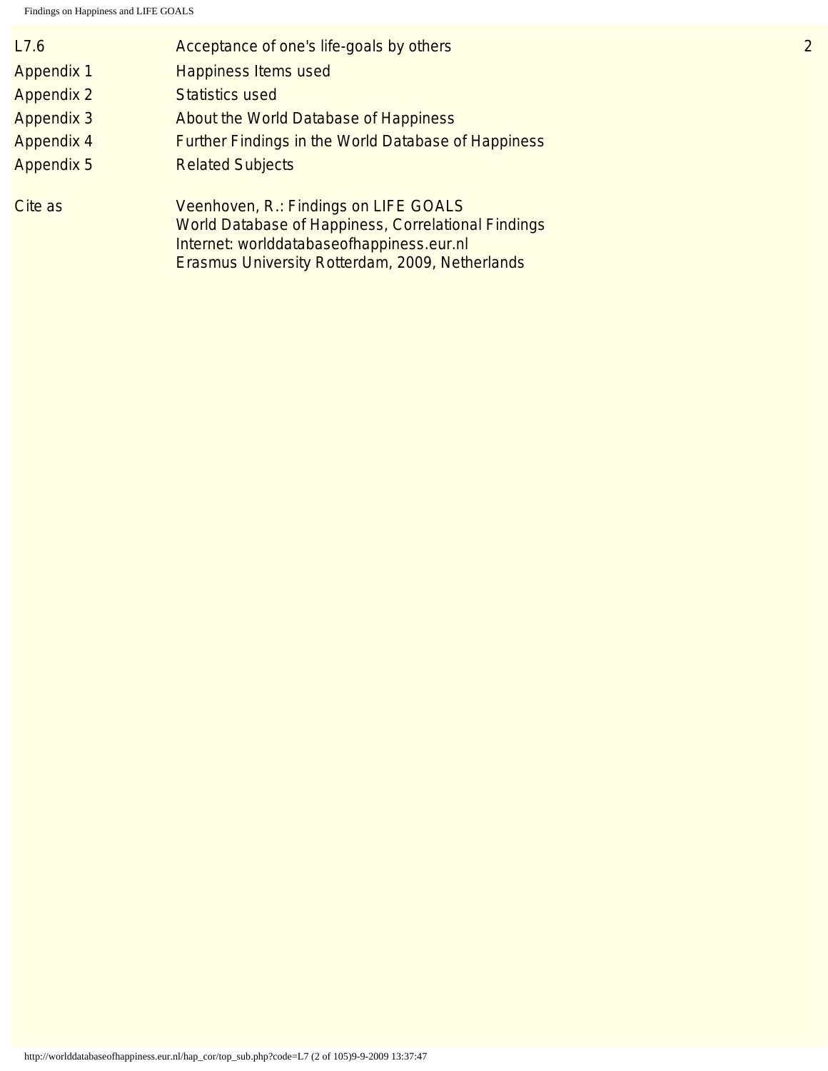| | | |
|---|---|---|
| L7.6 | Acceptance of one's life-goals by others | 2 |
| Appendix 1 | Happiness Items used | |
| Appendix 2 | Statistics used | |
| Appendix 3 | About the World Database of Happiness | |
| Appendix 4 | Further Findings in the World Database of Happiness | |
| Appendix 5 | Related Subjects | |

Cite as

Veenhoven, R.: Findings on LIFE GOALS
World Database of Happiness, Correlational Findings
Internet: worlddatabaseofhappiness.eur.nl
Erasmus University Rotterdam, 2009, Netherlands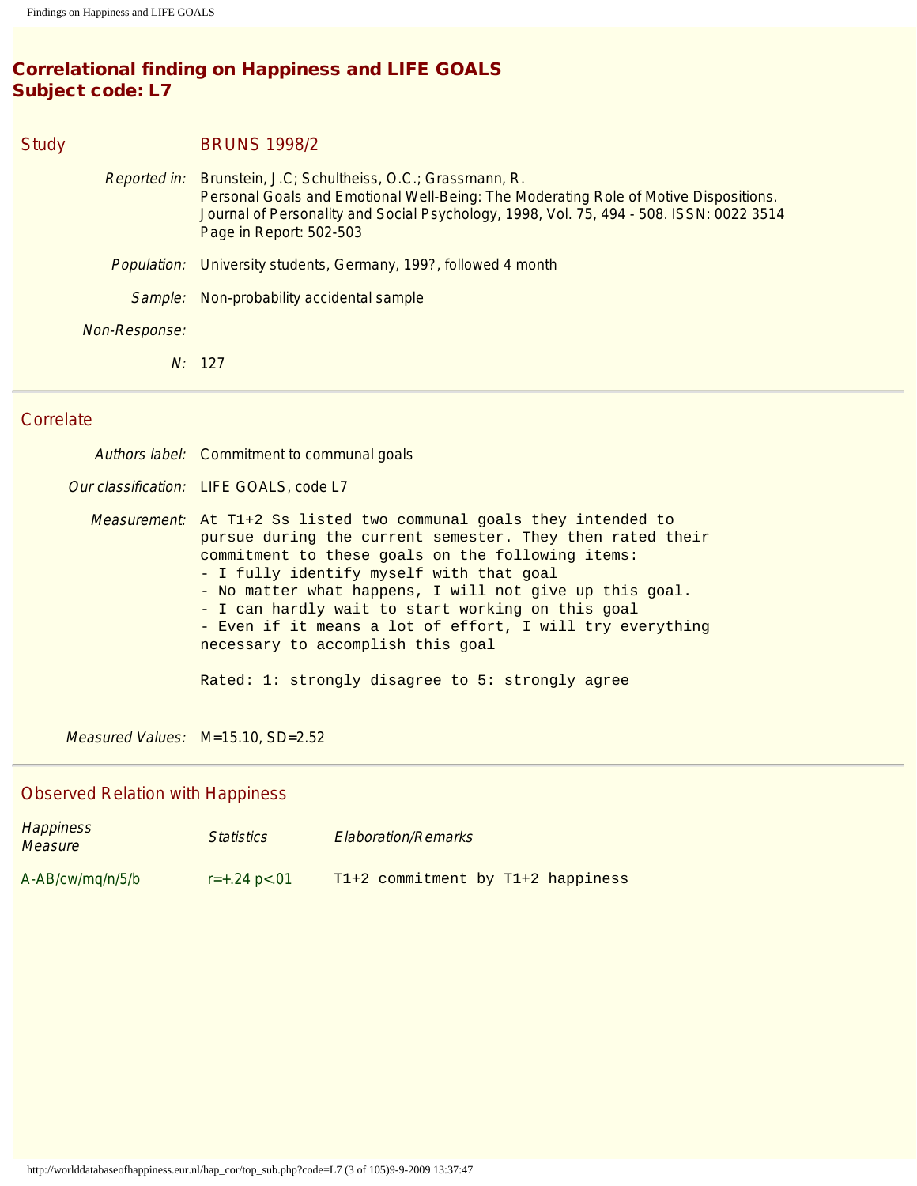# Correlational finding on Happiness and LIFE GOALS
# Subject code: L7

## Study — BRUNS 1998/2

*Reported in:* Brunstein, J.C; Schultheiss, O.C.; Grassmann, R.
Personal Goals and Emotional Well-Being: The Moderating Role of Motive Dispositions.
Journal of Personality and Social Psychology, 1998, Vol. 75, 494 - 508. ISSN: 0022 3514
Page in Report: 502-503

*Population:* University students, Germany, 199?, followed 4 month

*Sample:* Non-probability accidental sample

*Non-Response:*

*N:* 127

---

## Correlate

*Authors label:* Commitment to communal goals

*Our classification:* LIFE GOALS, code L7

*Measurement:*

```
At T1+2 Ss listed two communal goals they intended to
pursue during the current semester. They then rated their
commitment to these goals on the following items:
- I fully identify myself with that goal
- No matter what happens, I will not give up this goal.
- I can hardly wait to start working on this goal
- Even if it means a lot of effort, I will try everything
necessary to accomplish this goal

Rated: 1: strongly disagree to 5: strongly agree
```

*Measured Values:* M=15.10, SD=2.52

---

## Observed Relation with Happiness

| *Happiness Measure* | *Statistics* | *Elaboration/Remarks* |
|---|---|---|
| A-AB/cw/mq/n/5/b | r=+.24 p<.01 | T1+2 commitment by T1+2 happiness |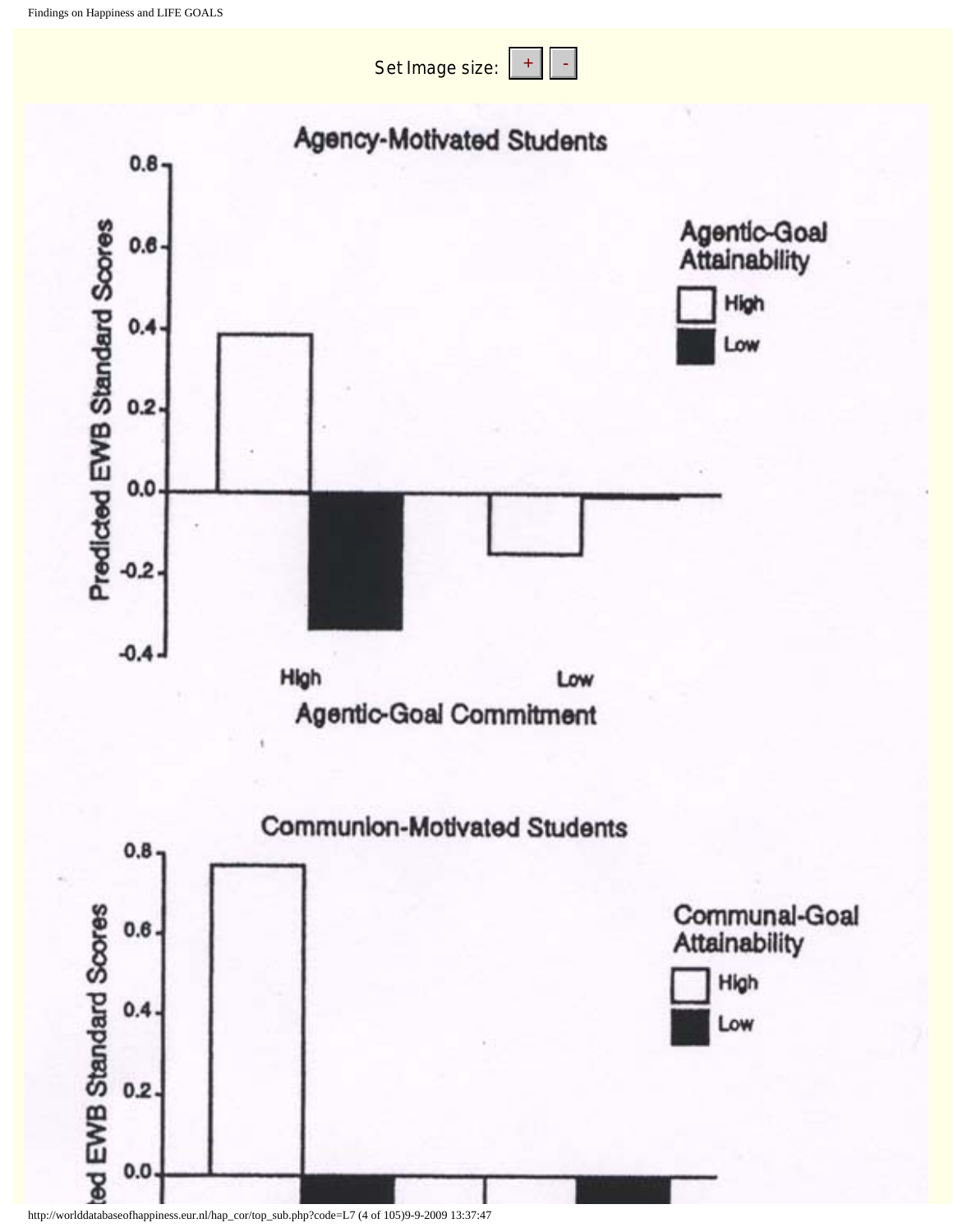Set Image size: + -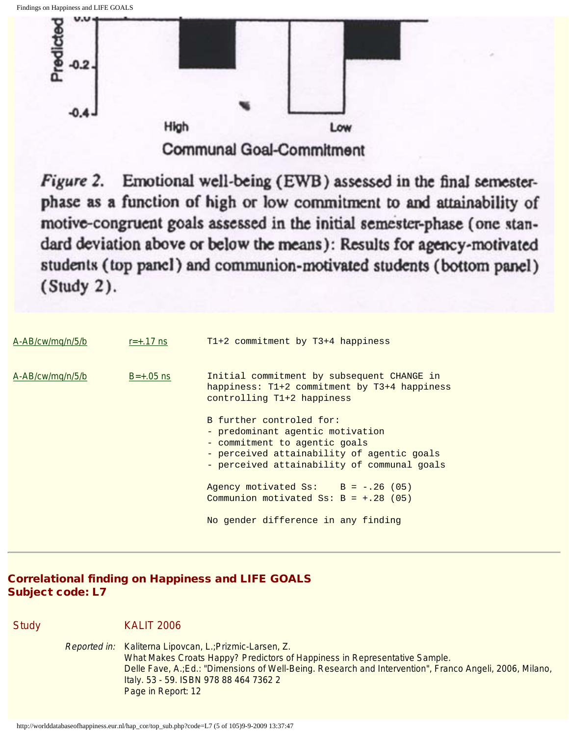Predicted

0.0

-0.2

-0.4

High Low

Communal Goal-Commitment

*Figure 2.* Emotional well-being (EWB) assessed in the final semester-phase as a function of high or low commitment to and attainability of motive-congruent goals assessed in the initial semester-phase (one standard deviation above or below the means): Results for agency-motivated students (top panel) and communion-motivated students (bottom panel) (Study 2).

| | | |
|---|---|---|
| A-AB/cw/mq/n/5/b | r=+.17 ns | T1+2 commitment by T3+4 happiness |
| A-AB/cw/mq/n/5/b | B=+.05 ns | Initial commitment by subsequent CHANGE in happiness: T1+2 commitment by T3+4 happiness controlling T1+2 happiness |

```
B further controled for:
- predominant agentic motivation
- commitment to agentic goals
- perceived attainability of agentic goals
- perceived attainability of communal goals

Agency motivated Ss:    B = -.26 (05)
Communion motivated Ss: B = +.28 (05)

No gender difference in any finding
```

---

## Correlational finding on Happiness and LIFE GOALS
## Subject code: L7

**Study** KALIT 2006

*Reported in:* Kaliterna Lipovcan, L.;Prizmic-Larsen, Z.
What Makes Croats Happy? Predictors of Happiness in Representative Sample.
Delle Fave, A.;Ed.: "Dimensions of Well-Being. Research and Intervention", Franco Angeli, 2006, Milano, Italy. 53 - 59. ISBN 978 88 464 7362 2
Page in Report: 12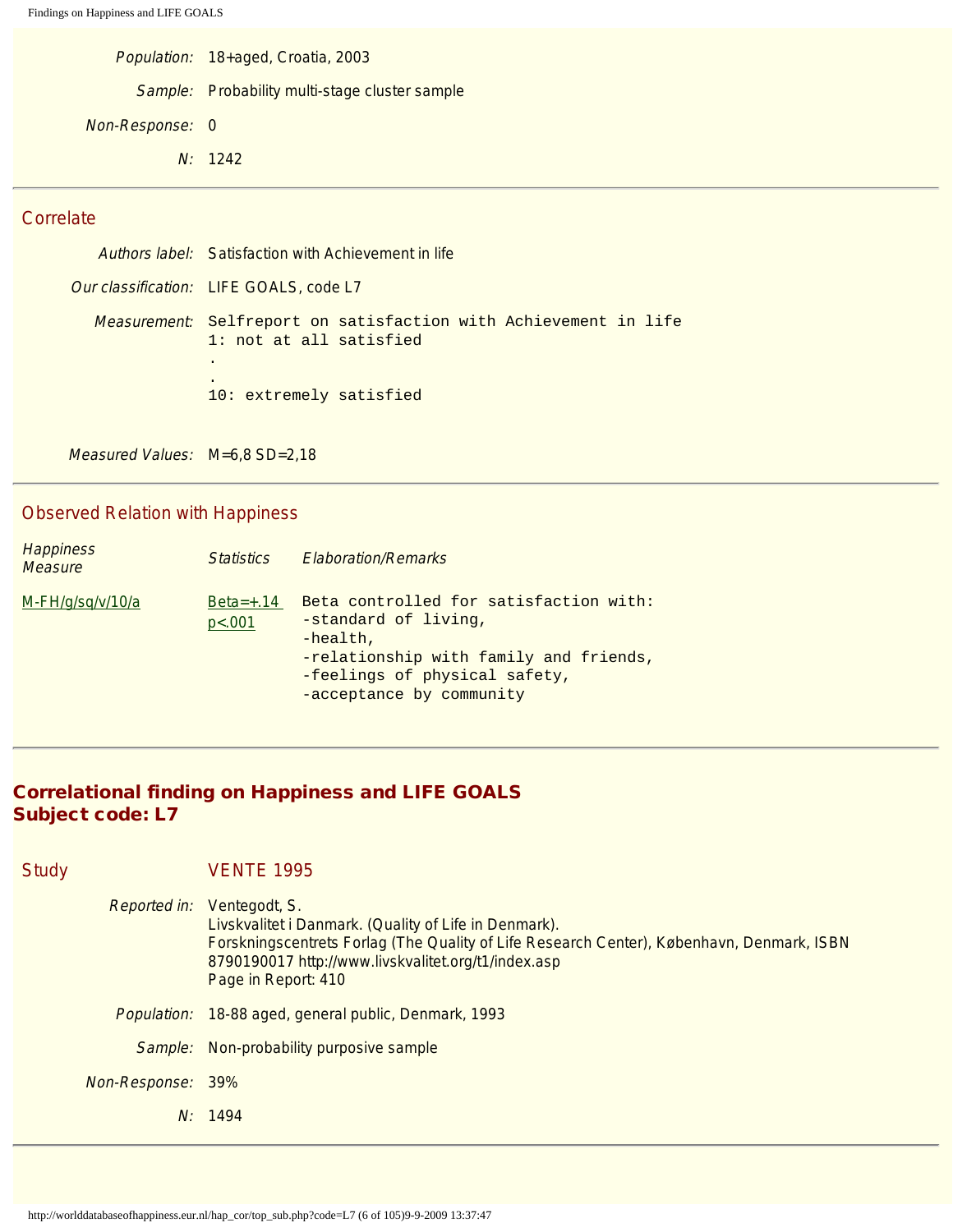| | |
|---|---|
| *Population:* | 18+aged, Croatia, 2003 |
| *Sample:* | Probability multi-stage cluster sample |
| *Non-Response:* | 0 |
| *N:* | 1242 |

---

## Correlate

| | |
|---|---|
| *Authors label:* | Satisfaction with Achievement in life |
| *Our classification:* | LIFE GOALS, code L7 |
| *Measurement:* | Selfreport on satisfaction with Achievement in life<br>1: not at all satisfied<br>.<br>.<br>10: extremely satisfied |
| *Measured Values:* | M=6,8 SD=2,18 |

---

## Observed Relation with Happiness

| *Happiness Measure* | *Statistics* | *Elaboration/Remarks* |
|---|---|---|
| M-FH/g/sq/v/10/a | Beta=+.14 p<.001 | Beta controlled for satisfaction with:<br>-standard of living,<br>-health,<br>-relationship with family and friends,<br>-feelings of physical safety,<br>-acceptance by community |

---

# Correlational finding on Happiness and LIFE GOALS
# Subject code: L7

## Study VENTE 1995

| | |
|---|---|
| *Reported in:* | Ventegodt, S.<br>Livskvalitet i Danmark. (Quality of Life in Denmark).<br>Forskningscentrets Forlag (The Quality of Life Research Center), København, Denmark, ISBN 8790190017 http://www.livskvalitet.org/t1/index.asp<br>Page in Report: 410 |
| *Population:* | 18-88 aged, general public, Denmark, 1993 |
| *Sample:* | Non-probability purposive sample |
| *Non-Response:* | 39% |
| *N:* | 1494 |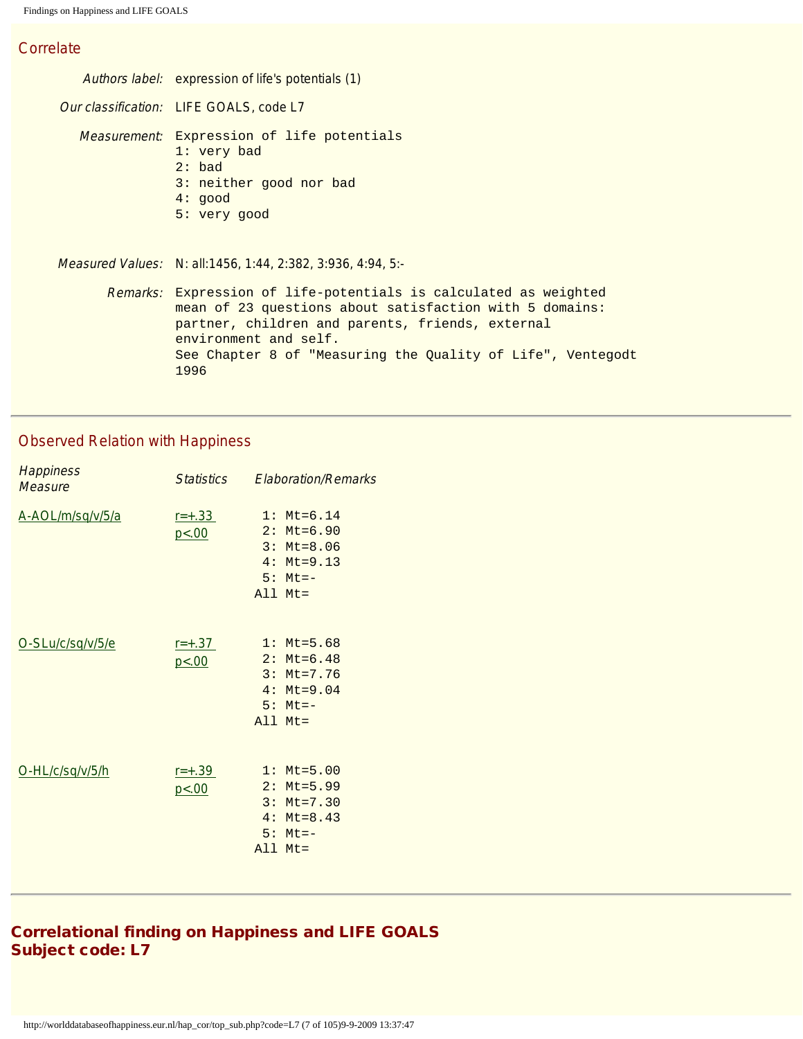## Correlate

*Authors label:* expression of life's potentials (1)

*Our classification:* LIFE GOALS, code L7

*Measurement:*
```
Expression of life potentials
1: very bad
2: bad
3: neither good nor bad
4: good
5: very good
```

*Measured Values:* N: all:1456, 1:44, 2:382, 3:936, 4:94, 5:-

*Remarks:*
```
Expression of life-potentials is calculated as weighted
mean of 23 questions about satisfaction with 5 domains:
partner, children and parents, friends, external
environment and self.
See Chapter 8 of "Measuring the Quality of Life", Ventegodt
1996
```

---

## Observed Relation with Happiness

| *Happiness Measure* | *Statistics* | *Elaboration/Remarks* |
|---|---|---|
| A-AOL/m/sq/v/5/a | r=+.33<br>p<.00 | 1: Mt=6.14<br>2: Mt=6.90<br>3: Mt=8.06<br>4: Mt=9.13<br>5: Mt=-<br>All Mt= |
| O-SLu/c/sq/v/5/e | r=+.37<br>p<.00 | 1: Mt=5.68<br>2: Mt=6.48<br>3: Mt=7.76<br>4: Mt=9.04<br>5: Mt=-<br>All Mt= |
| O-HL/c/sq/v/5/h | r=+.39<br>p<.00 | 1: Mt=5.00<br>2: Mt=5.99<br>3: Mt=7.30<br>4: Mt=8.43<br>5: Mt=-<br>All Mt= |

---

**Correlational finding on Happiness and LIFE GOALS**
**Subject code: L7**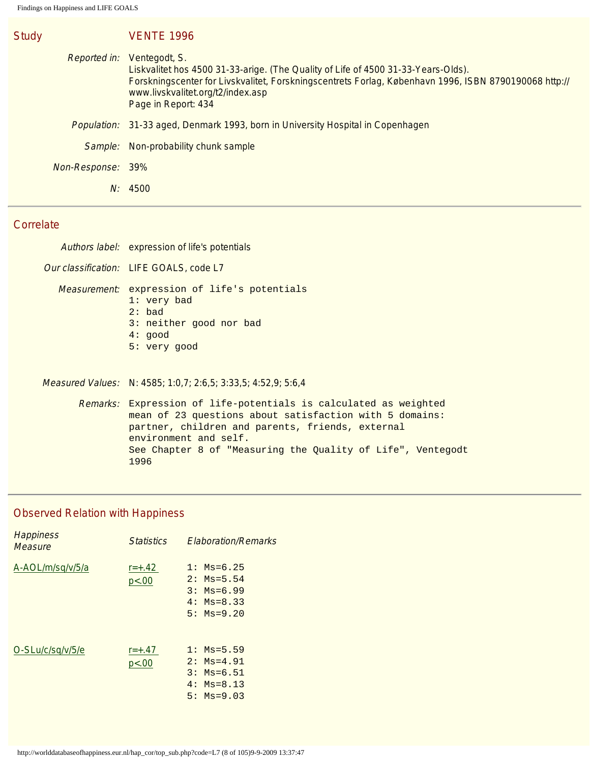## Study

**VENTE 1996**

*Reported in:* Ventegodt, S.
Liskvalitet hos 4500 31-33-arige. (The Quality of Life of 4500 31-33-Years-Olds).
Forskningscenter for Livskvalitet, Forskningscentrets Forlag, København 1996, ISBN 8790190068 http://www.livskvalitet.org/t2/index.asp
Page in Report: 434

*Population:* 31-33 aged, Denmark 1993, born in University Hospital in Copenhagen

*Sample:* Non-probability chunk sample

*Non-Response:* 39%

*N:* 4500

---

## Correlate

*Authors label:* expression of life's potentials

*Our classification:* LIFE GOALS, code L7

*Measurement:*

```
expression of life's potentials
1: very bad
2: bad
3: neither good nor bad
4: good
5: very good
```

*Measured Values:* N: 4585; 1:0,7; 2:6,5; 3:33,5; 4:52,9; 5:6,4

*Remarks:*

```
Expression of life-potentials is calculated as weighted
mean of 23 questions about satisfaction with 5 domains:
partner, children and parents, friends, external
environment and self.
See Chapter 8 of "Measuring the Quality of Life", Ventegodt
1996
```

---

## Observed Relation with Happiness

| Happiness Measure | Statistics | Elaboration/Remarks |
|---|---|---|
| A-AOL/m/sq/v/5/a | r=+.42<br>p<.00 | 1: Ms=6.25<br>2: Ms=5.54<br>3: Ms=6.99<br>4: Ms=8.33<br>5: Ms=9.20 |
| O-SLu/c/sq/v/5/e | r=+.47<br>p<.00 | 1: Ms=5.59<br>2: Ms=4.91<br>3: Ms=6.51<br>4: Ms=8.13<br>5: Ms=9.03 |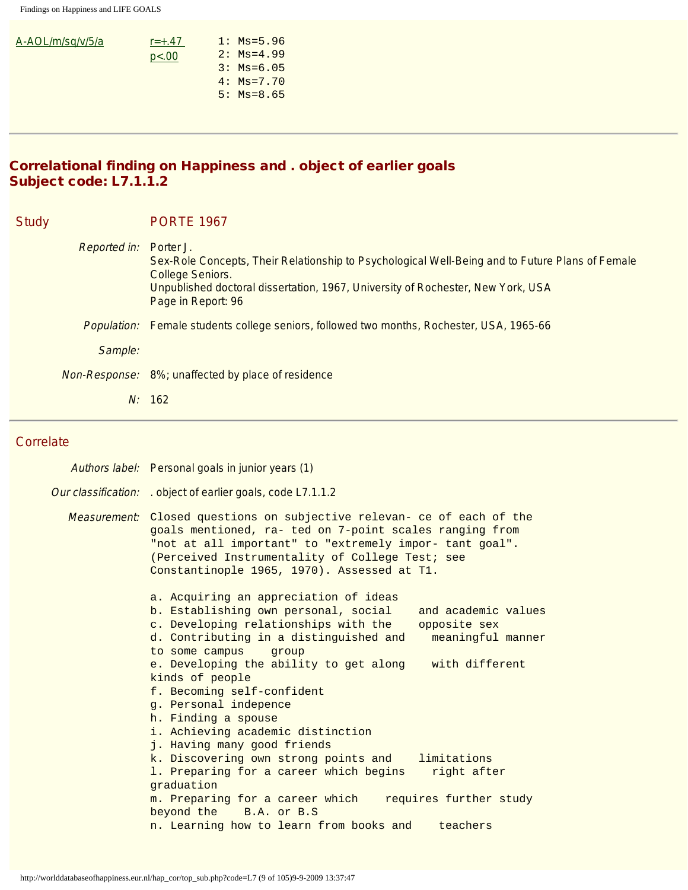A-AOL/m/sq/v/5/a | r=+.47 p<.00

```
1: Ms=5.96
2: Ms=4.99
3: Ms=6.05
4: Ms=7.70
5: Ms=8.65
```

---

## Correlational finding on Happiness and . object of earlier goals
## Subject code: L7.1.1.2

### Study

PORTE 1967

*Reported in:* Porter J.
Sex-Role Concepts, Their Relationship to Psychological Well-Being and to Future Plans of Female College Seniors.
Unpublished doctoral dissertation, 1967, University of Rochester, New York, USA
Page in Report: 96

*Population:* Female students college seniors, followed two months, Rochester, USA, 1965-66

*Sample:*

*Non-Response:* 8%; unaffected by place of residence

*N:* 162

---

### Correlate

*Authors label:* Personal goals in junior years (1)

*Our classification:* . object of earlier goals, code L7.1.1.2

*Measurement:*

```
Closed questions on subjective relevan- ce of each of the
goals mentioned, ra- ted on 7-point scales ranging from
"not at all important" to "extremely impor- tant goal".
(Perceived Instrumentality of College Test; see
Constantinople 1965, 1970). Assessed at T1.

a. Acquiring an appreciation of ideas
b. Establishing own personal, social    and academic values
c. Developing relationships with the    opposite sex
d. Contributing in a distinguished and    meaningful manner
to some campus    group
e. Developing the ability to get along    with different
kinds of people
f. Becoming self-confident
g. Personal indepence
h. Finding a spouse
i. Achieving academic distinction
j. Having many good friends
k. Discovering own strong points and    limitations
l. Preparing for a career which begins    right after
graduation
m. Preparing for a career which    requires further study
beyond the    B.A. or B.S
n. Learning how to learn from books and    teachers
```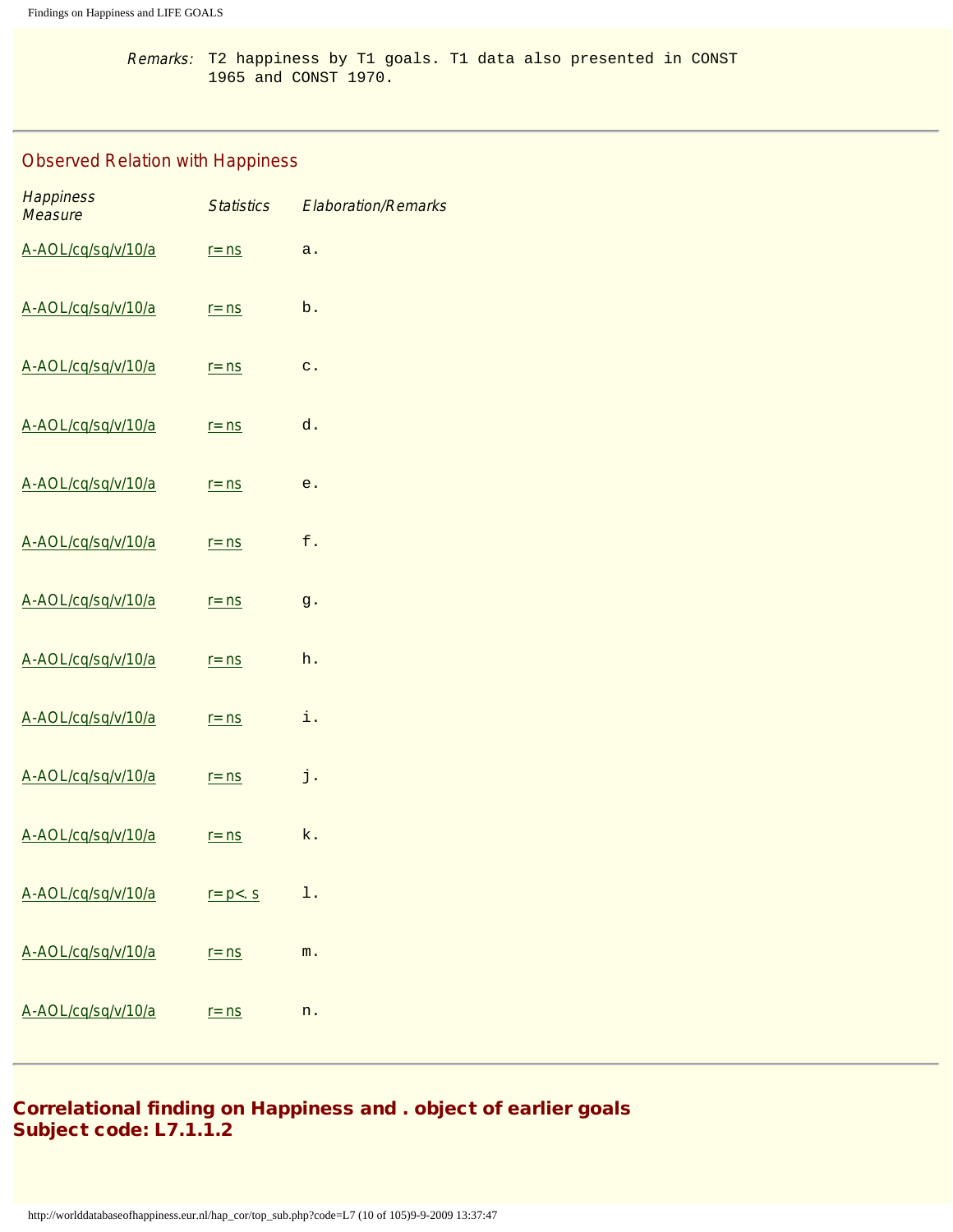*Remarks:* T2 happiness by T1 goals. T1 data also presented in CONST 1965 and CONST 1970.

## Observed Relation with Happiness

| *Happiness Measure* | *Statistics* | *Elaboration/Remarks* |
|---|---|---|
| A-AOL/cq/sq/v/10/a | r=ns | a. |
| A-AOL/cq/sq/v/10/a | r=ns | b. |
| A-AOL/cq/sq/v/10/a | r=ns | c. |
| A-AOL/cq/sq/v/10/a | r=ns | d. |
| A-AOL/cq/sq/v/10/a | r=ns | e. |
| A-AOL/cq/sq/v/10/a | r=ns | f. |
| A-AOL/cq/sq/v/10/a | r=ns | g. |
| A-AOL/cq/sq/v/10/a | r=ns | h. |
| A-AOL/cq/sq/v/10/a | r=ns | i. |
| A-AOL/cq/sq/v/10/a | r=ns | j. |
| A-AOL/cq/sq/v/10/a | r=ns | k. |
| A-AOL/cq/sq/v/10/a | r=p<.s | l. |
| A-AOL/cq/sq/v/10/a | r=ns | m. |
| A-AOL/cq/sq/v/10/a | r=ns | n. |

## Correlational finding on Happiness and . object of earlier goals
## Subject code: L7.1.1.2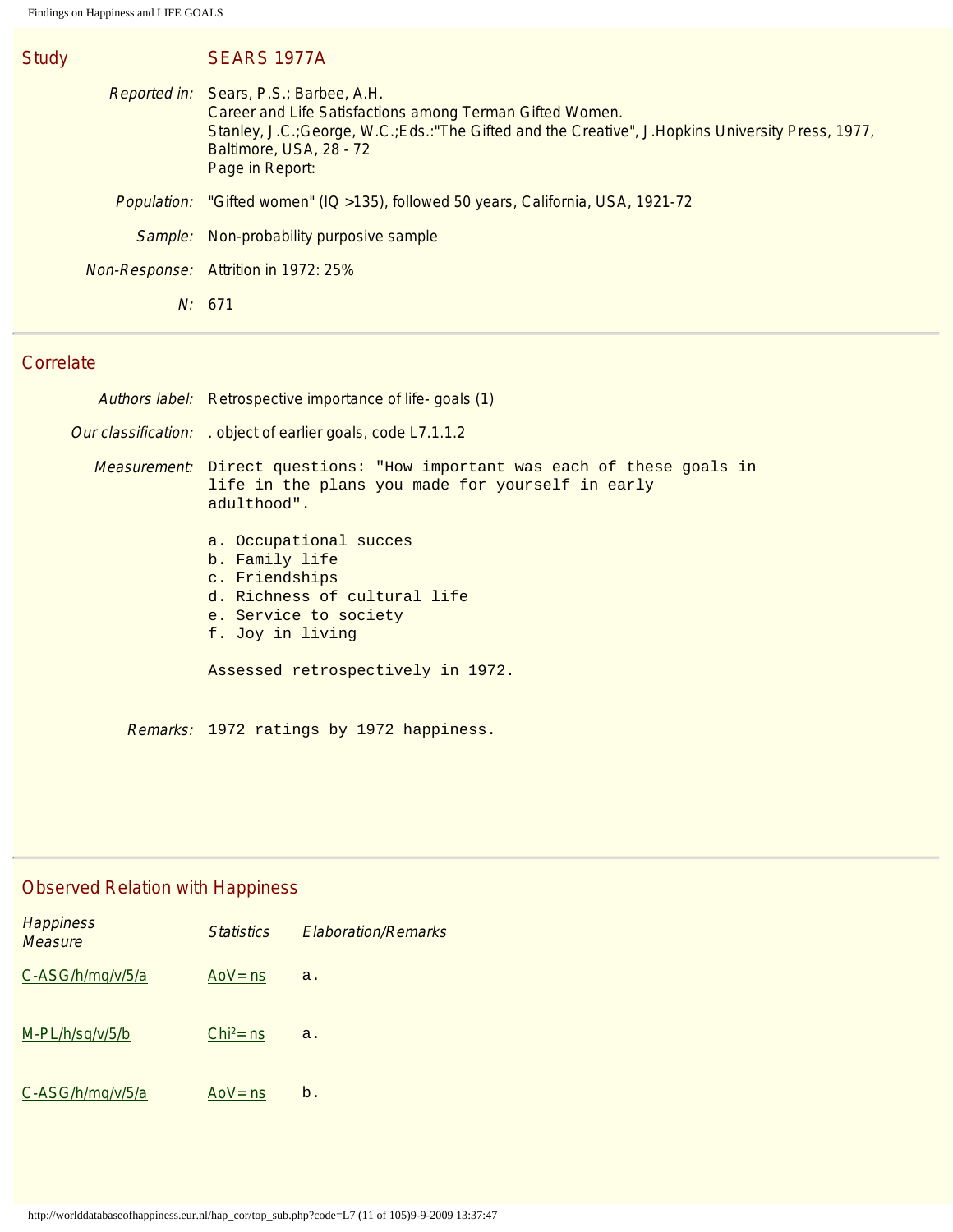## Study

**SEARS 1977A**

| | |
|---|---|
| *Reported in:* | Sears, P.S.; Barbee, A.H.<br>Career and Life Satisfactions among Terman Gifted Women.<br>Stanley, J.C.;George, W.C.;Eds.:"The Gifted and the Creative", J.Hopkins University Press, 1977, Baltimore, USA, 28 - 72<br>Page in Report: |
| *Population:* | "Gifted women" (IQ >135), followed 50 years, California, USA, 1921-72 |
| *Sample:* | Non-probability purposive sample |
| *Non-Response:* | Attrition in 1972: 25% |
| *N:* | 671 |

---

## Correlate

| | |
|---|---|
| *Authors label:* | Retrospective importance of life- goals (1) |
| *Our classification:* | . object of earlier goals, code L7.1.1.2 |
| *Measurement:* | Direct questions: "How important was each of these goals in life in the plans you made for yourself in early adulthood".<br><br>a. Occupational succes<br>b. Family life<br>c. Friendships<br>d. Richness of cultural life<br>e. Service to society<br>f. Joy in living<br><br>Assessed retrospectively in 1972. |
| *Remarks:* | 1972 ratings by 1972 happiness. |

---

## Observed Relation with Happiness

| *Happiness Measure* | *Statistics* | *Elaboration/Remarks* |
|---|---|---|
| C-ASG/h/mq/v/5/a | AoV=ns | a. |
| M-PL/h/sq/v/5/b | $Chi^2$=ns | a. |
| C-ASG/h/mq/v/5/a | AoV=ns | b. |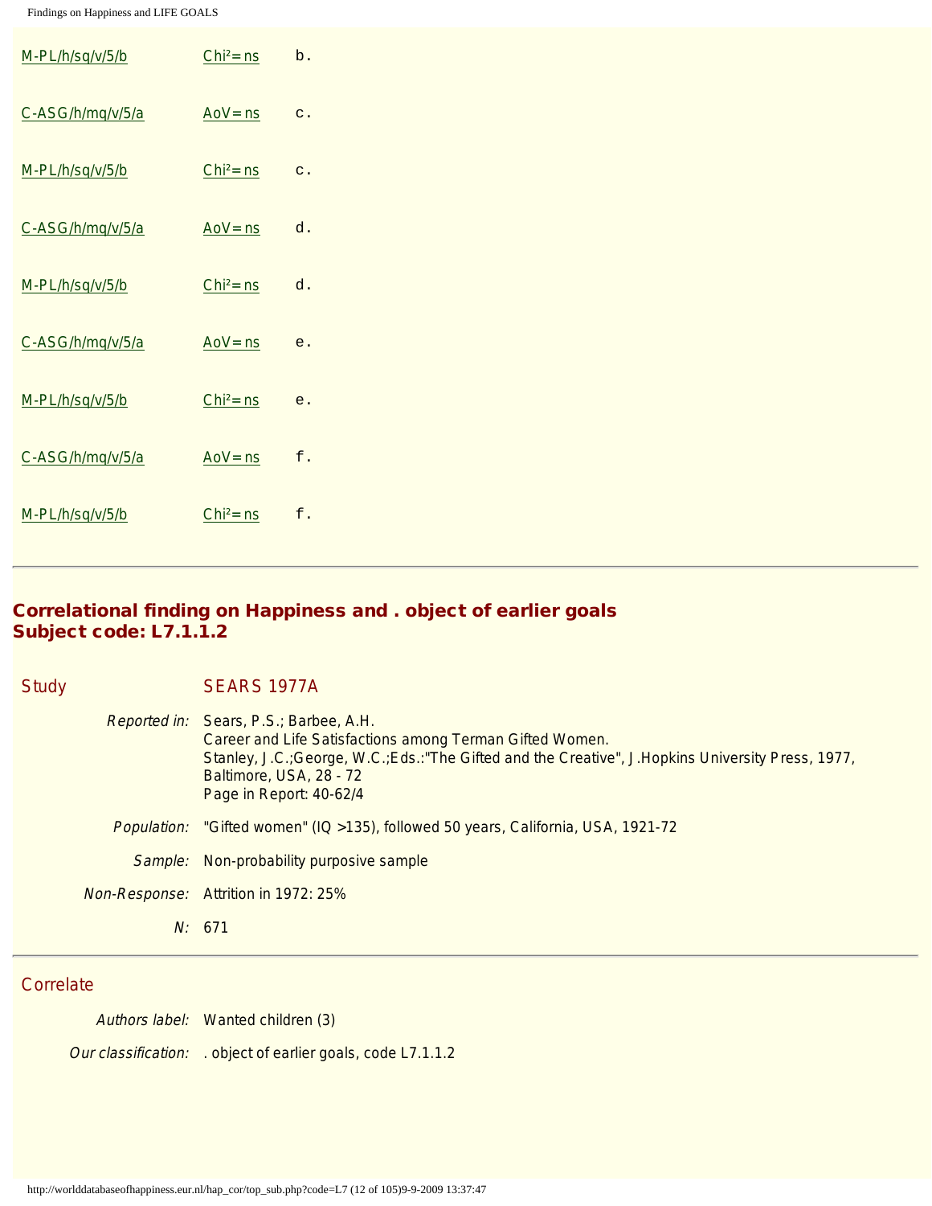| | | |
|---|---|---|
| M-PL/h/sq/v/5/b | Chi²=ns | b. |
| C-ASG/h/mq/v/5/a | AoV=ns | c. |
| M-PL/h/sq/v/5/b | Chi²=ns | c. |
| C-ASG/h/mq/v/5/a | AoV=ns | d. |
| M-PL/h/sq/v/5/b | Chi²=ns | d. |
| C-ASG/h/mq/v/5/a | AoV=ns | e. |
| M-PL/h/sq/v/5/b | Chi²=ns | e. |
| C-ASG/h/mq/v/5/a | AoV=ns | f. |
| M-PL/h/sq/v/5/b | Chi²=ns | f. |

---

## Correlational finding on Happiness and . object of earlier goals
## Subject code: L7.1.1.2

### Study

SEARS 1977A

*Reported in:* Sears, P.S.; Barbee, A.H.
Career and Life Satisfactions among Terman Gifted Women.
Stanley, J.C.;George, W.C.;Eds.:"The Gifted and the Creative", J.Hopkins University Press, 1977, Baltimore, USA, 28 - 72
Page in Report: 40-62/4

*Population:* "Gifted women" (IQ >135), followed 50 years, California, USA, 1921-72

*Sample:* Non-probability purposive sample

*Non-Response:* Attrition in 1972: 25%

*N:* 671

---

### Correlate

*Authors label:* Wanted children (3)

*Our classification:* . object of earlier goals, code L7.1.1.2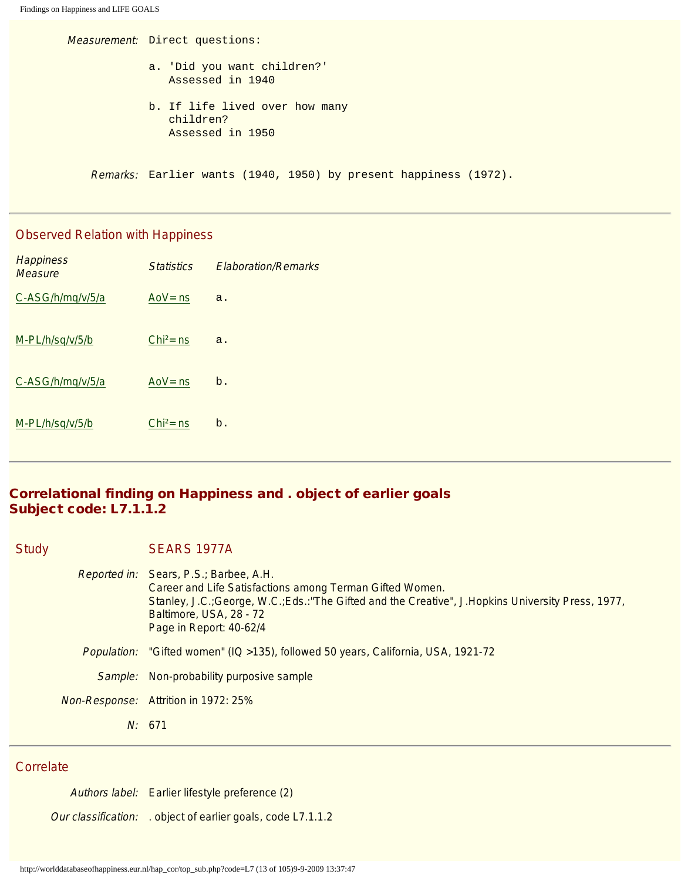| | |
|---|---|
| *Measurement:* | Direct questions:<br><br>a. 'Did you want children?'<br>Assessed in 1940<br><br>b. If life lived over how many children?<br>Assessed in 1950 |
| *Remarks:* | Earlier wants (1940, 1950) by present happiness (1972). |

---

## Observed Relation with Happiness

| *Happiness Measure* | *Statistics* | *Elaboration/Remarks* |
|---|---|---|
| C-ASG/h/mq/v/5/a | AoV=ns | a. |
| M-PL/h/sq/v/5/b | $Chi^2$=ns | a. |
| C-ASG/h/mq/v/5/a | AoV=ns | b. |
| M-PL/h/sq/v/5/b | $Chi^2$=ns | b. |

---

## Correlational finding on Happiness and . object of earlier goals
## Subject code: L7.1.1.2

### Study SEARS 1977A

| | |
|---|---|
| *Reported in:* | Sears, P.S.; Barbee, A.H.<br>Career and Life Satisfactions among Terman Gifted Women.<br>Stanley, J.C.;George, W.C.;Eds.:"The Gifted and the Creative", J.Hopkins University Press, 1977, Baltimore, USA, 28 - 72<br>Page in Report: 40-62/4 |
| *Population:* | "Gifted women" (IQ >135), followed 50 years, California, USA, 1921-72 |
| *Sample:* | Non-probability purposive sample |
| *Non-Response:* | Attrition in 1972: 25% |
| *N:* | 671 |

---

### Correlate

| | |
|---|---|
| *Authors label:* | Earlier lifestyle preference (2) |
| *Our classification:* | . object of earlier goals, code L7.1.1.2 |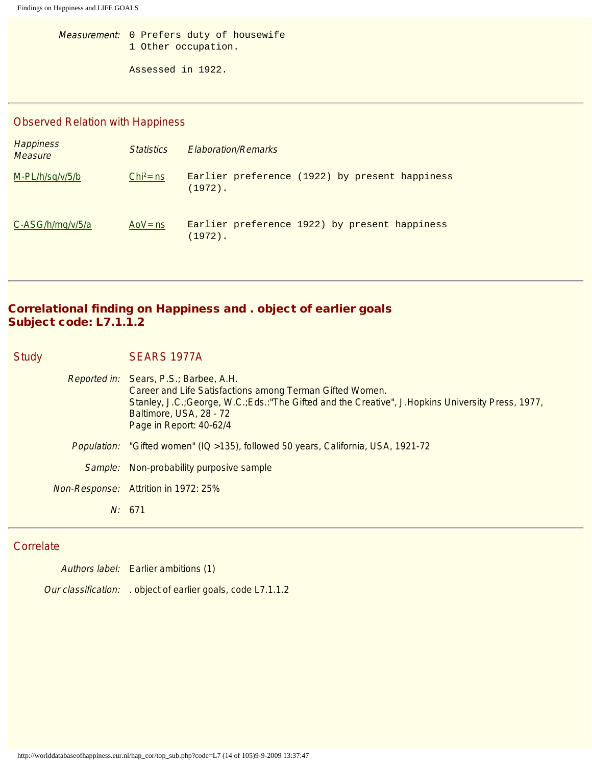*Measurement:* 0 Prefers duty of housewife
1 Other occupation.

Assessed in 1922.

---

## Observed Relation with Happiness

| *Happiness Measure* | *Statistics* | *Elaboration/Remarks* |
|---|---|---|
| M-PL/h/sq/v/5/b | $Chi^2$=ns | Earlier preference (1922) by present happiness (1972). |
| C-ASG/h/mq/v/5/a | AoV=ns | Earlier preference 1922) by present happiness (1972). |

---

# Correlational finding on Happiness and . object of earlier goals
# Subject code: L7.1.1.2

## Study SEARS 1977A

*Reported in:* Sears, P.S.; Barbee, A.H.
Career and Life Satisfactions among Terman Gifted Women.
Stanley, J.C.;George, W.C.;Eds.:"The Gifted and the Creative", J.Hopkins University Press, 1977, Baltimore, USA, 28 - 72
Page in Report: 40-62/4

*Population:* "Gifted women" (IQ >135), followed 50 years, California, USA, 1921-72

*Sample:* Non-probability purposive sample

*Non-Response:* Attrition in 1972: 25%

*N:* 671

---

## Correlate

*Authors label:* Earlier ambitions (1)

*Our classification:* . object of earlier goals, code L7.1.1.2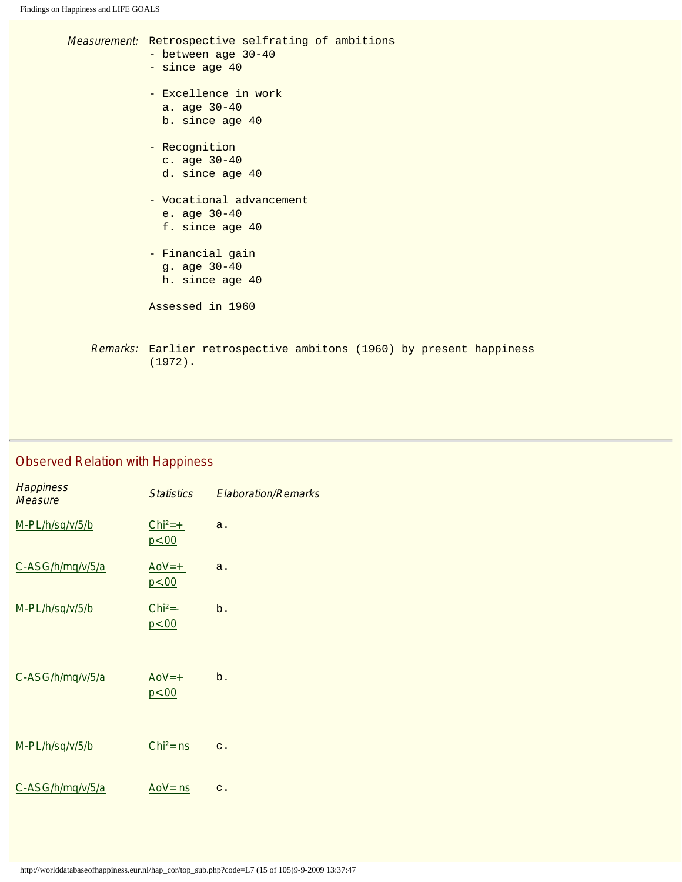*Measurement:* Retrospective selfrating of ambitions
- between age 30-40
- since age 40

- Excellence in work
  a. age 30-40
  b. since age 40

- Recognition
  c. age 30-40
  d. since age 40

- Vocational advancement
  e. age 30-40
  f. since age 40

- Financial gain
  g. age 30-40
  h. since age 40

Assessed in 1960

*Remarks:* Earlier retrospective ambitons (1960) by present happiness (1972).

---

## Observed Relation with Happiness

| *Happiness Measure* | *Statistics* | *Elaboration/Remarks* |
|---|---|---|
| M-PL/h/sq/v/5/b | $Chi^2$=+ p<.00 | a. |
| C-ASG/h/mq/v/5/a | AoV=+ p<.00 | a. |
| M-PL/h/sq/v/5/b | $Chi^2$=- p<.00 | b. |
| C-ASG/h/mq/v/5/a | AoV=+ p<.00 | b. |
| M-PL/h/sq/v/5/b | $Chi^2$=ns | c. |
| C-ASG/h/mq/v/5/a | AoV=ns | c. |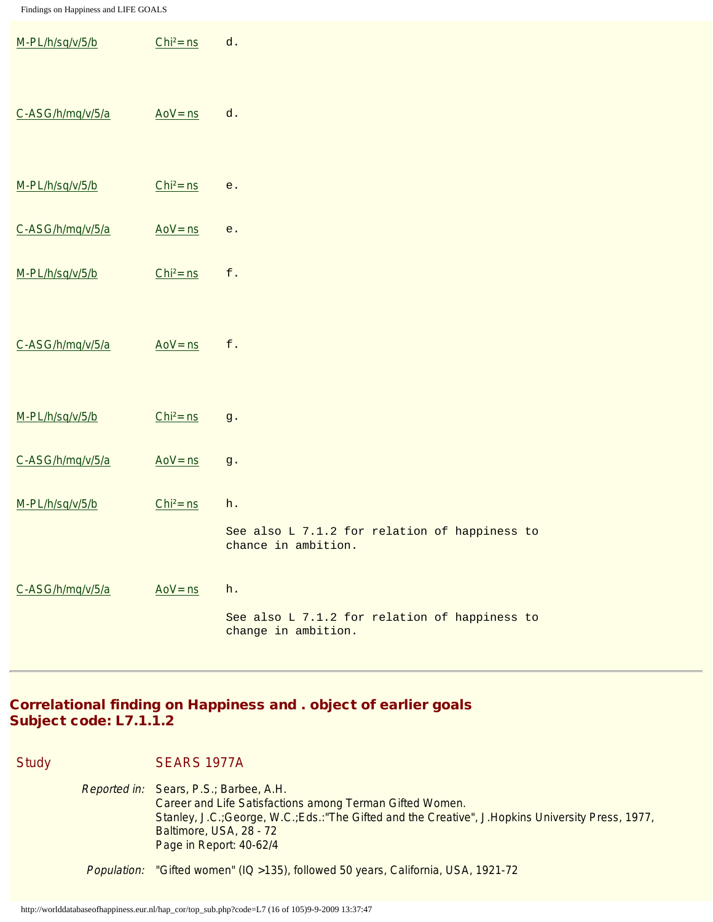| | | |
|---|---|---|
| M-PL/h/sq/v/5/b | Chi²=ns | d. |
| C-ASG/h/mq/v/5/a | AoV=ns | d. |
| M-PL/h/sq/v/5/b | Chi²=ns | e. |
| C-ASG/h/mq/v/5/a | AoV=ns | e. |
| M-PL/h/sq/v/5/b | Chi²=ns | f. |
| C-ASG/h/mq/v/5/a | AoV=ns | f. |
| M-PL/h/sq/v/5/b | Chi²=ns | g. |
| C-ASG/h/mq/v/5/a | AoV=ns | g. |
| M-PL/h/sq/v/5/b | Chi²=ns | h. See also L 7.1.2 for relation of happiness to chance in ambition. |
| C-ASG/h/mq/v/5/a | AoV=ns | h. See also L 7.1.2 for relation of happiness to change in ambition. |

---

## Correlational finding on Happiness and . object of earlier goals
## Subject code: L7.1.1.2

**Study** SEARS 1977A

*Reported in:* Sears, P.S.; Barbee, A.H.
Career and Life Satisfactions among Terman Gifted Women.
Stanley, J.C.;George, W.C.;Eds.:"The Gifted and the Creative", J.Hopkins University Press, 1977, Baltimore, USA, 28 - 72
Page in Report: 40-62/4

*Population:* "Gifted women" (IQ >135), followed 50 years, California, USA, 1921-72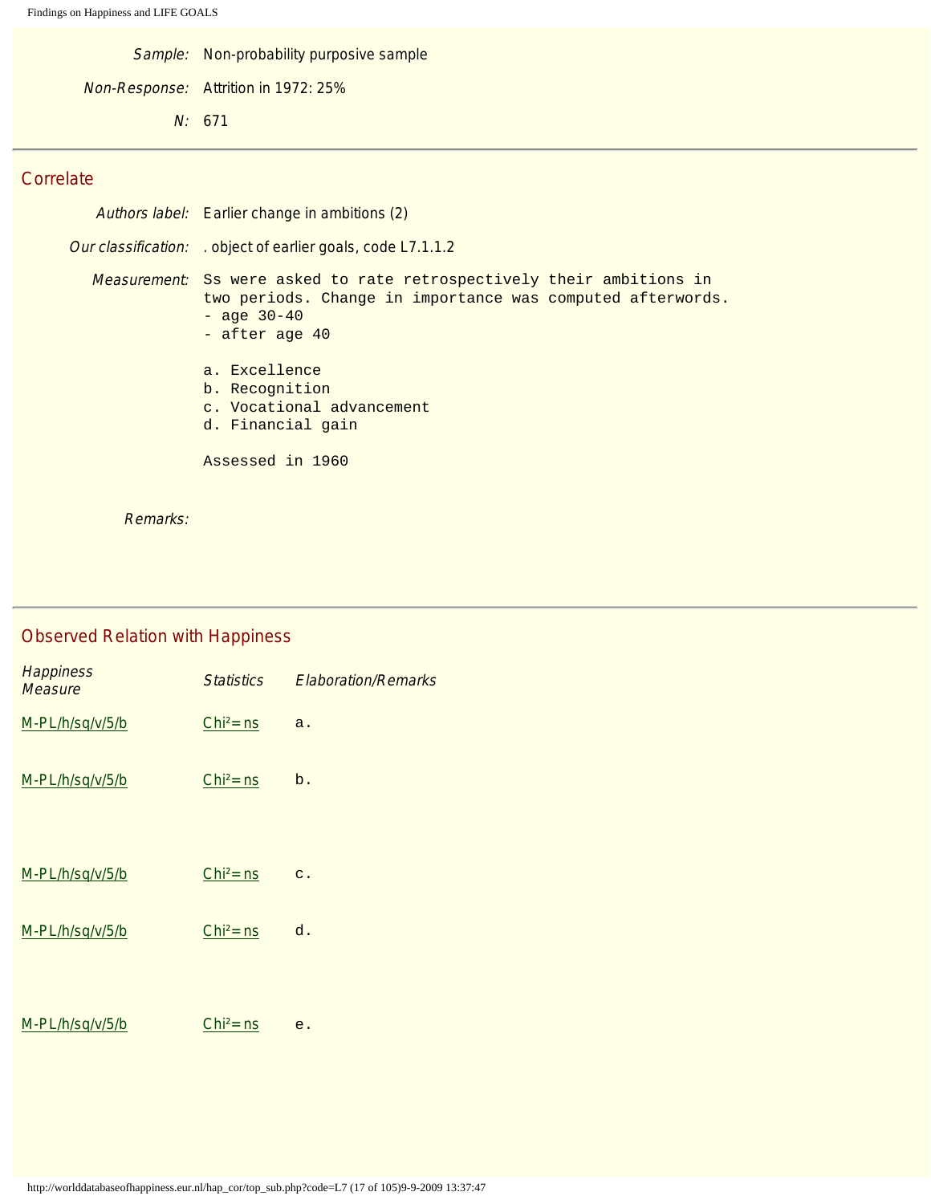*Sample:* Non-probability purposive sample

*Non-Response:* Attrition in 1972: 25%

*N:* 671

## Correlate

*Authors label:* Earlier change in ambitions (2)

*Our classification:* . object of earlier goals, code L7.1.1.2

*Measurement:*

```
Ss were asked to rate retrospectively their ambitions in
two periods. Change in importance was computed afterwords.
- age 30-40
- after age 40

a. Excellence
b. Recognition
c. Vocational advancement
d. Financial gain

Assessed in 1960
```

*Remarks:*

## Observed Relation with Happiness

| *Happiness Measure* | *Statistics* | *Elaboration/Remarks* |
|---|---|---|
| M-PL/h/sq/v/5/b | $Chi^2$=ns | a. |
| M-PL/h/sq/v/5/b | $Chi^2$=ns | b. |
| M-PL/h/sq/v/5/b | $Chi^2$=ns | c. |
| M-PL/h/sq/v/5/b | $Chi^2$=ns | d. |
| M-PL/h/sq/v/5/b | $Chi^2$=ns | e. |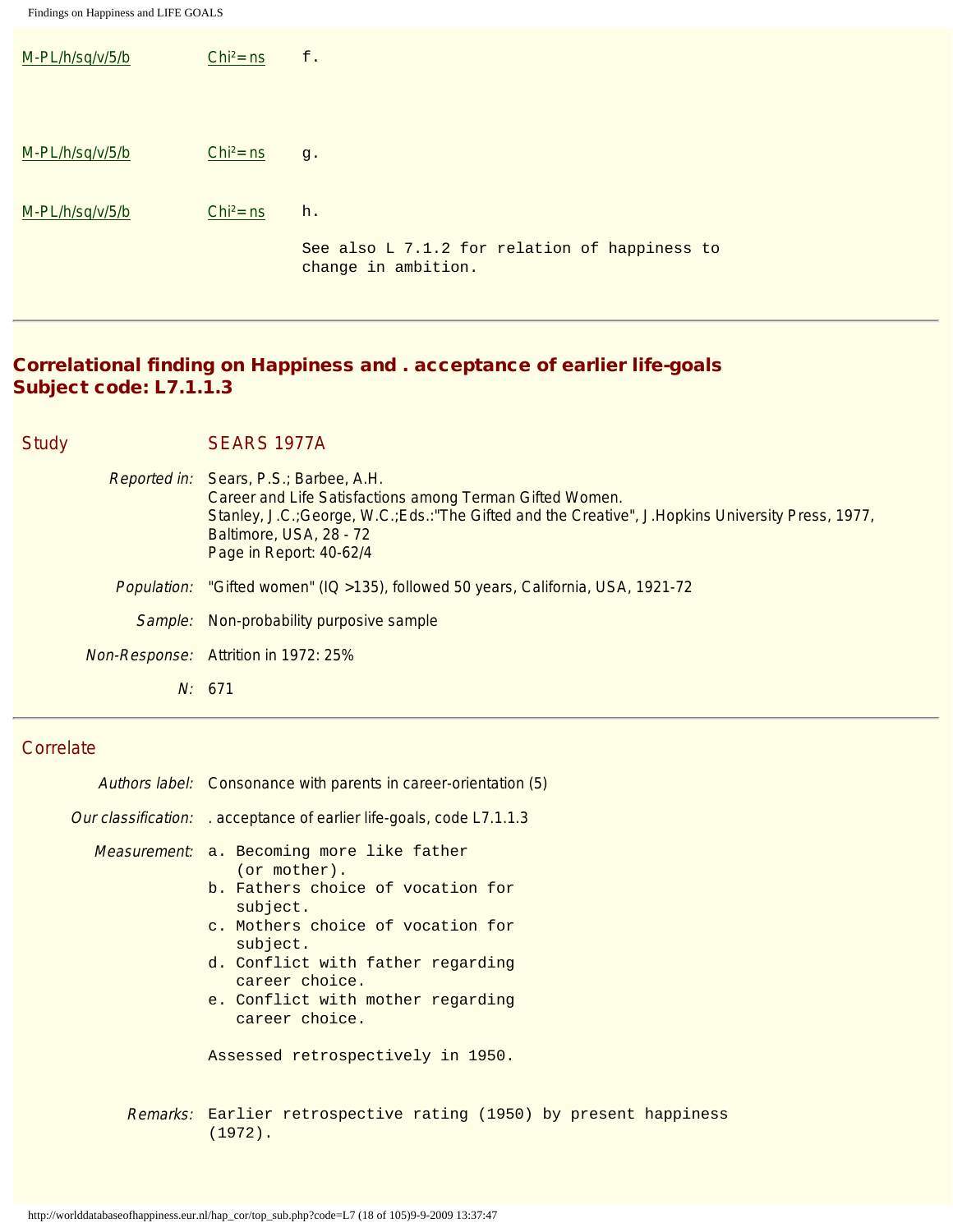| | | |
|---|---|---|
| M-PL/h/sq/v/5/b | Chi²=ns | f. |
| M-PL/h/sq/v/5/b | Chi²=ns | g. |
| M-PL/h/sq/v/5/b | Chi²=ns | h. |
| | | See also L 7.1.2 for relation of happiness to change in ambition. |

---

## Correlational finding on Happiness and . acceptance of earlier life-goals
## Subject code: L7.1.1.3

**Study** SEARS 1977A

*Reported in:* Sears, P.S.; Barbee, A.H.
Career and Life Satisfactions among Terman Gifted Women.
Stanley, J.C.;George, W.C.;Eds.:"The Gifted and the Creative", J.Hopkins University Press, 1977, Baltimore, USA, 28 - 72
Page in Report: 40-62/4

*Population:* "Gifted women" (IQ >135), followed 50 years, California, USA, 1921-72

*Sample:* Non-probability purposive sample

*Non-Response:* Attrition in 1972: 25%

*N:* 671

---

**Correlate**

*Authors label:* Consonance with parents in career-orientation (5)

*Our classification:* . acceptance of earlier life-goals, code L7.1.1.3

*Measurement:*
a. Becoming more like father (or mother).
b. Fathers choice of vocation for subject.
c. Mothers choice of vocation for subject.
d. Conflict with father regarding career choice.
e. Conflict with mother regarding career choice.

Assessed retrospectively in 1950.

*Remarks:* Earlier retrospective rating (1950) by present happiness (1972).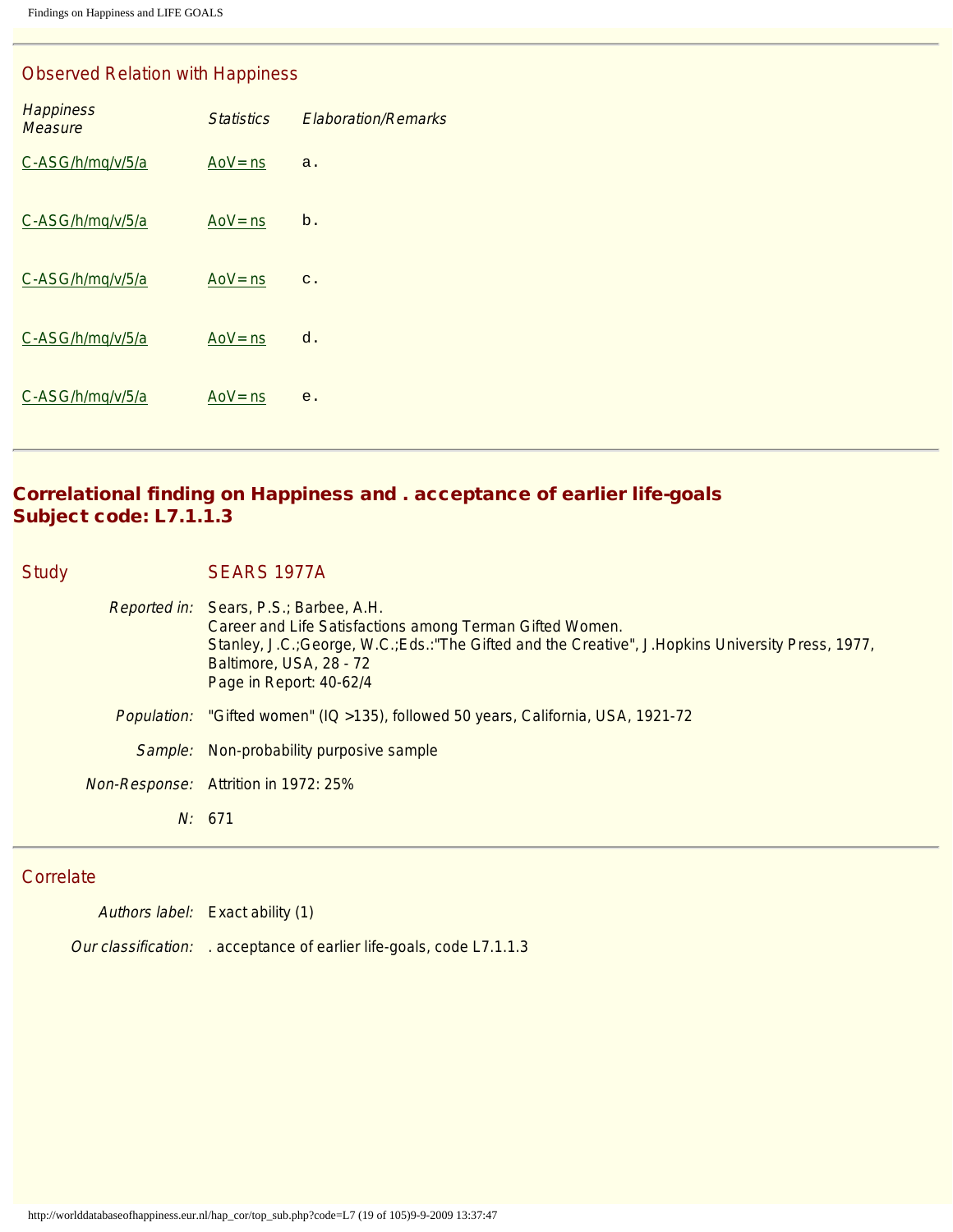### Observed Relation with Happiness

| Happiness Measure | Statistics | Elaboration/Remarks |
|---|---|---|
| C-ASG/h/mq/v/5/a | AoV=ns | a. |
| C-ASG/h/mq/v/5/a | AoV=ns | b. |
| C-ASG/h/mq/v/5/a | AoV=ns | c. |
| C-ASG/h/mq/v/5/a | AoV=ns | d. |
| C-ASG/h/mq/v/5/a | AoV=ns | e. |

---

## Correlational finding on Happiness and . acceptance of earlier life-goals
## Subject code: L7.1.1.3

### Study

**SEARS 1977A**

*Reported in:* Sears, P.S.; Barbee, A.H.
Career and Life Satisfactions among Terman Gifted Women.
Stanley, J.C.;George, W.C.;Eds.:"The Gifted and the Creative", J.Hopkins University Press, 1977, Baltimore, USA, 28 - 72
Page in Report: 40-62/4

*Population:* "Gifted women" (IQ >135), followed 50 years, California, USA, 1921-72

*Sample:* Non-probability purposive sample

*Non-Response:* Attrition in 1972: 25%

*N:* 671

---

### Correlate

*Authors label:* Exact ability (1)

*Our classification:* . acceptance of earlier life-goals, code L7.1.1.3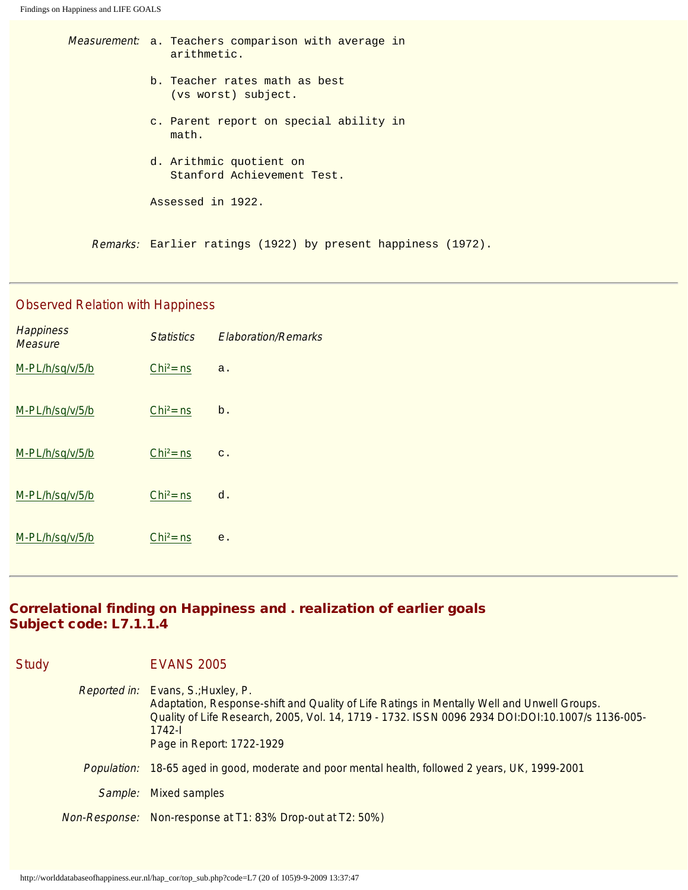| | |
|---|---|
| *Measurement:* | a. Teachers comparison with average in arithmetic.<br><br>b. Teacher rates math as best (vs worst) subject.<br><br>c. Parent report on special ability in math.<br><br>d. Arithmic quotient on Stanford Achievement Test.<br><br>Assessed in 1922. |
| *Remarks:* | Earlier ratings (1922) by present happiness (1972). |

---

## Observed Relation with Happiness

| *Happiness Measure* | *Statistics* | *Elaboration/Remarks* |
|---|---|---|
| M-PL/h/sq/v/5/b | $Chi^2$=ns | a. |
| M-PL/h/sq/v/5/b | $Chi^2$=ns | b. |
| M-PL/h/sq/v/5/b | $Chi^2$=ns | c. |
| M-PL/h/sq/v/5/b | $Chi^2$=ns | d. |
| M-PL/h/sq/v/5/b | $Chi^2$=ns | e. |

---

## Correlational finding on Happiness and . realization of earlier goals
## Subject code: L7.1.1.4

| | |
|---|---|
| Study | EVANS 2005 |
| *Reported in:* | Evans, S.;Huxley, P.<br>Adaptation, Response-shift and Quality of Life Ratings in Mentally Well and Unwell Groups.<br>Quality of Life Research, 2005, Vol. 14, 1719 - 1732. ISSN 0096 2934 DOI:DOI:10.1007/s 1136-005-1742-l<br>Page in Report: 1722-1929 |
| *Population:* | 18-65 aged in good, moderate and poor mental health, followed 2 years, UK, 1999-2001 |
| *Sample:* | Mixed samples |
| *Non-Response:* | Non-response at T1: 83% Drop-out at T2: 50%) |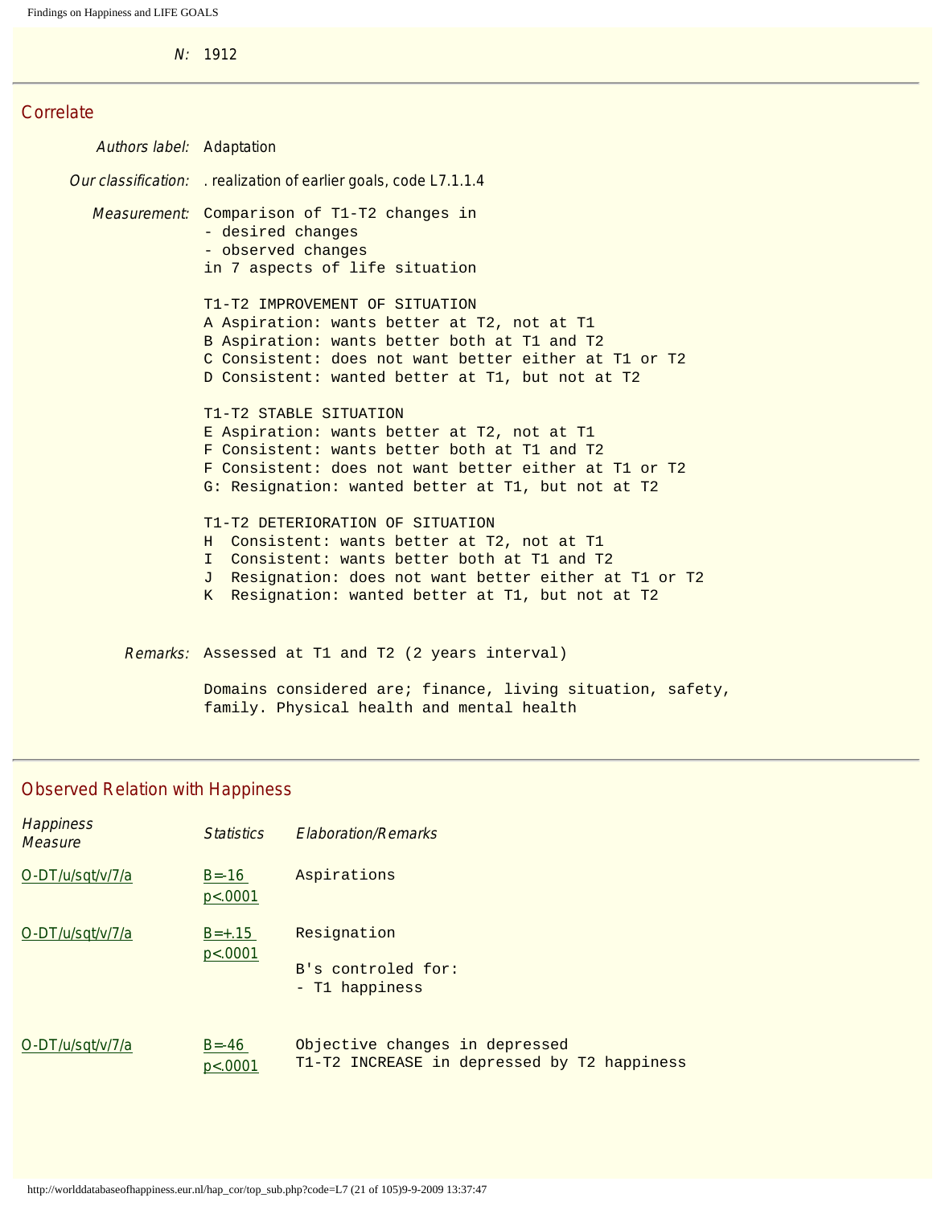*N:* 1912

---

## Correlate

*Authors label:* Adaptation

*Our classification:* . realization of earlier goals, code L7.1.1.4

*Measurement:*

```
Comparison of T1-T2 changes in
- desired changes
- observed changes
in 7 aspects of life situation

T1-T2 IMPROVEMENT OF SITUATION
A Aspiration: wants better at T2, not at T1
B Aspiration: wants better both at T1 and T2
C Consistent: does not want better either at T1 or T2
D Consistent: wanted better at T1, but not at T2

T1-T2 STABLE SITUATION
E Aspiration: wants better at T2, not at T1
F Consistent: wants better both at T1 and T2
F Consistent: does not want better either at T1 or T2
G: Resignation: wanted better at T1, but not at T2

T1-T2 DETERIORATION OF SITUATION
H  Consistent: wants better at T2, not at T1
I  Consistent: wants better both at T1 and T2
J  Resignation: does not want better either at T1 or T2
K  Resignation: wanted better at T1, but not at T2
```

*Remarks:*

```
Assessed at T1 and T2 (2 years interval)

Domains considered are; finance, living situation, safety,
family. Physical health and mental health
```

---

## Observed Relation with Happiness

| Happiness Measure | Statistics | Elaboration/Remarks |
|---|---|---|
| O-DT/u/sqt/v/7/a | B=-16 p<.0001 | Aspirations |
| O-DT/u/sqt/v/7/a | B=+.15 p<.0001 | Resignation<br><br>B's controled for:<br>- T1 happiness |
| O-DT/u/sqt/v/7/a | B=-46 p<.0001 | Objective changes in depressed<br>T1-T2 INCREASE in depressed by T2 happiness |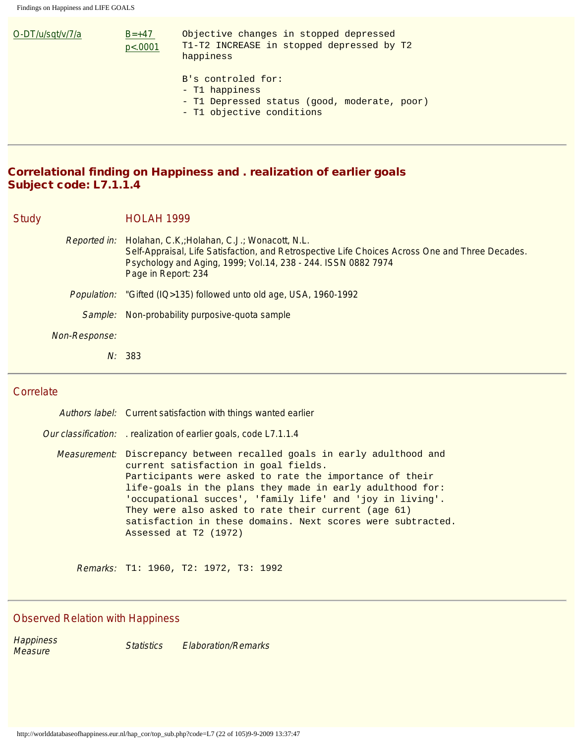| | | |
|---|---|---|
| O-DT/u/sqt/v/7/a | B=+47<br>p<.0001 | Objective changes in stopped depressed<br>T1-T2 INCREASE in stopped depressed by T2 happiness<br><br>B's controled for:<br>- T1 happiness<br>- T1 Depressed status (good, moderate, poor)<br>- T1 objective conditions |

---

## Correlational finding on Happiness and . realization of earlier goals
## Subject code: L7.1.1.4

### Study

HOLAH 1999

*Reported in:* Holahan, C.K.,;Holahan, C.J.; Wonacott, N.L.
Self-Appraisal, Life Satisfaction, and Retrospective Life Choices Across One and Three Decades.
Psychology and Aging, 1999; Vol.14, 238 - 244. ISSN 0882 7974
Page in Report: 234

*Population:* "Gifted (IQ>135) followed unto old age, USA, 1960-1992

*Sample:* Non-probability purposive-quota sample

*Non-Response:*

*N:* 383

---

### Correlate

*Authors label:* Current satisfaction with things wanted earlier

*Our classification:* . realization of earlier goals, code L7.1.1.4

*Measurement:* Discrepancy between recalled goals in early adulthood and current satisfaction in goal fields.
Participants were asked to rate the importance of their life-goals in the plans they made in early adulthood for: 'occupational succes', 'family life' and 'joy in living'.
They were also asked to rate their current (age 61) satisfaction in these domains. Next scores were subtracted.
Assessed at T2 (1972)

*Remarks:* T1: 1960, T2: 1972, T3: 1992

---

### Observed Relation with Happiness

| *Happiness Measure* | *Statistics* | *Elaboration/Remarks* |
|---|---|---|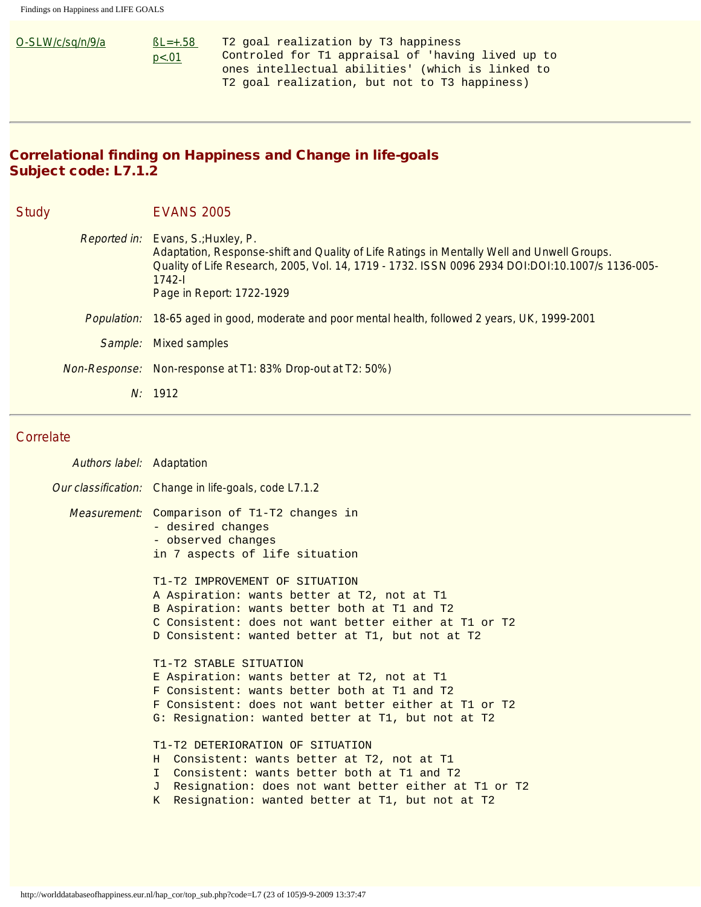| | | |
|---|---|---|
| O-SLW/c/sq/n/9/a | ßL=+.58 p<.01 | T2 goal realization by T3 happiness<br>Controled for T1 appraisal of 'having lived up to ones intellectual abilities' (which is linked to T2 goal realization, but not to T3 happiness) |

---

## Correlational finding on Happiness and Change in life-goals
## Subject code: L7.1.2

**Study** EVANS 2005

*Reported in:* Evans, S.;Huxley, P.
Adaptation, Response-shift and Quality of Life Ratings in Mentally Well and Unwell Groups.
Quality of Life Research, 2005, Vol. 14, 1719 - 1732. ISSN 0096 2934 DOI:DOI:10.1007/s 1136-005-1742-l
Page in Report: 1722-1929

*Population:* 18-65 aged in good, moderate and poor mental health, followed 2 years, UK, 1999-2001

*Sample:* Mixed samples

*Non-Response:* Non-response at T1: 83% Drop-out at T2: 50%)

*N:* 1912

---

**Correlate**

*Authors label:* Adaptation

*Our classification:* Change in life-goals, code L7.1.2

*Measurement:*

```
Comparison of T1-T2 changes in
- desired changes
- observed changes
in 7 aspects of life situation

T1-T2 IMPROVEMENT OF SITUATION
A Aspiration: wants better at T2, not at T1
B Aspiration: wants better both at T1 and T2
C Consistent: does not want better either at T1 or T2
D Consistent: wanted better at T1, but not at T2

T1-T2 STABLE SITUATION
E Aspiration: wants better at T2, not at T1
F Consistent: wants better both at T1 and T2
F Consistent: does not want better either at T1 or T2
G: Resignation: wanted better at T1, but not at T2

T1-T2 DETERIORATION OF SITUATION
H  Consistent: wants better at T2, not at T1
I  Consistent: wants better both at T1 and T2
J  Resignation: does not want better either at T1 or T2
K  Resignation: wanted better at T1, but not at T2
```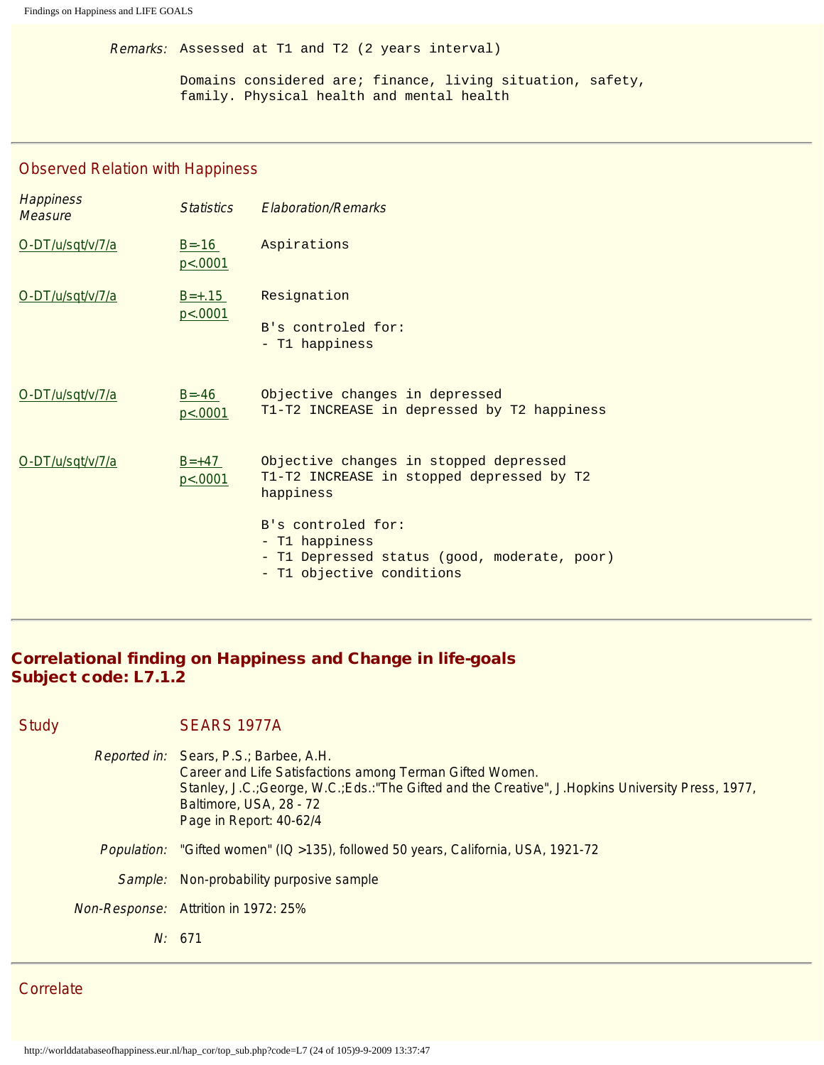*Remarks:* Assessed at T1 and T2 (2 years interval)

Domains considered are; finance, living situation, safety, family. Physical health and mental health

## Observed Relation with Happiness

| *Happiness Measure* | *Statistics* | *Elaboration/Remarks* |
|---|---|---|
| O-DT/u/sqt/v/7/a | B=-16 p<.0001 | Aspirations |
| O-DT/u/sqt/v/7/a | B=+.15 p<.0001 | Resignation<br><br>B's controled for:<br>- T1 happiness |
| O-DT/u/sqt/v/7/a | B=-46 p<.0001 | Objective changes in depressed<br>T1-T2 INCREASE in depressed by T2 happiness |
| O-DT/u/sqt/v/7/a | B=+47 p<.0001 | Objective changes in stopped depressed<br>T1-T2 INCREASE in stopped depressed by T2 happiness<br><br>B's controled for:<br>- T1 happiness<br>- T1 Depressed status (good, moderate, poor)<br>- T1 objective conditions |

# Correlational finding on Happiness and Change in life-goals
# Subject code: L7.1.2

## Study SEARS 1977A

*Reported in:* Sears, P.S.; Barbee, A.H.
Career and Life Satisfactions among Terman Gifted Women.
Stanley, J.C.;George, W.C.;Eds.:"The Gifted and the Creative", J.Hopkins University Press, 1977, Baltimore, USA, 28 - 72
Page in Report: 40-62/4

*Population:* "Gifted women" (IQ >135), followed 50 years, California, USA, 1921-72

*Sample:* Non-probability purposive sample

*Non-Response:* Attrition in 1972: 25%

*N:* 671

## Correlate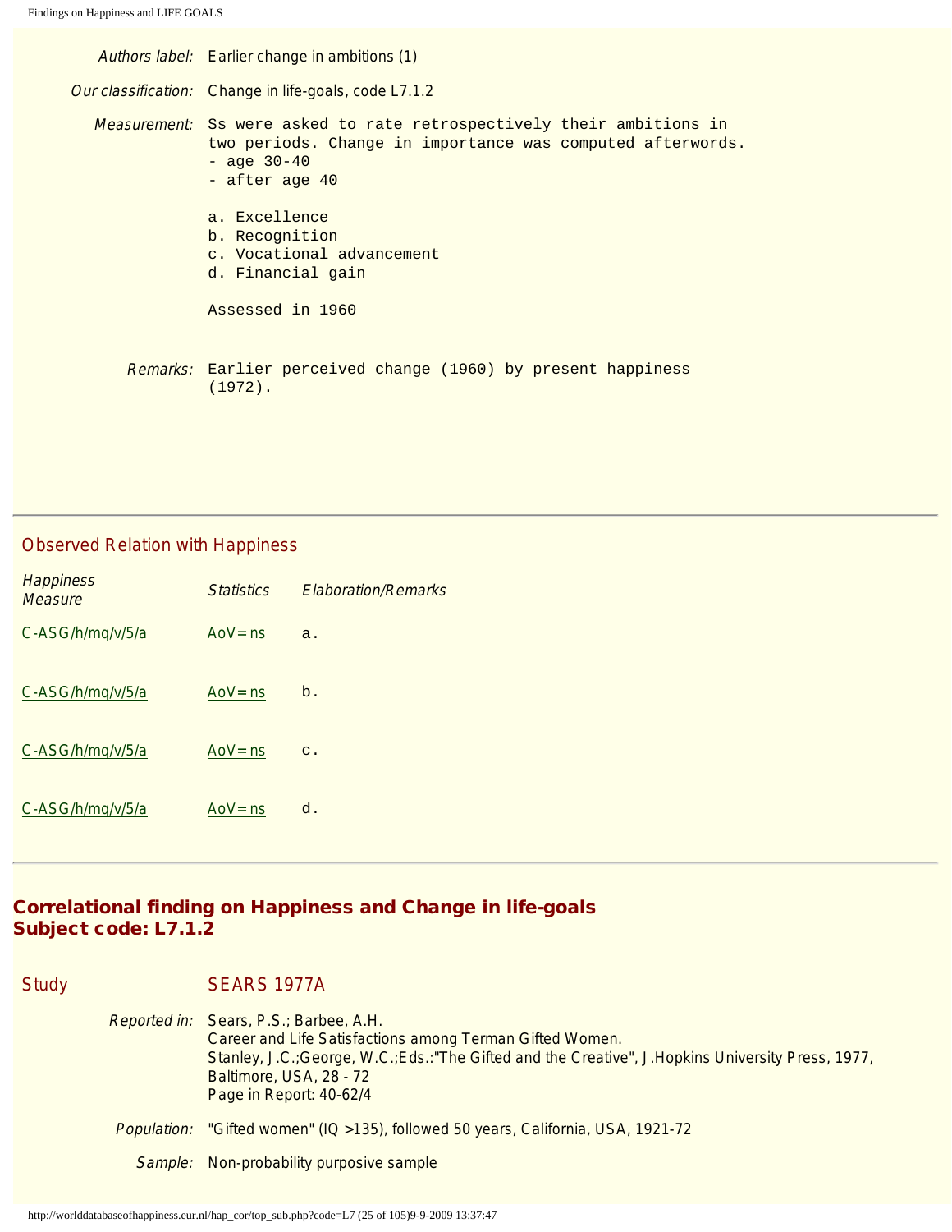| | |
|---|---|
| *Authors label:* | Earlier change in ambitions (1) |
| *Our classification:* | Change in life-goals, code L7.1.2 |
| *Measurement:* | Ss were asked to rate retrospectively their ambitions in two periods. Change in importance was computed afterwords.<br>- age 30-40<br>- after age 40<br><br>a. Excellence<br>b. Recognition<br>c. Vocational advancement<br>d. Financial gain<br><br>Assessed in 1960 |
| *Remarks:* | Earlier perceived change (1960) by present happiness (1972). |

## Observed Relation with Happiness

| *Happiness Measure* | *Statistics* | *Elaboration/Remarks* |
|---|---|---|
| C-ASG/h/mq/v/5/a | AoV=ns | a. |
| C-ASG/h/mq/v/5/a | AoV=ns | b. |
| C-ASG/h/mq/v/5/a | AoV=ns | c. |
| C-ASG/h/mq/v/5/a | AoV=ns | d. |

---

## Correlational finding on Happiness and Change in life-goals
## Subject code: L7.1.2

| | |
|---|---|
| Study | SEARS 1977A |
| *Reported in:* | Sears, P.S.; Barbee, A.H.<br>Career and Life Satisfactions among Terman Gifted Women.<br>Stanley, J.C.;George, W.C.;Eds.:"The Gifted and the Creative", J.Hopkins University Press, 1977, Baltimore, USA, 28 - 72<br>Page in Report: 40-62/4 |
| *Population:* | "Gifted women" (IQ >135), followed 50 years, California, USA, 1921-72 |
| *Sample:* | Non-probability purposive sample |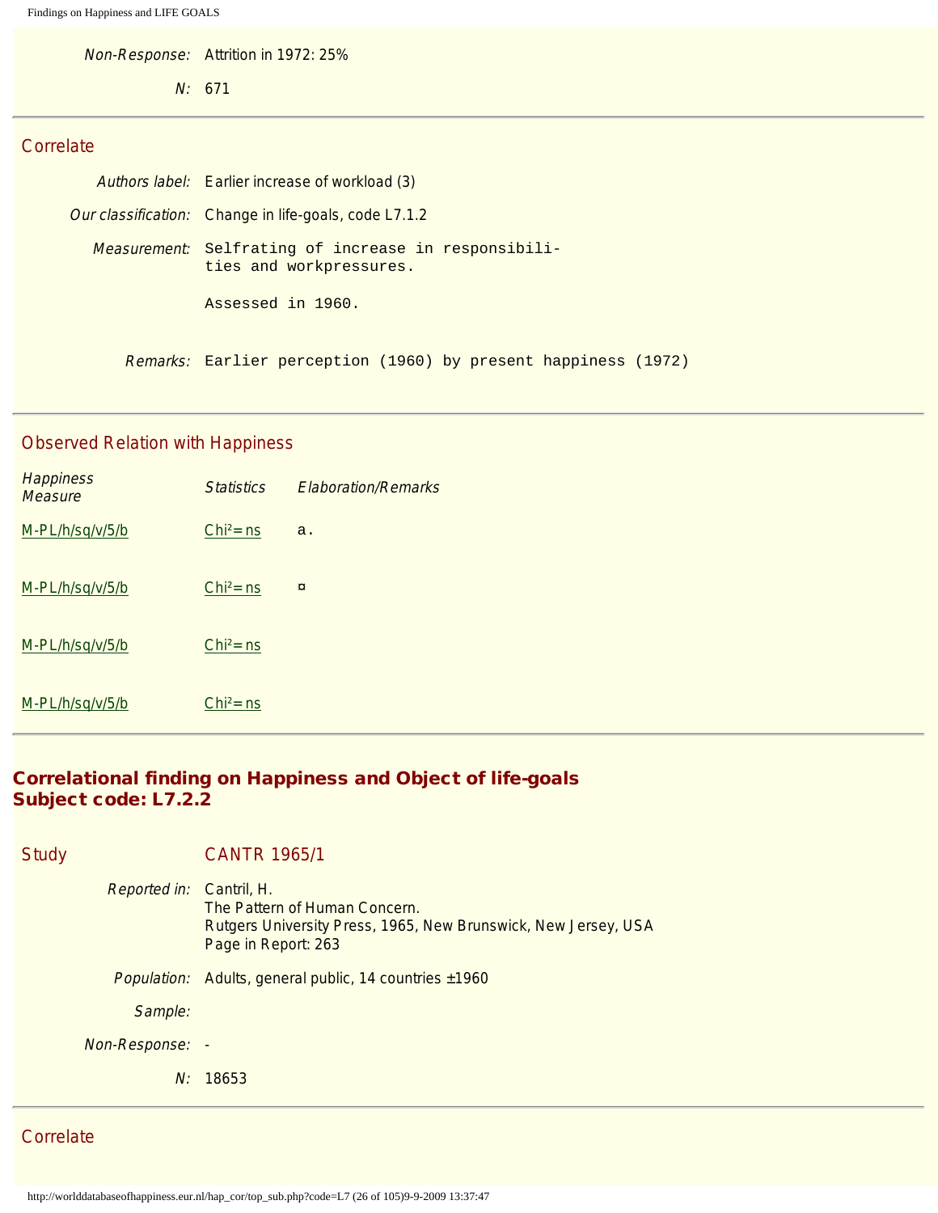Non-Response: Attrition in 1972: 25%

N: 671

## Correlate

*Authors label:* Earlier increase of workload (3)

*Our classification:* Change in life-goals, code L7.1.2

*Measurement:* Selfrating of increase in responsibilities and workpressures.

Assessed in 1960.

*Remarks:* Earlier perception (1960) by present happiness (1972)

## Observed Relation with Happiness

| Happiness Measure | Statistics | Elaboration/Remarks |
|---|---|---|
| M-PL/h/sq/v/5/b | $Chi^2$=ns | a. |
| M-PL/h/sq/v/5/b | $Chi^2$=ns | ¤ |
| M-PL/h/sq/v/5/b | $Chi^2$=ns | |
| M-PL/h/sq/v/5/b | $Chi^2$=ns | |

# Correlational finding on Happiness and Object of life-goals
# Subject code: L7.2.2

## Study CANTR 1965/1

*Reported in:* Cantril, H.
The Pattern of Human Concern.
Rutgers University Press, 1965, New Brunswick, New Jersey, USA
Page in Report: 263

*Population:* Adults, general public, 14 countries ±1960

*Sample:*

*Non-Response:* -

*N:* 18653

## Correlate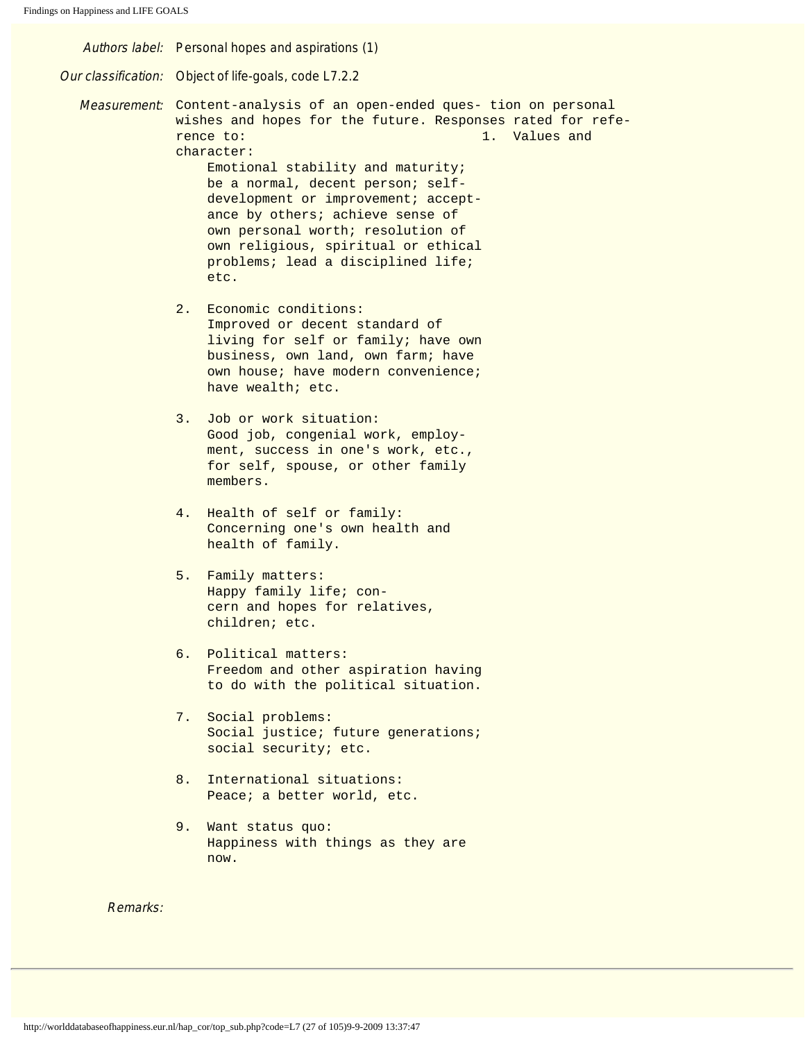*Authors label:* Personal hopes and aspirations (1)

*Our classification:* Object of life-goals, code L7.2.2

*Measurement:* Content-analysis of an open-ended question on personal wishes and hopes for the future. Responses rated for reference to:

1. Values and character:
   Emotional stability and maturity; be a normal, decent person; self-development or improvement; acceptance by others; achieve sense of own personal worth; resolution of own religious, spiritual or ethical problems; lead a disciplined life; etc.

2. Economic conditions:
   Improved or decent standard of living for self or family; have own business, own land, own farm; have own house; have modern convenience; have wealth; etc.

3. Job or work situation:
   Good job, congenial work, employment, success in one's work, etc., for self, spouse, or other family members.

4. Health of self or family:
   Concerning one's own health and health of family.

5. Family matters:
   Happy family life; concern and hopes for relatives, children; etc.

6. Political matters:
   Freedom and other aspiration having to do with the political situation.

7. Social problems:
   Social justice; future generations; social security; etc.

8. International situations:
   Peace; a better world, etc.

9. Want status quo:
   Happiness with things as they are now.

*Remarks:*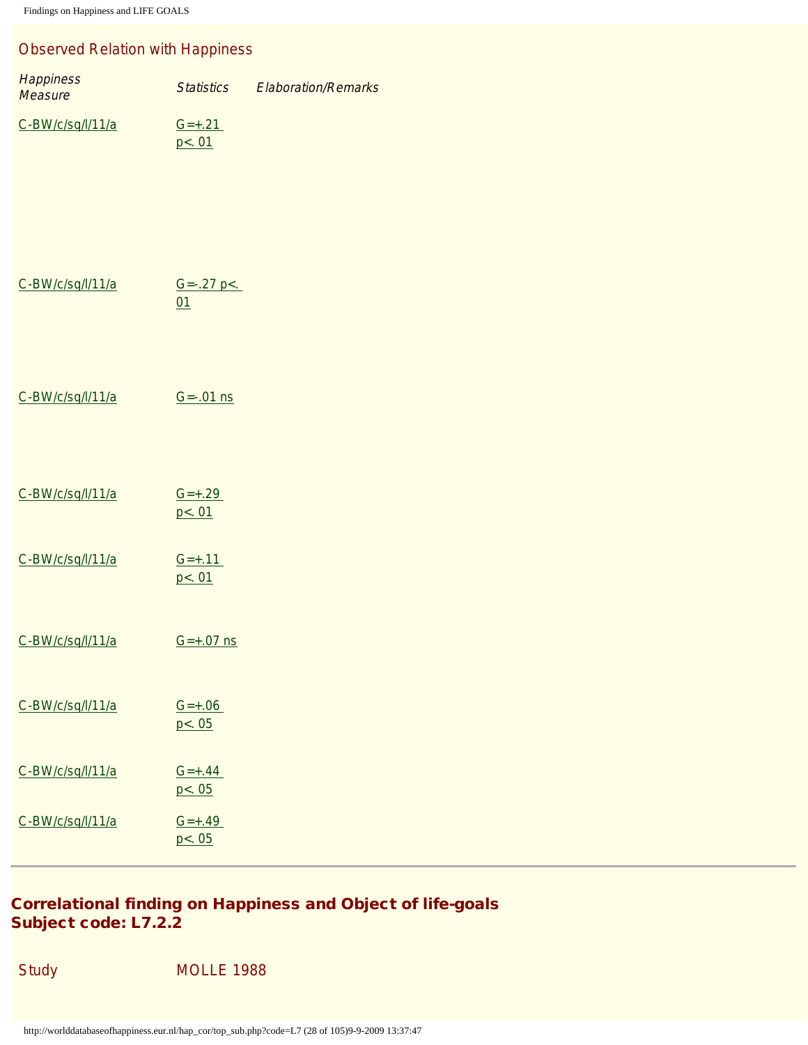### Observed Relation with Happiness

| *Happiness Measure* | *Statistics* | *Elaboration/Remarks* |
|---|---|---|
| C-BW/c/sq/l/11/a | G=+.21 p<. 01 | |
| C-BW/c/sq/l/11/a | G=-.27 p<. 01 | |
| C-BW/c/sq/l/11/a | G=-.01 ns | |
| C-BW/c/sq/l/11/a | G=+.29 p<. 01 | |
| C-BW/c/sq/l/11/a | G=+.11 p<. 01 | |
| C-BW/c/sq/l/11/a | G=+.07 ns | |
| C-BW/c/sq/l/11/a | G=+.06 p<. 05 | |
| C-BW/c/sq/l/11/a | G=+.44 p<. 05 | |
| C-BW/c/sq/l/11/a | G=+.49 p<. 05 | |

---

## Correlational finding on Happiness and Object of life-goals
## Subject code: L7.2.2

| | |
|---|---|
| Study | MOLLE 1988 |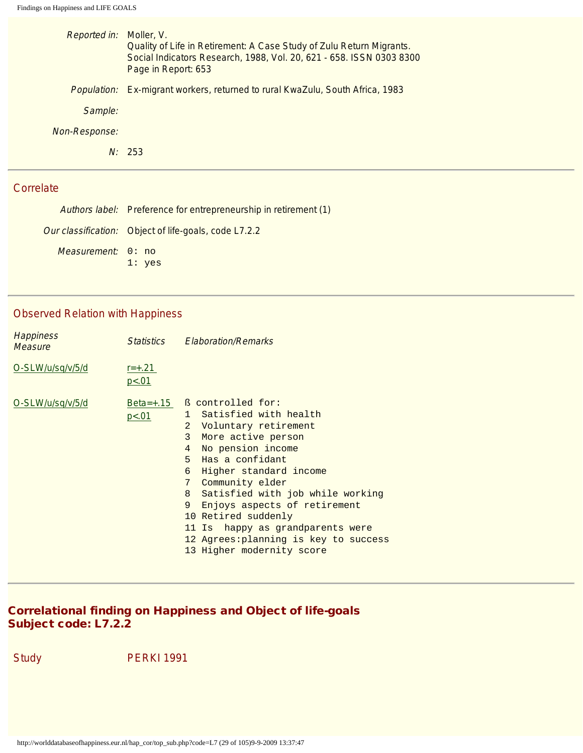| | |
|---|---|
| *Reported in:* | Moller, V.<br>Quality of Life in Retirement: A Case Study of Zulu Return Migrants.<br>Social Indicators Research, 1988, Vol. 20, 621 - 658. ISSN 0303 8300<br>Page in Report: 653 |
| *Population:* | Ex-migrant workers, returned to rural KwaZulu, South Africa, 1983 |
| *Sample:* | |
| *Non-Response:* | |
| *N:* | 253 |

## Correlate

| | |
|---|---|
| *Authors label:* | Preference for entrepreneurship in retirement (1) |
| *Our classification:* | Object of life-goals, code L7.2.2 |
| *Measurement:* | 0: no<br>1: yes |

## Observed Relation with Happiness

| *Happiness Measure* | *Statistics* | *Elaboration/Remarks* |
|---|---|---|
| O-SLW/u/sq/v/5/d | r=+.21<br>p<.01 | |
| O-SLW/u/sq/v/5/d | Beta=+.15<br>p<.01 | ß controlled for:<br>1 Satisfied with health<br>2 Voluntary retirement<br>3 More active person<br>4 No pension income<br>5 Has a confidant<br>6 Higher standard income<br>7 Community elder<br>8 Satisfied with job while working<br>9 Enjoys aspects of retirement<br>10 Retired suddenly<br>11 Is happy as grandparents were<br>12 Agrees:planning is key to success<br>13 Higher modernity score |

## Correlational finding on Happiness and Object of life-goals
## Subject code: L7.2.2

| | |
|---|---|
| Study | PERKI 1991 |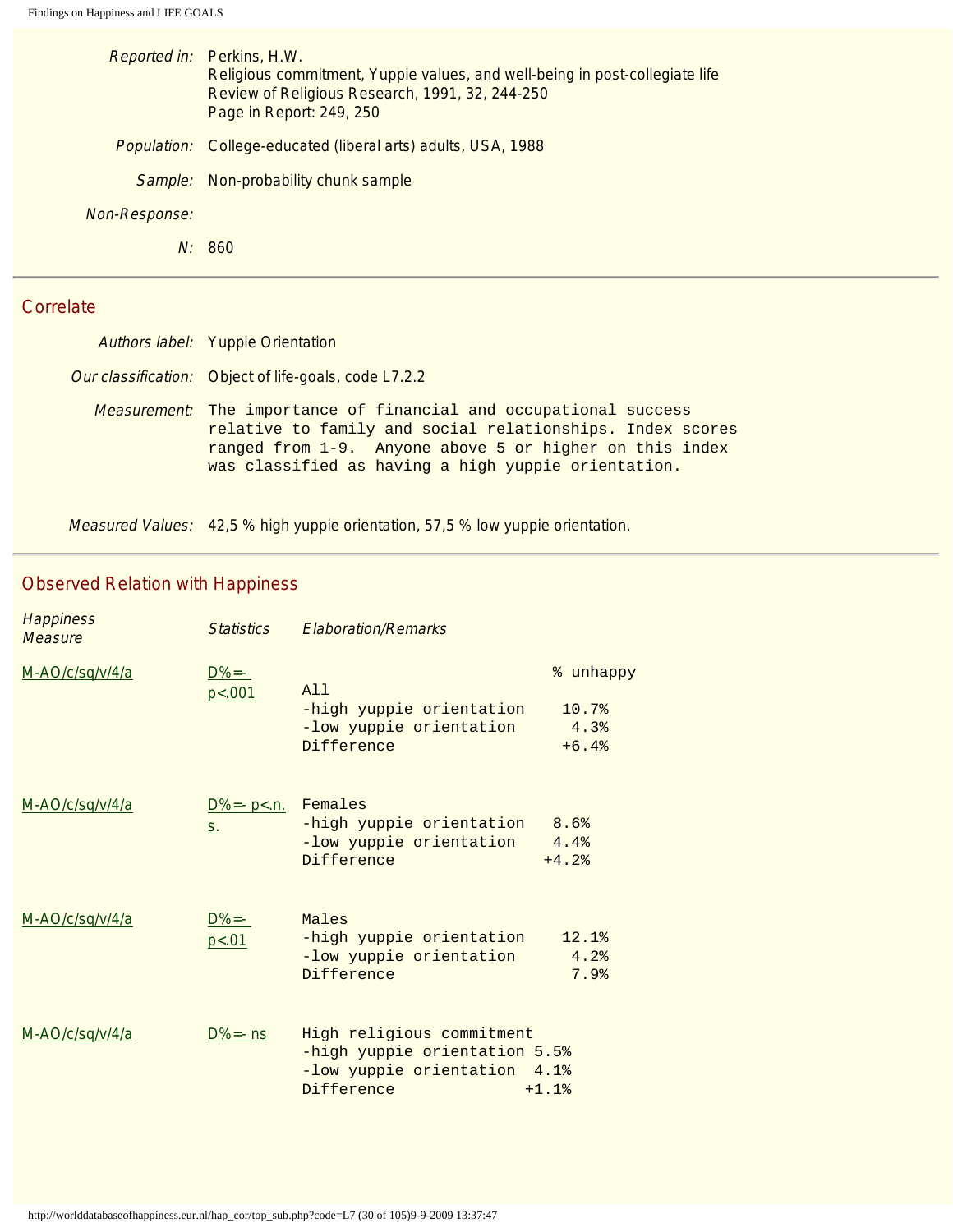| | |
|---|---|
| *Reported in:* | Perkins, H.W.<br>Religious commitment, Yuppie values, and well-being in post-collegiate life<br>Review of Religious Research, 1991, 32, 244-250<br>Page in Report: 249, 250 |
| *Population:* | College-educated (liberal arts) adults, USA, 1988 |
| *Sample:* | Non-probability chunk sample |
| *Non-Response:* | |
| *N:* | 860 |

## Correlate

| | |
|---|---|
| *Authors label:* | Yuppie Orientation |
| *Our classification:* | Object of life-goals, code L7.2.2 |
| *Measurement:* | The importance of financial and occupational success relative to family and social relationships. Index scores ranged from 1-9. Anyone above 5 or higher on this index was classified as having a high yuppie orientation. |
| *Measured Values:* | 42,5 % high yuppie orientation, 57,5 % low yuppie orientation. |

## Observed Relation with Happiness

| *Happiness Measure* | *Statistics* | *Elaboration/Remarks* | |
|---|---|---|---|
| | | | % unhappy |
| M-AO/c/sq/v/4/a | D%=- p<.001 | All | |
| | | -high yuppie orientation | 10.7% |
| | | -low yuppie orientation | 4.3% |
| | | Difference | +6.4% |
| M-AO/c/sq/v/4/a | D%=- p<n.s. | Females | |
| | | -high yuppie orientation | 8.6% |
| | | -low yuppie orientation | 4.4% |
| | | Difference | +4.2% |
| M-AO/c/sq/v/4/a | D%=- p<.01 | Males | |
| | | -high yuppie orientation | 12.1% |
| | | -low yuppie orientation | 4.2% |
| | | Difference | 7.9% |
| M-AO/c/sq/v/4/a | D%=- ns | High religious commitment | |
| | | -high yuppie orientation | 5.5% |
| | | -low yuppie orientation | 4.1% |
| | | Difference | +1.1% |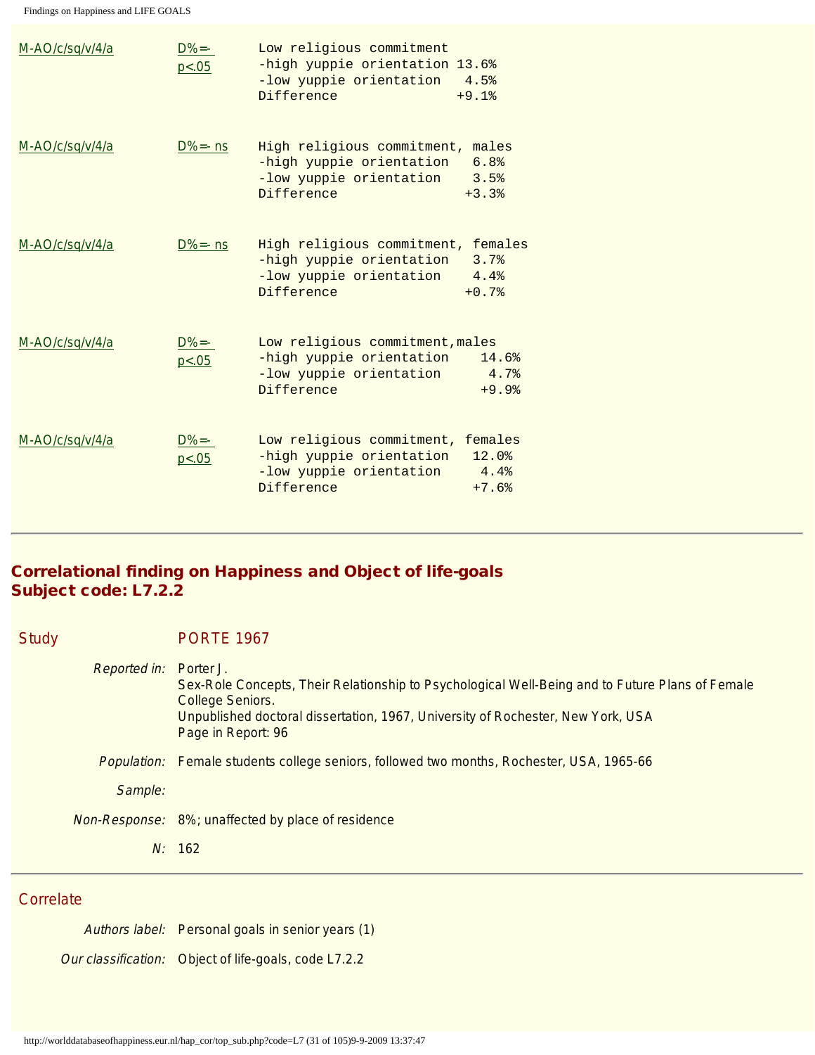| | | |
|---|---|---|
| M-AO/c/sq/v/4/a | D%=- p<.05 | Low religious commitment<br>-high yuppie orientation 13.6%<br>-low yuppie orientation 4.5%<br>Difference +9.1% |
| M-AO/c/sq/v/4/a | D%=- ns | High religious commitment, males<br>-high yuppie orientation 6.8%<br>-low yuppie orientation 3.5%<br>Difference +3.3% |
| M-AO/c/sq/v/4/a | D%=- ns | High religious commitment, females<br>-high yuppie orientation 3.7%<br>-low yuppie orientation 4.4%<br>Difference +0.7% |
| M-AO/c/sq/v/4/a | D%=- p<.05 | Low religious commitment,males<br>-high yuppie orientation 14.6%<br>-low yuppie orientation 4.7%<br>Difference +9.9% |
| M-AO/c/sq/v/4/a | D%=- p<.05 | Low religious commitment, females<br>-high yuppie orientation 12.0%<br>-low yuppie orientation 4.4%<br>Difference +7.6% |

---

## Correlational finding on Happiness and Object of life-goals
## Subject code: L7.2.2

**Study** PORTE 1967

*Reported in:* Porter J.
Sex-Role Concepts, Their Relationship to Psychological Well-Being and to Future Plans of Female College Seniors.
Unpublished doctoral dissertation, 1967, University of Rochester, New York, USA
Page in Report: 96

*Population:* Female students college seniors, followed two months, Rochester, USA, 1965-66

*Sample:*

*Non-Response:* 8%; unaffected by place of residence

*N:* 162

---

**Correlate**

*Authors label:* Personal goals in senior years (1)

*Our classification:* Object of life-goals, code L7.2.2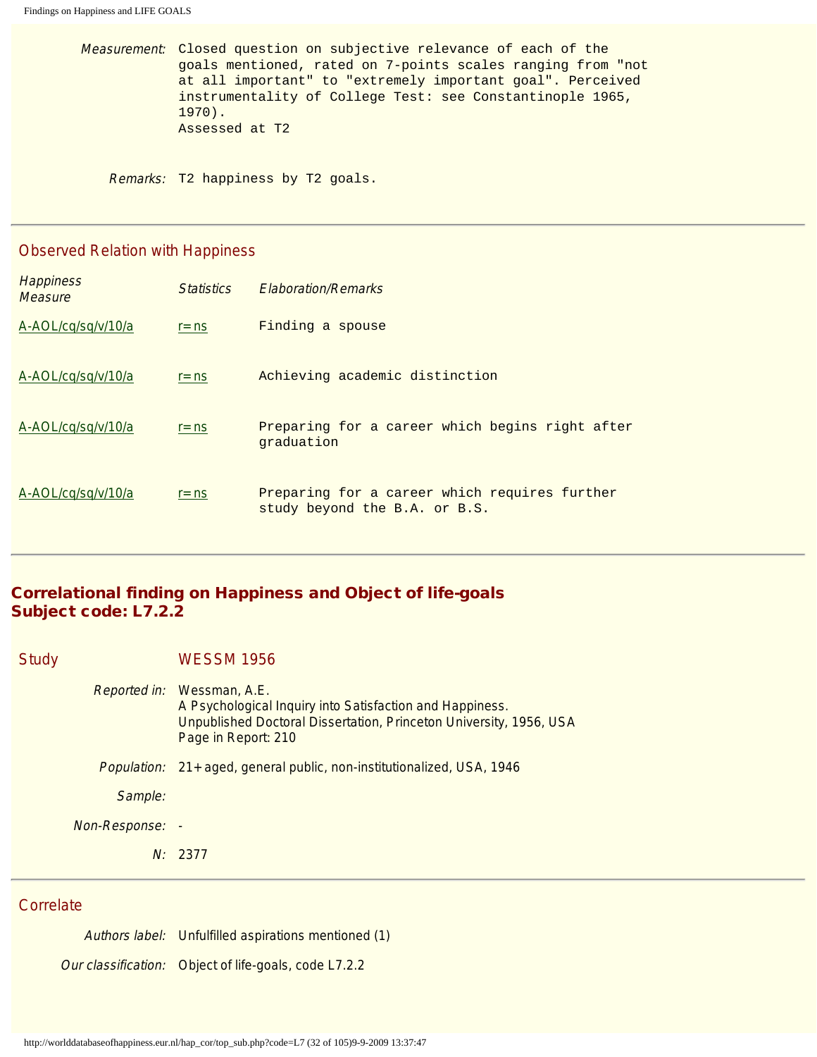*Measurement:* Closed question on subjective relevance of each of the goals mentioned, rated on 7-points scales ranging from "not at all important" to "extremely important goal". Perceived instrumentality of College Test: see Constantinople 1965, 1970).
Assessed at T2

*Remarks:* T2 happiness by T2 goals.

## Observed Relation with Happiness

| Happiness Measure | Statistics | Elaboration/Remarks |
|---|---|---|
| A-AOL/cq/sq/v/10/a | r=ns | Finding a spouse |
| A-AOL/cq/sq/v/10/a | r=ns | Achieving academic distinction |
| A-AOL/cq/sq/v/10/a | r=ns | Preparing for a career which begins right after graduation |
| A-AOL/cq/sq/v/10/a | r=ns | Preparing for a career which requires further study beyond the B.A. or B.S. |

# Correlational finding on Happiness and Object of life-goals
# Subject code: L7.2.2

## Study WESSM 1956

*Reported in:* Wessman, A.E.
A Psychological Inquiry into Satisfaction and Happiness.
Unpublished Doctoral Dissertation, Princeton University, 1956, USA
Page in Report: 210

*Population:* 21+ aged, general public, non-institutionalized, USA, 1946

*Sample:*

*Non-Response:* -

*N:* 2377

## Correlate

*Authors label:* Unfulfilled aspirations mentioned (1)

*Our classification:* Object of life-goals, code L7.2.2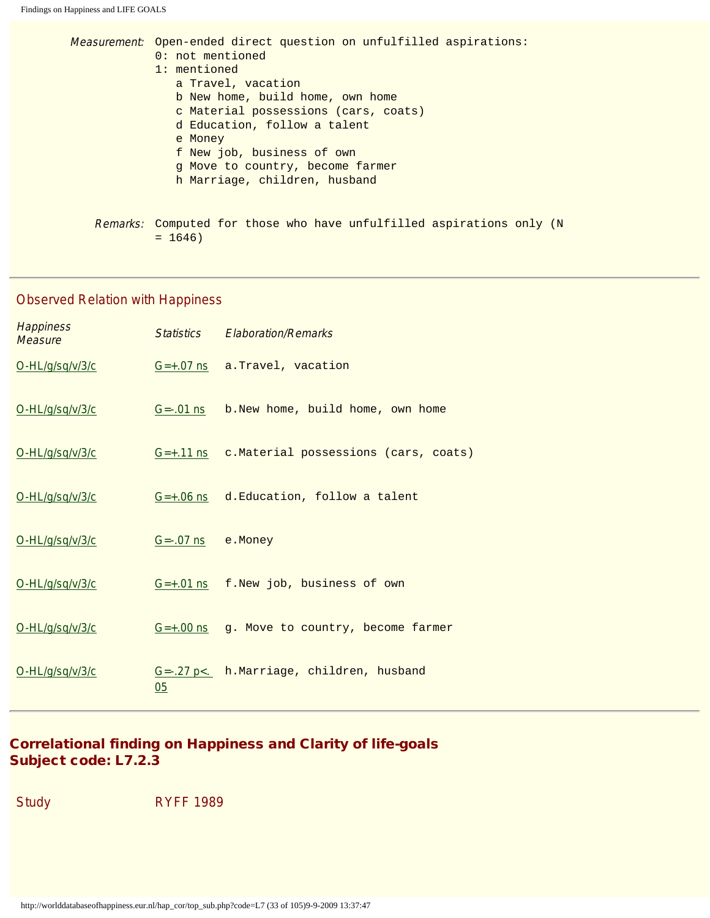| | |
|---|---|
| *Measurement:* | Open-ended direct question on unfulfilled aspirations:<br>0: not mentioned<br>1: mentioned<br>a Travel, vacation<br>b New home, build home, own home<br>c Material possessions (cars, coats)<br>d Education, follow a talent<br>e Money<br>f New job, business of own<br>g Move to country, become farmer<br>h Marriage, children, husband |
| *Remarks:* | Computed for those who have unfulfilled aspirations only (N = 1646) |

## Observed Relation with Happiness

| *Happiness Measure* | *Statistics* | *Elaboration/Remarks* |
|---|---|---|
| O-HL/g/sq/v/3/c | G=+.07 ns | a.Travel, vacation |
| O-HL/g/sq/v/3/c | G=-.01 ns | b.New home, build home, own home |
| O-HL/g/sq/v/3/c | G=+.11 ns | c.Material possessions (cars, coats) |
| O-HL/g/sq/v/3/c | G=+.06 ns | d.Education, follow a talent |
| O-HL/g/sq/v/3/c | G=-.07 ns | e.Money |
| O-HL/g/sq/v/3/c | G=+.01 ns | f.New job, business of own |
| O-HL/g/sq/v/3/c | G=+.00 ns | g. Move to country, become farmer |
| O-HL/g/sq/v/3/c | G=-.27 p<.05 | h.Marriage, children, husband |

## Correlational finding on Happiness and Clarity of life-goals
## Subject code: L7.2.3

| | |
|---|---|
| Study | RYFF 1989 |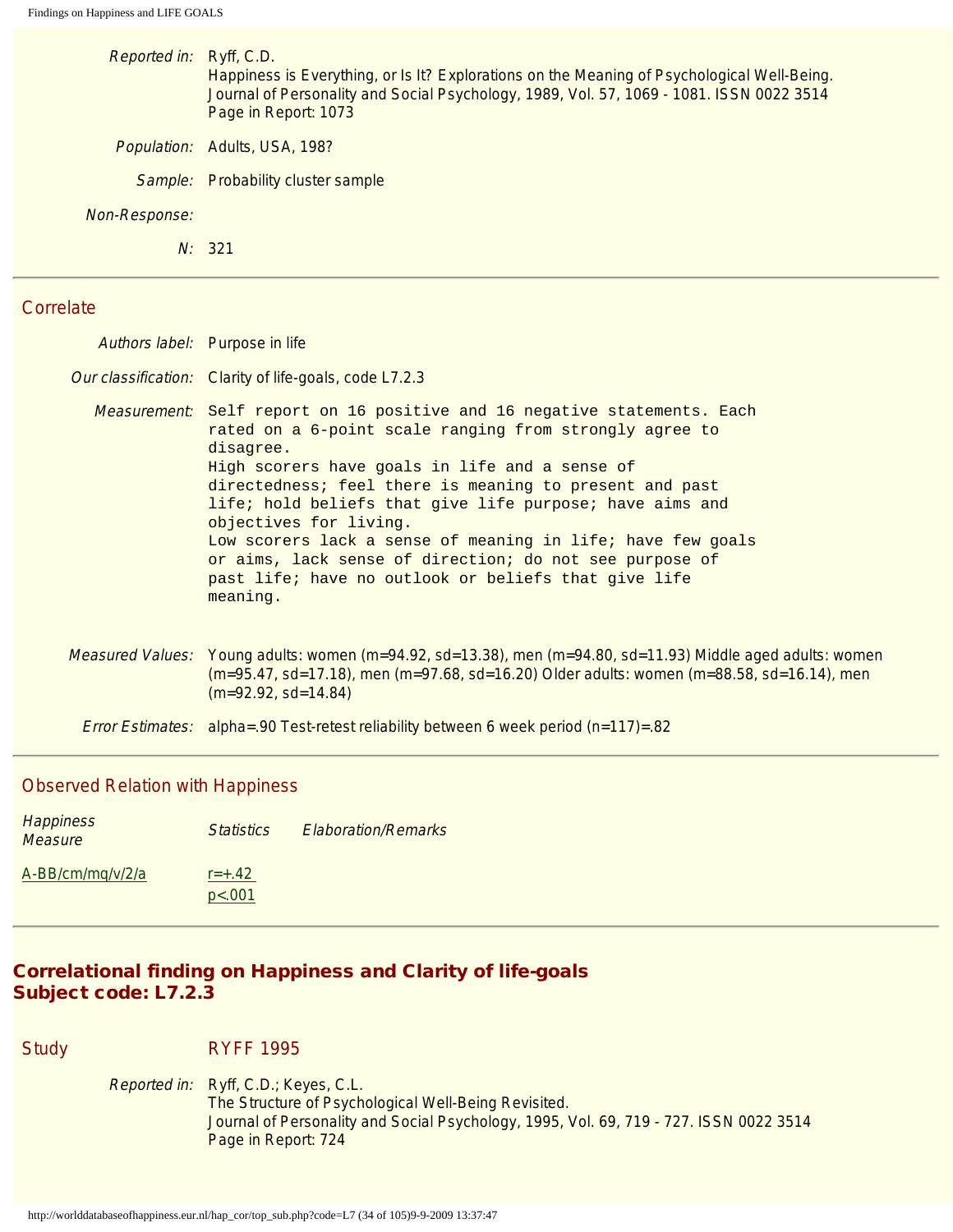*Reported in:* Ryff, C.D.
Happiness is Everything, or Is It? Explorations on the Meaning of Psychological Well-Being.
Journal of Personality and Social Psychology, 1989, Vol. 57, 1069 - 1081. ISSN 0022 3514
Page in Report: 1073

*Population:* Adults, USA, 198?

*Sample:* Probability cluster sample

*Non-Response:*

*N:* 321

---

## Correlate

*Authors label:* Purpose in life

*Our classification:* Clarity of life-goals, code L7.2.3

*Measurement:*

```
Self report on 16 positive and 16 negative statements. Each
rated on a 6-point scale ranging from strongly agree to
disagree.
High scorers have goals in life and a sense of
directedness; feel there is meaning to present and past
life; hold beliefs that give life purpose; have aims and
objectives for living.
Low scorers lack a sense of meaning in life; have few goals
or aims, lack sense of direction; do not see purpose of
past life; have no outlook or beliefs that give life
meaning.
```

*Measured Values:* Young adults: women (m=94.92, sd=13.38), men (m=94.80, sd=11.93) Middle aged adults: women (m=95.47, sd=17.18), men (m=97.68, sd=16.20) Older adults: women (m=88.58, sd=16.14), men (m=92.92, sd=14.84)

*Error Estimates:* alpha=.90 Test-retest reliability between 6 week period (n=117)=.82

---

## Observed Relation with Happiness

| *Happiness Measure* | *Statistics* | *Elaboration/Remarks* |
|---|---|---|
| A-BB/cm/mq/v/2/a | r=+.42<br>p<.001 | |

---

## Correlational finding on Happiness and Clarity of life-goals
## Subject code: L7.2.3

## Study RYFF 1995

*Reported in:* Ryff, C.D.; Keyes, C.L.
The Structure of Psychological Well-Being Revisited.
Journal of Personality and Social Psychology, 1995, Vol. 69, 719 - 727. ISSN 0022 3514
Page in Report: 724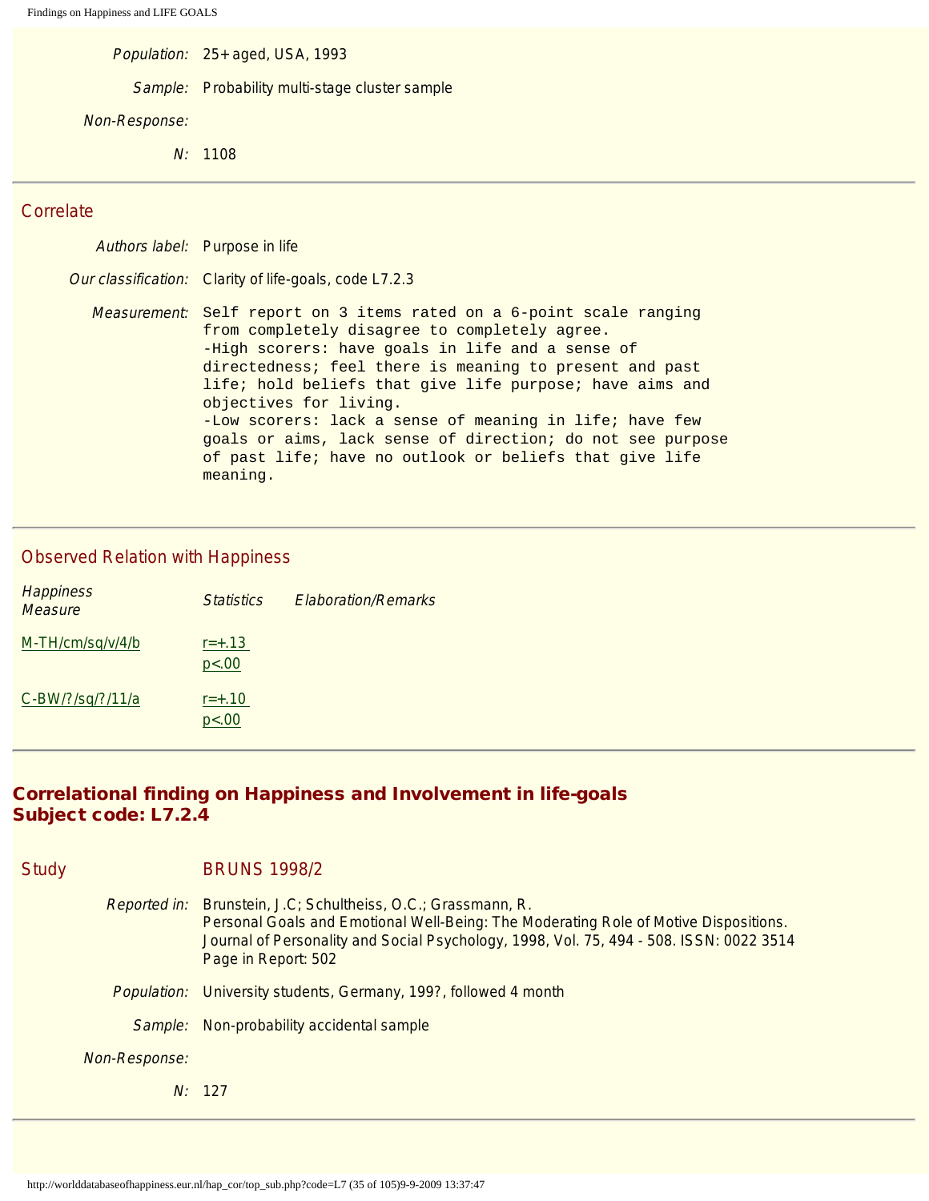| | |
|---|---|
| *Population:* | 25+ aged, USA, 1993 |
| *Sample:* | Probability multi-stage cluster sample |
| *Non-Response:* | |
| *N:* | 1108 |

---

## Correlate

| | |
|---|---|
| *Authors label:* | Purpose in life |
| *Our classification:* | Clarity of life-goals, code L7.2.3 |
| *Measurement:* | Self report on 3 items rated on a 6-point scale ranging from completely disagree to completely agree.<br>-High scorers: have goals in life and a sense of directedness; feel there is meaning to present and past life; hold beliefs that give life purpose; have aims and objectives for living.<br>-Low scorers: lack a sense of meaning in life; have few goals or aims, lack sense of direction; do not see purpose of past life; have no outlook or beliefs that give life meaning. |

---

## Observed Relation with Happiness

| *Happiness Measure* | *Statistics* | *Elaboration/Remarks* |
|---|---|---|
| M-TH/cm/sq/v/4/b | r=+.13<br>p<.00 | |
| C-BW/?/sq/?/11/a | r=+.10<br>p<.00 | |

---

# Correlational finding on Happiness and Involvement in life-goals
# Subject code: L7.2.4

## Study BRUNS 1998/2

| | |
|---|---|
| *Reported in:* | Brunstein, J.C; Schultheiss, O.C.; Grassmann, R.<br>Personal Goals and Emotional Well-Being: The Moderating Role of Motive Dispositions.<br>Journal of Personality and Social Psychology, 1998, Vol. 75, 494 - 508. ISSN: 0022 3514<br>Page in Report: 502 |
| *Population:* | University students, Germany, 199?, followed 4 month |
| *Sample:* | Non-probability accidental sample |
| *Non-Response:* | |
| *N:* | 127 |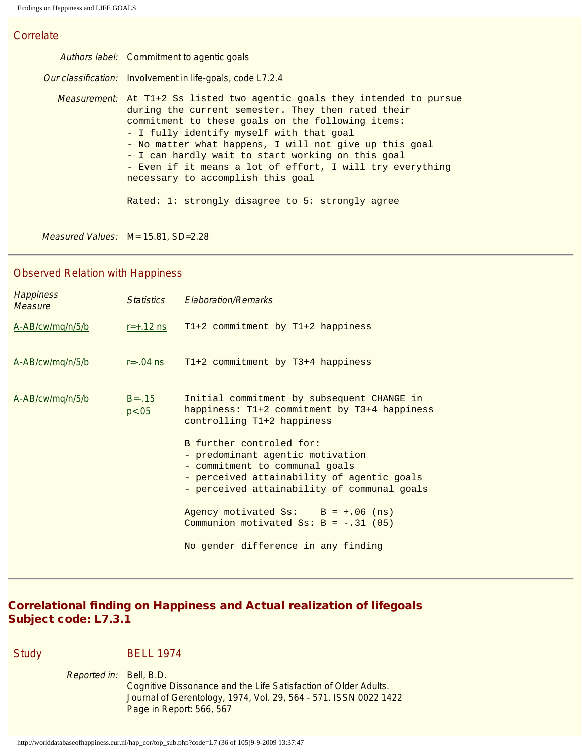## Correlate

*Authors label:* Commitment to agentic goals

*Our classification:* Involvement in life-goals, code L7.2.4

*Measurement:*

```
At T1+2 Ss listed two agentic goals they intended to pursue
during the current semester. They then rated their
commitment to these goals on the following items:
- I fully identify myself with that goal
- No matter what happens, I will not give up this goal
- I can hardly wait to start working on this goal
- Even if it means a lot of effort, I will try everything
necessary to accomplish this goal

Rated: 1: strongly disagree to 5: strongly agree
```

*Measured Values:* M=15.81, SD=2.28

## Observed Relation with Happiness

| *Happiness Measure* | *Statistics* | *Elaboration/Remarks* |
|---|---|---|
| A-AB/cw/mq/n/5/b | $r=+.12$ ns | T1+2 commitment by T1+2 happiness |
| A-AB/cw/mq/n/5/b | $r=-.04$ ns | T1+2 commitment by T3+4 happiness |
| A-AB/cw/mq/n/5/b | $B=-.15$ $p<.05$ | Initial commitment by subsequent CHANGE in happiness: T1+2 commitment by T3+4 happiness controlling T1+2 happiness<br><br>B further controled for:<br>- predominant agentic motivation<br>- commitment to communal goals<br>- perceived attainability of agentic goals<br>- perceived attainability of communal goals<br><br>Agency motivated Ss: B = +.06 (ns)<br>Communion motivated Ss: B = -.31 (05)<br><br>No gender difference in any finding |

# Correlational finding on Happiness and Actual realization of lifegoals
# Subject code: L7.3.1

## Study BELL 1974

*Reported in:* Bell, B.D.
Cognitive Dissonance and the Life Satisfaction of Older Adults.
Journal of Gerentology, 1974, Vol. 29, 564 - 571. ISSN 0022 1422
Page in Report: 566, 567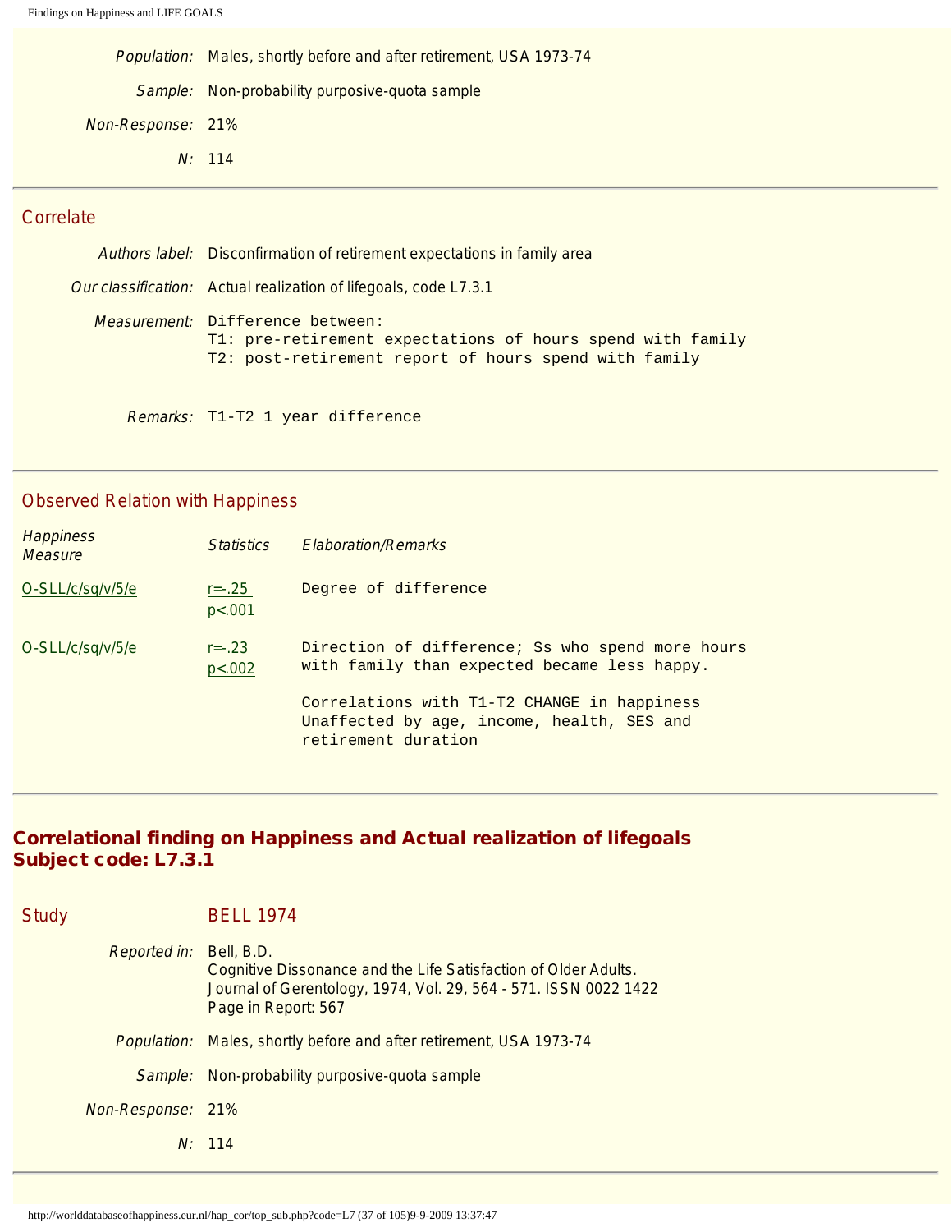| | |
|---|---|
| *Population:* | Males, shortly before and after retirement, USA 1973-74 |
| *Sample:* | Non-probability purposive-quota sample |
| *Non-Response:* | 21% |
| *N:* | 114 |

---

## Correlate

| | |
|---|---|
| *Authors label:* | Disconfirmation of retirement expectations in family area |
| *Our classification:* | Actual realization of lifegoals, code L7.3.1 |
| *Measurement:* | Difference between:<br>T1: pre-retirement expectations of hours spend with family<br>T2: post-retirement report of hours spend with family |
| *Remarks:* | T1-T2 1 year difference |

---

## Observed Relation with Happiness

| *Happiness Measure* | *Statistics* | *Elaboration/Remarks* |
|---|---|---|
| O-SLL/c/sq/v/5/e | $r=-.25$ $p<.001$ | Degree of difference |
| O-SLL/c/sq/v/5/e | $r=-.23$ $p<.002$ | Direction of difference; Ss who spend more hours with family than expected became less happy.<br><br>Correlations with T1-T2 CHANGE in happiness Unaffected by age, income, health, SES and retirement duration |

---

## Correlational finding on Happiness and Actual realization of lifegoals
## Subject code: L7.3.1

## Study BELL 1974

| | |
|---|---|
| *Reported in:* | Bell, B.D.<br>Cognitive Dissonance and the Life Satisfaction of Older Adults.<br>Journal of Gerentology, 1974, Vol. 29, 564 - 571. ISSN 0022 1422<br>Page in Report: 567 |
| *Population:* | Males, shortly before and after retirement, USA 1973-74 |
| *Sample:* | Non-probability purposive-quota sample |
| *Non-Response:* | 21% |
| *N:* | 114 |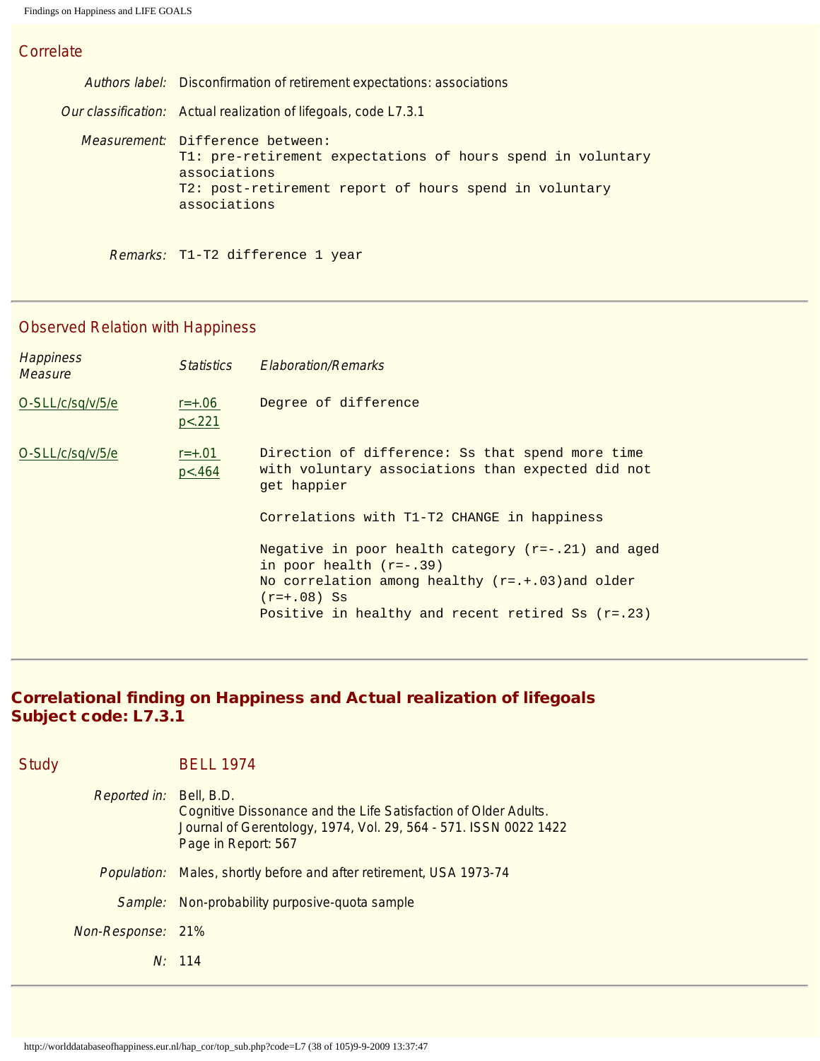## Correlate

*Authors label:* Disconfirmation of retirement expectations: associations

*Our classification:* Actual realization of lifegoals, code L7.3.1

*Measurement:* Difference between:
T1: pre-retirement expectations of hours spend in voluntary associations
T2: post-retirement report of hours spend in voluntary associations

*Remarks:* T1-T2 difference 1 year

## Observed Relation with Happiness

| *Happiness Measure* | *Statistics* | *Elaboration/Remarks* |
|---|---|---|
| O-SLL/c/sq/v/5/e | r=+.06 p<.221 | Degree of difference |
| O-SLL/c/sq/v/5/e | r=+.01 p<.464 | Direction of difference: Ss that spend more time with voluntary associations than expected did not get happier<br><br>Correlations with T1-T2 CHANGE in happiness<br><br>Negative in poor health category (r=-.21) and aged in poor health (r=-.39)<br>No correlation among healthy (r=.+.03)and older (r=+.08) Ss<br>Positive in healthy and recent retired Ss (r=.23) |

# Correlational finding on Happiness and Actual realization of lifegoals
# Subject code: L7.3.1

## Study BELL 1974

*Reported in:* Bell, B.D.
Cognitive Dissonance and the Life Satisfaction of Older Adults.
Journal of Gerentology, 1974, Vol. 29, 564 - 571. ISSN 0022 1422
Page in Report: 567

*Population:* Males, shortly before and after retirement, USA 1973-74

*Sample:* Non-probability purposive-quota sample

*Non-Response:* 21%

*N:* 114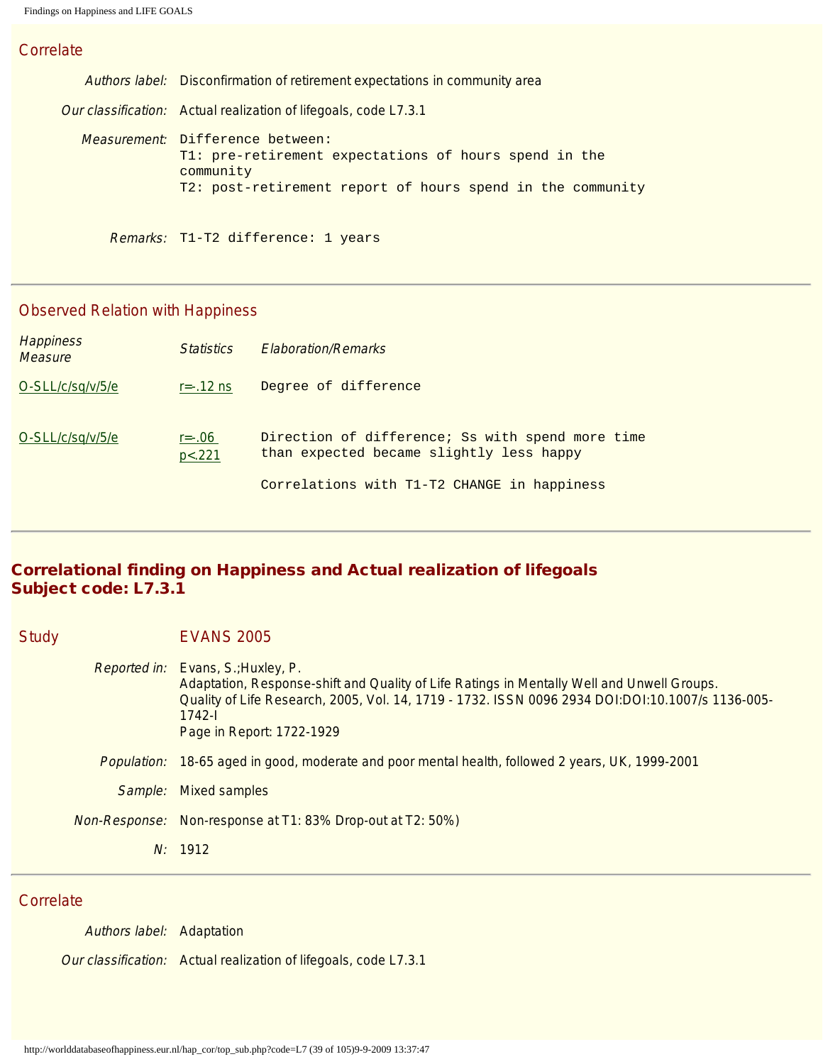## Correlate

| | |
|---|---|
| *Authors label:* | Disconfirmation of retirement expectations in community area |
| *Our classification:* | Actual realization of lifegoals, code L7.3.1 |
| *Measurement:* | Difference between:<br>T1: pre-retirement expectations of hours spend in the community<br>T2: post-retirement report of hours spend in the community |
| *Remarks:* | T1-T2 difference: 1 years |

## Observed Relation with Happiness

| *Happiness Measure* | *Statistics* | *Elaboration/Remarks* |
|---|---|---|
| O-SLL/c/sq/v/5/e | r=-.12 ns | Degree of difference |
| O-SLL/c/sq/v/5/e | r=-.06<br>p<.221 | Direction of difference; Ss with spend more time than expected became slightly less happy<br><br>Correlations with T1-T2 CHANGE in happiness |

# Correlational finding on Happiness and Actual realization of lifegoals
# Subject code: L7.3.1

## Study — EVANS 2005

| | |
|---|---|
| *Reported in:* | Evans, S.;Huxley, P.<br>Adaptation, Response-shift and Quality of Life Ratings in Mentally Well and Unwell Groups.<br>Quality of Life Research, 2005, Vol. 14, 1719 - 1732. ISSN 0096 2934 DOI:DOI:10.1007/s 1136-005-1742-l<br>Page in Report: 1722-1929 |
| *Population:* | 18-65 aged in good, moderate and poor mental health, followed 2 years, UK, 1999-2001 |
| *Sample:* | Mixed samples |
| *Non-Response:* | Non-response at T1: 83% Drop-out at T2: 50%) |
| *N:* | 1912 |

## Correlate

| | |
|---|---|
| *Authors label:* | Adaptation |
| *Our classification:* | Actual realization of lifegoals, code L7.3.1 |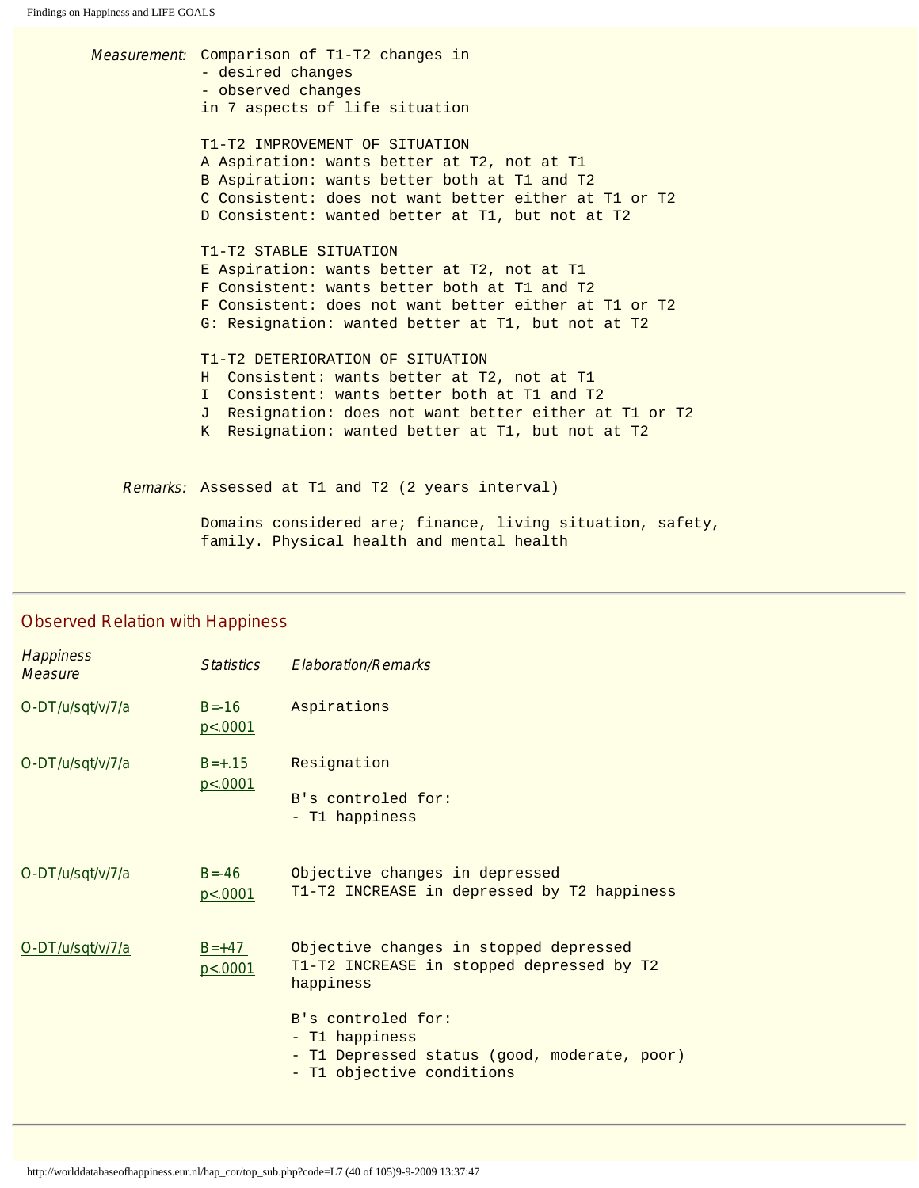*Measurement:* Comparison of T1-T2 changes in
- desired changes
- observed changes

in 7 aspects of life situation

T1-T2 IMPROVEMENT OF SITUATION
A Aspiration: wants better at T2, not at T1
B Aspiration: wants better both at T1 and T2
C Consistent: does not want better either at T1 or T2
D Consistent: wanted better at T1, but not at T2

T1-T2 STABLE SITUATION
E Aspiration: wants better at T2, not at T1
F Consistent: wants better both at T1 and T2
F Consistent: does not want better either at T1 or T2
G: Resignation: wanted better at T1, but not at T2

T1-T2 DETERIORATION OF SITUATION
H Consistent: wants better at T2, not at T1
I Consistent: wants better both at T1 and T2
J Resignation: does not want better either at T1 or T2
K Resignation: wanted better at T1, but not at T2

*Remarks:* Assessed at T1 and T2 (2 years interval)

Domains considered are; finance, living situation, safety, family. Physical health and mental health

## Observed Relation with Happiness

| *Happiness Measure* | *Statistics* | *Elaboration/Remarks* |
|---|---|---|
| O-DT/u/sqt/v/7/a | B=-16 p<.0001 | Aspirations |
| O-DT/u/sqt/v/7/a | B=+.15 p<.0001 | Resignation<br><br>B's controled for:<br>- T1 happiness |
| O-DT/u/sqt/v/7/a | B=-46 p<.0001 | Objective changes in depressed<br>T1-T2 INCREASE in depressed by T2 happiness |
| O-DT/u/sqt/v/7/a | B=+47 p<.0001 | Objective changes in stopped depressed<br>T1-T2 INCREASE in stopped depressed by T2 happiness<br><br>B's controled for:<br>- T1 happiness<br>- T1 Depressed status (good, moderate, poor)<br>- T1 objective conditions |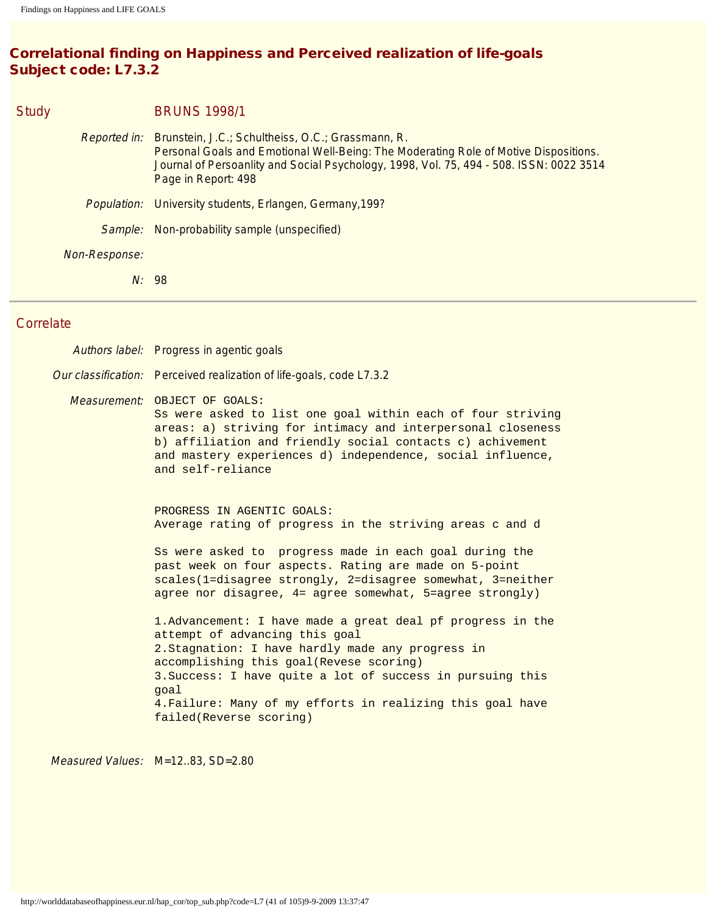## Correlational finding on Happiness and Perceived realization of life-goals
## Subject code: L7.3.2

### Study

BRUNS 1998/1

*Reported in:* Brunstein, J.C.; Schultheiss, O.C.; Grassmann, R.
Personal Goals and Emotional Well-Being: The Moderating Role of Motive Dispositions.
Journal of Persoanlity and Social Psychology, 1998, Vol. 75, 494 - 508. ISSN: 0022 3514
Page in Report: 498

*Population:* University students, Erlangen, Germany,199?

*Sample:* Non-probability sample (unspecified)

*Non-Response:*

*N:* 98

---

### Correlate

*Authors label:* Progress in agentic goals

*Our classification:* Perceived realization of life-goals, code L7.3.2

*Measurement:*

```
OBJECT OF GOALS:
Ss were asked to list one goal within each of four striving
areas: a) striving for intimacy and interpersonal closeness
b) affiliation and friendly social contacts c) achivement
and mastery experiences d) independence, social influence,
and self-reliance


PROGRESS IN AGENTIC GOALS:
Average rating of progress in the striving areas c and d

Ss were asked to  progress made in each goal during the
past week on four aspects. Rating are made on 5-point
scales(1=disagree strongly, 2=disagree somewhat, 3=neither
agree nor disagree, 4= agree somewhat, 5=agree strongly)

1.Advancement: I have made a great deal pf progress in the
attempt of advancing this goal
2.Stagnation: I have hardly made any progress in
accomplishing this goal(Revese scoring)
3.Success: I have quite a lot of success in pursuing this
goal
4.Failure: Many of my efforts in realizing this goal have
failed(Reverse scoring)
```

*Measured Values:* M=12..83, SD=2.80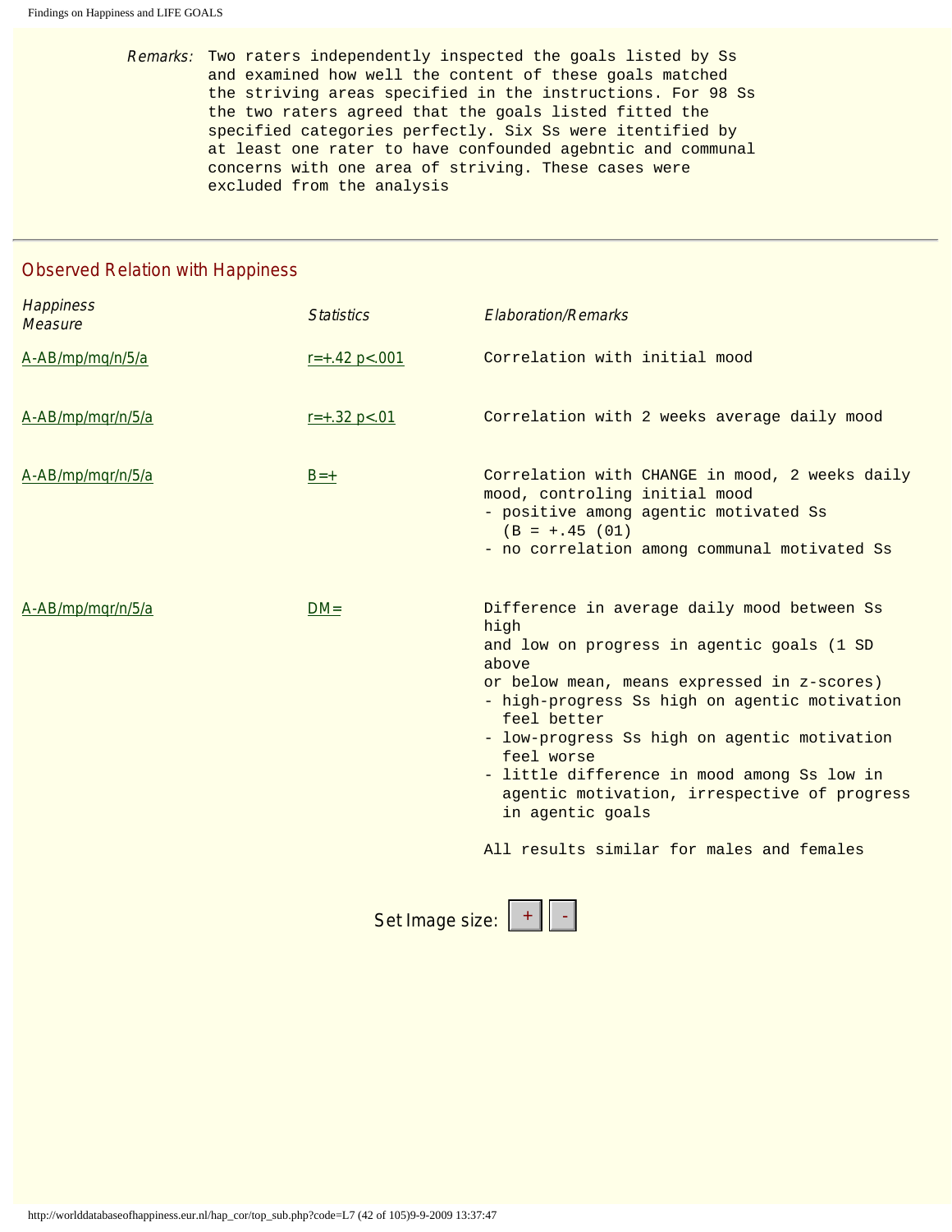*Remarks:* Two raters independently inspected the goals listed by Ss and examined how well the content of these goals matched the striving areas specified in the instructions. For 98 Ss the two raters agreed that the goals listed fitted the specified categories perfectly. Six Ss were itentified by at least one rater to have confounded agebntic and communal concerns with one area of striving. These cases were excluded from the analysis

---

## Observed Relation with Happiness

| *Happiness Measure* | *Statistics* | *Elaboration/Remarks* |
|---|---|---|
| A-AB/mp/mq/n/5/a | r=+.42 p<.001 | Correlation with initial mood |
| A-AB/mp/mqr/n/5/a | r=+.32 p<.01 | Correlation with 2 weeks average daily mood |
| A-AB/mp/mqr/n/5/a | B=+ | Correlation with CHANGE in mood, 2 weeks daily mood, controling initial mood<br>- positive among agentic motivated Ss (B = +.45 (01)<br>- no correlation among communal motivated Ss |
| A-AB/mp/mqr/n/5/a | DM= | Difference in average daily mood between Ss high and low on progress in agentic goals (1 SD above or below mean, means expressed in z-scores)<br>- high-progress Ss high on agentic motivation feel better<br>- low-progress Ss high on agentic motivation feel worse<br>- little difference in mood among Ss low in agentic motivation, irrespective of progress in agentic goals<br><br>All results similar for males and females |

Set Image size: + -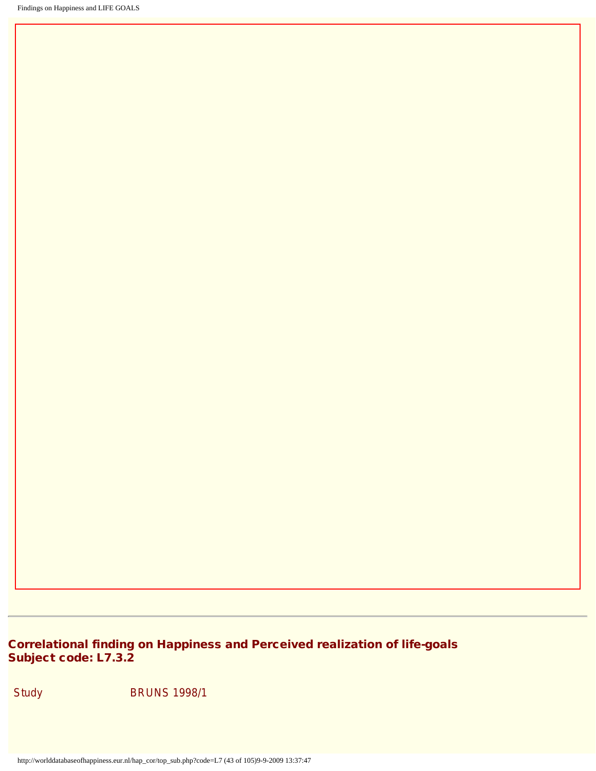## Correlational finding on Happiness and Perceived realization of life-goals
## Subject code: L7.3.2

| Study | BRUNS 1998/1 |
|---|---|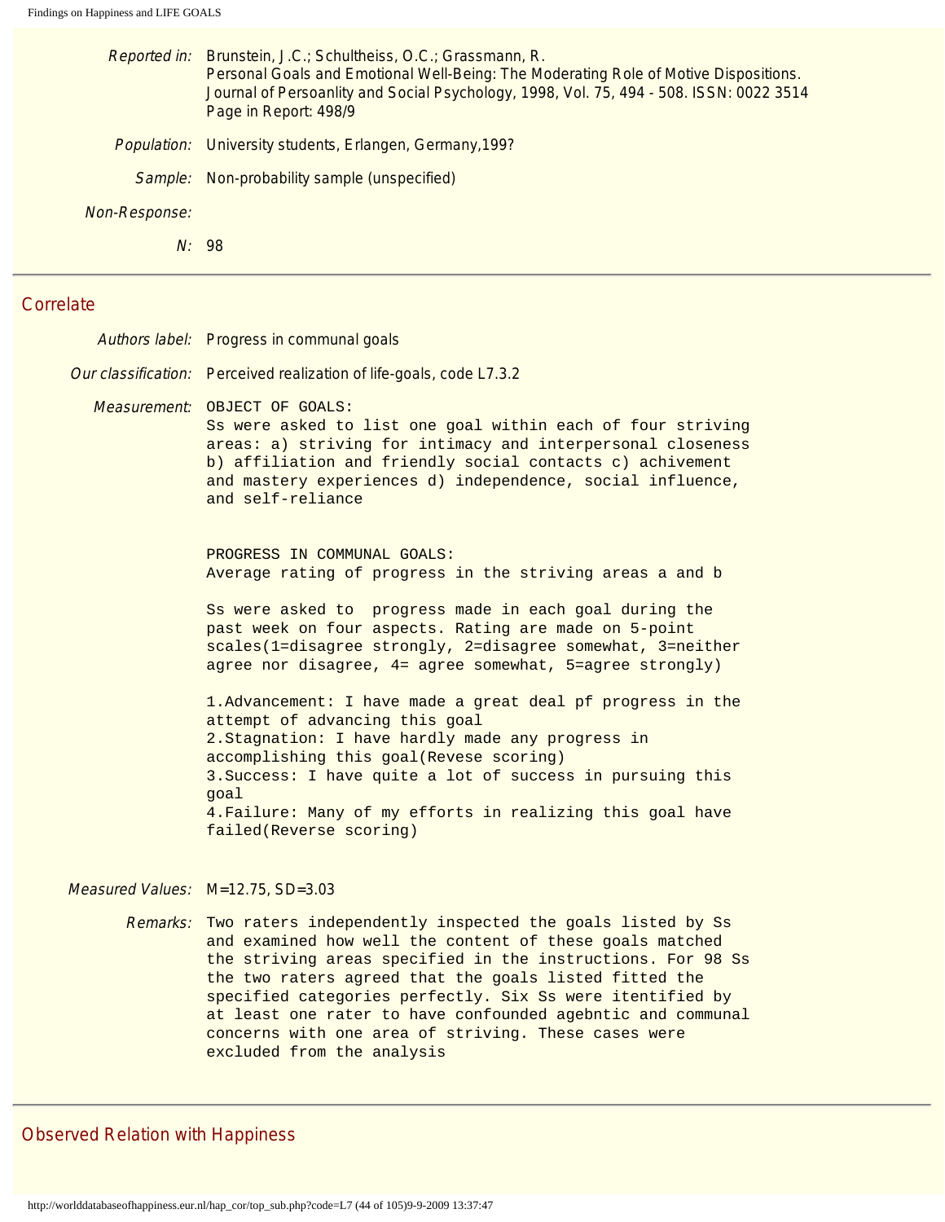*Reported in:* Brunstein, J.C.; Schultheiss, O.C.; Grassmann, R.
Personal Goals and Emotional Well-Being: The Moderating Role of Motive Dispositions.
Journal of Persoanlity and Social Psychology, 1998, Vol. 75, 494 - 508. ISSN: 0022 3514
Page in Report: 498/9

*Population:* University students, Erlangen, Germany,199?

*Sample:* Non-probability sample (unspecified)

*Non-Response:*

*N:* 98

## Correlate

*Authors label:* Progress in communal goals

*Our classification:* Perceived realization of life-goals, code L7.3.2

*Measurement:*

```
OBJECT OF GOALS:
Ss were asked to list one goal within each of four striving
areas: a) striving for intimacy and interpersonal closeness
b) affiliation and friendly social contacts c) achivement
and mastery experiences d) independence, social influence,
and self-reliance


PROGRESS IN COMMUNAL GOALS:
Average rating of progress in the striving areas a and b

Ss were asked to  progress made in each goal during the
past week on four aspects. Rating are made on 5-point
scales(1=disagree strongly, 2=disagree somewhat, 3=neither
agree nor disagree, 4= agree somewhat, 5=agree strongly)

1.Advancement: I have made a great deal pf progress in the
attempt of advancing this goal
2.Stagnation: I have hardly made any progress in
accomplishing this goal(Revese scoring)
3.Success: I have quite a lot of success in pursuing this
goal
4.Failure: Many of my efforts in realizing this goal have
failed(Reverse scoring)
```

*Measured Values:* M=12.75, SD=3.03

*Remarks:*

```
Two raters independently inspected the goals listed by Ss
and examined how well the content of these goals matched
the striving areas specified in the instructions. For 98 Ss
the two raters agreed that the goals listed fitted the
specified categories perfectly. Six Ss were itentified by
at least one rater to have confounded agebntic and communal
concerns with one area of striving. These cases were
excluded from the analysis
```

## Observed Relation with Happiness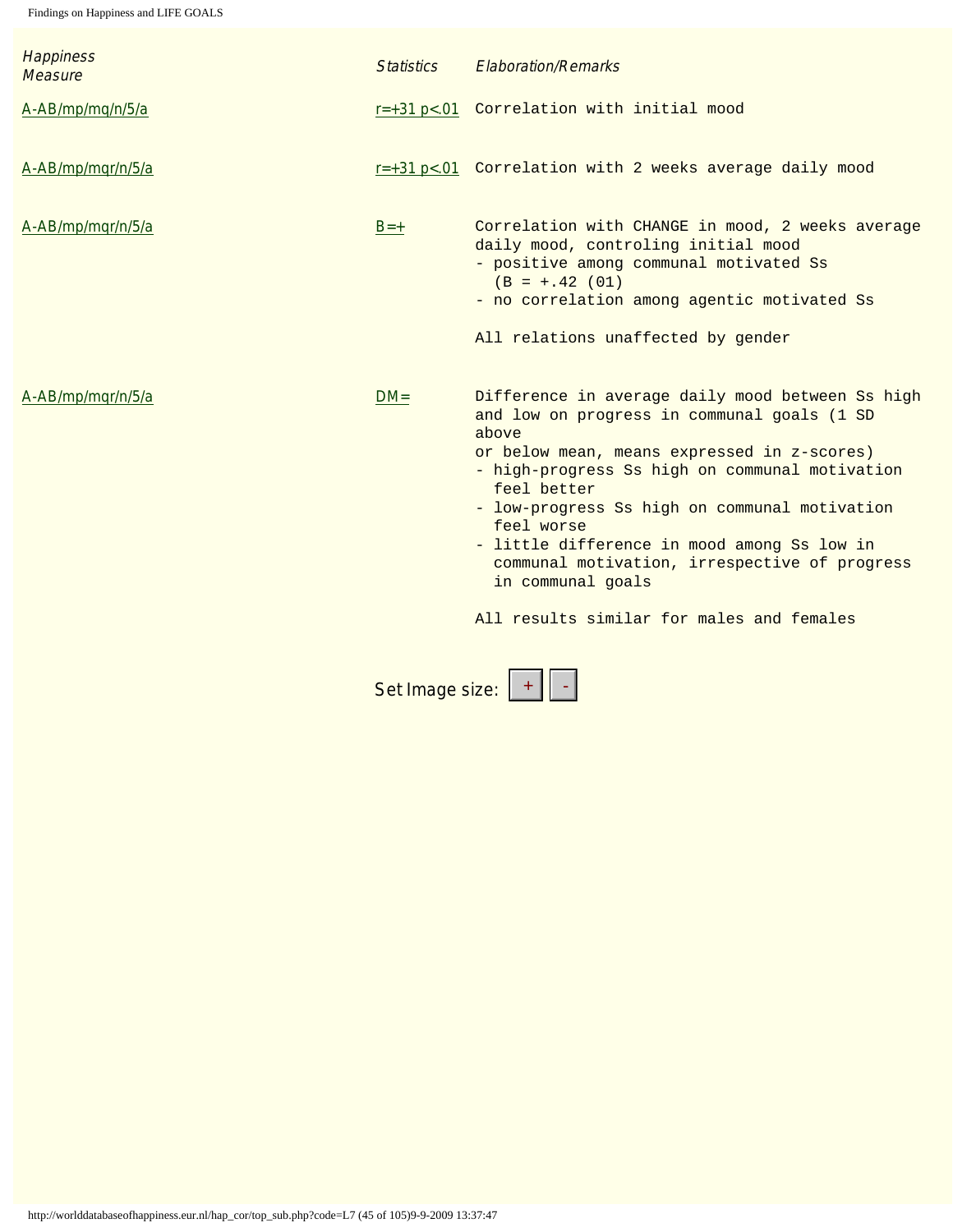| Happiness Measure | Statistics | Elaboration/Remarks |
|---|---|---|
| A-AB/mp/mq/n/5/a | r=+31 p<.01 | Correlation with initial mood |
| A-AB/mp/mqr/n/5/a | r=+31 p<.01 | Correlation with 2 weeks average daily mood |
| A-AB/mp/mqr/n/5/a | B=+ | Correlation with CHANGE in mood, 2 weeks average daily mood, controling initial mood<br>- positive among communal motivated Ss (B = +.42 (01)<br>- no correlation among agentic motivated Ss<br><br>All relations unaffected by gender |
| A-AB/mp/mqr/n/5/a | DM= | Difference in average daily mood between Ss high and low on progress in communal goals (1 SD above<br>or below mean, means expressed in z-scores)<br>- high-progress Ss high on communal motivation feel better<br>- low-progress Ss high on communal motivation feel worse<br>- little difference in mood among Ss low in communal motivation, irrespective of progress in communal goals<br><br>All results similar for males and females |

Set Image size: + -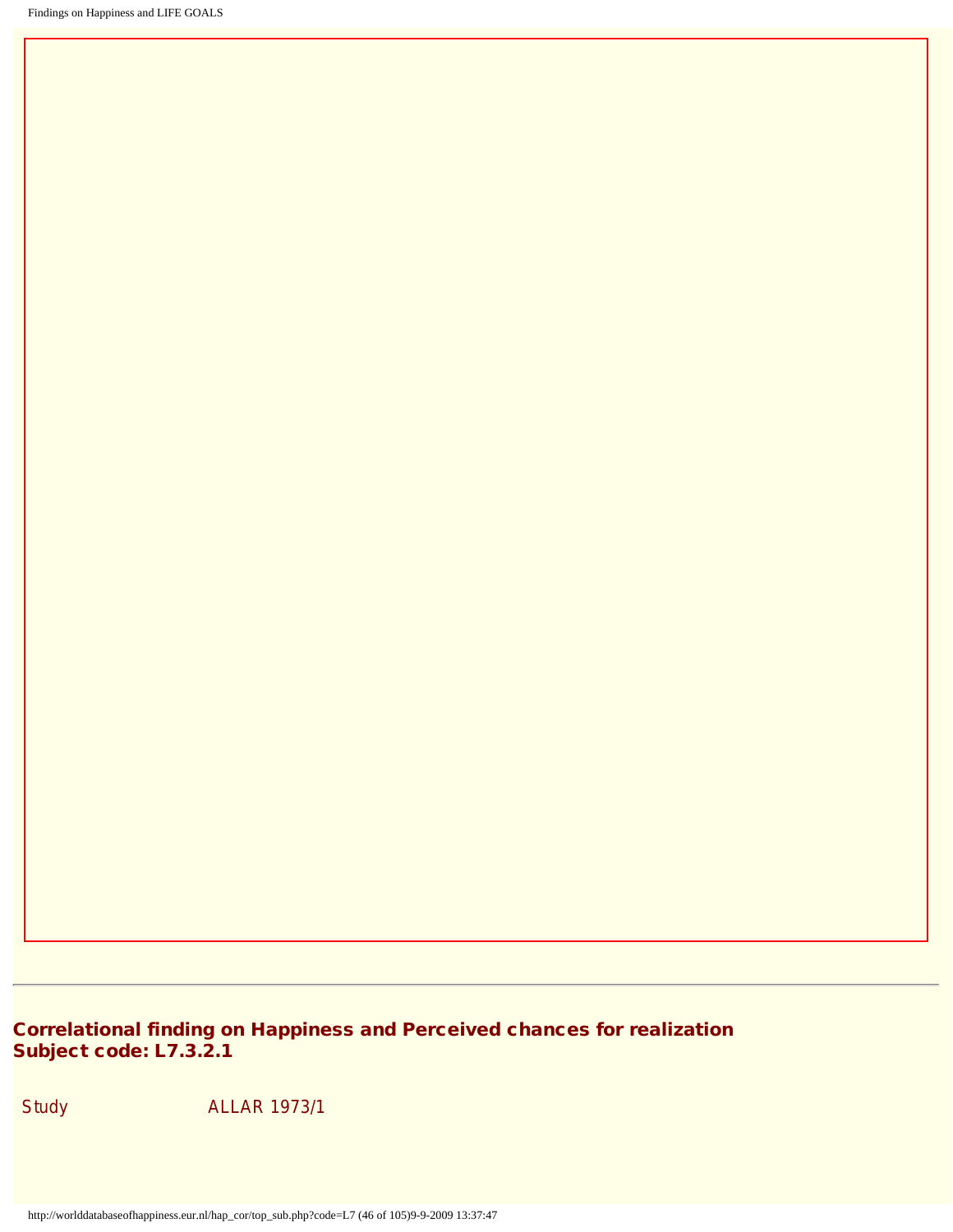## Correlational finding on Happiness and Perceived chances for realization
## Subject code: L7.3.2.1

| Study | ALLAR 1973/1 |
|---|---|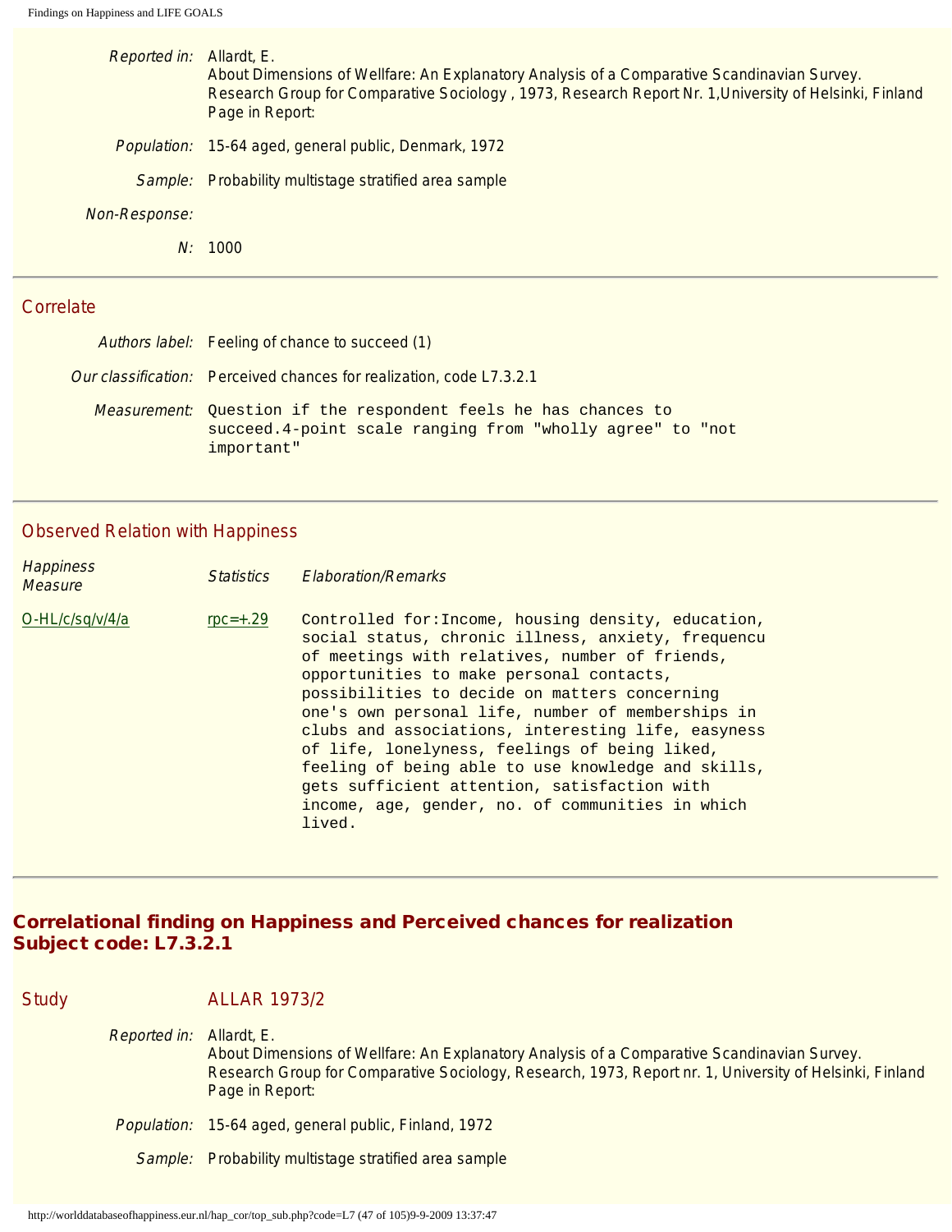*Reported in:* Allardt, E.
About Dimensions of Wellfare: An Explanatory Analysis of a Comparative Scandinavian Survey.
Research Group for Comparative Sociology , 1973, Research Report Nr. 1,University of Helsinki, Finland
Page in Report:

*Population:* 15-64 aged, general public, Denmark, 1972

*Sample:* Probability multistage stratified area sample

*Non-Response:*

*N:* 1000

---

## Correlate

*Authors label:* Feeling of chance to succeed (1)

*Our classification:* Perceived chances for realization, code L7.3.2.1

*Measurement:* Question if the respondent feels he has chances to succeed.4-point scale ranging from "wholly agree" to "not important"

---

## Observed Relation with Happiness

| *Happiness Measure* | *Statistics* | *Elaboration/Remarks* |
|---|---|---|
| O-HL/c/sq/v/4/a | rpc=+.29 | Controlled for:Income, housing density, education, social status, chronic illness, anxiety, frequencu of meetings with relatives, number of friends, opportunities to make personal contacts, possibilities to decide on matters concerning one's own personal life, number of memberships in clubs and associations, interesting life, easyness of life, lonelyness, feelings of being liked, feeling of being able to use knowledge and skills, gets sufficient attention, satisfaction with income, age, gender, no. of communities in which lived. |

---

# Correlational finding on Happiness and Perceived chances for realization
# Subject code: L7.3.2.1

## Study ALLAR 1973/2

*Reported in:* Allardt, E.
About Dimensions of Wellfare: An Explanatory Analysis of a Comparative Scandinavian Survey.
Research Group for Comparative Sociology, Research, 1973, Report nr. 1, University of Helsinki, Finland
Page in Report:

*Population:* 15-64 aged, general public, Finland, 1972

*Sample:* Probability multistage stratified area sample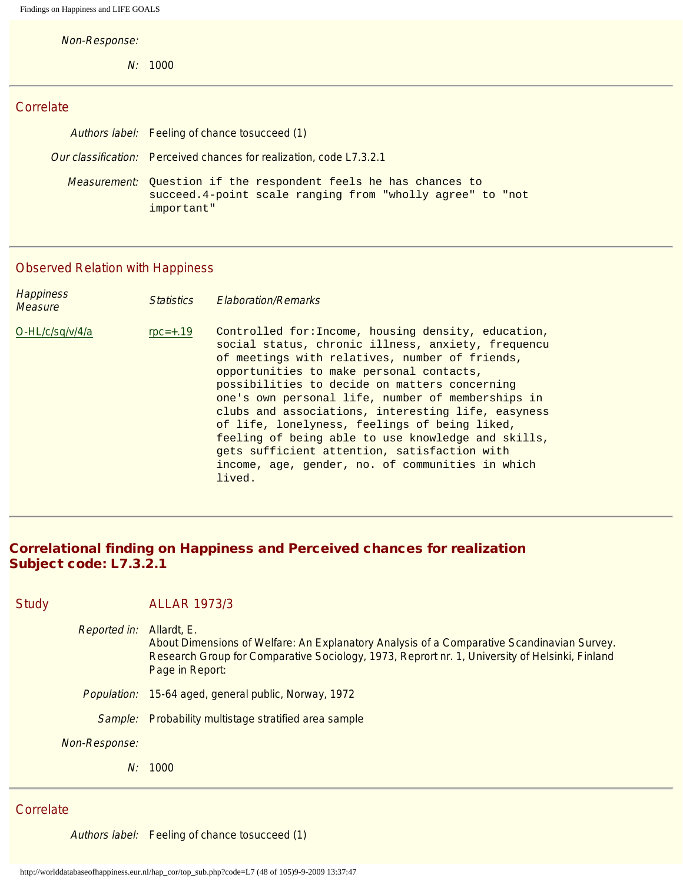*Non-Response:*

*N:* 1000

## Correlate

*Authors label:* Feeling of chance tosucceed (1)

*Our classification:* Perceived chances for realization, code L7.3.2.1

*Measurement:* Question if the respondent feels he has chances to succeed.4-point scale ranging from "wholly agree" to "not important"

## Observed Relation with Happiness

| Happiness Measure | Statistics | Elaboration/Remarks |
|---|---|---|
| O-HL/c/sq/v/4/a | rpc=+.19 | Controlled for:Income, housing density, education, social status, chronic illness, anxiety, frequencu of meetings with relatives, number of friends, opportunities to make personal contacts, possibilities to decide on matters concerning one's own personal life, number of memberships in clubs and associations, interesting life, easyness of life, lonelyness, feelings of being liked, feeling of being able to use knowledge and skills, gets sufficient attention, satisfaction with income, age, gender, no. of communities in which lived. |

# Correlational finding on Happiness and Perceived chances for realization
# Subject code: L7.3.2.1

## Study ALLAR 1973/3

*Reported in:* Allardt, E.
About Dimensions of Welfare: An Explanatory Analysis of a Comparative Scandinavian Survey.
Research Group for Comparative Sociology, 1973, Reprort nr. 1, University of Helsinki, Finland
Page in Report:

*Population:* 15-64 aged, general public, Norway, 1972

*Sample:* Probability multistage stratified area sample

*Non-Response:*

*N:* 1000

## Correlate

*Authors label:* Feeling of chance tosucceed (1)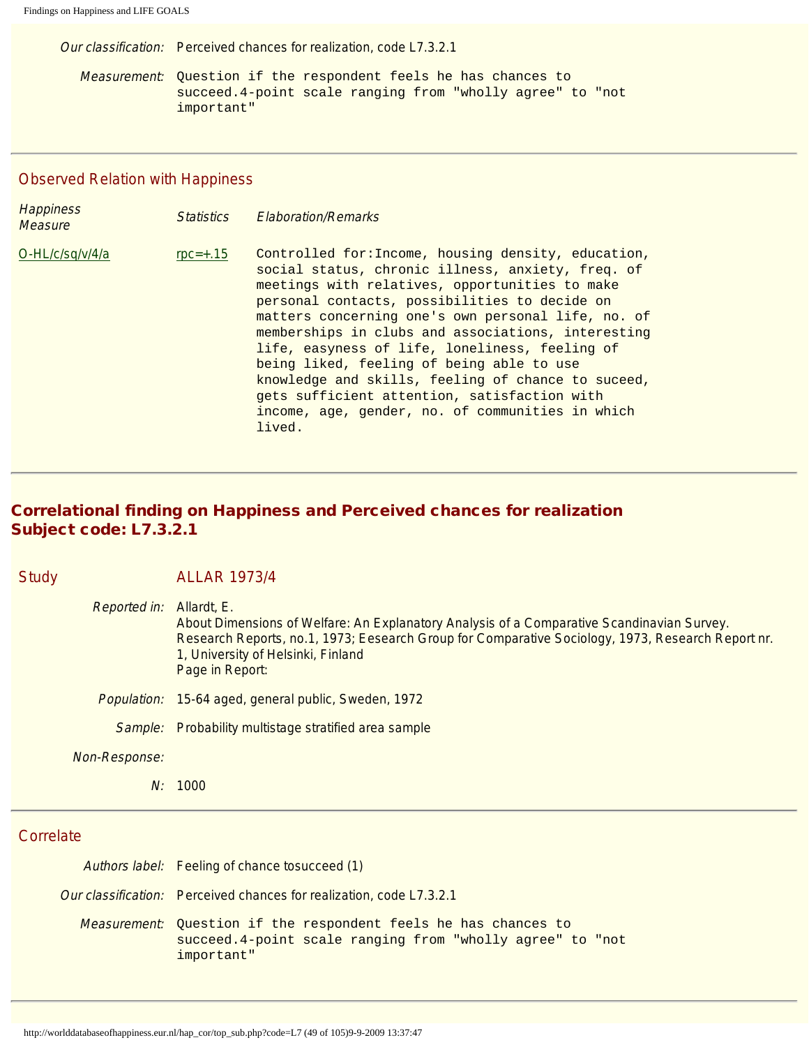*Our classification:* Perceived chances for realization, code L7.3.2.1

*Measurement:* Question if the respondent feels he has chances to succeed.4-point scale ranging from "wholly agree" to "not important"

---

## Observed Relation with Happiness

| *Happiness Measure* | *Statistics* | *Elaboration/Remarks* |
|---|---|---|
| O-HL/c/sq/v/4/a | rpc=+.15 | Controlled for:Income, housing density, education, social status, chronic illness, anxiety, freq. of meetings with relatives, opportunities to make personal contacts, possibilities to decide on matters concerning one's own personal life, no. of memberships in clubs and associations, interesting life, easyness of life, loneliness, feeling of being liked, feeling of being able to use knowledge and skills, feeling of chance to suceed, gets sufficient attention, satisfaction with income, age, gender, no. of communities in which lived. |

---

# Correlational finding on Happiness and Perceived chances for realization
# Subject code: L7.3.2.1

## Study ALLAR 1973/4

*Reported in:* Allardt, E.
About Dimensions of Welfare: An Explanatory Analysis of a Comparative Scandinavian Survey. Research Reports, no.1, 1973; Eesearch Group for Comparative Sociology, 1973, Research Report nr. 1, University of Helsinki, Finland
Page in Report:

*Population:* 15-64 aged, general public, Sweden, 1972

*Sample:* Probability multistage stratified area sample

*Non-Response:*

*N:* 1000

---

## Correlate

*Authors label:* Feeling of chance tosucceed (1)

*Our classification:* Perceived chances for realization, code L7.3.2.1

*Measurement:* Question if the respondent feels he has chances to succeed.4-point scale ranging from "wholly agree" to "not important"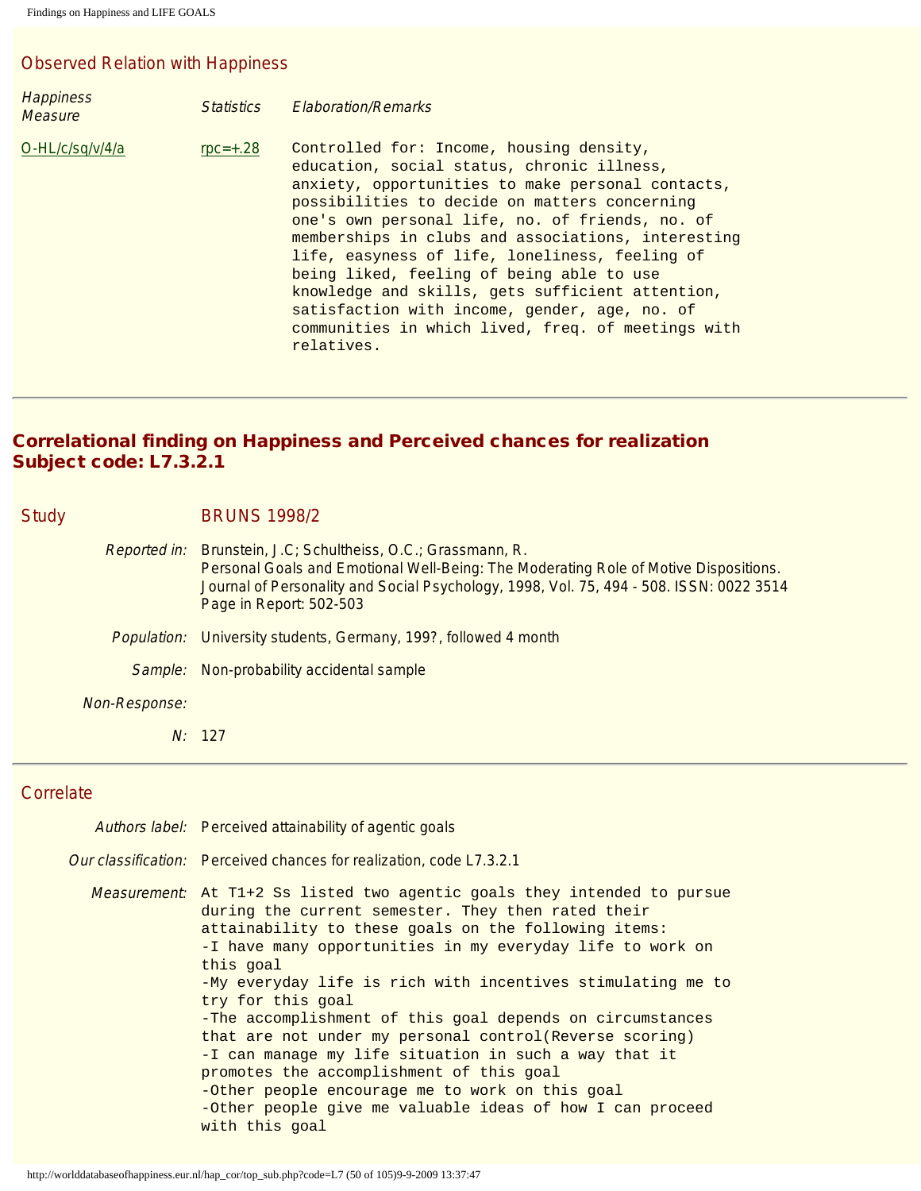## Observed Relation with Happiness

| Happiness Measure | Statistics | Elaboration/Remarks |
|---|---|---|
| O-HL/c/sq/v/4/a | rpc=+.28 | Controlled for: Income, housing density, education, social status, chronic illness, anxiety, opportunities to make personal contacts, possibilities to decide on matters concerning one's own personal life, no. of friends, no. of memberships in clubs and associations, interesting life, easyness of life, loneliness, feeling of being liked, feeling of being able to use knowledge and skills, gets sufficient attention, satisfaction with income, gender, age, no. of communities in which lived, freq. of meetings with relatives. |

---

## Correlational finding on Happiness and Perceived chances for realization
## Subject code: L7.3.2.1

### Study

**BRUNS 1998/2**

*Reported in:* Brunstein, J.C; Schultheiss, O.C.; Grassmann, R.
Personal Goals and Emotional Well-Being: The Moderating Role of Motive Dispositions.
Journal of Personality and Social Psychology, 1998, Vol. 75, 494 - 508. ISSN: 0022 3514
Page in Report: 502-503

*Population:* University students, Germany, 199?, followed 4 month

*Sample:* Non-probability accidental sample

*Non-Response:*

*N:* 127

---

### Correlate

*Authors label:* Perceived attainability of agentic goals

*Our classification:* Perceived chances for realization, code L7.3.2.1

*Measurement:* At T1+2 Ss listed two agentic goals they intended to pursue during the current semester. They then rated their attainability to these goals on the following items:
-I have many opportunities in my everyday life to work on this goal
-My everyday life is rich with incentives stimulating me to try for this goal
-The accomplishment of this goal depends on circumstances that are not under my personal control(Reverse scoring)
-I can manage my life situation in such a way that it promotes the accomplishment of this goal
-Other people encourage me to work on this goal
-Other people give me valuable ideas of how I can proceed with this goal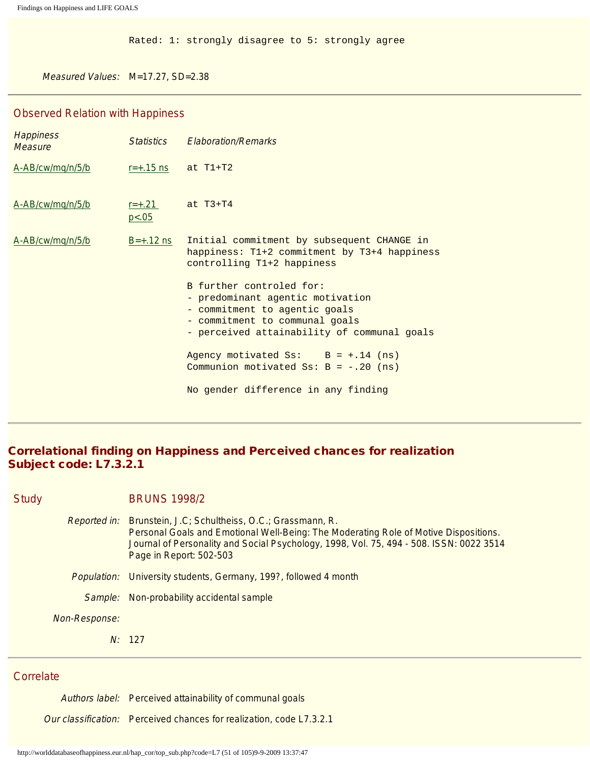Rated: 1: strongly disagree to 5: strongly agree

*Measured Values:* M=17.27, SD=2.38

## Observed Relation with Happiness

| *Happiness Measure* | *Statistics* | *Elaboration/Remarks* |
|---|---|---|
| A-AB/cw/mq/n/5/b | r=+.15 ns | at T1+T2 |
| A-AB/cw/mq/n/5/b | r=+.21 p<.05 | at T3+T4 |
| A-AB/cw/mq/n/5/b | B=+.12 ns | Initial commitment by subsequent CHANGE in happiness: T1+2 commitment by T3+4 happiness controlling T1+2 happiness<br><br>B further controled for:<br>- predominant agentic motivation<br>- commitment to agentic goals<br>- commitment to communal goals<br>- perceived attainability of communal goals<br><br>Agency motivated Ss: B = +.14 (ns)<br>Communion motivated Ss: B = -.20 (ns)<br><br>No gender difference in any finding |

## Correlational finding on Happiness and Perceived chances for realization
## Subject code: L7.3.2.1

**Study** BRUNS 1998/2

*Reported in:* Brunstein, J.C; Schultheiss, O.C.; Grassmann, R.
Personal Goals and Emotional Well-Being: The Moderating Role of Motive Dispositions.
Journal of Personality and Social Psychology, 1998, Vol. 75, 494 - 508. ISSN: 0022 3514
Page in Report: 502-503

*Population:* University students, Germany, 199?, followed 4 month

*Sample:* Non-probability accidental sample

*Non-Response:*

*N:* 127

## Correlate

*Authors label:* Perceived attainability of communal goals

*Our classification:* Perceived chances for realization, code L7.3.2.1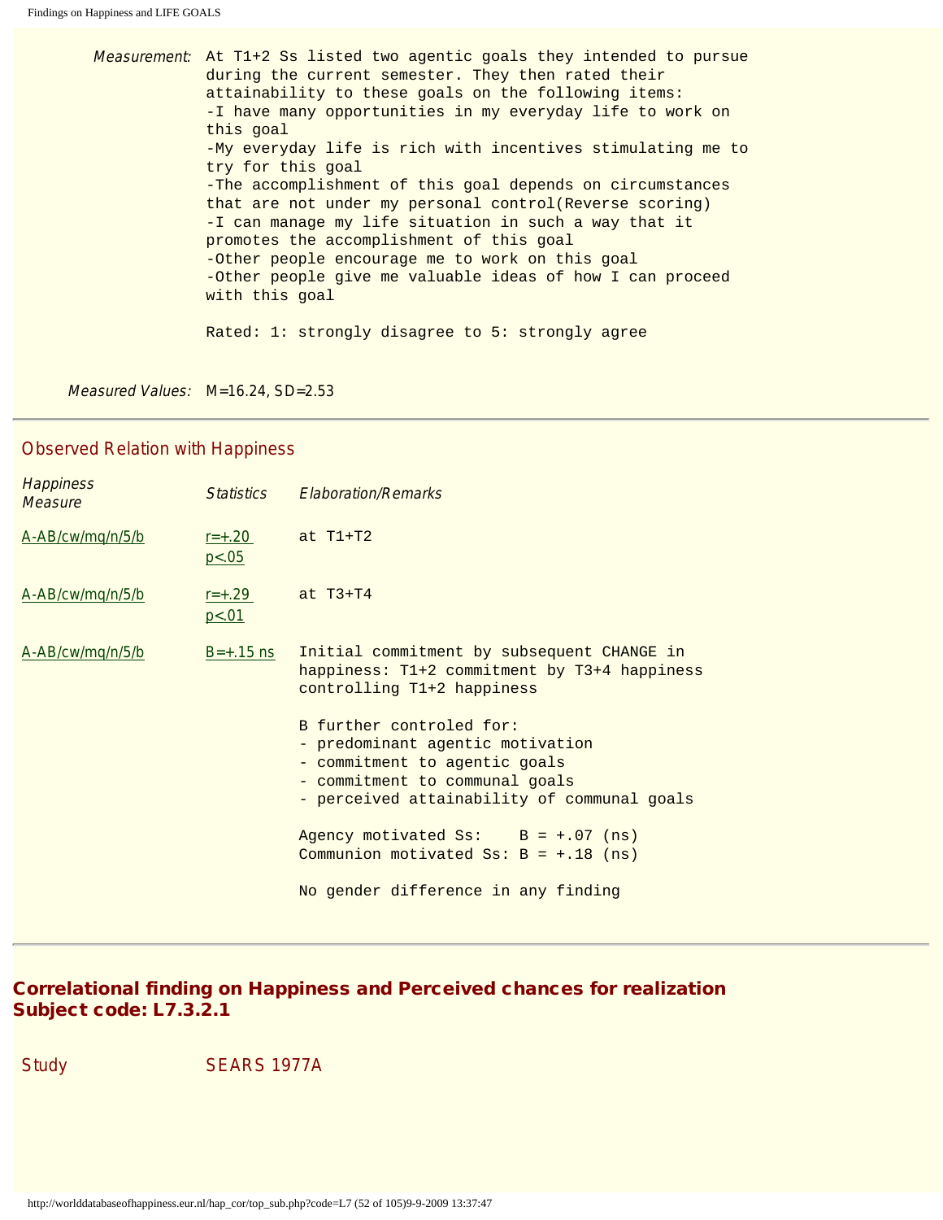*Measurement:* At T1+2 Ss listed two agentic goals they intended to pursue during the current semester. They then rated their attainability to these goals on the following items:
-I have many opportunities in my everyday life to work on this goal
-My everyday life is rich with incentives stimulating me to try for this goal
-The accomplishment of this goal depends on circumstances that are not under my personal control(Reverse scoring)
-I can manage my life situation in such a way that it promotes the accomplishment of this goal
-Other people encourage me to work on this goal
-Other people give me valuable ideas of how I can proceed with this goal

Rated: 1: strongly disagree to 5: strongly agree

*Measured Values:* M=16.24, SD=2.53

---

## Observed Relation with Happiness

| *Happiness Measure* | *Statistics* | *Elaboration/Remarks* |
|---|---|---|
| A-AB/cw/mq/n/5/b | r=+.20 p<.05 | at T1+T2 |
| A-AB/cw/mq/n/5/b | r=+.29 p<.01 | at T3+T4 |
| A-AB/cw/mq/n/5/b | B=+.15 ns | Initial commitment by subsequent CHANGE in happiness: T1+2 commitment by T3+4 happiness controlling T1+2 happiness<br><br>B further controled for:<br>- predominant agentic motivation<br>- commitment to agentic goals<br>- commitment to communal goals<br>- perceived attainability of communal goals<br><br>Agency motivated Ss: B = +.07 (ns)<br>Communion motivated Ss: B = +.18 (ns)<br><br>No gender difference in any finding |

---

## Correlational finding on Happiness and Perceived chances for realization
## Subject code: L7.3.2.1

Study SEARS 1977A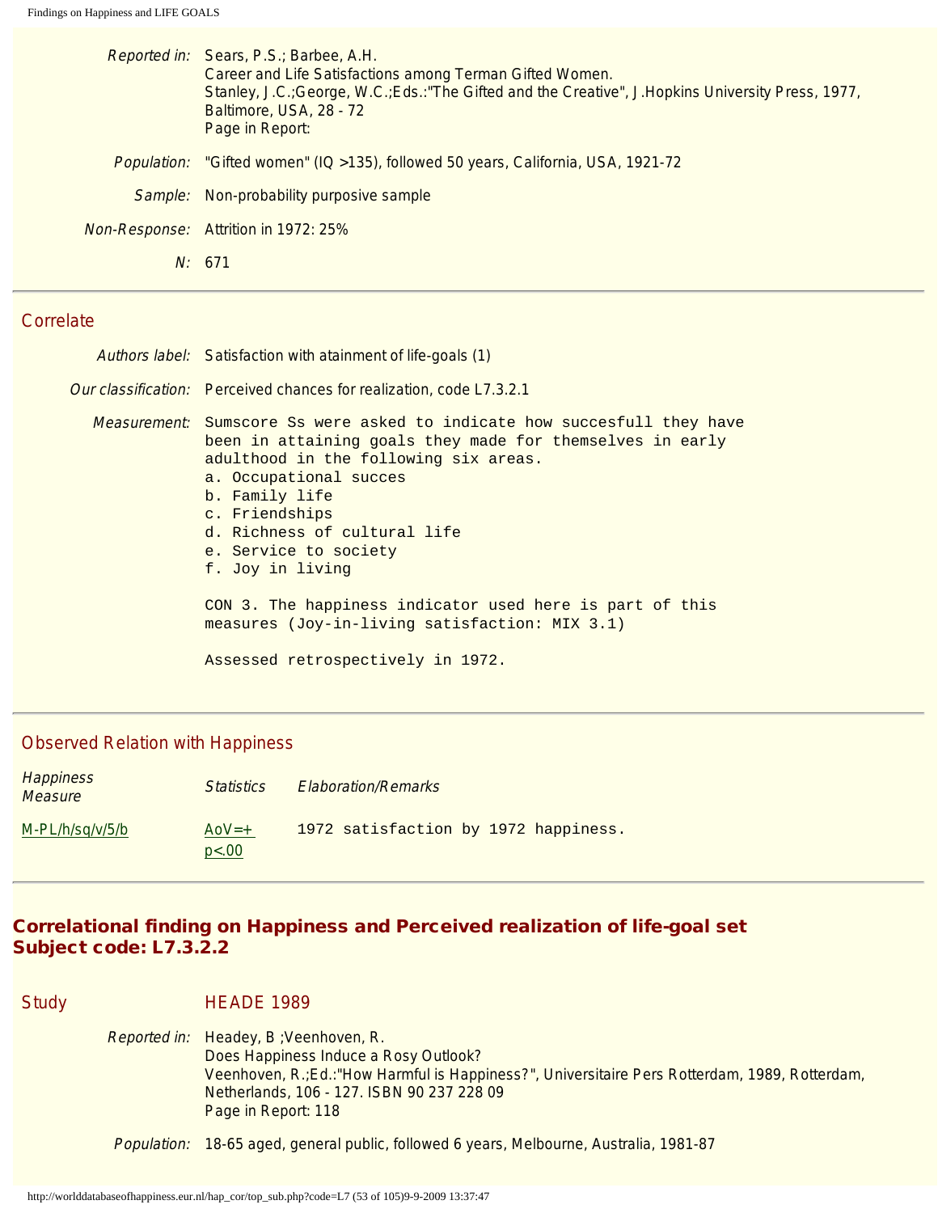*Reported in:* Sears, P.S.; Barbee, A.H.
Career and Life Satisfactions among Terman Gifted Women.
Stanley, J.C.;George, W.C.;Eds.:"The Gifted and the Creative", J.Hopkins University Press, 1977, Baltimore, USA, 28 - 72
Page in Report:

*Population:* "Gifted women" (IQ >135), followed 50 years, California, USA, 1921-72

*Sample:* Non-probability purposive sample

*Non-Response:* Attrition in 1972: 25%

*N:* 671

---

## Correlate

*Authors label:* Satisfaction with atainment of life-goals (1)

*Our classification:* Perceived chances for realization, code L7.3.2.1

*Measurement:*

```
Sumscore Ss were asked to indicate how succesfull they have
been in attaining goals they made for themselves in early
adulthood in the following six areas.
a. Occupational succes
b. Family life
c. Friendships
d. Richness of cultural life
e. Service to society
f. Joy in living

CON 3. The happiness indicator used here is part of this
measures (Joy-in-living satisfaction: MIX 3.1)

Assessed retrospectively in 1972.
```

---

## Observed Relation with Happiness

| *Happiness Measure* | *Statistics* | *Elaboration/Remarks* |
|---|---|---|
| M-PL/h/sq/v/5/b | AoV=+ p<.00 | 1972 satisfaction by 1972 happiness. |

---

# Correlational finding on Happiness and Perceived realization of life-goal set Subject code: L7.3.2.2

## Study HEADE 1989

*Reported in:* Headey, B ;Veenhoven, R.
Does Happiness Induce a Rosy Outlook?
Veenhoven, R.;Ed.:"How Harmful is Happiness?", Universitaire Pers Rotterdam, 1989, Rotterdam, Netherlands, 106 - 127. ISBN 90 237 228 09
Page in Report: 118

*Population:* 18-65 aged, general public, followed 6 years, Melbourne, Australia, 1981-87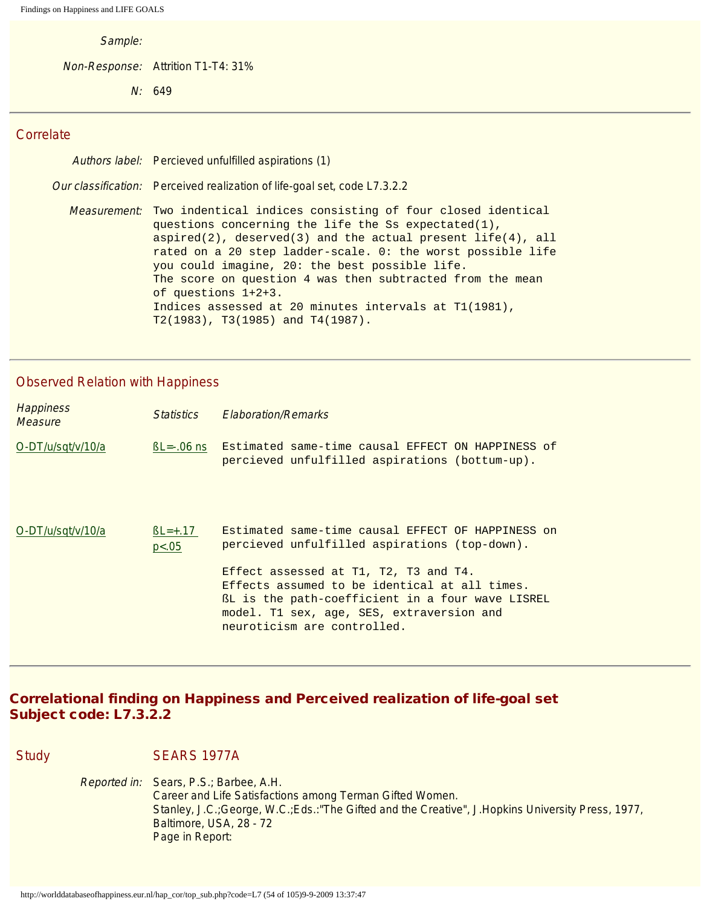*Sample:*

*Non-Response:* Attrition T1-T4: 31%

*N:* 649

---

## Correlate

*Authors label:* Percieved unfulfilled aspirations (1)

*Our classification:* Perceived realization of life-goal set, code L7.3.2.2

*Measurement:* Two indentical indices consisting of four closed identical questions concerning the life the Ss expectated(1), aspired(2), deserved(3) and the actual present life(4), all rated on a 20 step ladder-scale. 0: the worst possible life you could imagine, 20: the best possible life.
The score on question 4 was then subtracted from the mean of questions 1+2+3.
Indices assessed at 20 minutes intervals at T1(1981), T2(1983), T3(1985) and T4(1987).

---

## Observed Relation with Happiness

| Happiness Measure | Statistics | Elaboration/Remarks |
|---|---|---|
| O-DT/u/sqt/v/10/a | ßL=-.06 ns | Estimated same-time causal EFFECT ON HAPPINESS of percieved unfulfilled aspirations (bottom-up). |
| O-DT/u/sqt/v/10/a | ßL=+.17 p<.05 | Estimated same-time causal EFFECT OF HAPPINESS on percieved unfulfilled aspirations (top-down).<br><br>Effect assessed at T1, T2, T3 and T4.<br>Effects assumed to be identical at all times.<br>ßL is the path-coefficient in a four wave LISREL model. T1 sex, age, SES, extraversion and neuroticism are controlled. |

---

# Correlational finding on Happiness and Perceived realization of life-goal set Subject code: L7.3.2.2

## Study SEARS 1977A

*Reported in:* Sears, P.S.; Barbee, A.H.
Career and Life Satisfactions among Terman Gifted Women.
Stanley, J.C.;George, W.C.;Eds.:"The Gifted and the Creative", J.Hopkins University Press, 1977, Baltimore, USA, 28 - 72
Page in Report: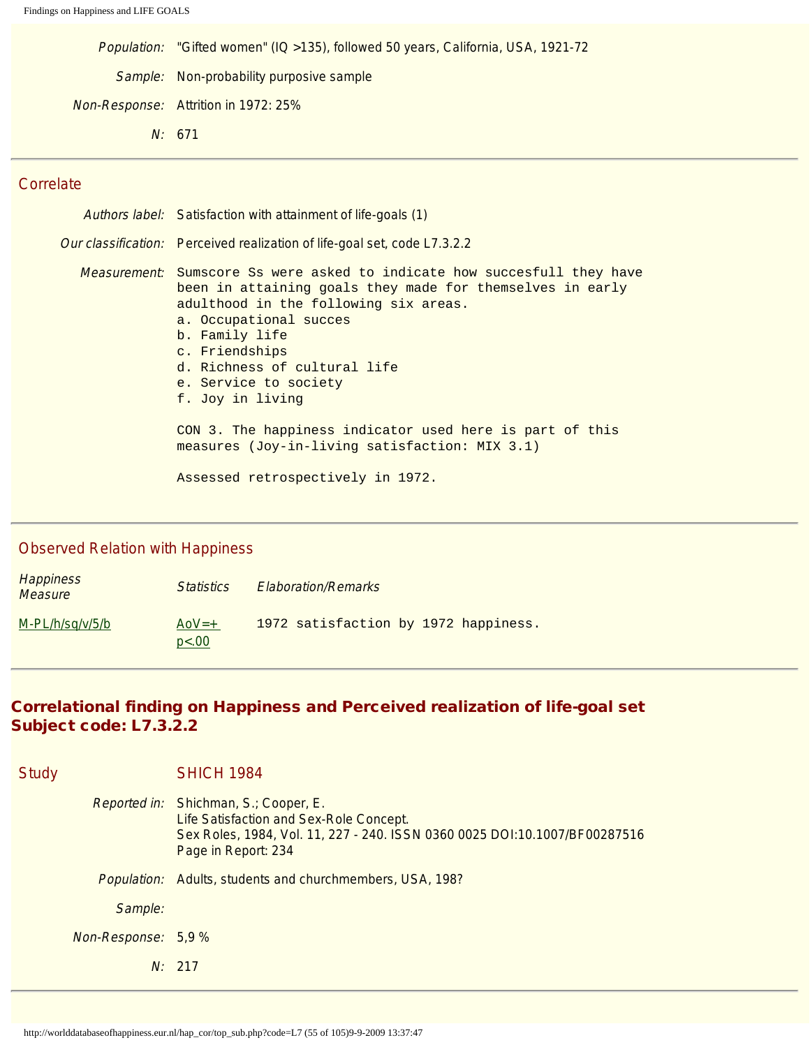*Population:* "Gifted women" (IQ >135), followed 50 years, California, USA, 1921-72

*Sample:* Non-probability purposive sample

*Non-Response:* Attrition in 1972: 25%

*N:* 671

---

## Correlate

*Authors label:* Satisfaction with attainment of life-goals (1)

*Our classification:* Perceived realization of life-goal set, code L7.3.2.2

*Measurement:*

```
Sumscore Ss were asked to indicate how succesfull they have
been in attaining goals they made for themselves in early
adulthood in the following six areas.
a. Occupational succes
b. Family life
c. Friendships
d. Richness of cultural life
e. Service to society
f. Joy in living

CON 3. The happiness indicator used here is part of this
measures (Joy-in-living satisfaction: MIX 3.1)

Assessed retrospectively in 1972.
```

---

## Observed Relation with Happiness

| Happiness Measure | Statistics | Elaboration/Remarks |
|---|---|---|
| M-PL/h/sq/v/5/b | AoV=+ p<.00 | 1972 satisfaction by 1972 happiness. |

---

# Correlational finding on Happiness and Perceived realization of life-goal set
# Subject code: L7.3.2.2

## Study SHICH 1984

*Reported in:* Shichman, S.; Cooper, E.
Life Satisfaction and Sex-Role Concept.
Sex Roles, 1984, Vol. 11, 227 - 240. ISSN 0360 0025 DOI:10.1007/BF00287516
Page in Report: 234

*Population:* Adults, students and churchmembers, USA, 198?

*Sample:*

*Non-Response:* 5,9 %

*N:* 217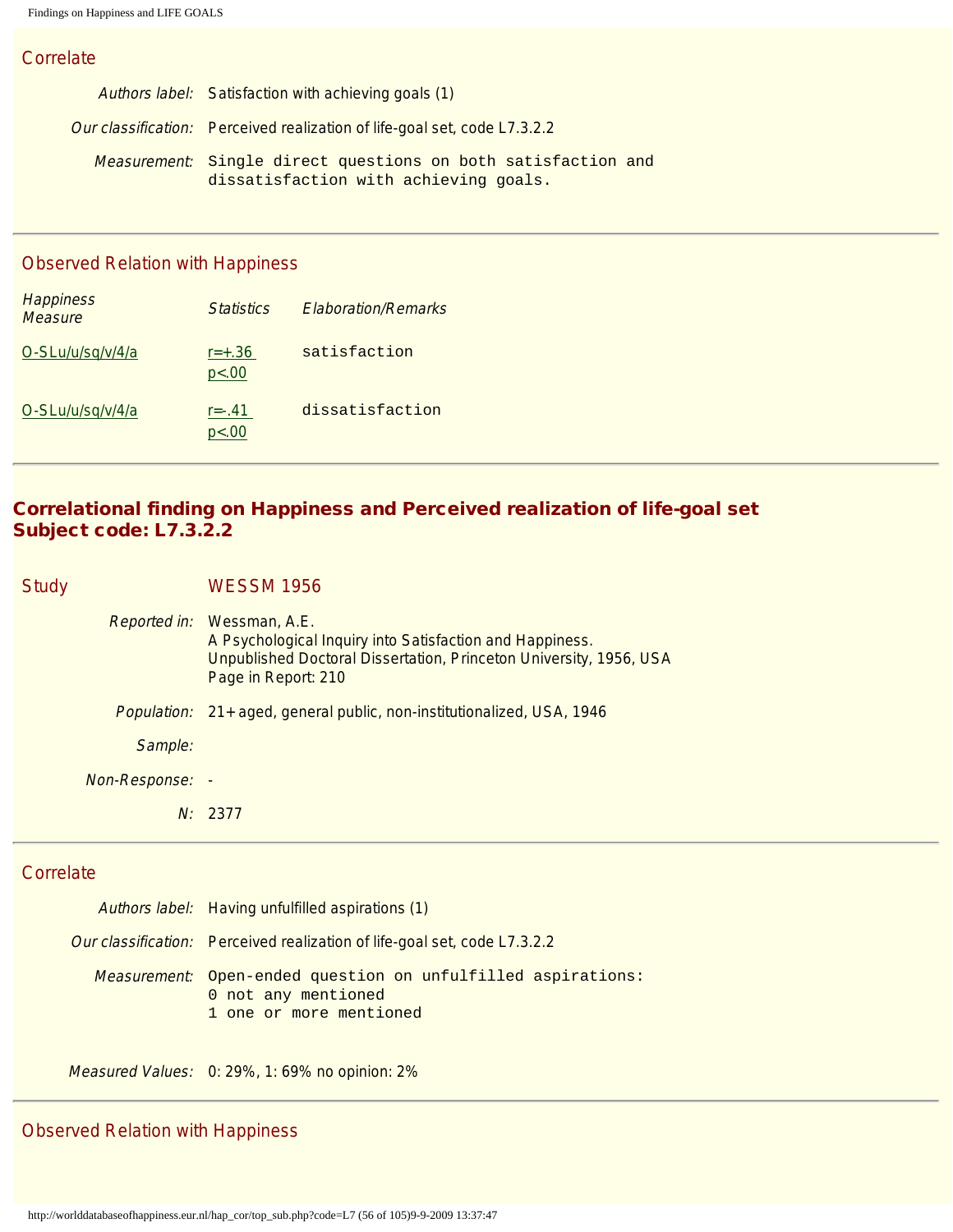## Correlate

*Authors label:* Satisfaction with achieving goals (1)

*Our classification:* Perceived realization of life-goal set, code L7.3.2.2

*Measurement:* Single direct questions on both satisfaction and dissatisfaction with achieving goals.

## Observed Relation with Happiness

| *Happiness Measure* | *Statistics* | *Elaboration/Remarks* |
|---|---|---|
| O-SLu/u/sq/v/4/a | r=+.36 p<.00 | satisfaction |
| O-SLu/u/sq/v/4/a | r=-.41 p<.00 | dissatisfaction |

# Correlational finding on Happiness and Perceived realization of life-goal set Subject code: L7.3.2.2

## Study — WESSM 1956

*Reported in:* Wessman, A.E.
A Psychological Inquiry into Satisfaction and Happiness.
Unpublished Doctoral Dissertation, Princeton University, 1956, USA
Page in Report: 210

*Population:* 21+ aged, general public, non-institutionalized, USA, 1946

*Sample:*

*Non-Response:* -

*N:* 2377

## Correlate

*Authors label:* Having unfulfilled aspirations (1)

*Our classification:* Perceived realization of life-goal set, code L7.3.2.2

*Measurement:* Open-ended question on unfulfilled aspirations:
0 not any mentioned
1 one or more mentioned

*Measured Values:* 0: 29%, 1: 69% no opinion: 2%

## Observed Relation with Happiness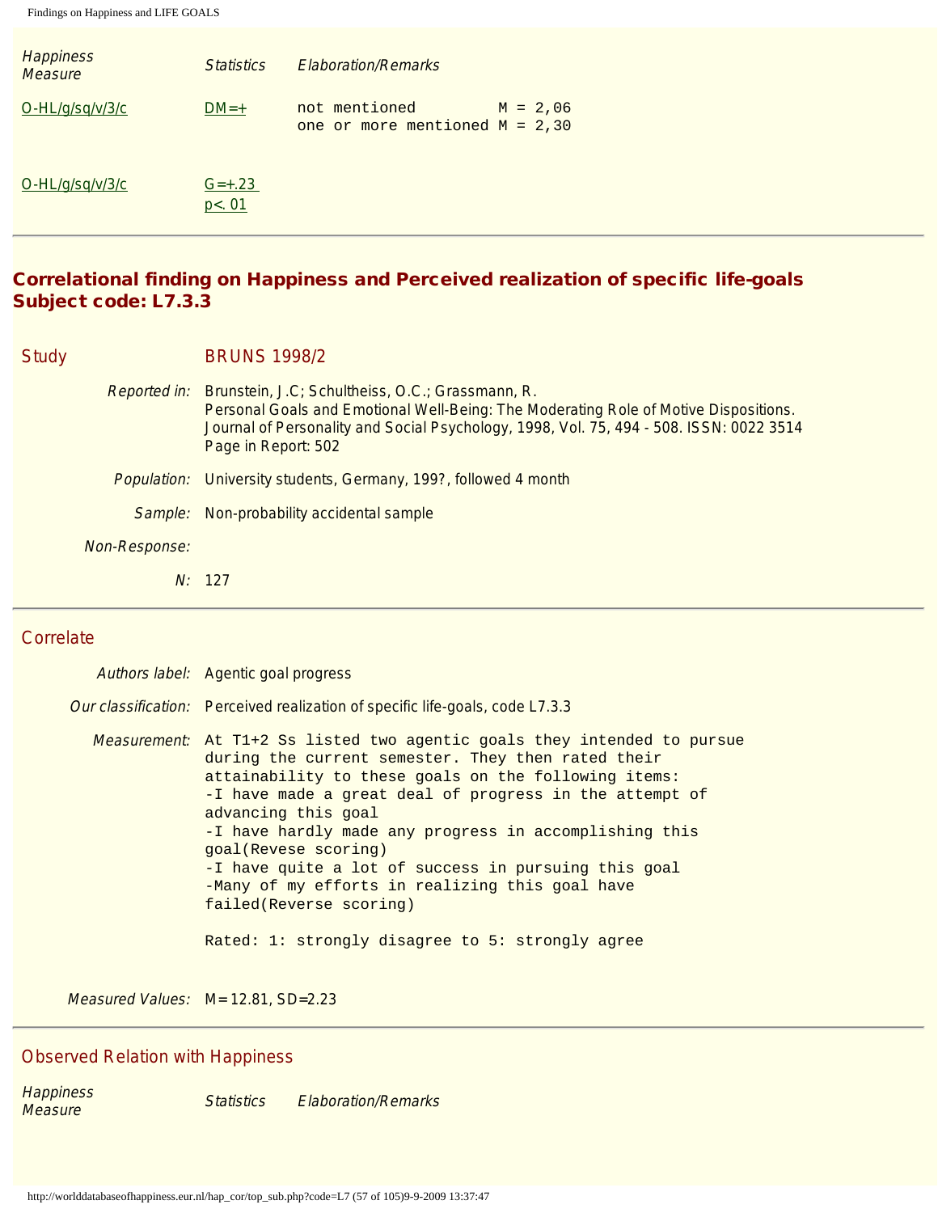| Happiness Measure | Statistics | Elaboration/Remarks |
|---|---|---|
| O-HL/g/sq/v/3/c | DM=+ | not mentioned M = 2,06<br>one or more mentioned M = 2,30 |
| O-HL/g/sq/v/3/c | G=+.23<br>p<.01 | |

---

## Correlational finding on Happiness and Perceived realization of specific life-goals
## Subject code: L7.3.3

### Study: BRUNS 1998/2

*Reported in:* Brunstein, J.C; Schultheiss, O.C.; Grassmann, R.
Personal Goals and Emotional Well-Being: The Moderating Role of Motive Dispositions.
Journal of Personality and Social Psychology, 1998, Vol. 75, 494 - 508. ISSN: 0022 3514
Page in Report: 502

*Population:* University students, Germany, 199?, followed 4 month

*Sample:* Non-probability accidental sample

*Non-Response:*

*N:* 127

---

### Correlate

*Authors label:* Agentic goal progress

*Our classification:* Perceived realization of specific life-goals, code L7.3.3

*Measurement:*

```
At T1+2 Ss listed two agentic goals they intended to pursue
during the current semester. They then rated their
attainability to these goals on the following items:
-I have made a great deal of progress in the attempt of
advancing this goal
-I have hardly made any progress in accomplishing this
goal(Revese scoring)
-I have quite a lot of success in pursuing this goal
-Many of my efforts in realizing this goal have
failed(Reverse scoring)

Rated: 1: strongly disagree to 5: strongly agree
```

*Measured Values:* M=12.81, SD=2.23

---

### Observed Relation with Happiness

| Happiness Measure | Statistics | Elaboration/Remarks |
|---|---|---|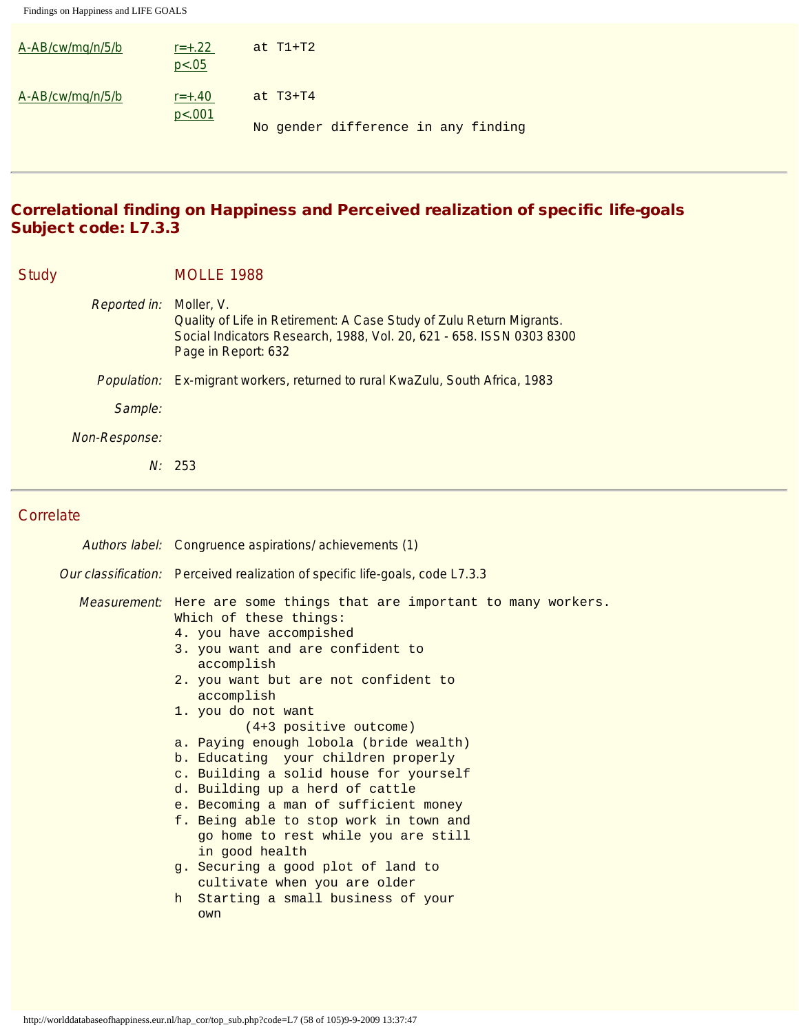| | | |
|---|---|---|
| A-AB/cw/mq/n/5/b | r=+.22 p<.05 | at T1+T2 |
| A-AB/cw/mq/n/5/b | r=+.40 p<.001 | at T3+T4<br><br>No gender difference in any finding |

---

## Correlational finding on Happiness and Perceived realization of specific life-goals
## Subject code: L7.3.3

### Study

MOLLE 1988

*Reported in:* Moller, V.
Quality of Life in Retirement: A Case Study of Zulu Return Migrants.
Social Indicators Research, 1988, Vol. 20, 621 - 658. ISSN 0303 8300
Page in Report: 632

*Population:* Ex-migrant workers, returned to rural KwaZulu, South Africa, 1983

*Sample:*

*Non-Response:*

*N:* 253

---

### Correlate

*Authors label:* Congruence aspirations/ achievements (1)

*Our classification:* Perceived realization of specific life-goals, code L7.3.3

*Measurement:*

```
Here are some things that are important to many workers.
Which of these things:
4. you have accompished
3. you want and are confident to
   accomplish
2. you want but are not confident to
   accomplish
1. you do not want
         (4+3 positive outcome)
a. Paying enough lobola (bride wealth)
b. Educating  your children properly
c. Building a solid house for yourself
d. Building up a herd of cattle
e. Becoming a man of sufficient money
f. Being able to stop work in town and
   go home to rest while you are still
   in good health
g. Securing a good plot of land to
   cultivate when you are older
h  Starting a small business of your
   own
```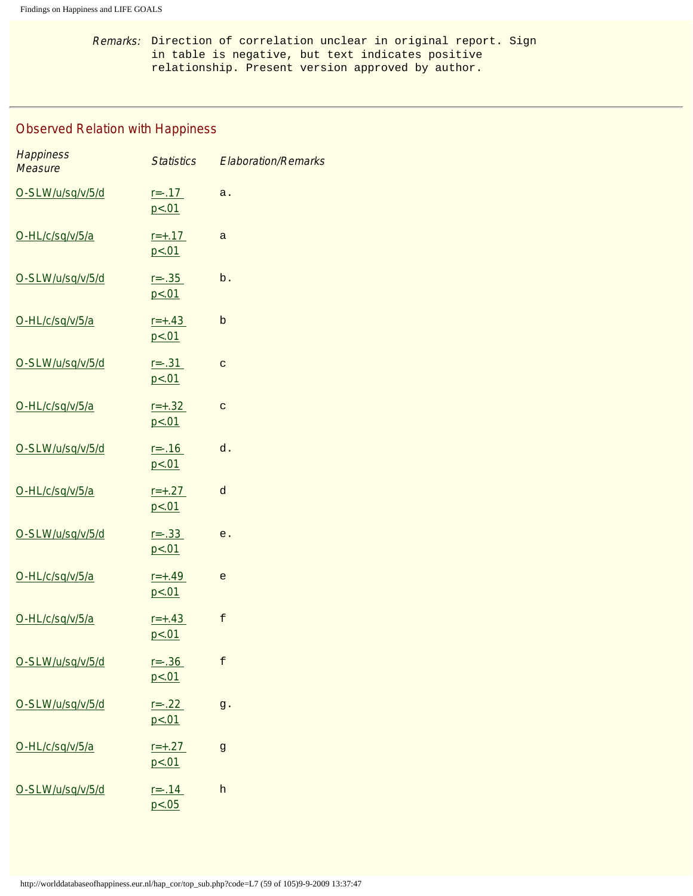Remarks: Direction of correlation unclear in original report. Sign in table is negative, but text indicates positive relationship. Present version approved by author.

## Observed Relation with Happiness

| Happiness Measure | Statistics | Elaboration/Remarks |
|---|---|---|
| O-SLW/u/sq/v/5/d | r=-.17 p<.01 | a. |
| O-HL/c/sq/v/5/a | r=+.17 p<.01 | a |
| O-SLW/u/sq/v/5/d | r=-.35 p<.01 | b. |
| O-HL/c/sq/v/5/a | r=+.43 p<.01 | b |
| O-SLW/u/sq/v/5/d | r=-.31 p<.01 | c |
| O-HL/c/sq/v/5/a | r=+.32 p<.01 | c |
| O-SLW/u/sq/v/5/d | r=-.16 p<.01 | d. |
| O-HL/c/sq/v/5/a | r=+.27 p<.01 | d |
| O-SLW/u/sq/v/5/d | r=-.33 p<.01 | e. |
| O-HL/c/sq/v/5/a | r=+.49 p<.01 | e |
| O-HL/c/sq/v/5/a | r=+.43 p<.01 | f |
| O-SLW/u/sq/v/5/d | r=-.36 p<.01 | f |
| O-SLW/u/sq/v/5/d | r=-.22 p<.01 | g. |
| O-HL/c/sq/v/5/a | r=+.27 p<.01 | g |
| O-SLW/u/sq/v/5/d | r=-.14 p<.05 | h |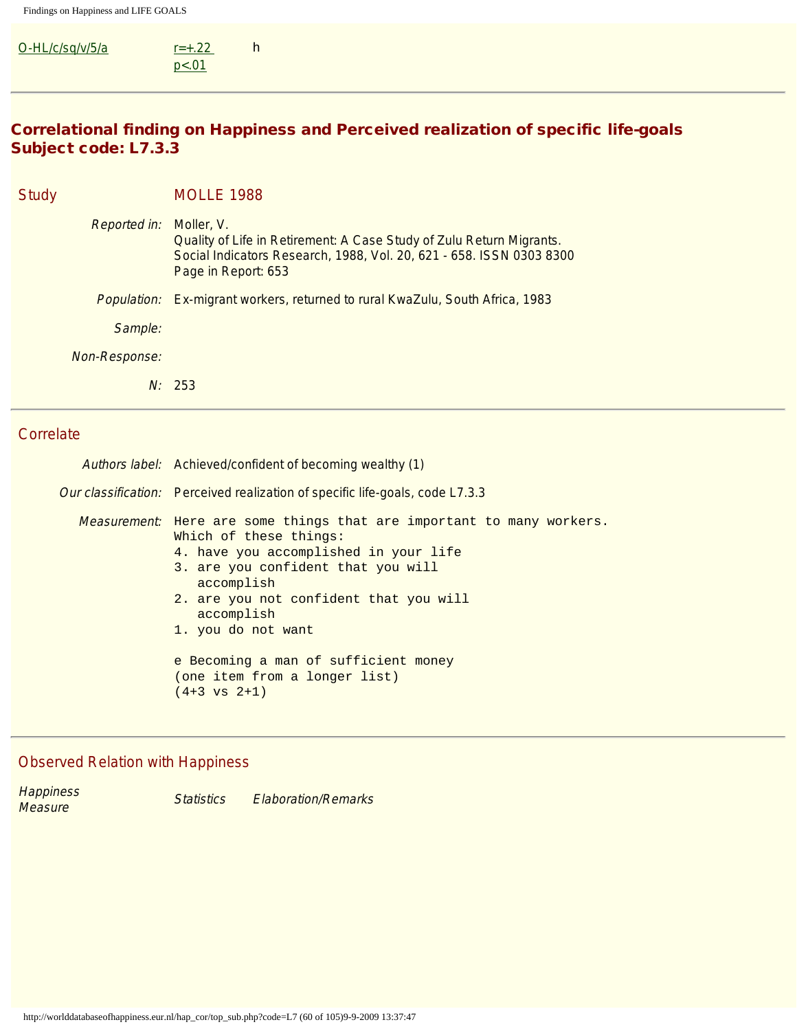| | | |
|---|---|---|
| O-HL/c/sq/v/5/a | r=+.22 p<.01 | h |

## Correlational finding on Happiness and Perceived realization of specific life-goals
## Subject code: L7.3.3

### Study

MOLLE 1988

*Reported in:* Moller, V.
Quality of Life in Retirement: A Case Study of Zulu Return Migrants.
Social Indicators Research, 1988, Vol. 20, 621 - 658. ISSN 0303 8300
Page in Report: 653

*Population:* Ex-migrant workers, returned to rural KwaZulu, South Africa, 1983

*Sample:*

*Non-Response:*

*N:* 253

### Correlate

*Authors label:* Achieved/confident of becoming wealthy (1)

*Our classification:* Perceived realization of specific life-goals, code L7.3.3

*Measurement:*

```
Here are some things that are important to many workers.
Which of these things:
4. have you accomplished in your life
3. are you confident that you will
   accomplish
2. are you not confident that you will
   accomplish
1. you do not want

e Becoming a man of sufficient money
(one item from a longer list)
(4+3 vs 2+1)
```

### Observed Relation with Happiness

| *Happiness Measure* | *Statistics* | *Elaboration/Remarks* |
|---|---|---|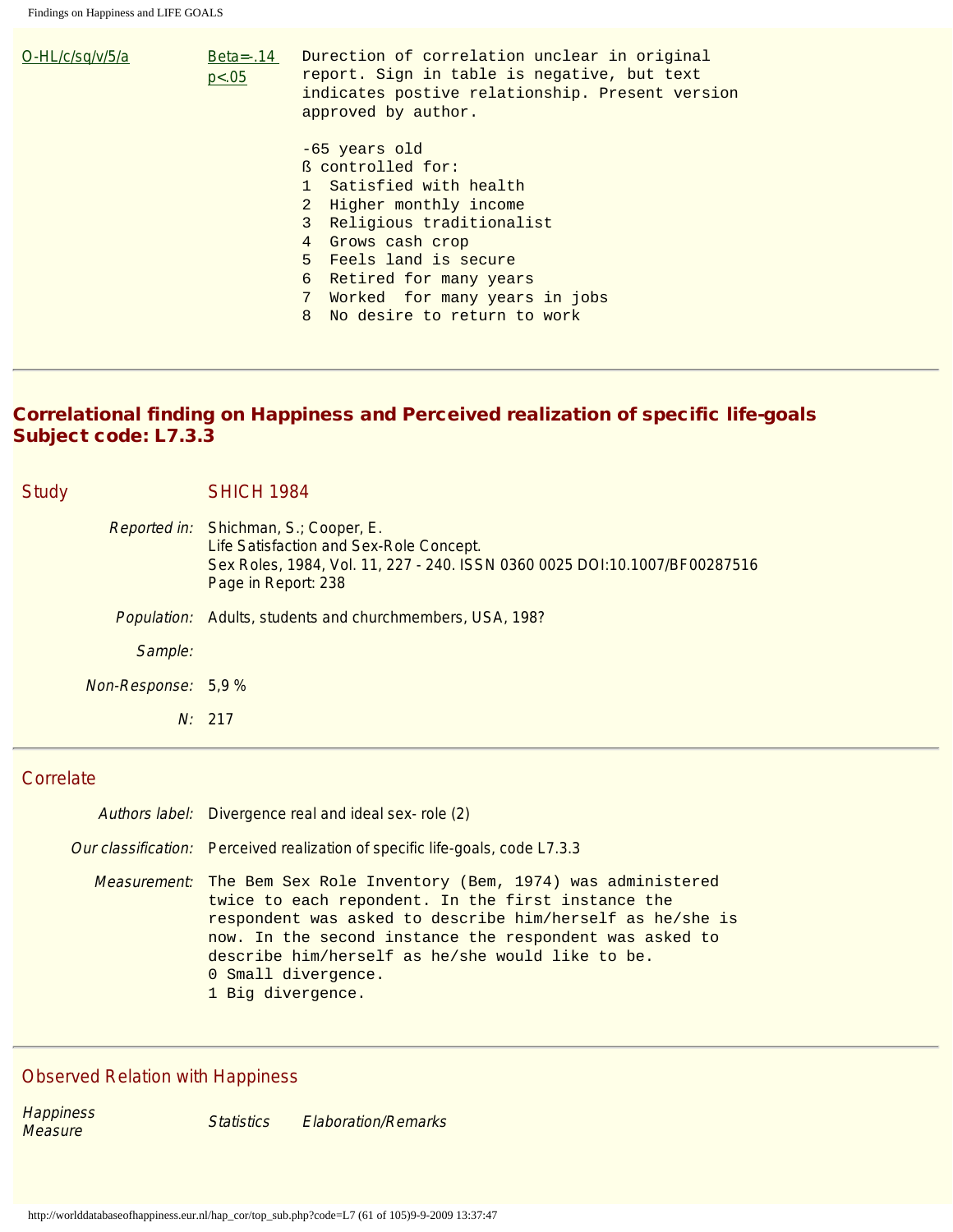| | | |
|---|---|---|
| O-HL/c/sq/v/5/a | Beta=-.14 p<.05 | Durection of correlation unclear in original report. Sign in table is negative, but text indicates postive relationship. Present version approved by author.<br><br>-65 years old<br>ß controlled for:<br>1 Satisfied with health<br>2 Higher monthly income<br>3 Religious traditionalist<br>4 Grows cash crop<br>5 Feels land is secure<br>6 Retired for many years<br>7 Worked for many years in jobs<br>8 No desire to return to work |

---

## Correlational finding on Happiness and Perceived realization of specific life-goals
## Subject code: L7.3.3

### Study

**SHICH 1984**

*Reported in:* Shichman, S.; Cooper, E.
Life Satisfaction and Sex-Role Concept.
Sex Roles, 1984, Vol. 11, 227 - 240. ISSN 0360 0025 DOI:10.1007/BF00287516
Page in Report: 238

*Population:* Adults, students and churchmembers, USA, 198?

*Sample:*

*Non-Response:* 5,9 %

*N:* 217

---

### Correlate

*Authors label:* Divergence real and ideal sex- role (2)

*Our classification:* Perceived realization of specific life-goals, code L7.3.3

*Measurement:* The Bem Sex Role Inventory (Bem, 1974) was administered twice to each repondent. In the first instance the respondent was asked to describe him/herself as he/she is now. In the second instance the respondent was asked to describe him/herself as he/she would like to be.
0 Small divergence.
1 Big divergence.

---

### Observed Relation with Happiness

| Happiness Measure | Statistics | Elaboration/Remarks |
|---|---|---|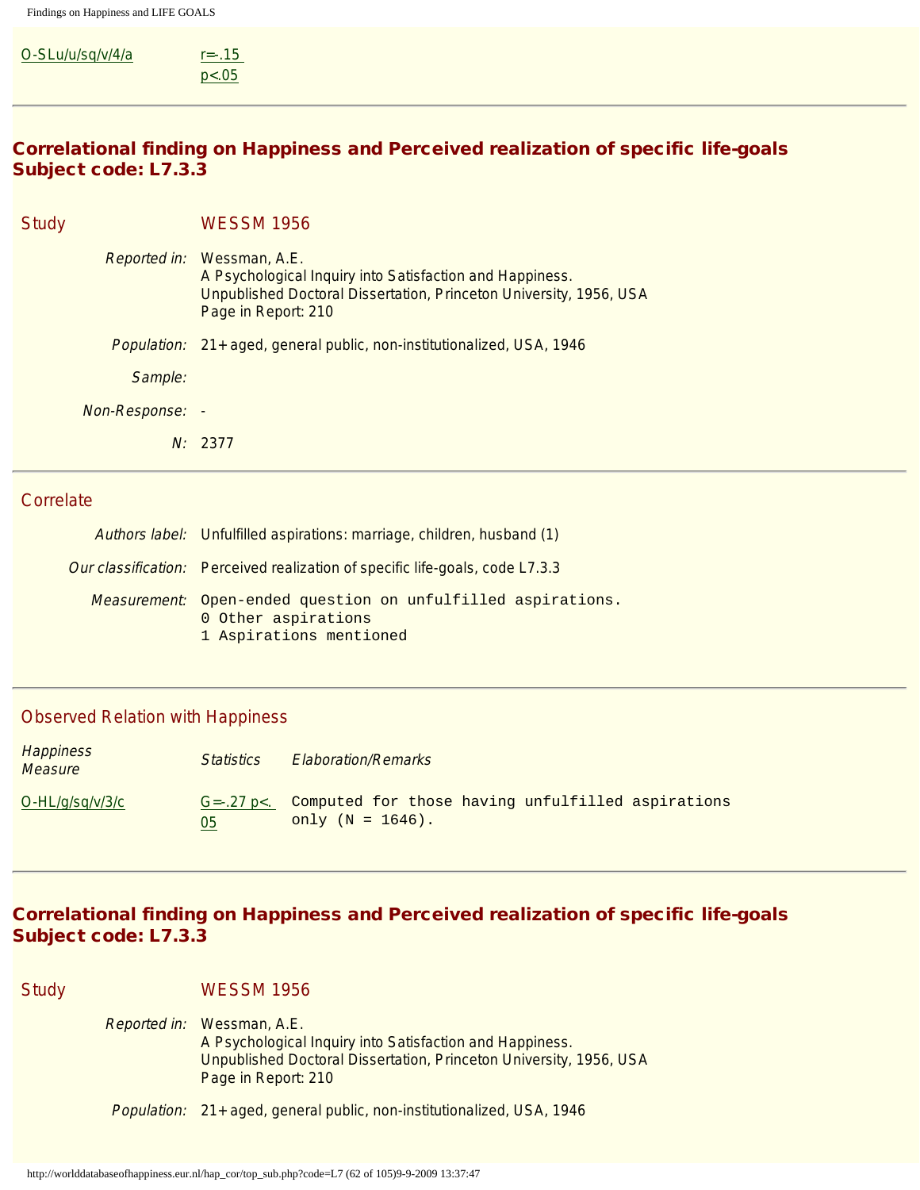| | |
|---|---|
| O-SLu/u/sq/v/4/a | r=-.15 p<.05 |

---

## Correlational finding on Happiness and Perceived realization of specific life-goals
## Subject code: L7.3.3

**Study** WESSM 1956

*Reported in:* Wessman, A.E.
A Psychological Inquiry into Satisfaction and Happiness.
Unpublished Doctoral Dissertation, Princeton University, 1956, USA
Page in Report: 210

*Population:* 21+ aged, general public, non-institutionalized, USA, 1946

*Sample:*

*Non-Response:* -

*N:* 2377

---

**Correlate**

*Authors label:* Unfulfilled aspirations: marriage, children, husband (1)

*Our classification:* Perceived realization of specific life-goals, code L7.3.3

*Measurement:*
```
Open-ended question on unfulfilled aspirations.
0 Other aspirations
1 Aspirations mentioned
```

---

**Observed Relation with Happiness**

| Happiness Measure | Statistics | Elaboration/Remarks |
|---|---|---|
| O-HL/g/sq/v/3/c | G=-.27 p<.05 | Computed for those having unfulfilled aspirations only (N = 1646). |

---

## Correlational finding on Happiness and Perceived realization of specific life-goals
## Subject code: L7.3.3

**Study** WESSM 1956

*Reported in:* Wessman, A.E.
A Psychological Inquiry into Satisfaction and Happiness.
Unpublished Doctoral Dissertation, Princeton University, 1956, USA
Page in Report: 210

*Population:* 21+ aged, general public, non-institutionalized, USA, 1946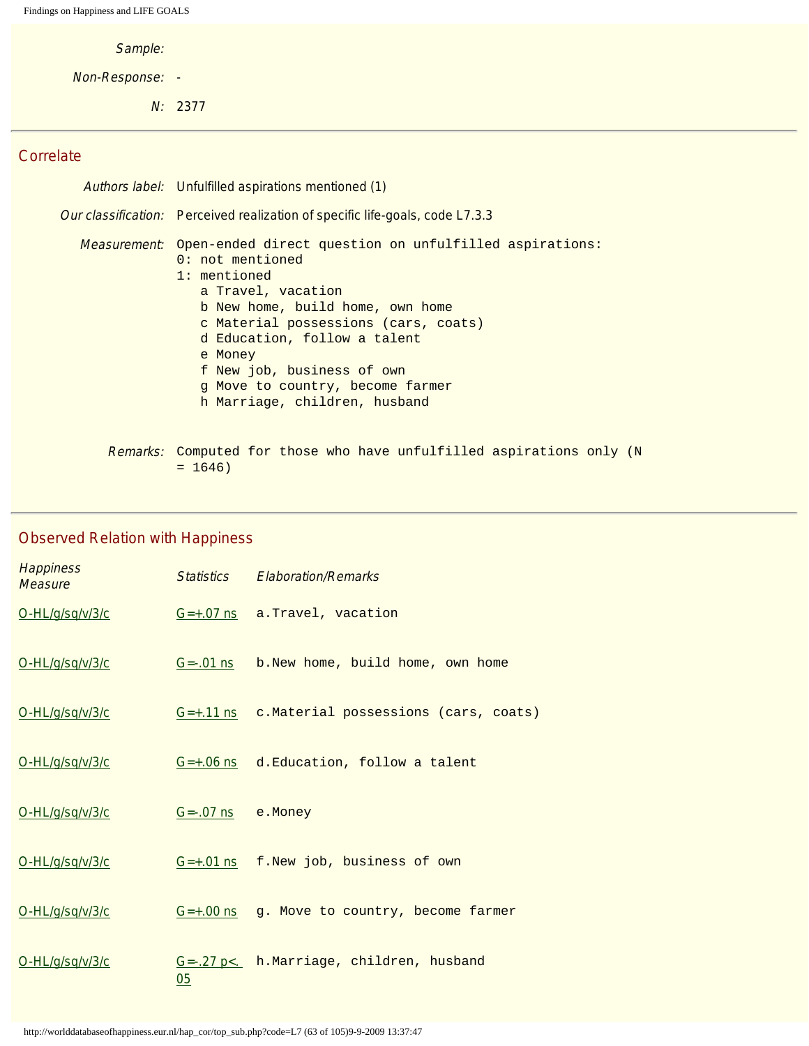*Sample:*

*Non-Response:* -

*N:* 2377

---

## Correlate

*Authors label:* Unfulfilled aspirations mentioned (1)

*Our classification:* Perceived realization of specific life-goals, code L7.3.3

*Measurement:*

```
Open-ended direct question on unfulfilled aspirations:
0: not mentioned
1: mentioned
   a Travel, vacation
   b New home, build home, own home
   c Material possessions (cars, coats)
   d Education, follow a talent
   e Money
   f New job, business of own
   g Move to country, become farmer
   h Marriage, children, husband
```

*Remarks:* Computed for those who have unfulfilled aspirations only (N = 1646)

---

## Observed Relation with Happiness

| *Happiness Measure* | *Statistics* | *Elaboration/Remarks* |
|---|---|---|
| O-HL/g/sq/v/3/c | G=+.07 ns | a.Travel, vacation |
| O-HL/g/sq/v/3/c | G=-.01 ns | b.New home, build home, own home |
| O-HL/g/sq/v/3/c | G=+.11 ns | c.Material possessions (cars, coats) |
| O-HL/g/sq/v/3/c | G=+.06 ns | d.Education, follow a talent |
| O-HL/g/sq/v/3/c | G=-.07 ns | e.Money |
| O-HL/g/sq/v/3/c | G=+.01 ns | f.New job, business of own |
| O-HL/g/sq/v/3/c | G=+.00 ns | g. Move to country, become farmer |
| O-HL/g/sq/v/3/c | G=-.27 $p < .05$ | h.Marriage, children, husband |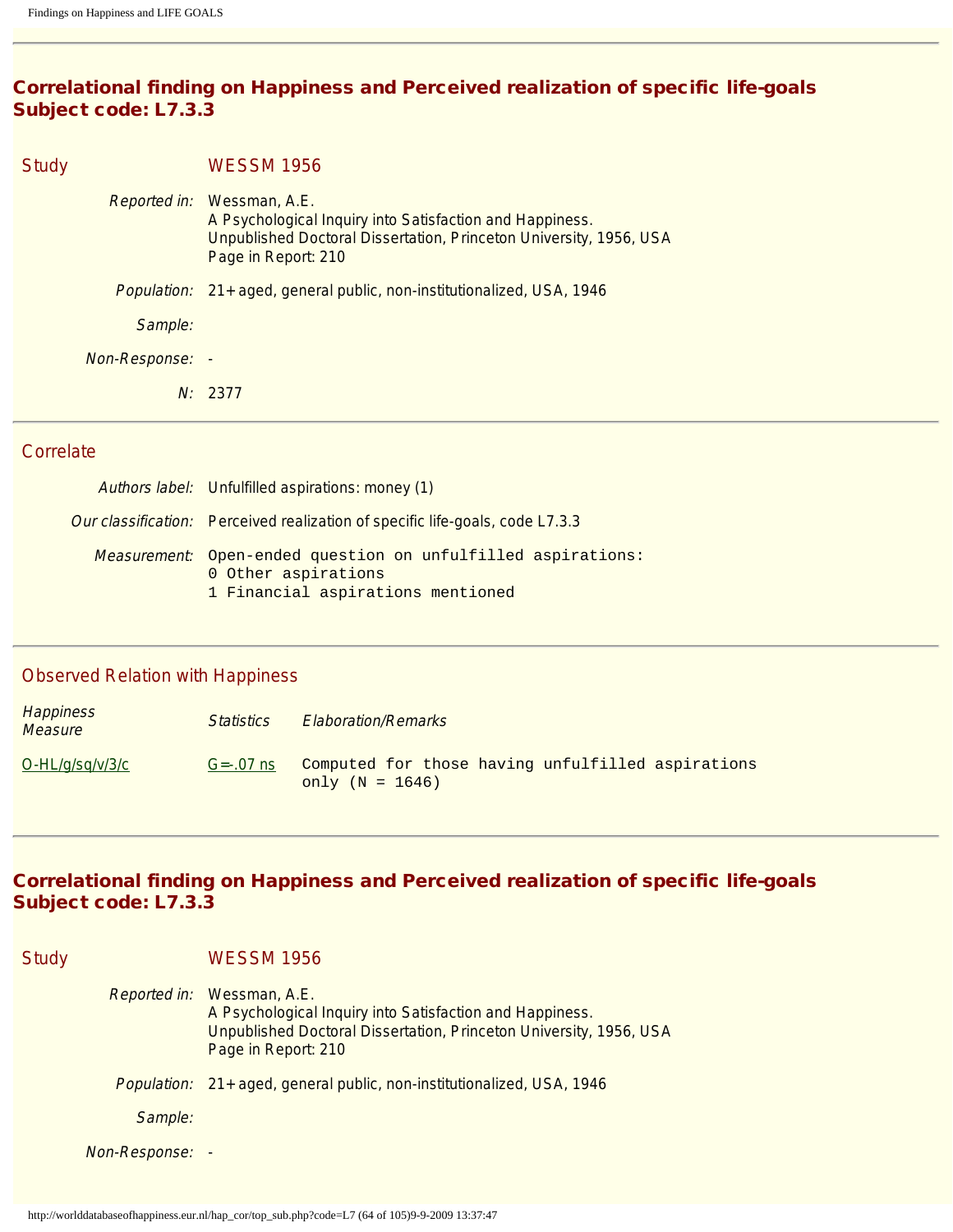## Correlational finding on Happiness and Perceived realization of specific life-goals
## Subject code: L7.3.3

### Study — WESSM 1956

| | |
|---|---|
| *Reported in:* | Wessman, A.E.<br>A Psychological Inquiry into Satisfaction and Happiness.<br>Unpublished Doctoral Dissertation, Princeton University, 1956, USA<br>Page in Report: 210 |
| *Population:* | 21+ aged, general public, non-institutionalized, USA, 1946 |
| *Sample:* | |
| *Non-Response:* | - |
| *N:* | 2377 |

### Correlate

| | |
|---|---|
| *Authors label:* | Unfulfilled aspirations: money (1) |
| *Our classification:* | Perceived realization of specific life-goals, code L7.3.3 |
| *Measurement:* | Open-ended question on unfulfilled aspirations:<br>0 Other aspirations<br>1 Financial aspirations mentioned |

### Observed Relation with Happiness

| *Happiness Measure* | *Statistics* | *Elaboration/Remarks* |
|---|---|---|
| O-HL/g/sq/v/3/c | G=-.07 ns | Computed for those having unfulfilled aspirations only (N = 1646) |

---

## Correlational finding on Happiness and Perceived realization of specific life-goals
## Subject code: L7.3.3

### Study — WESSM 1956

| | |
|---|---|
| *Reported in:* | Wessman, A.E.<br>A Psychological Inquiry into Satisfaction and Happiness.<br>Unpublished Doctoral Dissertation, Princeton University, 1956, USA<br>Page in Report: 210 |
| *Population:* | 21+ aged, general public, non-institutionalized, USA, 1946 |
| *Sample:* | |
| *Non-Response:* | - |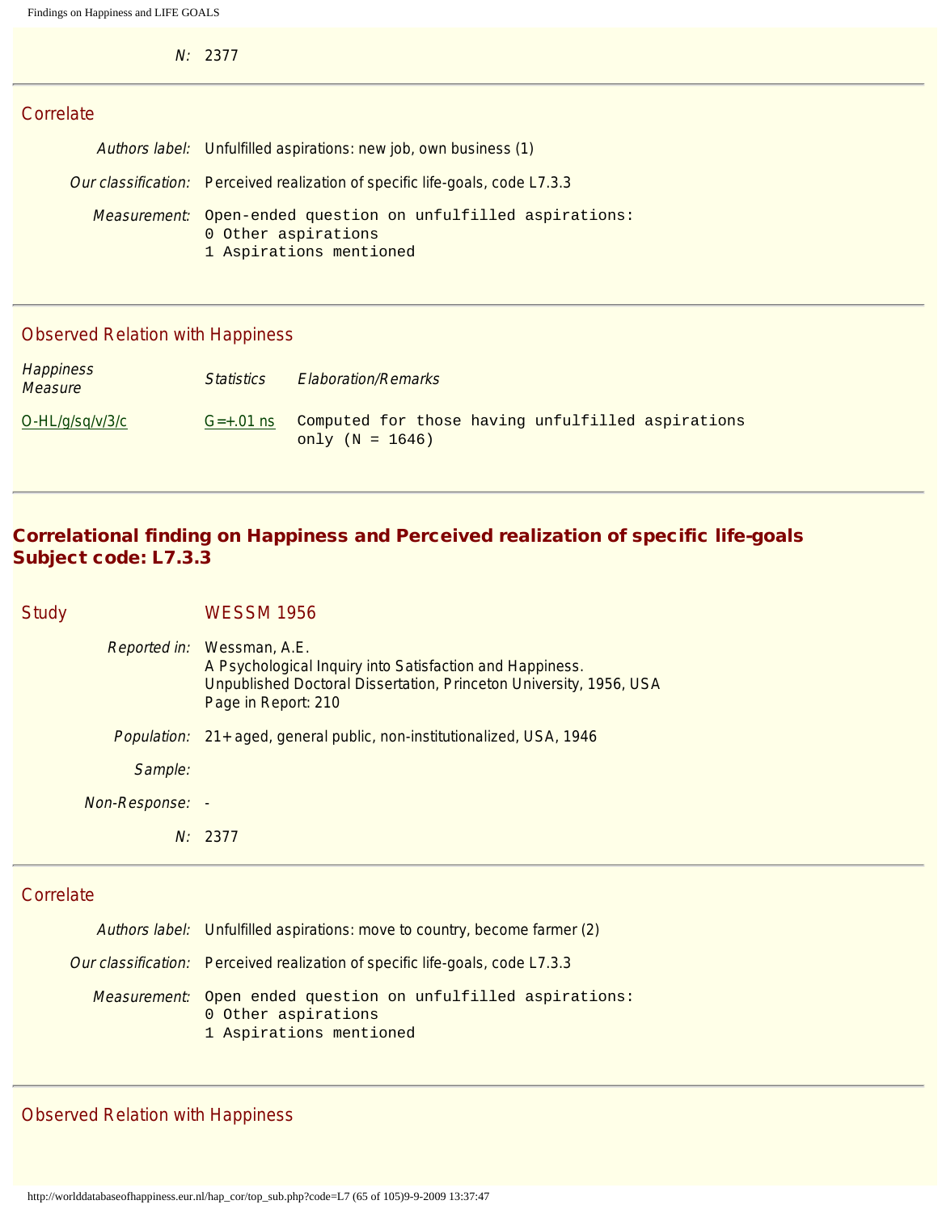*N:* 2377

---

## Correlate

*Authors label:* Unfulfilled aspirations: new job, own business (1)

*Our classification:* Perceived realization of specific life-goals, code L7.3.3

*Measurement:*
```
Open-ended question on unfulfilled aspirations:
0 Other aspirations
1 Aspirations mentioned
```

---

## Observed Relation with Happiness

| *Happiness Measure* | *Statistics* | *Elaboration/Remarks* |
|---|---|---|
| O-HL/g/sq/v/3/c | G=+.01 ns | Computed for those having unfulfilled aspirations only (N = 1646) |

---

# Correlational finding on Happiness and Perceived realization of specific life-goals Subject code: L7.3.3

## Study WESSM 1956

*Reported in:* Wessman, A.E.
A Psychological Inquiry into Satisfaction and Happiness.
Unpublished Doctoral Dissertation, Princeton University, 1956, USA
Page in Report: 210

*Population:* 21+ aged, general public, non-institutionalized, USA, 1946

*Sample:*

*Non-Response:* -

*N:* 2377

---

## Correlate

*Authors label:* Unfulfilled aspirations: move to country, become farmer (2)

*Our classification:* Perceived realization of specific life-goals, code L7.3.3

*Measurement:*
```
Open ended question on unfulfilled aspirations:
0 Other aspirations
1 Aspirations mentioned
```

---

## Observed Relation with Happiness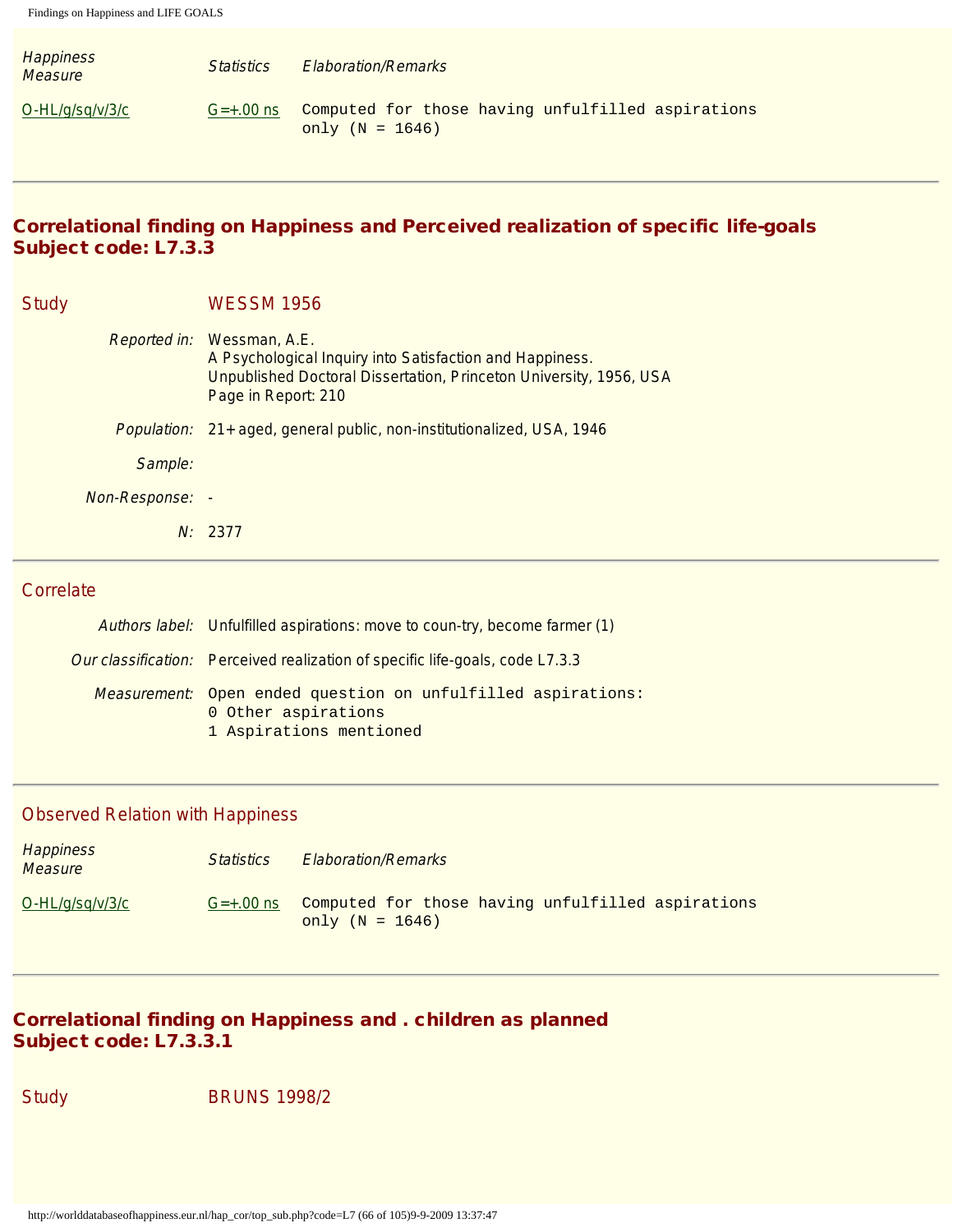| Happiness Measure | Statistics | Elaboration/Remarks |
| --- | --- | --- |
| O-HL/g/sq/v/3/c | G=+.00 ns | Computed for those having unfulfilled aspirations only (N = 1646) |

---

## Correlational finding on Happiness and Perceived realization of specific life-goals
## Subject code: L7.3.3

### Study — WESSM 1956

*Reported in:* Wessman, A.E.
A Psychological Inquiry into Satisfaction and Happiness.
Unpublished Doctoral Dissertation, Princeton University, 1956, USA
Page in Report: 210

*Population:* 21+ aged, general public, non-institutionalized, USA, 1946

*Sample:*

*Non-Response:* -

*N:* 2377

---

### Correlate

*Authors label:* Unfulfilled aspirations: move to coun-try, become farmer (1)

*Our classification:* Perceived realization of specific life-goals, code L7.3.3

*Measurement:*
```
Open ended question on unfulfilled aspirations:
0 Other aspirations
1 Aspirations mentioned
```

---

### Observed Relation with Happiness

| Happiness Measure | Statistics | Elaboration/Remarks |
| --- | --- | --- |
| O-HL/g/sq/v/3/c | G=+.00 ns | Computed for those having unfulfilled aspirations only (N = 1646) |

---

## Correlational finding on Happiness and . children as planned
## Subject code: L7.3.3.1

### Study — BRUNS 1998/2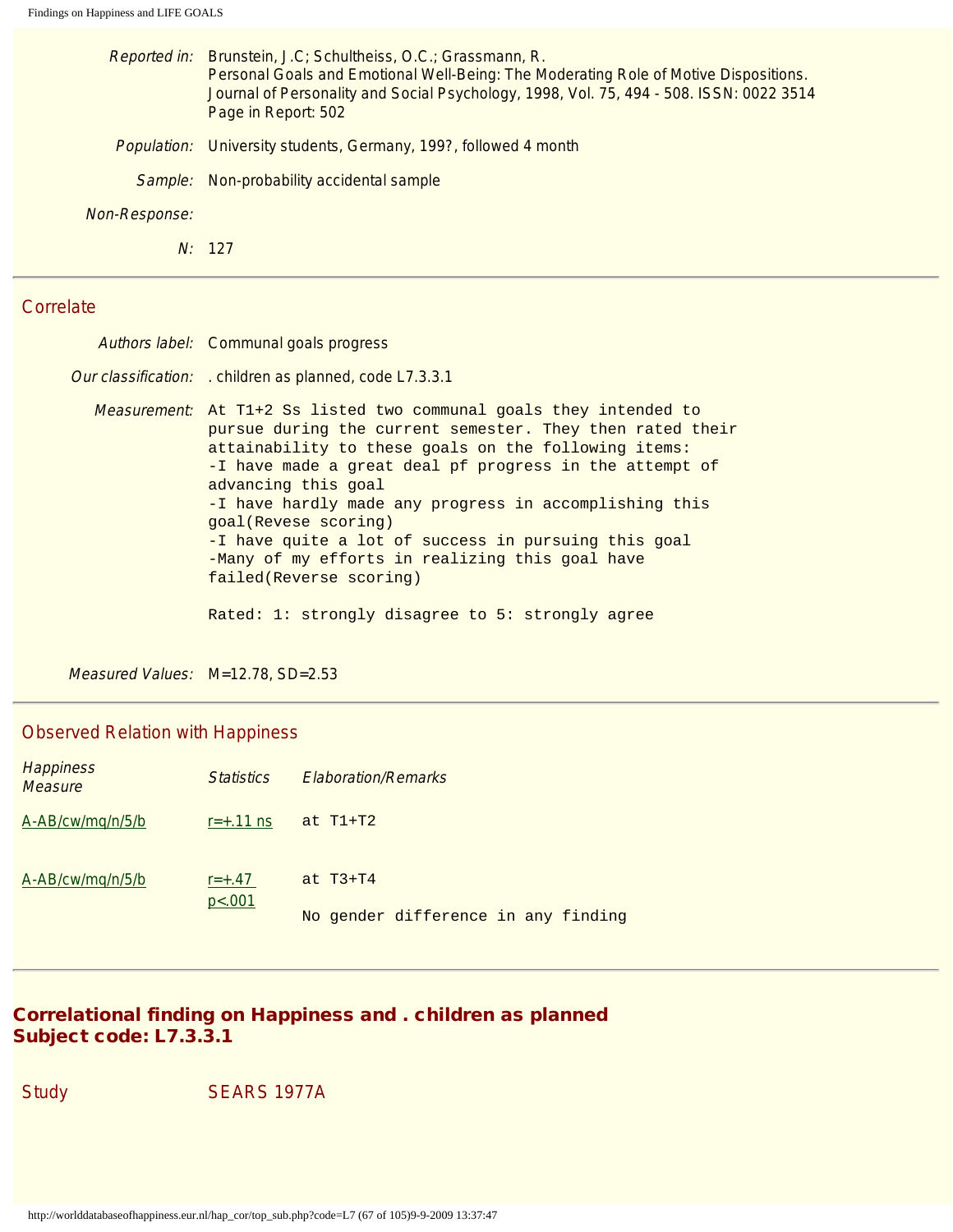| | |
|---|---|
| *Reported in:* | Brunstein, J.C; Schultheiss, O.C.; Grassmann, R.<br>Personal Goals and Emotional Well-Being: The Moderating Role of Motive Dispositions.<br>Journal of Personality and Social Psychology, 1998, Vol. 75, 494 - 508. ISSN: 0022 3514<br>Page in Report: 502 |
| *Population:* | University students, Germany, 199?, followed 4 month |
| *Sample:* | Non-probability accidental sample |
| *Non-Response:* | |
| *N:* | 127 |

## Correlate

| | |
|---|---|
| *Authors label:* | Communal goals progress |
| *Our classification:* | . children as planned, code L7.3.3.1 |
| *Measurement:* | At T1+2 Ss listed two communal goals they intended to pursue during the current semester. They then rated their attainability to these goals on the following items:<br>-I have made a great deal pf progress in the attempt of advancing this goal<br>-I have hardly made any progress in accomplishing this goal(Revese scoring)<br>-I have quite a lot of success in pursuing this goal<br>-Many of my efforts in realizing this goal have failed(Reverse scoring)<br><br>Rated: 1: strongly disagree to 5: strongly agree |
| *Measured Values:* | M=12.78, SD=2.53 |

## Observed Relation with Happiness

| *Happiness Measure* | *Statistics* | *Elaboration/Remarks* |
|---|---|---|
| A-AB/cw/mq/n/5/b | r=+.11 ns | at T1+T2 |
| A-AB/cw/mq/n/5/b | r=+.47 p<.001 | at T3+T4<br><br>No gender difference in any finding |

## Correlational finding on Happiness and . children as planned Subject code: L7.3.3.1

| | |
|---|---|
| Study | SEARS 1977A |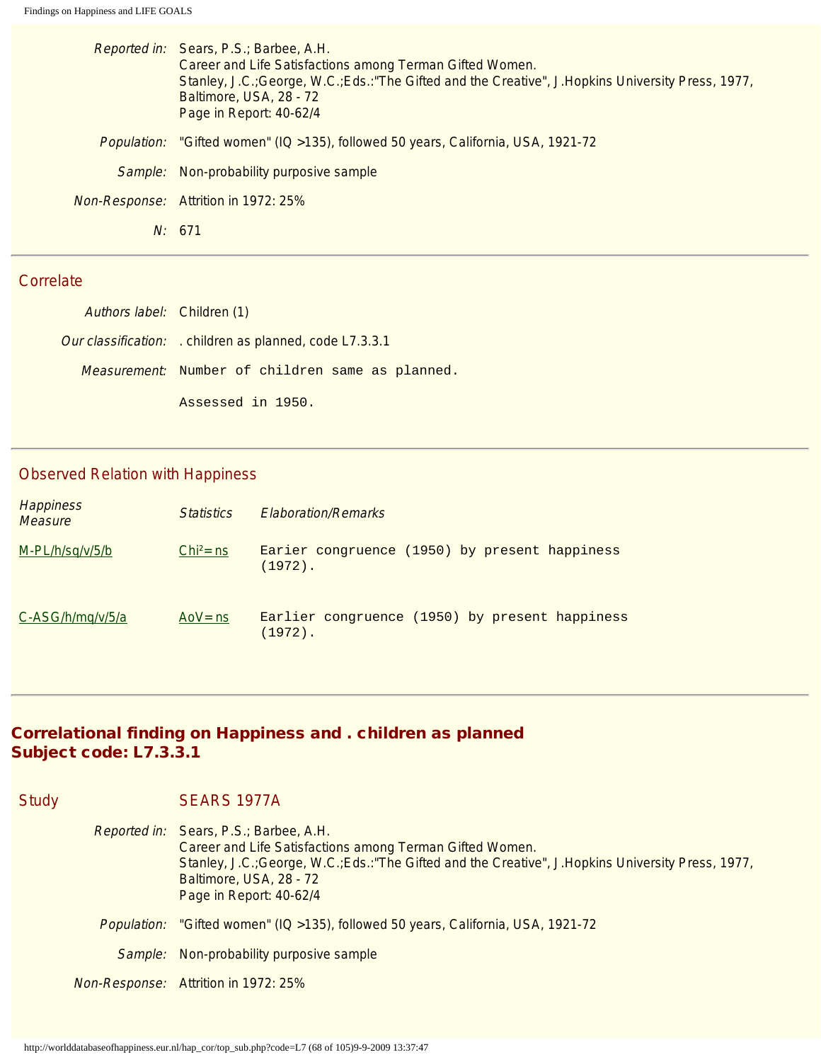*Reported in:* Sears, P.S.; Barbee, A.H.
Career and Life Satisfactions among Terman Gifted Women.
Stanley, J.C.;George, W.C.;Eds.:"The Gifted and the Creative", J.Hopkins University Press, 1977, Baltimore, USA, 28 - 72
Page in Report: 40-62/4

*Population:* "Gifted women" (IQ >135), followed 50 years, California, USA, 1921-72

*Sample:* Non-probability purposive sample

*Non-Response:* Attrition in 1972: 25%

*N:* 671

---

## Correlate

*Authors label:* Children (1)

*Our classification:* . children as planned, code L7.3.3.1

*Measurement:* Number of children same as planned.

Assessed in 1950.

---

## Observed Relation with Happiness

| *Happiness Measure* | *Statistics* | *Elaboration/Remarks* |
|---|---|---|
| M-PL/h/sq/v/5/b | Chi²=ns | Earier congruence (1950) by present happiness (1972). |
| C-ASG/h/mq/v/5/a | AoV=ns | Earlier congruence (1950) by present happiness (1972). |

---

# Correlational finding on Happiness and . children as planned
# Subject code: L7.3.3.1

## Study SEARS 1977A

*Reported in:* Sears, P.S.; Barbee, A.H.
Career and Life Satisfactions among Terman Gifted Women.
Stanley, J.C.;George, W.C.;Eds.:"The Gifted and the Creative", J.Hopkins University Press, 1977, Baltimore, USA, 28 - 72
Page in Report: 40-62/4

*Population:* "Gifted women" (IQ >135), followed 50 years, California, USA, 1921-72

*Sample:* Non-probability purposive sample

*Non-Response:* Attrition in 1972: 25%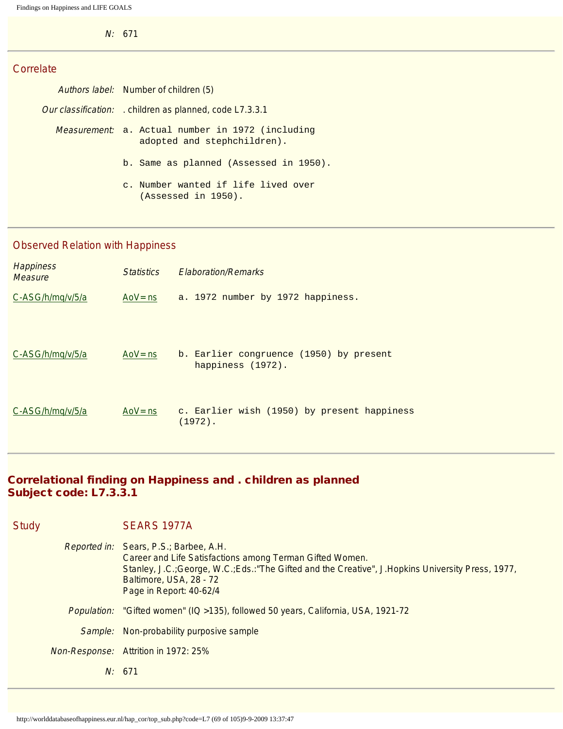*N:* 671

---

## Correlate

*Authors label:* Number of children (5)

*Our classification:* . children as planned, code L7.3.3.1

*Measurement:*

```
a. Actual number in 1972 (including
   adopted and stephchildren).

b. Same as planned (Assessed in 1950).

c. Number wanted if life lived over
   (Assessed in 1950).
```

---

## Observed Relation with Happiness

| Happiness Measure | Statistics | Elaboration/Remarks |
|---|---|---|
| C-ASG/h/mq/v/5/a | AoV=ns | a. 1972 number by 1972 happiness. |
| C-ASG/h/mq/v/5/a | AoV=ns | b. Earlier congruence (1950) by present happiness (1972). |
| C-ASG/h/mq/v/5/a | AoV=ns | c. Earlier wish (1950) by present happiness (1972). |

---

# Correlational finding on Happiness and . children as planned Subject code: L7.3.3.1

## Study SEARS 1977A

*Reported in:* Sears, P.S.; Barbee, A.H.
Career and Life Satisfactions among Terman Gifted Women.
Stanley, J.C.;George, W.C.;Eds.:"The Gifted and the Creative", J.Hopkins University Press, 1977, Baltimore, USA, 28 - 72
Page in Report: 40-62/4

*Population:* "Gifted women" (IQ >135), followed 50 years, California, USA, 1921-72

*Sample:* Non-probability purposive sample

*Non-Response:* Attrition in 1972: 25%

*N:* 671

---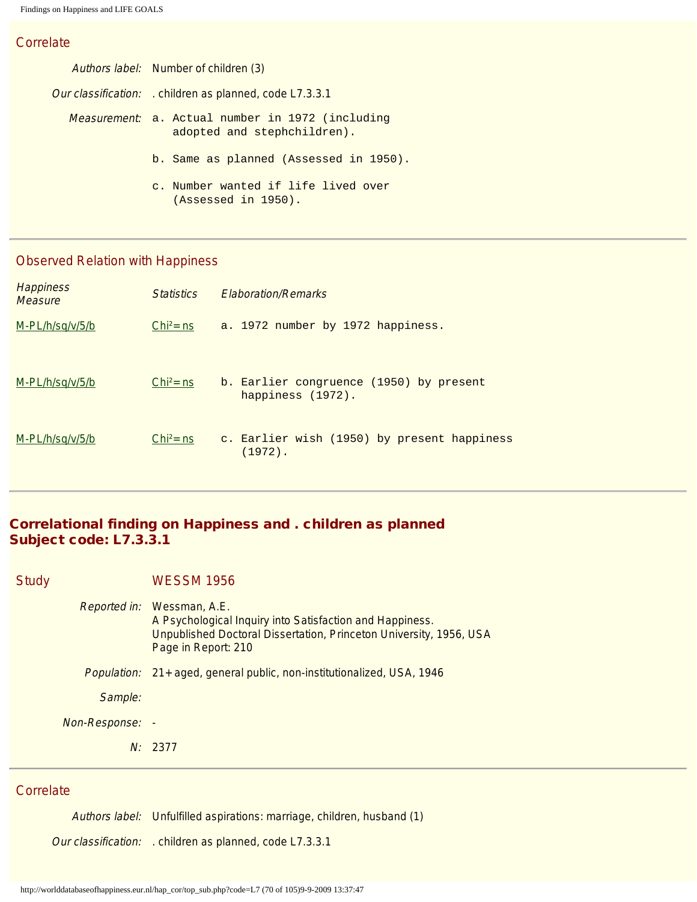## Correlate

*Authors label:* Number of children (3)

*Our classification:* . children as planned, code L7.3.3.1

*Measurement:*
a. Actual number in 1972 (including adopted and stephchildren).

b. Same as planned (Assessed in 1950).

c. Number wanted if life lived over (Assessed in 1950).

## Observed Relation with Happiness

| *Happiness Measure* | *Statistics* | *Elaboration/Remarks* |
|---|---|---|
| M-PL/h/sq/v/5/b | $Chi^2$=ns | a. 1972 number by 1972 happiness. |
| M-PL/h/sq/v/5/b | $Chi^2$=ns | b. Earlier congruence (1950) by present happiness (1972). |
| M-PL/h/sq/v/5/b | $Chi^2$=ns | c. Earlier wish (1950) by present happiness (1972). |

# Correlational finding on Happiness and . children as planned
# Subject code: L7.3.3.1

## Study WESSM 1956

*Reported in:* Wessman, A.E.
A Psychological Inquiry into Satisfaction and Happiness.
Unpublished Doctoral Dissertation, Princeton University, 1956, USA
Page in Report: 210

*Population:* 21+ aged, general public, non-institutionalized, USA, 1946

*Sample:*

*Non-Response:* -

*N:* 2377

## Correlate

*Authors label:* Unfulfilled aspirations: marriage, children, husband (1)

*Our classification:* . children as planned, code L7.3.3.1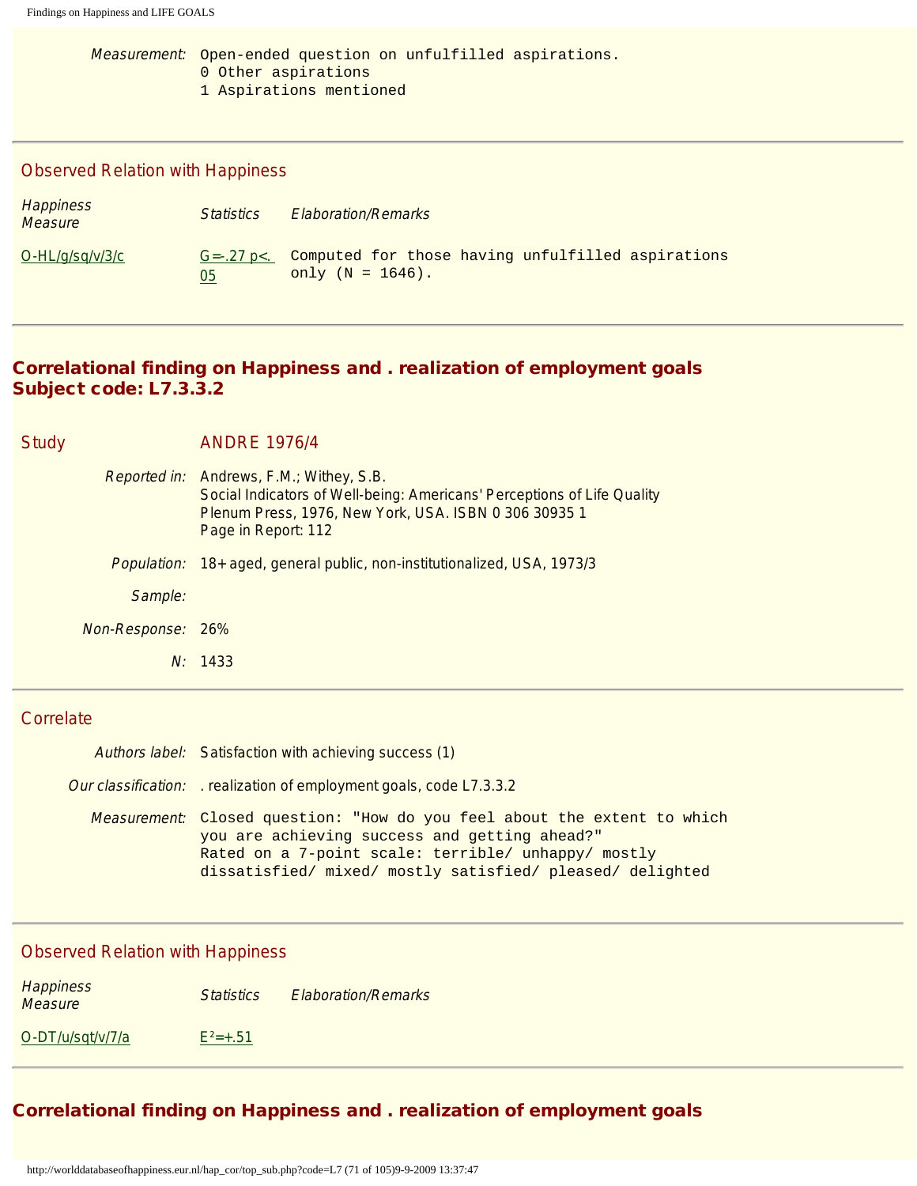*Measurement:* Open-ended question on unfulfilled aspirations.
0 Other aspirations
1 Aspirations mentioned

---

### Observed Relation with Happiness

| *Happiness Measure* | *Statistics* | *Elaboration/Remarks* |
|---|---|---|
| O-HL/g/sq/v/3/c | $G = -.27$ $p < .05$ | Computed for those having unfulfilled aspirations only (N = 1646). |

---

## Correlational finding on Happiness and . realization of employment goals
## Subject code: L7.3.3.2

### Study ANDRE 1976/4

*Reported in:* Andrews, F.M.; Withey, S.B.
Social Indicators of Well-being: Americans' Perceptions of Life Quality
Plenum Press, 1976, New York, USA. ISBN 0 306 30935 1
Page in Report: 112

*Population:* 18+ aged, general public, non-institutionalized, USA, 1973/3

*Sample:*

*Non-Response:* 26%

*N:* 1433

---

### Correlate

*Authors label:* Satisfaction with achieving success (1)

*Our classification:* . realization of employment goals, code L7.3.3.2

*Measurement:* Closed question: "How do you feel about the extent to which you are achieving success and getting ahead?"
Rated on a 7-point scale: terrible/ unhappy/ mostly dissatisfied/ mixed/ mostly satisfied/ pleased/ delighted

---

### Observed Relation with Happiness

| *Happiness Measure* | *Statistics* | *Elaboration/Remarks* |
|---|---|---|
| O-DT/u/sqt/v/7/a | $E^2 = +.51$ | |

---

## Correlational finding on Happiness and . realization of employment goals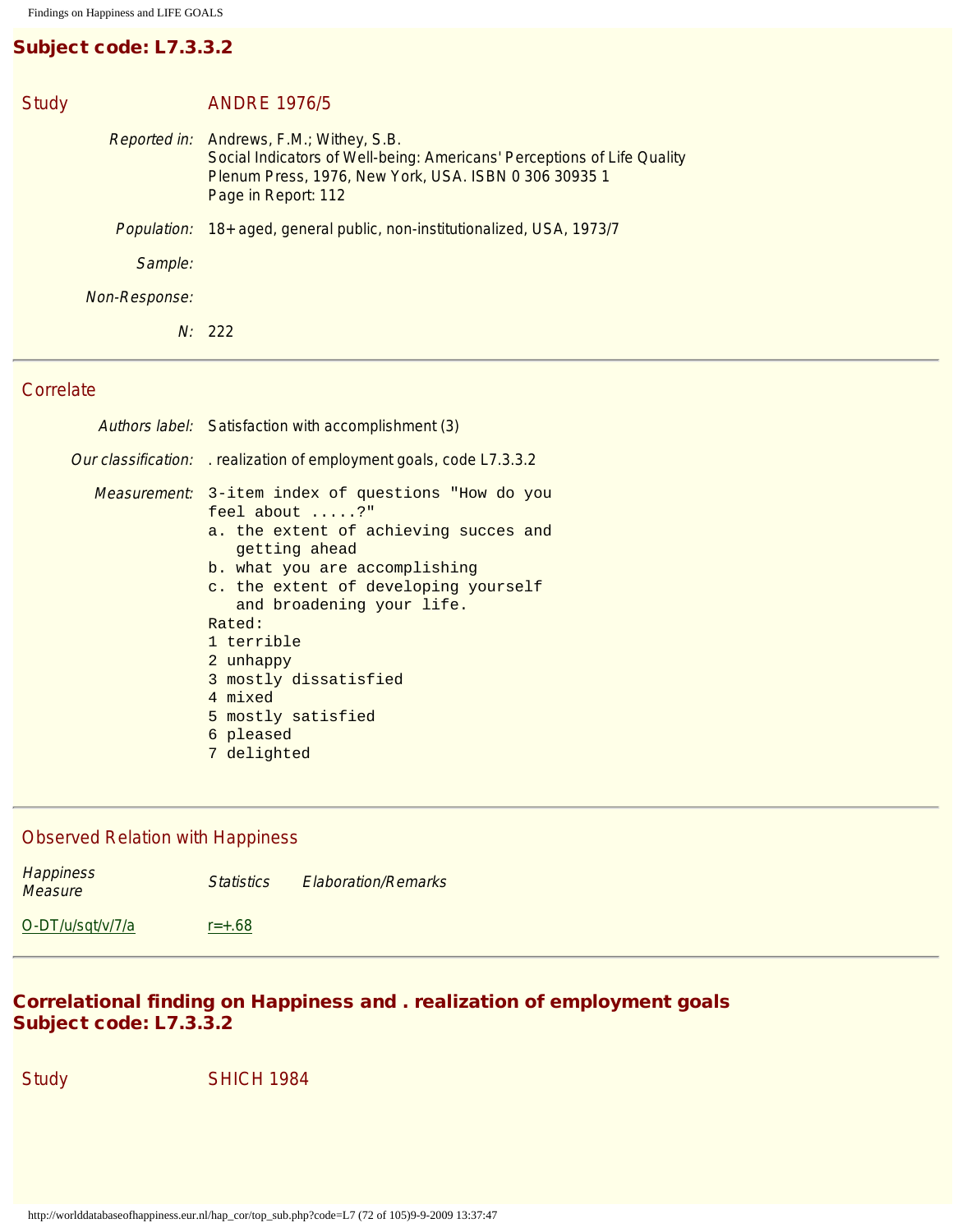## Subject code: L7.3.3.2

**Study** ANDRE 1976/5

*Reported in:* Andrews, F.M.; Withey, S.B.
Social Indicators of Well-being: Americans' Perceptions of Life Quality
Plenum Press, 1976, New York, USA. ISBN 0 306 30935 1
Page in Report: 112

*Population:* 18+ aged, general public, non-institutionalized, USA, 1973/7

*Sample:*

*Non-Response:*

*N:* 222

---

**Correlate**

*Authors label:* Satisfaction with accomplishment (3)

*Our classification:* . realization of employment goals, code L7.3.3.2

*Measurement:*

```
3-item index of questions "How do you
feel about .....?"
a. the extent of achieving succes and
   getting ahead
b. what you are accomplishing
c. the extent of developing yourself
   and broadening your life.
Rated:
1 terrible
2 unhappy
3 mostly dissatisfied
4 mixed
5 mostly satisfied
6 pleased
7 delighted
```

---

**Observed Relation with Happiness**

| *Happiness Measure* | *Statistics* | *Elaboration/Remarks* |
|---|---|---|
| O-DT/u/sqt/v/7/a | r=+.68 | |

---

## Correlational finding on Happiness and . realization of employment goals
## Subject code: L7.3.3.2

**Study** SHICH 1984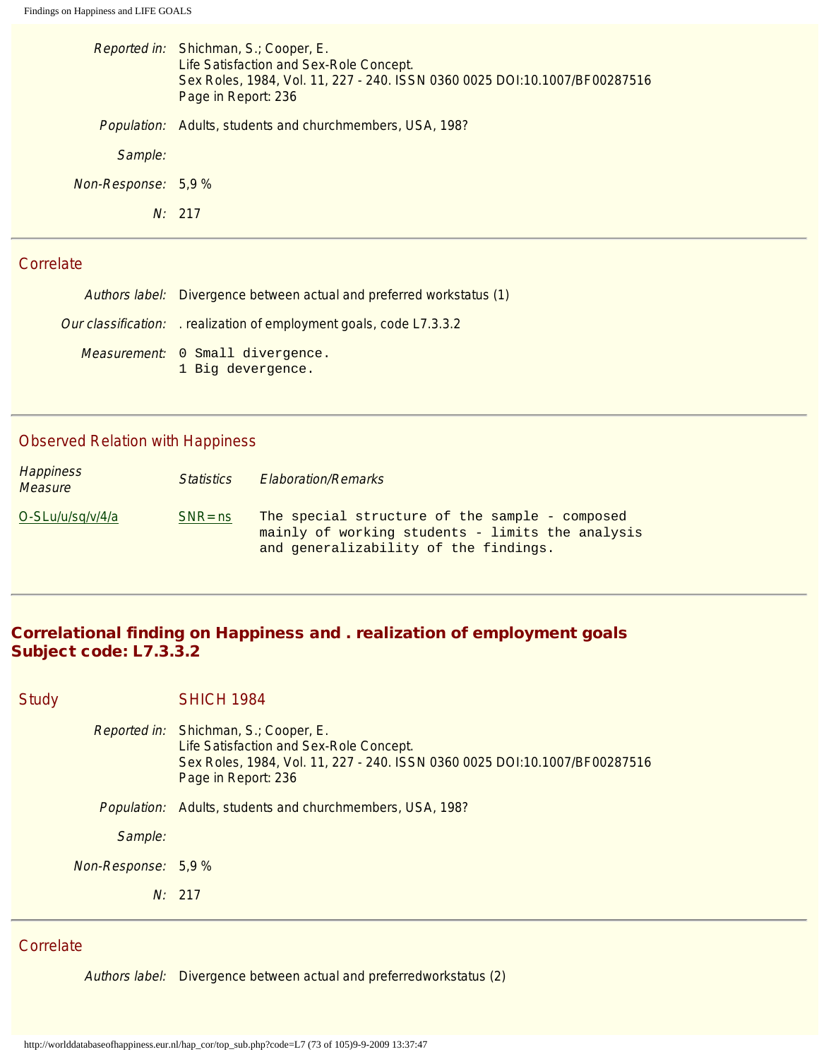*Reported in:* Shichman, S.; Cooper, E.
Life Satisfaction and Sex-Role Concept.
Sex Roles, 1984, Vol. 11, 227 - 240. ISSN 0360 0025 DOI:10.1007/BF00287516
Page in Report: 236

*Population:* Adults, students and churchmembers, USA, 198?

*Sample:*

*Non-Response:* 5,9 %

*N:* 217

---

## Correlate

*Authors label:* Divergence between actual and preferred workstatus (1)

*Our classification:* . realization of employment goals, code L7.3.3.2

*Measurement:*
```
0 Small divergence.
1 Big devergence.
```

---

## Observed Relation with Happiness

| Happiness Measure | Statistics | Elaboration/Remarks |
|---|---|---|
| O-SLu/u/sq/v/4/a | SNR=ns | The special structure of the sample - composed mainly of working students - limits the analysis and generalizability of the findings. |

---

# Correlational finding on Happiness and . realization of employment goals
# Subject code: L7.3.3.2

## Study SHICH 1984

*Reported in:* Shichman, S.; Cooper, E.
Life Satisfaction and Sex-Role Concept.
Sex Roles, 1984, Vol. 11, 227 - 240. ISSN 0360 0025 DOI:10.1007/BF00287516
Page in Report: 236

*Population:* Adults, students and churchmembers, USA, 198?

*Sample:*

*Non-Response:* 5,9 %

*N:* 217

---

## Correlate

*Authors label:* Divergence between actual and preferredworkstatus (2)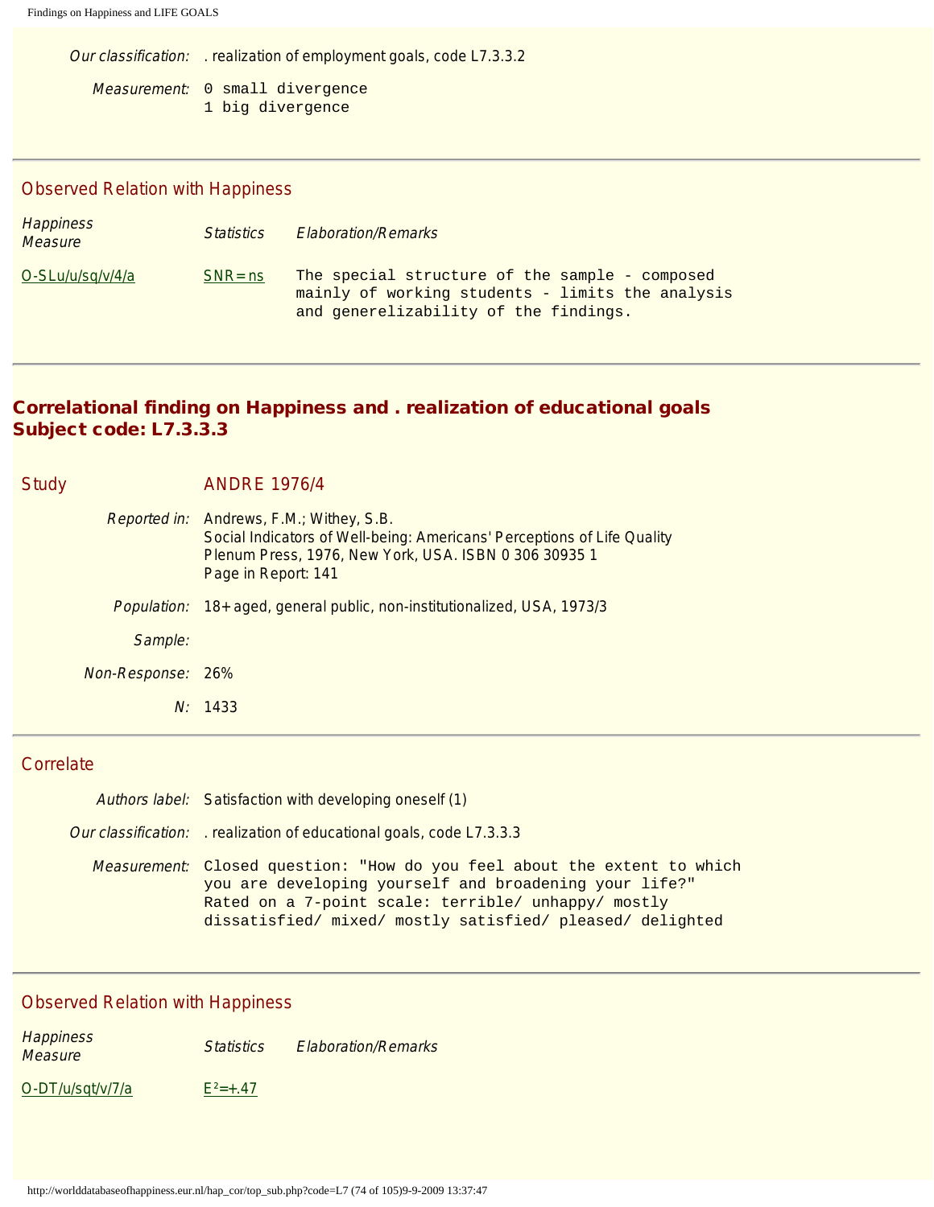*Our classification:* . realization of employment goals, code L7.3.3.2

*Measurement:*
0 small divergence
1 big divergence

---

### Observed Relation with Happiness

| *Happiness Measure* | *Statistics* | *Elaboration/Remarks* |
|---|---|---|
| O-SLu/u/sq/v/4/a | SNR=ns | The special structure of the sample - composed mainly of working students - limits the analysis and generelizability of the findings. |

---

## Correlational finding on Happiness and . realization of educational goals
## Subject code: L7.3.3.3

### Study ANDRE 1976/4

*Reported in:* Andrews, F.M.; Withey, S.B.
Social Indicators of Well-being: Americans' Perceptions of Life Quality
Plenum Press, 1976, New York, USA. ISBN 0 306 30935 1
Page in Report: 141

*Population:* 18+ aged, general public, non-institutionalized, USA, 1973/3

*Sample:*

*Non-Response:* 26%

*N:* 1433

---

### Correlate

*Authors label:* Satisfaction with developing oneself (1)

*Our classification:* . realization of educational goals, code L7.3.3.3

*Measurement:* Closed question: "How do you feel about the extent to which you are developing yourself and broadening your life?"
Rated on a 7-point scale: terrible/ unhappy/ mostly dissatisfied/ mixed/ mostly satisfied/ pleased/ delighted

---

### Observed Relation with Happiness

| *Happiness Measure* | *Statistics* | *Elaboration/Remarks* |
|---|---|---|
| O-DT/u/sqt/v/7/a | $E^2$=+.47 | |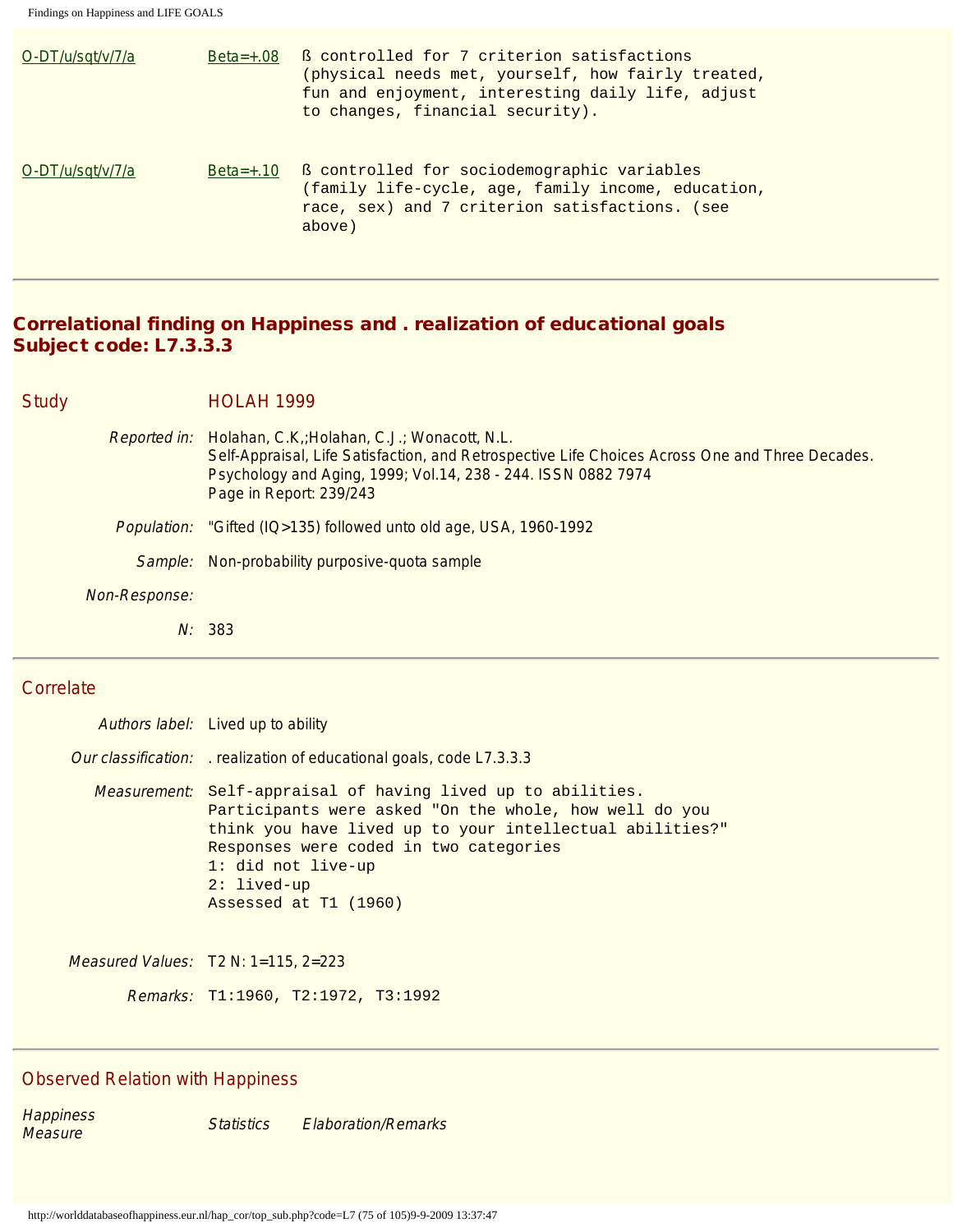| | | |
|---|---|---|
| O-DT/u/sqt/v/7/a | Beta=+.08 | ß controlled for 7 criterion satisfactions (physical needs met, yourself, how fairly treated, fun and enjoyment, interesting daily life, adjust to changes, financial security). |
| O-DT/u/sqt/v/7/a | Beta=+.10 | ß controlled for sociodemographic variables (family life-cycle, age, family income, education, race, sex) and 7 criterion satisfactions. (see above) |

---

## Correlational finding on Happiness and . realization of educational goals
## Subject code: L7.3.3.3

### Study HOLAH 1999

*Reported in:* Holahan, C.K.;Holahan, C.J.; Wonacott, N.L.
Self-Appraisal, Life Satisfaction, and Retrospective Life Choices Across One and Three Decades.
Psychology and Aging, 1999; Vol.14, 238 - 244. ISSN 0882 7974
Page in Report: 239/243

*Population:* "Gifted (IQ>135) followed unto old age, USA, 1960-1992

*Sample:* Non-probability purposive-quota sample

*Non-Response:*

*N:* 383

---

### Correlate

*Authors label:* Lived up to ability

*Our classification:* . realization of educational goals, code L7.3.3.3

*Measurement:* Self-appraisal of having lived up to abilities.
Participants were asked "On the whole, how well do you think you have lived up to your intellectual abilities?"
Responses were coded in two categories
1: did not live-up
2: lived-up
Assessed at T1 (1960)

*Measured Values:* T2 N: 1=115, 2=223

*Remarks:* T1:1960, T2:1972, T3:1992

---

### Observed Relation with Happiness

| *Happiness Measure* | *Statistics* | *Elaboration/Remarks* |
|---|---|---|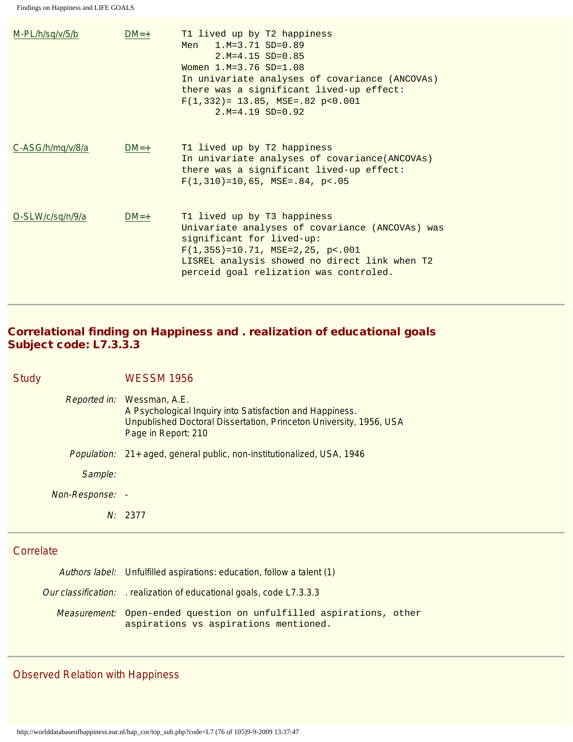| | | |
|---|---|---|
| M-PL/h/sq/v/5/b | DM=+ | T1 lived up by T2 happiness<br>Men 1.M=3.71 SD=0.89<br>2.M=4.15 SD=0.85<br>Women 1.M=3.76 SD=1.08<br>In univariate analyses of covariance (ANCOVAs) there was a significant lived-up effect:<br>F(1,332)= 13.85, MSE=.82 p<0.001<br>2.M=4.19 SD=0.92 |
| C-ASG/h/mq/v/8/a | DM=+ | T1 lived up by T2 happiness<br>In univariate analyses of covariance(ANCOVAs) there was a significant lived-up effect:<br>F(1,310)=10,65, MSE=.84, p<.05 |
| O-SLW/c/sq/n/9/a | DM=+ | T1 lived up by T3 happiness<br>Univariate analyses of covariance (ANCOVAs) was significant for lived-up:<br>F(1,355)=10.71, MSE=2,25, p<.001<br>LISREL analysis showed no direct link when T2 perceid goal relization was controled. |

---

## Correlational finding on Happiness and . realization of educational goals
## Subject code: L7.3.3.3

**Study** WESSM 1956

*Reported in:* Wessman, A.E.
A Psychological Inquiry into Satisfaction and Happiness.
Unpublished Doctoral Dissertation, Princeton University, 1956, USA
Page in Report: 210

*Population:* 21+ aged, general public, non-institutionalized, USA, 1946

*Sample:*

*Non-Response:* -

*N:* 2377

---

**Correlate**

*Authors label:* Unfulfilled aspirations: education, follow a talent (1)

*Our classification:* . realization of educational goals, code L7.3.3.3

*Measurement:* Open-ended question on unfulfilled aspirations, other aspirations vs aspirations mentioned.

---

**Observed Relation with Happiness**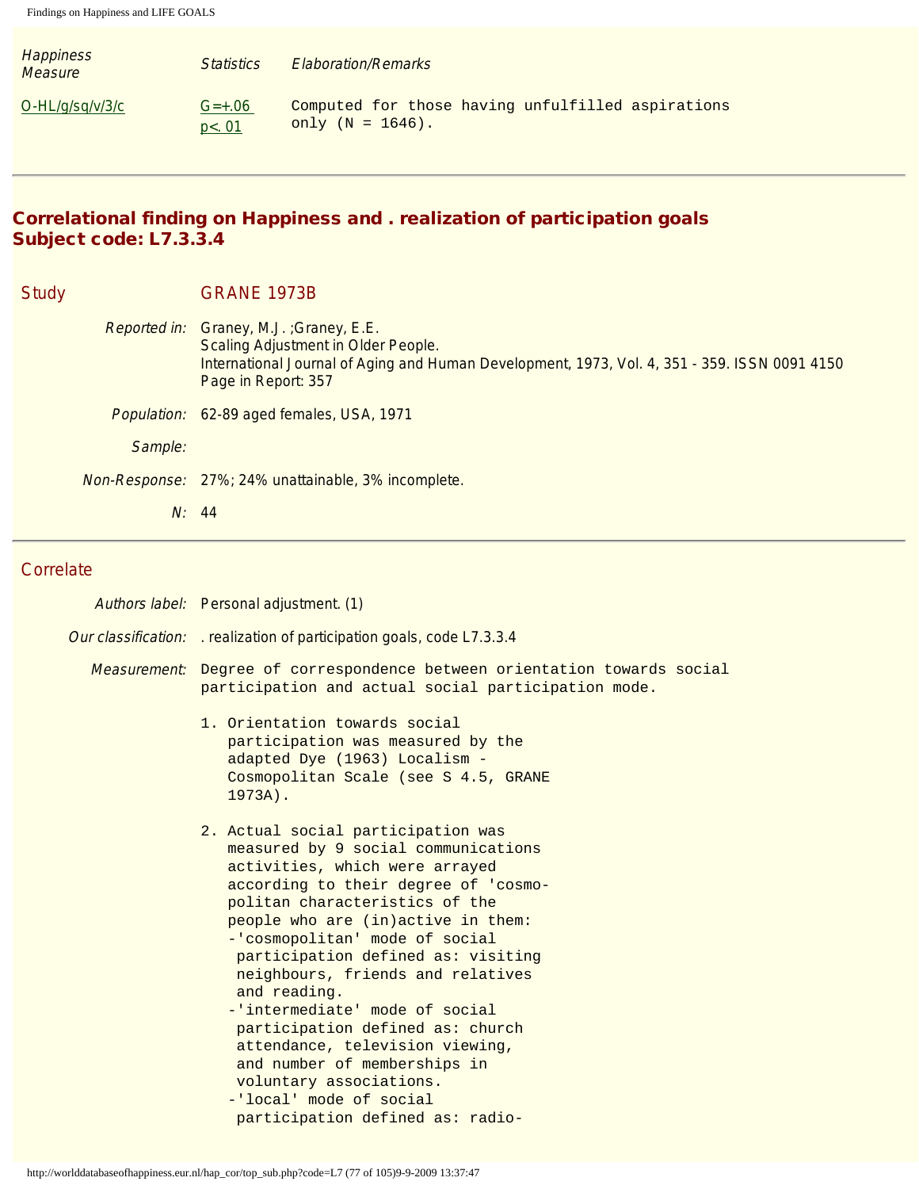| *Happiness Measure* | *Statistics* | *Elaboration/Remarks* |
| --- | --- | --- |
| O-HL/g/sq/v/3/c | G=+.06 p<. 01 | Computed for those having unfulfilled aspirations only (N = 1646). |

---

## Correlational finding on Happiness and . realization of participation goals
## Subject code: L7.3.3.4

### Study GRANE 1973B

*Reported in:* Graney, M.J. ;Graney, E.E.
Scaling Adjustment in Older People.
International Journal of Aging and Human Development, 1973, Vol. 4, 351 - 359. ISSN 0091 4150
Page in Report: 357

*Population:* 62-89 aged females, USA, 1971

*Sample:*

*Non-Response:* 27%; 24% unattainable, 3% incomplete.

*N:* 44

---

### Correlate

*Authors label:* Personal adjustment. (1)

*Our classification:* . realization of participation goals, code L7.3.3.4

*Measurement:* Degree of correspondence between orientation towards social participation and actual social participation mode.

1. Orientation towards social participation was measured by the adapted Dye (1963) Localism - Cosmopolitan Scale (see S 4.5, GRANE 1973A).

2. Actual social participation was measured by 9 social communications activities, which were arrayed according to their degree of 'cosmopolitan characteristics of the people who are (in)active in them:
   -'cosmopolitan' mode of social participation defined as: visiting neighbours, friends and relatives and reading.
   -'intermediate' mode of social participation defined as: church attendance, television viewing, and number of memberships in voluntary associations.
   -'local' mode of social participation defined as: radio-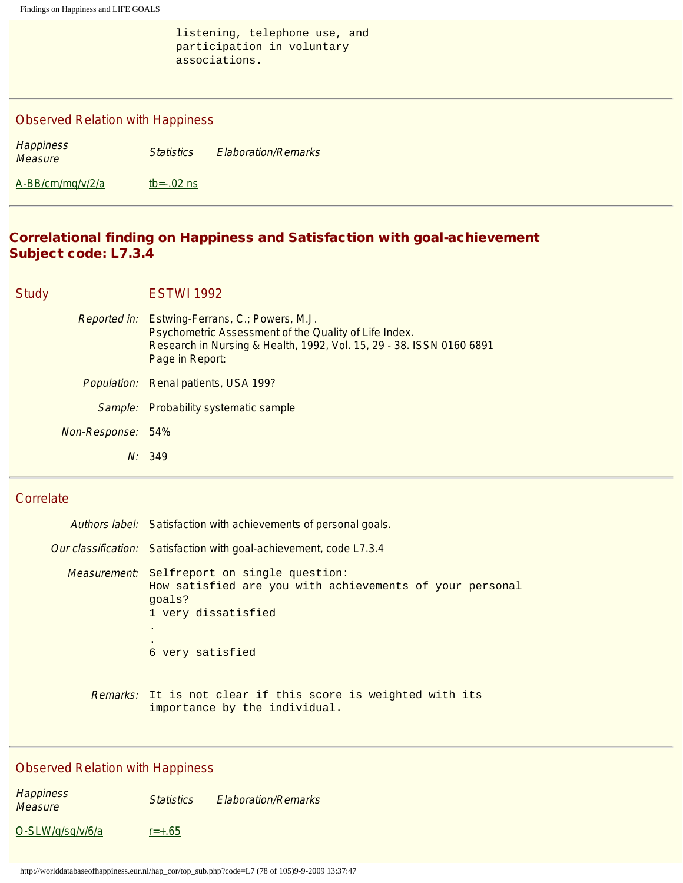listening, telephone use, and
participation in voluntary
associations.

---

### Observed Relation with Happiness

| Happiness Measure | Statistics | Elaboration/Remarks |
|---|---|---|
| A-BB/cm/mq/v/2/a | tb=-.02 ns | |

---

## Correlational finding on Happiness and Satisfaction with goal-achievement
## Subject code: L7.3.4

### Study ESTWI 1992

*Reported in:* Estwing-Ferrans, C.; Powers, M.J.
Psychometric Assessment of the Quality of Life Index.
Research in Nursing & Health, 1992, Vol. 15, 29 - 38. ISSN 0160 6891
Page in Report:

*Population:* Renal patients, USA 199?

*Sample:* Probability systematic sample

*Non-Response:* 54%

*N:* 349

---

### Correlate

*Authors label:* Satisfaction with achievements of personal goals.

*Our classification:* Satisfaction with goal-achievement, code L7.3.4

*Measurement:* Selfreport on single question:
How satisfied are you with achievements of your personal goals?
1 very dissatisfied
.
.
6 very satisfied

*Remarks:* It is not clear if this score is weighted with its importance by the individual.

---

### Observed Relation with Happiness

| Happiness Measure | Statistics | Elaboration/Remarks |
|---|---|---|
| O-SLW/g/sq/v/6/a | r=+.65 | |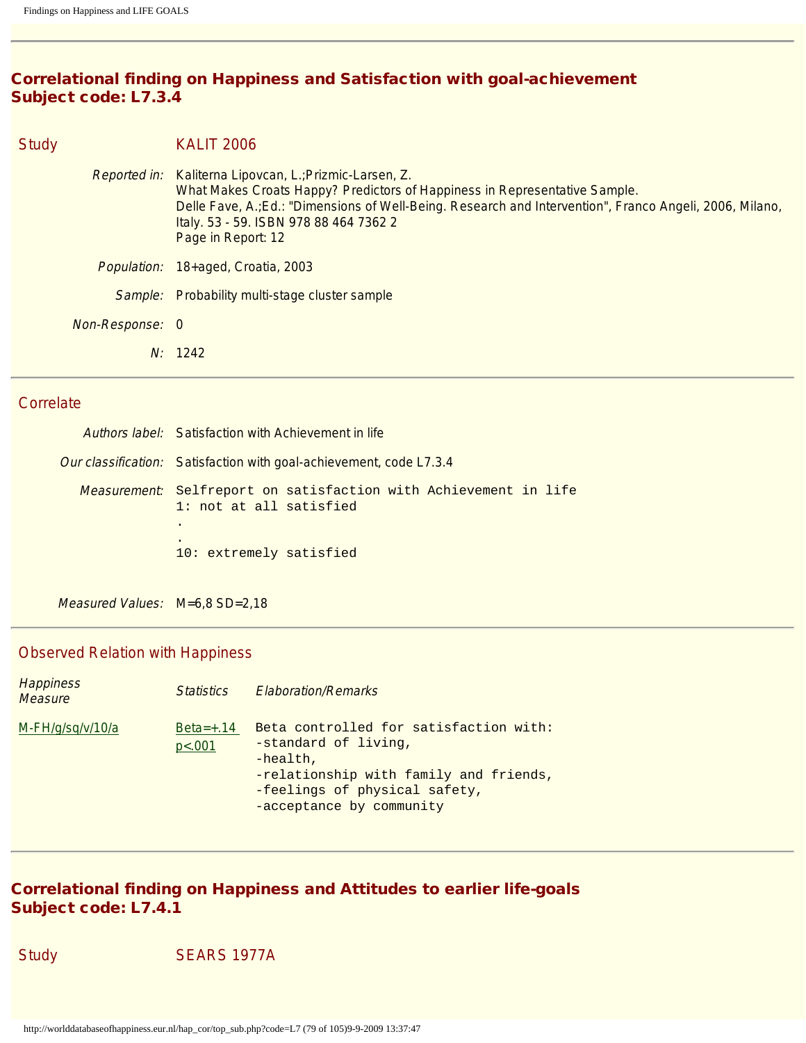## Correlational finding on Happiness and Satisfaction with goal-achievement
## Subject code: L7.3.4

### Study KALIT 2006

*Reported in:* Kaliterna Lipovcan, L.;Prizmic-Larsen, Z.
What Makes Croats Happy? Predictors of Happiness in Representative Sample.
Delle Fave, A.;Ed.: "Dimensions of Well-Being. Research and Intervention", Franco Angeli, 2006, Milano, Italy. 53 - 59. ISBN 978 88 464 7362 2
Page in Report: 12

*Population:* 18+aged, Croatia, 2003

*Sample:* Probability multi-stage cluster sample

*Non-Response:* 0

*N:* 1242

---

### Correlate

*Authors label:* Satisfaction with Achievement in life

*Our classification:* Satisfaction with goal-achievement, code L7.3.4

*Measurement:*

```
Selfreport on satisfaction with Achievement in life
1: not at all satisfied
.
.
10: extremely satisfied
```

*Measured Values:* M=6,8 SD=2,18

---

### Observed Relation with Happiness

| *Happiness Measure* | *Statistics* | *Elaboration/Remarks* |
|---|---|---|
| M-FH/g/sq/v/10/a | Beta=+.14 p<.001 | Beta controlled for satisfaction with: -standard of living, -health, -relationship with family and friends, -feelings of physical safety, -acceptance by community |

---

## Correlational finding on Happiness and Attitudes to earlier life-goals
## Subject code: L7.4.1

### Study SEARS 1977A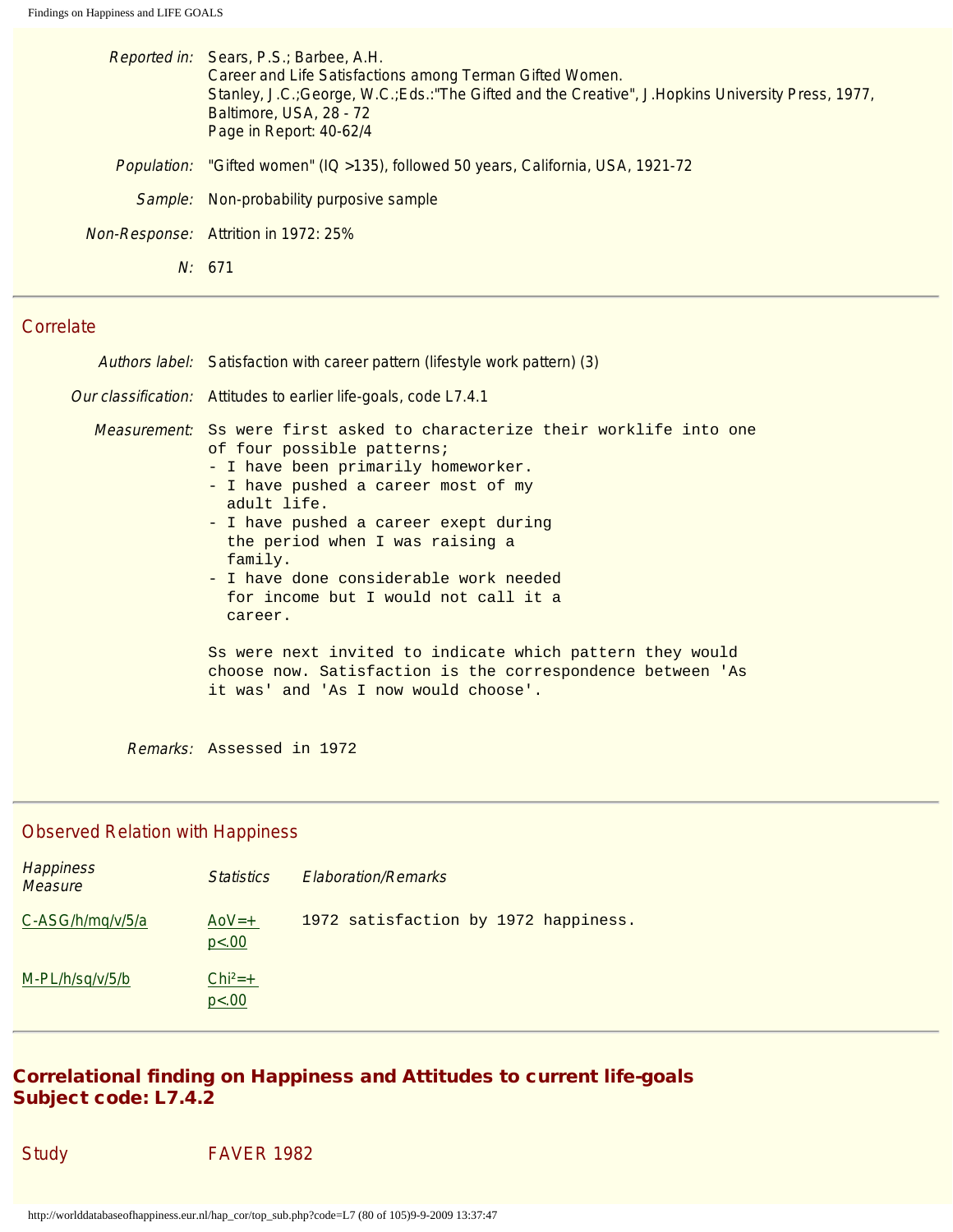| | |
|---|---|
| *Reported in:* | Sears, P.S.; Barbee, A.H. Career and Life Satisfactions among Terman Gifted Women. Stanley, J.C.;George, W.C.;Eds.:"The Gifted and the Creative", J.Hopkins University Press, 1977, Baltimore, USA, 28 - 72 Page in Report: 40-62/4 |
| *Population:* | "Gifted women" (IQ >135), followed 50 years, California, USA, 1921-72 |
| *Sample:* | Non-probability purposive sample |
| *Non-Response:* | Attrition in 1972: 25% |
| *N:* | 671 |

## Correlate

| | |
|---|---|
| *Authors label:* | Satisfaction with career pattern (lifestyle work pattern) (3) |
| *Our classification:* | Attitudes to earlier life-goals, code L7.4.1 |

*Measurement:*

```
Ss were first asked to characterize their worklife into one
of four possible patterns;
- I have been primarily homeworker.
- I have pushed a career most of my
  adult life.
- I have pushed a career exept during
  the period when I was raising a
  family.
- I have done considerable work needed
  for income but I would not call it a
  career.

Ss were next invited to indicate which pattern they would
choose now. Satisfaction is the correspondence between 'As
it was' and 'As I now would choose'.
```

*Remarks:* Assessed in 1972

## Observed Relation with Happiness

| *Happiness Measure* | *Statistics* | *Elaboration/Remarks* |
|---|---|---|
| C-ASG/h/mq/v/5/a | AoV=+ p<.00 | 1972 satisfaction by 1972 happiness. |
| M-PL/h/sq/v/5/b | Chi²=+ p<.00 | |

## Correlational finding on Happiness and Attitudes to current life-goals Subject code: L7.4.2

Study FAVER 1982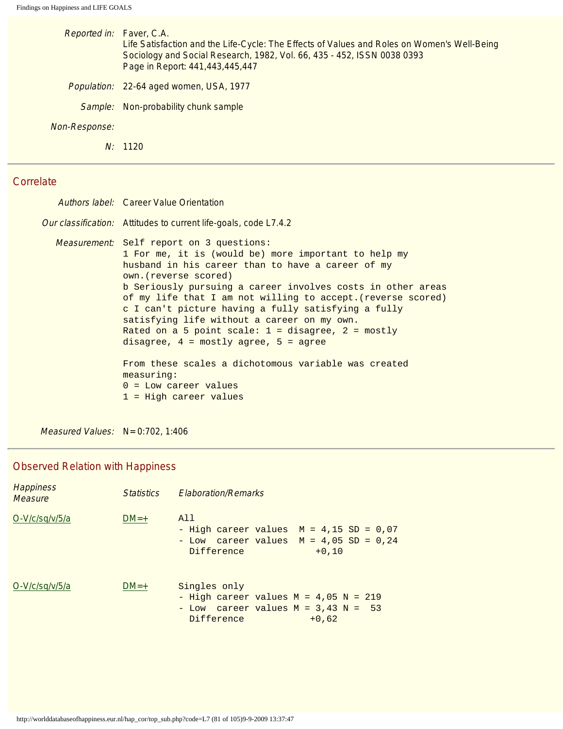| | |
|---|---|
| *Reported in:* | Faver, C.A.<br>Life Satisfaction and the Life-Cycle: The Effects of Values and Roles on Women's Well-Being<br>Sociology and Social Research, 1982, Vol. 66, 435 - 452, ISSN 0038 0393<br>Page in Report: 441,443,445,447 |
| *Population:* | 22-64 aged women, USA, 1977 |
| *Sample:* | Non-probability chunk sample |
| *Non-Response:* | |
| *N:* | 1120 |

## Correlate

| | |
|---|---|
| *Authors label:* | Career Value Orientation |
| *Our classification:* | Attitudes to current life-goals, code L7.4.2 |

*Measurement:*

```
Self report on 3 questions:
1 For me, it is (would be) more important to help my
husband in his career than to have a career of my
own.(reverse scored)
b Seriously pursuing a career involves costs in other areas
of my life that I am not willing to accept.(reverse scored)
c I can't picture having a fully satisfying a fully
satisfying life without a career on my own.
Rated on a 5 point scale: 1 = disagree, 2 = mostly
disagree, 4 = mostly agree, 5 = agree

From these scales a dichotomous variable was created
measuring:
0 = Low career values
1 = High career values
```

*Measured Values:* N=0:702, 1:406

## Observed Relation with Happiness

| *Happiness Measure* | *Statistics* | *Elaboration/Remarks* |
|---|---|---|
| O-V/c/sq/v/5/a | DM=+ | All<br>- High career values M = 4,15 SD = 0,07<br>- Low career values M = 4,05 SD = 0,24<br>Difference +0,10 |
| O-V/c/sq/v/5/a | DM=+ | Singles only<br>- High career values M = 4,05 N = 219<br>- Low career values M = 3,43 N = 53<br>Difference +0,62 |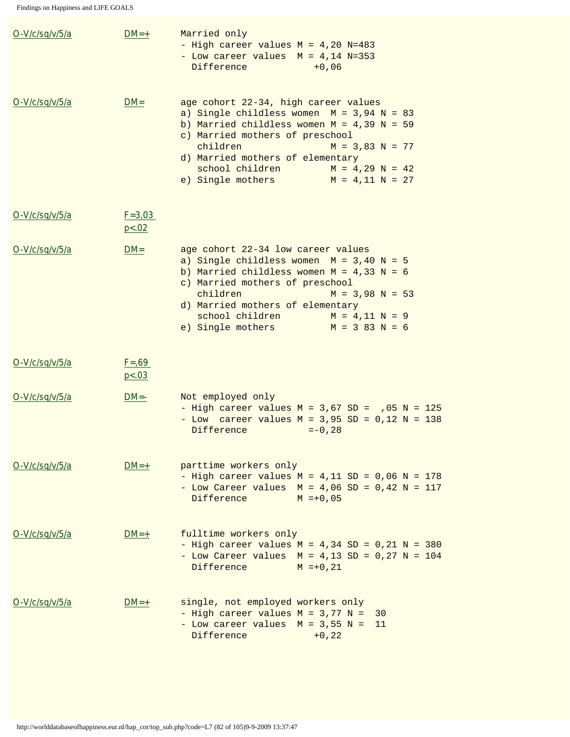| | | |
|---|---|---|
| O-V/c/sq/v/5/a | DM=+ | Married only<br>- High career values M = 4,20 N=483<br>- Low career values M = 4,14 N=353<br>Difference +0,06 |
| O-V/c/sq/v/5/a | DM= | age cohort 22-34, high career values<br>a) Single childless women M = 3,94 N = 83<br>b) Married childless women M = 4,39 N = 59<br>c) Married mothers of preschool children M = 3,83 N = 77<br>d) Married mothers of elementary school children M = 4,29 N = 42<br>e) Single mothers M = 4,11 N = 27 |
| O-V/c/sq/v/5/a | F=3,03 p<.02 | |
| O-V/c/sq/v/5/a | DM= | age cohort 22-34 low career values<br>a) Single childless women M = 3,40 N = 5<br>b) Married childless women M = 4,33 N = 6<br>c) Married mothers of preschool children M = 3,98 N = 53<br>d) Married mothers of elementary school children M = 4,11 N = 9<br>e) Single mothers M = 3 83 N = 6 |
| O-V/c/sq/v/5/a | F=,69 p<.03 | |
| O-V/c/sq/v/5/a | DM=- | Not employed only<br>- High career values M = 3,67 SD = ,05 N = 125<br>- Low career values M = 3,95 SD = 0,12 N = 138<br>Difference =-0,28 |
| O-V/c/sq/v/5/a | DM=+ | parttime workers only<br>- High career values M = 4,11 SD = 0,06 N = 178<br>- Low Career values M = 4,06 SD = 0,42 N = 117<br>Difference M =+0,05 |
| O-V/c/sq/v/5/a | DM=+ | fulltime workers only<br>- High career values M = 4,34 SD = 0,21 N = 380<br>- Low Career values M = 4,13 SD = 0,27 N = 104<br>Difference M =+0,21 |
| O-V/c/sq/v/5/a | DM=+ | single, not employed workers only<br>- High career values M = 3,77 N = 30<br>- Low career values M = 3,55 N = 11<br>Difference +0,22 |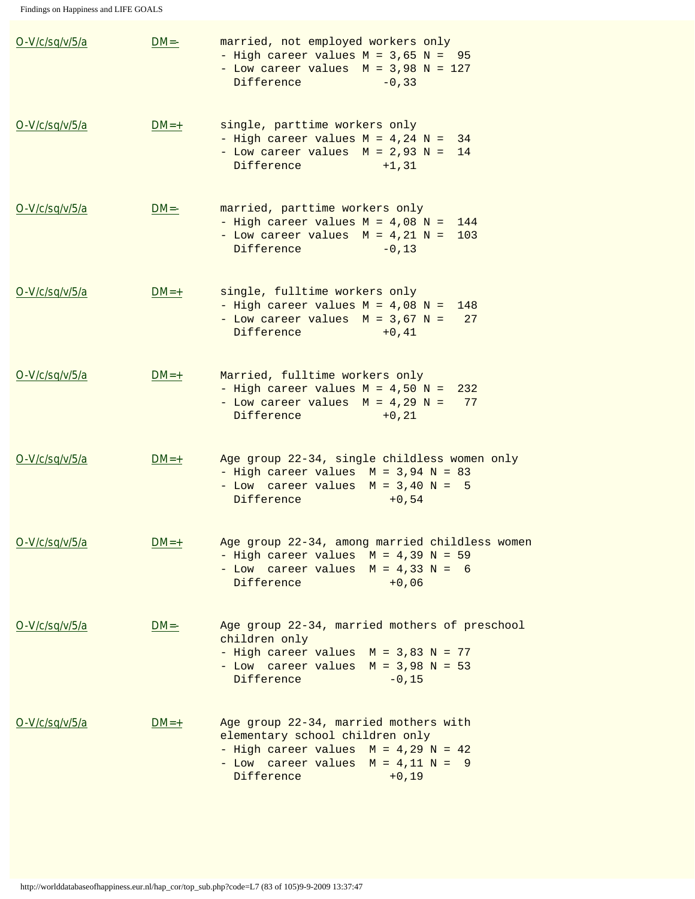| | | |
|---|---|---|
| O-V/c/sq/v/5/a | DM=- | married, not employed workers only<br>- High career values M = 3,65 N = 95<br>- Low career values M = 3,98 N = 127<br>Difference -0,33 |
| O-V/c/sq/v/5/a | DM=+ | single, parttime workers only<br>- High career values M = 4,24 N = 34<br>- Low career values M = 2,93 N = 14<br>Difference +1,31 |
| O-V/c/sq/v/5/a | DM=- | married, parttime workers only<br>- High career values M = 4,08 N = 144<br>- Low career values M = 4,21 N = 103<br>Difference -0,13 |
| O-V/c/sq/v/5/a | DM=+ | single, fulltime workers only<br>- High career values M = 4,08 N = 148<br>- Low career values M = 3,67 N = 27<br>Difference +0,41 |
| O-V/c/sq/v/5/a | DM=+ | Married, fulltime workers only<br>- High career values M = 4,50 N = 232<br>- Low career values M = 4,29 N = 77<br>Difference +0,21 |
| O-V/c/sq/v/5/a | DM=+ | Age group 22-34, single childless women only<br>- High career values M = 3,94 N = 83<br>- Low career values M = 3,40 N = 5<br>Difference +0,54 |
| O-V/c/sq/v/5/a | DM=+ | Age group 22-34, among married childless women<br>- High career values M = 4,39 N = 59<br>- Low career values M = 4,33 N = 6<br>Difference +0,06 |
| O-V/c/sq/v/5/a | DM=- | Age group 22-34, married mothers of preschool children only<br>- High career values M = 3,83 N = 77<br>- Low career values M = 3,98 N = 53<br>Difference -0,15 |
| O-V/c/sq/v/5/a | DM=+ | Age group 22-34, married mothers with elementary school children only<br>- High career values M = 4,29 N = 42<br>- Low career values M = 4,11 N = 9<br>Difference +0,19 |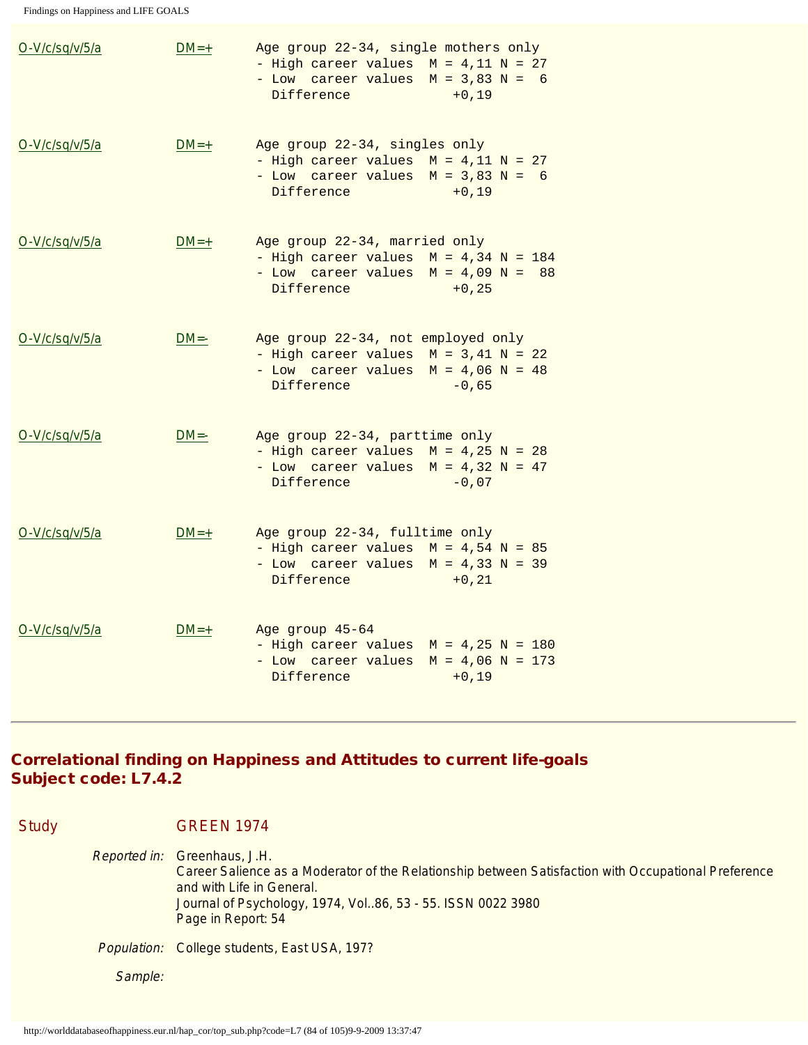O-V/c/sq/v/5/a DM=+

```
Age group 22-34, single mothers only
- High career values  M = 4,11 N = 27
- Low  career values  M = 3,83 N =  6
  Difference             +0,19
```

O-V/c/sq/v/5/a DM=+

```
Age group 22-34, singles only
- High career values  M = 4,11 N = 27
- Low  career values  M = 3,83 N =  6
  Difference             +0,19
```

O-V/c/sq/v/5/a DM=+

```
Age group 22-34, married only
- High career values  M = 4,34 N = 184
- Low  career values  M = 4,09 N =  88
  Difference             +0,25
```

O-V/c/sq/v/5/a DM=-

```
Age group 22-34, not employed only
- High career values  M = 3,41 N = 22
- Low  career values  M = 4,06 N = 48
  Difference             -0,65
```

O-V/c/sq/v/5/a DM=-

```
Age group 22-34, parttime only
- High career values  M = 4,25 N = 28
- Low  career values  M = 4,32 N = 47
  Difference             -0,07
```

O-V/c/sq/v/5/a DM=+

```
Age group 22-34, fulltime only
- High career values  M = 4,54 N = 85
- Low  career values  M = 4,33 N = 39
  Difference             +0,21
```

O-V/c/sq/v/5/a DM=+

```
Age group 45-64
- High career values  M = 4,25 N = 180
- Low  career values  M = 4,06 N = 173
  Difference             +0,19
```

---

## Correlational finding on Happiness and Attitudes to current life-goals
## Subject code: L7.4.2

**Study** GREEN 1974

*Reported in:* Greenhaus, J.H.
Career Salience as a Moderator of the Relationship between Satisfaction with Occupational Preference and with Life in General.
Journal of Psychology, 1974, Vol..86, 53 - 55. ISSN 0022 3980
Page in Report: 54

*Population:* College students, East USA, 197?

*Sample:*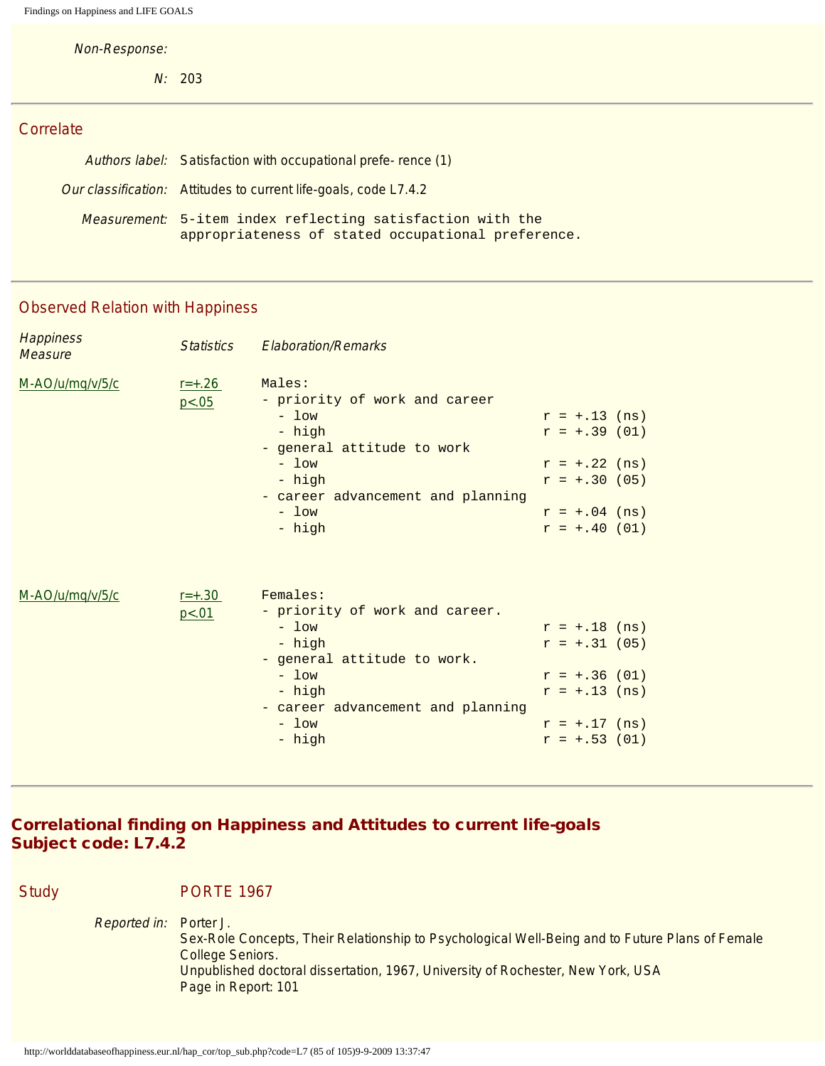*Non-Response:*

*N:* 203

## Correlate

*Authors label:* Satisfaction with occupational prefe- rence (1)

*Our classification:* Attitudes to current life-goals, code L7.4.2

*Measurement:* 5-item index reflecting satisfaction with the appropriateness of stated occupational preference.

## Observed Relation with Happiness

| *Happiness Measure* | *Statistics* | *Elaboration/Remarks* |
|---|---|---|
| M-AO/u/mq/v/5/c | r=+.26 p<.05 | Males:<br>- priority of work and career<br>&nbsp;&nbsp;- low r = +.13 (ns)<br>&nbsp;&nbsp;- high r = +.39 (01)<br>- general attitude to work<br>&nbsp;&nbsp;- low r = +.22 (ns)<br>&nbsp;&nbsp;- high r = +.30 (05)<br>- career advancement and planning<br>&nbsp;&nbsp;- low r = +.04 (ns)<br>&nbsp;&nbsp;- high r = +.40 (01) |
| M-AO/u/mq/v/5/c | r=+.30 p<.01 | Females:<br>- priority of work and career.<br>&nbsp;&nbsp;- low r = +.18 (ns)<br>&nbsp;&nbsp;- high r = +.31 (05)<br>- general attitude to work.<br>&nbsp;&nbsp;- low r = +.36 (01)<br>&nbsp;&nbsp;- high r = +.13 (ns)<br>- career advancement and planning<br>&nbsp;&nbsp;- low r = +.17 (ns)<br>&nbsp;&nbsp;- high r = +.53 (01) |

# Correlational finding on Happiness and Attitudes to current life-goals Subject code: L7.4.2

## Study PORTE 1967

*Reported in:* Porter J.
Sex-Role Concepts, Their Relationship to Psychological Well-Being and to Future Plans of Female College Seniors.
Unpublished doctoral dissertation, 1967, University of Rochester, New York, USA
Page in Report: 101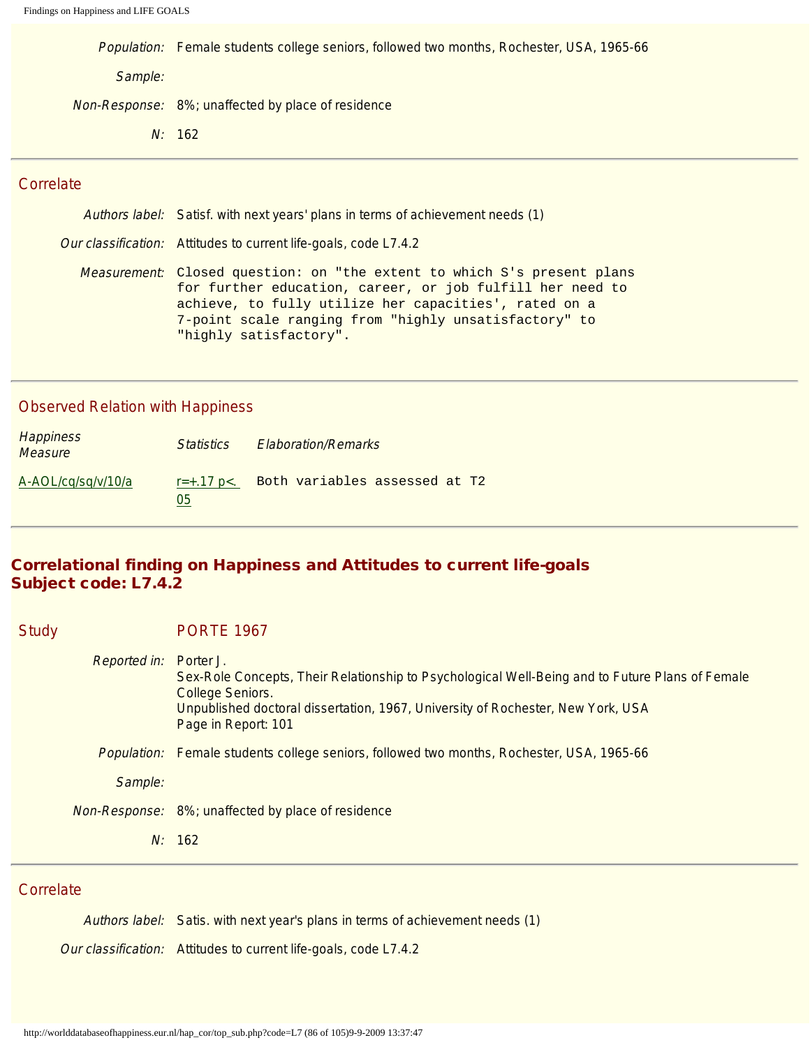*Population:* Female students college seniors, followed two months, Rochester, USA, 1965-66

*Sample:*

*Non-Response:* 8%; unaffected by place of residence

*N:* 162

---

## Correlate

*Authors label:* Satisf. with next years' plans in terms of achievement needs (1)

*Our classification:* Attitudes to current life-goals, code L7.4.2

*Measurement:*
```
Closed question: on "the extent to which S's present plans
for further education, career, or job fulfill her need to
achieve, to fully utilize her capacities', rated on a
7-point scale ranging from "highly unsatisfactory" to
"highly satisfactory".
```

---

## Observed Relation with Happiness

| *Happiness Measure* | *Statistics* | *Elaboration/Remarks* |
|---|---|---|
| A-AOL/cq/sq/v/10/a | r=+.17 p<.05 | Both variables assessed at T2 |

---

# Correlational finding on Happiness and Attitudes to current life-goals
# Subject code: L7.4.2

## Study PORTE 1967

*Reported in:* Porter J.
Sex-Role Concepts, Their Relationship to Psychological Well-Being and to Future Plans of Female College Seniors.
Unpublished doctoral dissertation, 1967, University of Rochester, New York, USA
Page in Report: 101

*Population:* Female students college seniors, followed two months, Rochester, USA, 1965-66

*Sample:*

*Non-Response:* 8%; unaffected by place of residence

*N:* 162

---

## Correlate

*Authors label:* Satis. with next year's plans in terms of achievement needs (1)

*Our classification:* Attitudes to current life-goals, code L7.4.2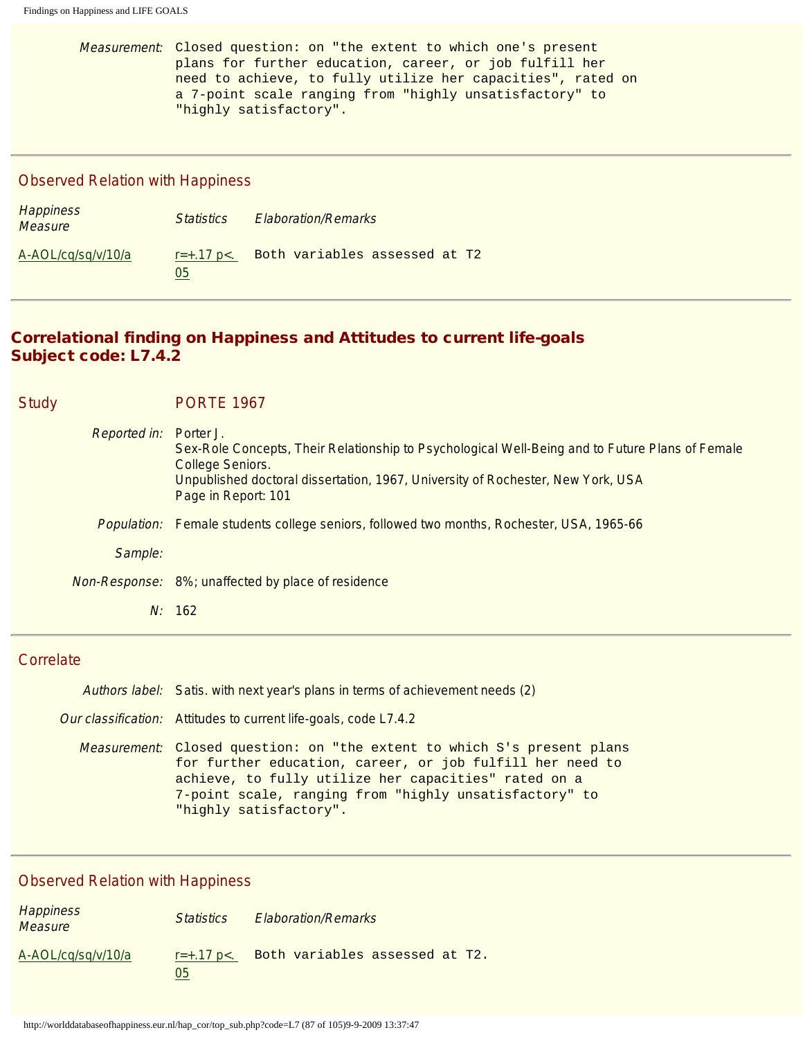*Measurement:* Closed question: on "the extent to which one's present plans for further education, career, or job fulfill her need to achieve, to fully utilize her capacities", rated on a 7-point scale ranging from "highly unsatisfactory" to "highly satisfactory".

---

## Observed Relation with Happiness

| Happiness Measure | Statistics | Elaboration/Remarks |
|---|---|---|
| A-AOL/cq/sq/v/10/a | r=+.17 p<.05 | Both variables assessed at T2 |

---

## Correlational finding on Happiness and Attitudes to current life-goals
## Subject code: L7.4.2

**Study** PORTE 1967

*Reported in:* Porter J.
Sex-Role Concepts, Their Relationship to Psychological Well-Being and to Future Plans of Female College Seniors.
Unpublished doctoral dissertation, 1967, University of Rochester, New York, USA
Page in Report: 101

*Population:* Female students college seniors, followed two months, Rochester, USA, 1965-66

*Sample:*

*Non-Response:* 8%; unaffected by place of residence

*N:* 162

---

## Correlate

*Authors label:* Satis. with next year's plans in terms of achievement needs (2)

*Our classification:* Attitudes to current life-goals, code L7.4.2

*Measurement:* Closed question: on "the extent to which S's present plans for further education, career, or job fulfill her need to achieve, to fully utilize her capacities" rated on a 7-point scale, ranging from "highly unsatisfactory" to "highly satisfactory".

---

## Observed Relation with Happiness

| Happiness Measure | Statistics | Elaboration/Remarks |
|---|---|---|
| A-AOL/cq/sq/v/10/a | r=+.17 p<.05 | Both variables assessed at T2. |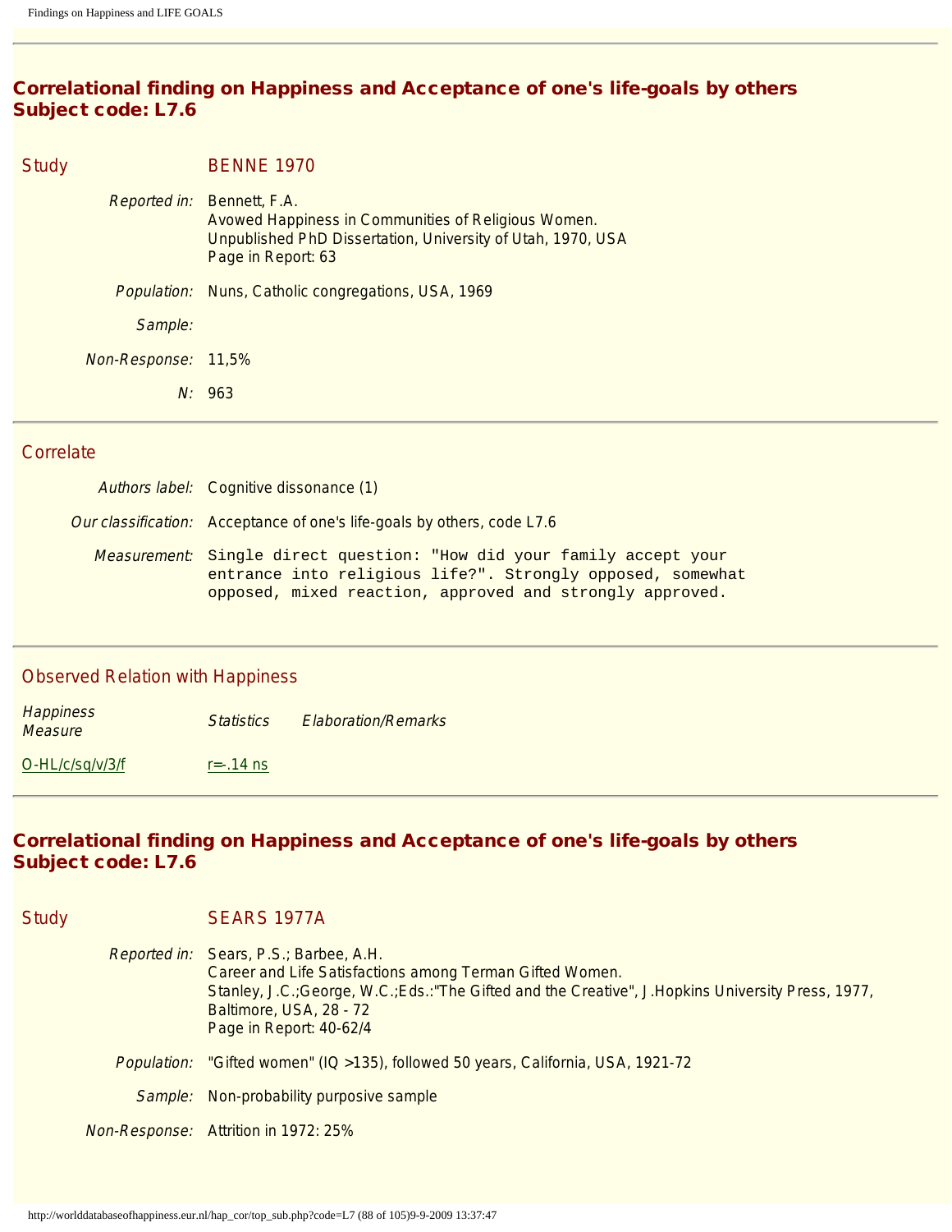## Correlational finding on Happiness and Acceptance of one's life-goals by others
## Subject code: L7.6

**Study** BENNE 1970

*Reported in:* Bennett, F.A.
Avowed Happiness in Communities of Religious Women.
Unpublished PhD Dissertation, University of Utah, 1970, USA
Page in Report: 63

*Population:* Nuns, Catholic congregations, USA, 1969

*Sample:*

*Non-Response:* 11,5%

*N:* 963

**Correlate**

*Authors label:* Cognitive dissonance (1)

*Our classification:* Acceptance of one's life-goals by others, code L7.6

*Measurement:*
```
Single direct question: "How did your family accept your
entrance into religious life?". Strongly opposed, somewhat
opposed, mixed reaction, approved and strongly approved.
```

**Observed Relation with Happiness**

| Happiness Measure | Statistics | Elaboration/Remarks |
|---|---|---|
| O-HL/c/sq/v/3/f | r=-.14 ns | |

## Correlational finding on Happiness and Acceptance of one's life-goals by others
## Subject code: L7.6

**Study** SEARS 1977A

*Reported in:* Sears, P.S.; Barbee, A.H.
Career and Life Satisfactions among Terman Gifted Women.
Stanley, J.C.;George, W.C.;Eds.:"The Gifted and the Creative", J.Hopkins University Press, 1977, Baltimore, USA, 28 - 72
Page in Report: 40-62/4

*Population:* "Gifted women" (IQ >135), followed 50 years, California, USA, 1921-72

*Sample:* Non-probability purposive sample

*Non-Response:* Attrition in 1972: 25%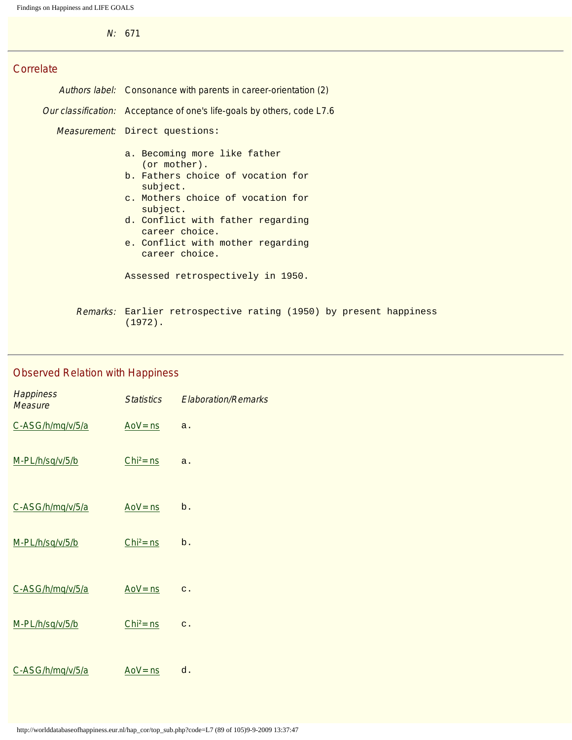*N:* 671

## Correlate

*Authors label:* Consonance with parents in career-orientation (2)

*Our classification:* Acceptance of one's life-goals by others, code L7.6

*Measurement:* Direct questions:

a. Becoming more like father (or mother).
b. Fathers choice of vocation for subject.
c. Mothers choice of vocation for subject.
d. Conflict with father regarding career choice.
e. Conflict with mother regarding career choice.

Assessed retrospectively in 1950.

*Remarks:* Earlier retrospective rating (1950) by present happiness (1972).

## Observed Relation with Happiness

| *Happiness Measure* | *Statistics* | *Elaboration/Remarks* |
|---|---|---|
| C-ASG/h/mq/v/5/a | AoV=ns | a. |
| M-PL/h/sq/v/5/b | $Chi^2$=ns | a. |
| C-ASG/h/mq/v/5/a | AoV=ns | b. |
| M-PL/h/sq/v/5/b | $Chi^2$=ns | b. |
| C-ASG/h/mq/v/5/a | AoV=ns | c. |
| M-PL/h/sq/v/5/b | $Chi^2$=ns | c. |
| C-ASG/h/mq/v/5/a | AoV=ns | d. |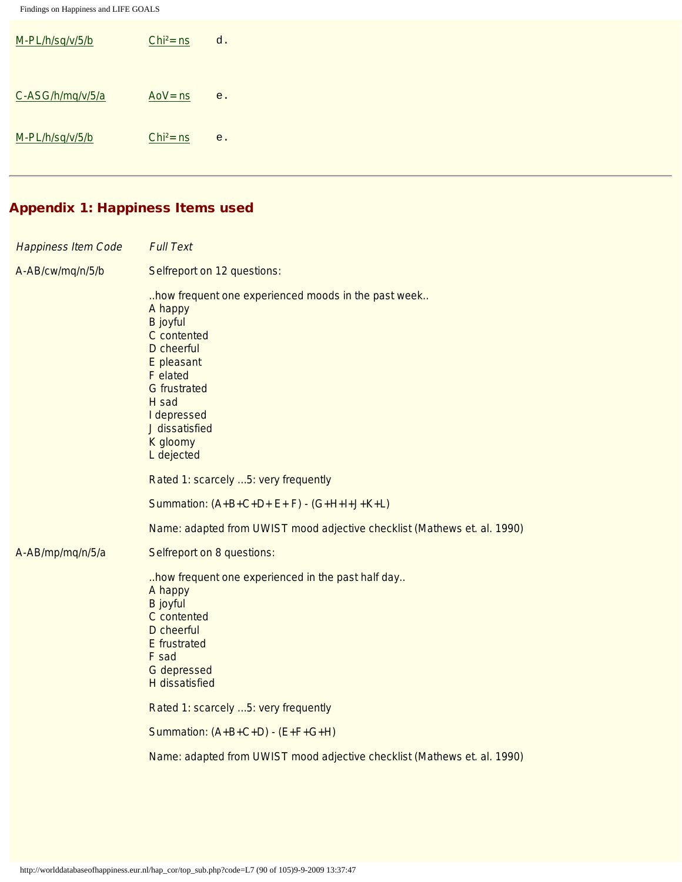| | | |
|---|---|---|
| M-PL/h/sq/v/5/b | Chi²=ns | d. |
| C-ASG/h/mq/v/5/a | AoV=ns | e. |
| M-PL/h/sq/v/5/b | Chi²=ns | e. |

---

## Appendix 1: Happiness Items used

| *Happiness Item Code* | *Full Text* |
|---|---|
| A-AB/cw/mq/n/5/b | Selfreport on 12 questions:<br><br>..how frequent one experienced moods in the past week..<br>A happy<br>B joyful<br>C contented<br>D cheerful<br>E pleasant<br>F elated<br>G frustrated<br>H sad<br>I depressed<br>J dissatisfied<br>K gloomy<br>L dejected<br><br>Rated 1: scarcely ...5: very frequently<br><br>Summation: (A+B+C+D+ E+ F) - (G+H+I+J+K+L)<br><br>Name: adapted from UWIST mood adjective checklist (Mathews et. al. 1990) |
| A-AB/mp/mq/n/5/a | Selfreport on 8 questions:<br><br>..how frequent one experienced in the past half day..<br>A happy<br>B joyful<br>C contented<br>D cheerful<br>E frustrated<br>F sad<br>G depressed<br>H dissatisfied<br><br>Rated 1: scarcely ...5: very frequently<br><br>Summation: (A+B+C+D) - (E+F+G+H)<br><br>Name: adapted from UWIST mood adjective checklist (Mathews et. al. 1990) |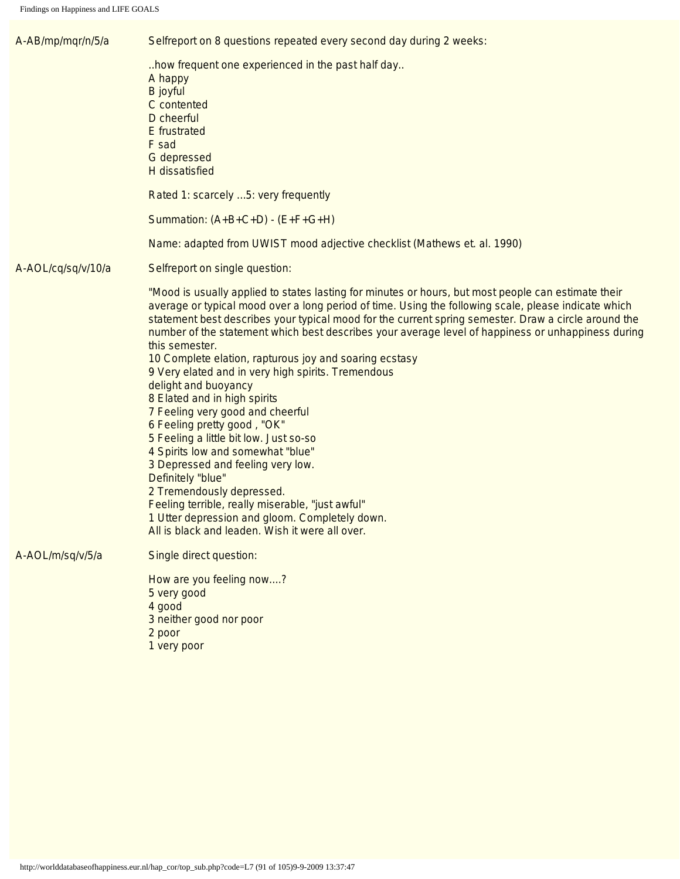| | |
|---|---|
| A-AB/mp/mqr/n/5/a | Selfreport on 8 questions repeated every second day during 2 weeks:<br><br>..how frequent one experienced in the past half day..<br>A happy<br>B joyful<br>C contented<br>D cheerful<br>E frustrated<br>F sad<br>G depressed<br>H dissatisfied<br><br>Rated 1: scarcely ...5: very frequently<br><br>Summation: (A+B+C+D) - (E+F+G+H)<br><br>Name: adapted from UWIST mood adjective checklist (Mathews et. al. 1990) |
| A-AOL/cq/sq/v/10/a | Selfreport on single question:<br><br>"Mood is usually applied to states lasting for minutes or hours, but most people can estimate their average or typical mood over a long period of time. Using the following scale, please indicate which statement best describes your typical mood for the current spring semester. Draw a circle around the number of the statement which best describes your average level of happiness or unhappiness during this semester.<br>10 Complete elation, rapturous joy and soaring ecstasy<br>9 Very elated and in very high spirits. Tremendous delight and buoyancy<br>8 Elated and in high spirits<br>7 Feeling very good and cheerful<br>6 Feeling pretty good , "OK"<br>5 Feeling a little bit low. Just so-so<br>4 Spirits low and somewhat "blue"<br>3 Depressed and feeling very low. Definitely "blue"<br>2 Tremendously depressed. Feeling terrible, really miserable, "just awful"<br>1 Utter depression and gloom. Completely down. All is black and leaden. Wish it were all over. |
| A-AOL/m/sq/v/5/a | Single direct question:<br><br>How are you feeling now....?<br>5 very good<br>4 good<br>3 neither good nor poor<br>2 poor<br>1 very poor |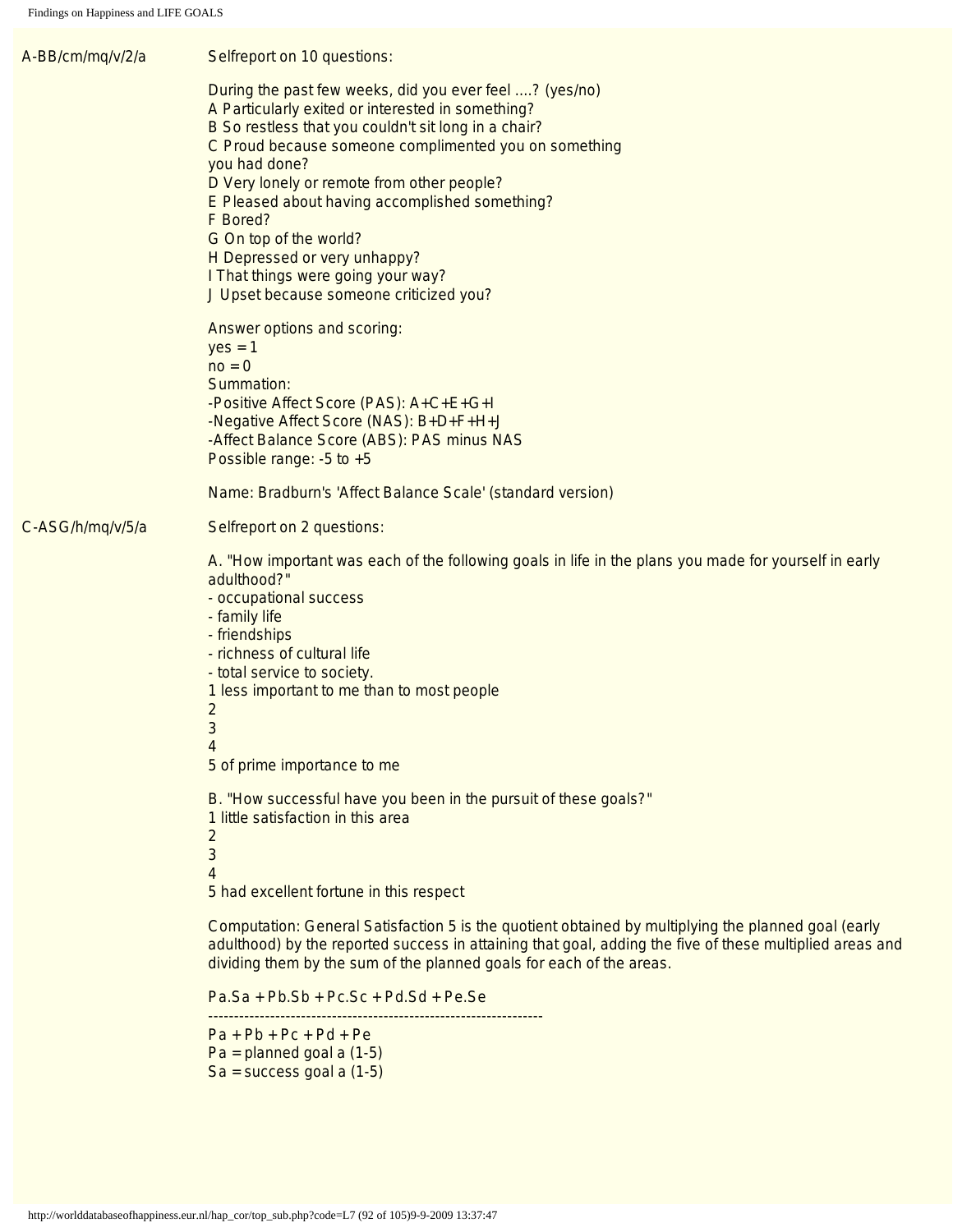A-BB/cm/mq/v/2/a

Selfreport on 10 questions:

During the past few weeks, did you ever feel ....? (yes/no)
A Particularly exited or interested in something?
B So restless that you couldn't sit long in a chair?
C Proud because someone complimented you on something you had done?
D Very lonely or remote from other people?
E Pleased about having accomplished something?
F Bored?
G On top of the world?
H Depressed or very unhappy?
I That things were going your way?
J Upset because someone criticized you?

Answer options and scoring:
yes = 1
no = 0
Summation:
-Positive Affect Score (PAS): A+C+E+G+I
-Negative Affect Score (NAS): B+D+F+H+J
-Affect Balance Score (ABS): PAS minus NAS
Possible range: -5 to +5

Name: Bradburn's 'Affect Balance Scale' (standard version)

C-ASG/h/mq/v/5/a

Selfreport on 2 questions:

A. "How important was each of the following goals in life in the plans you made for yourself in early adulthood?"
- occupational success
- family life
- friendships
- richness of cultural life
- total service to society.
1 less important to me than to most people
2
3
4
5 of prime importance to me

B. "How successful have you been in the pursuit of these goals?"
1 little satisfaction in this area
2
3
4
5 had excellent fortune in this respect

Computation: General Satisfaction 5 is the quotient obtained by multiplying the planned goal (early adulthood) by the reported success in attaining that goal, adding the five of these multiplied areas and dividing them by the sum of the planned goals for each of the areas.

$$\frac{Pa.Sa + Pb.Sb + Pc.Sc + Pd.Sd + Pe.Se}{Pa + Pb + Pc + Pd + Pe}$$

Pa = planned goal a (1-5)
Sa = success goal a (1-5)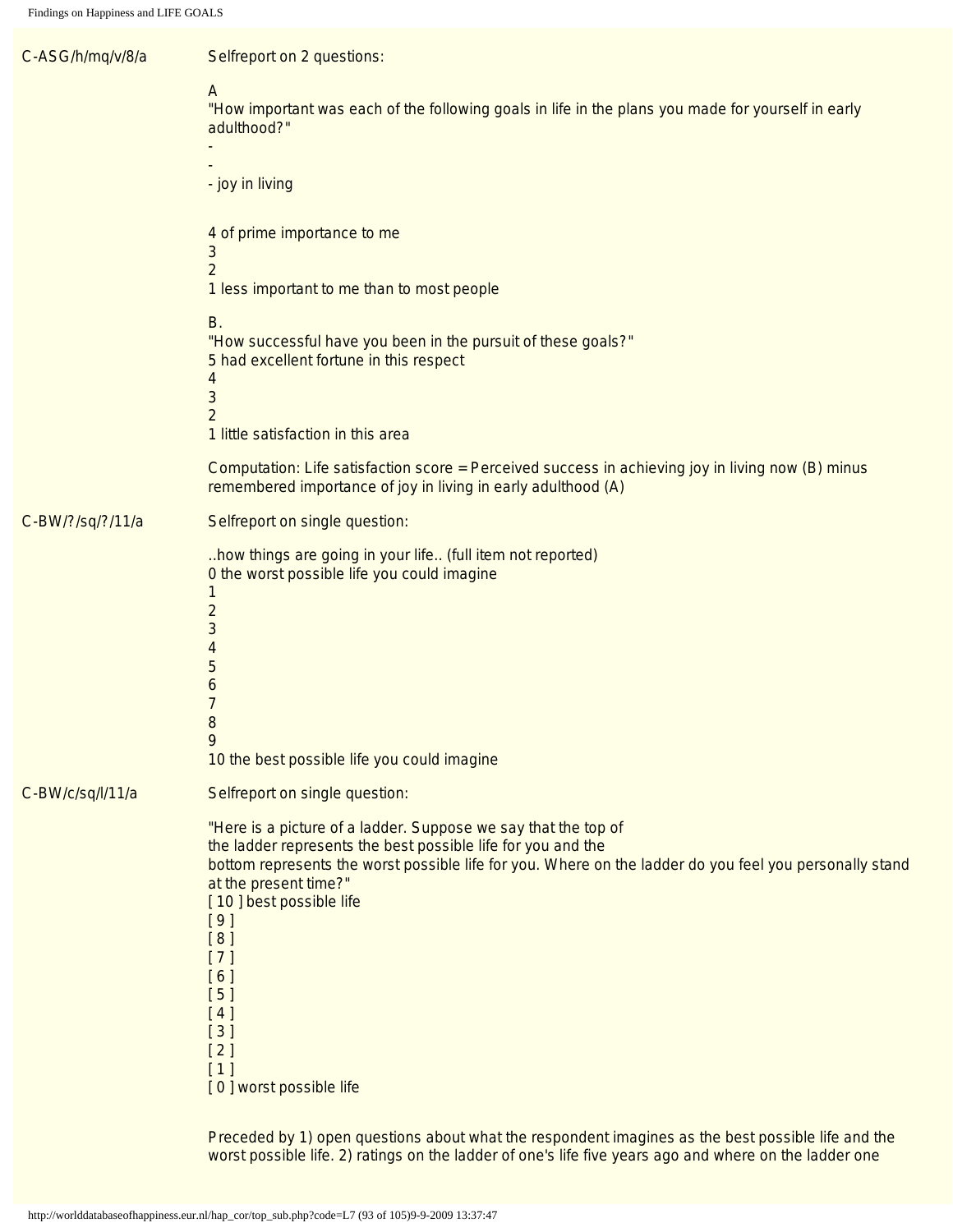C-ASG/h/mq/v/8/a

Selfreport on 2 questions:

A
"How important was each of the following goals in life in the plans you made for yourself in early adulthood?"
-
-
- joy in living

4 of prime importance to me
3
2
1 less important to me than to most people

B.
"How successful have you been in the pursuit of these goals?"
5 had excellent fortune in this respect
4
3
2
1 little satisfaction in this area

Computation: Life satisfaction score = Perceived success in achieving joy in living now (B) minus remembered importance of joy in living in early adulthood (A)

C-BW/?/sq/?/11/a

Selfreport on single question:

..how things are going in your life.. (full item not reported)
0 the worst possible life you could imagine
1
2
3
4
5
6
7
8
9
10 the best possible life you could imagine

C-BW/c/sq/l/11/a

Selfreport on single question:

"Here is a picture of a ladder. Suppose we say that the top of the ladder represents the best possible life for you and the bottom represents the worst possible life for you. Where on the ladder do you feel you personally stand at the present time?"
[ 10 ] best possible life
[ 9 ]
[ 8 ]
[ 7 ]
[ 6 ]
[ 5 ]
[ 4 ]
[ 3 ]
[ 2 ]
[ 1 ]
[ 0 ] worst possible life

Preceded by 1) open questions about what the respondent imagines as the best possible life and the worst possible life. 2) ratings on the ladder of one's life five years ago and where on the ladder one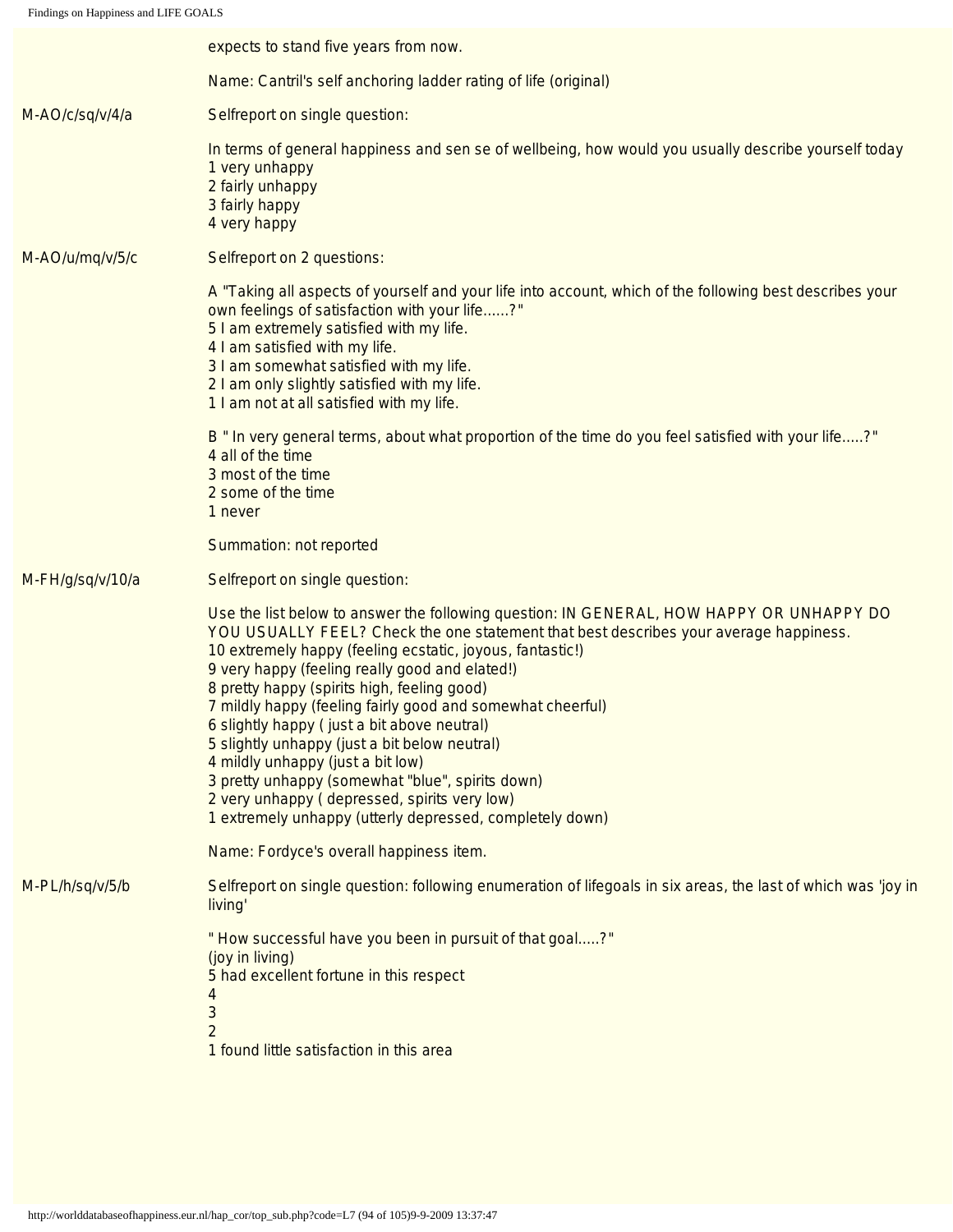expects to stand five years from now.

Name: Cantril's self anchoring ladder rating of life (original)

M-AO/c/sq/v/4/a

Selfreport on single question:

In terms of general happiness and sen se of wellbeing, how would you usually describe yourself today
1 very unhappy
2 fairly unhappy
3 fairly happy
4 very happy

M-AO/u/mq/v/5/c

Selfreport on 2 questions:

A "Taking all aspects of yourself and your life into account, which of the following best describes your own feelings of satisfaction with your life......?"
5 I am extremely satisfied with my life.
4 I am satisfied with my life.
3 I am somewhat satisfied with my life.
2 I am only slightly satisfied with my life.
1 I am not at all satisfied with my life.

B " In very general terms, about what proportion of the time do you feel satisfied with your life.....?"
4 all of the time
3 most of the time
2 some of the time
1 never

Summation: not reported

M-FH/g/sq/v/10/a

Selfreport on single question:

Use the list below to answer the following question: IN GENERAL, HOW HAPPY OR UNHAPPY DO YOU USUALLY FEEL? Check the one statement that best describes your average happiness.
10 extremely happy (feeling ecstatic, joyous, fantastic!)
9 very happy (feeling really good and elated!)
8 pretty happy (spirits high, feeling good)
7 mildly happy (feeling fairly good and somewhat cheerful)
6 slightly happy ( just a bit above neutral)
5 slightly unhappy (just a bit below neutral)
4 mildly unhappy (just a bit low)
3 pretty unhappy (somewhat "blue", spirits down)
2 very unhappy ( depressed, spirits very low)
1 extremely unhappy (utterly depressed, completely down)

Name: Fordyce's overall happiness item.

M-PL/h/sq/v/5/b

Selfreport on single question: following enumeration of lifegoals in six areas, the last of which was 'joy in living'

" How successful have you been in pursuit of that goal.....?"
(joy in living)
5 had excellent fortune in this respect
4
3
2
1 found little satisfaction in this area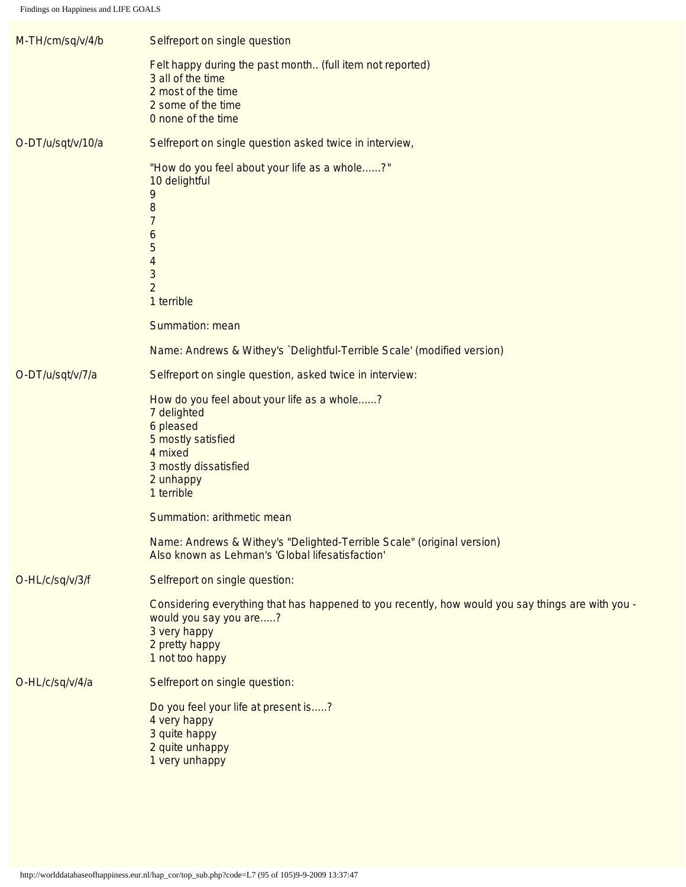**M-TH/cm/sq/v/4/b**

Selfreport on single question

Felt happy during the past month.. (full item not reported)
3 all of the time
2 most of the time
2 some of the time
0 none of the time

**O-DT/u/sqt/v/10/a**

Selfreport on single question asked twice in interview,

"How do you feel about your life as a whole......?"
10 delightful
9
8
7
6
5
4
3
2
1 terrible

Summation: mean

Name: Andrews & Withey's `Delightful-Terrible Scale' (modified version)

**O-DT/u/sqt/v/7/a**

Selfreport on single question, asked twice in interview:

How do you feel about your life as a whole......?
7 delighted
6 pleased
5 mostly satisfied
4 mixed
3 mostly dissatisfied
2 unhappy
1 terrible

Summation: arithmetic mean

Name: Andrews & Withey's "Delighted-Terrible Scale" (original version)
Also known as Lehman's 'Global lifesatisfaction'

**O-HL/c/sq/v/3/f**

Selfreport on single question:

Considering everything that has happened to you recently, how would you say things are with you - would you say you are.....?
3 very happy
2 pretty happy
1 not too happy

**O-HL/c/sq/v/4/a**

Selfreport on single question:

Do you feel your life at present is.....?
4 very happy
3 quite happy
2 quite unhappy
1 very unhappy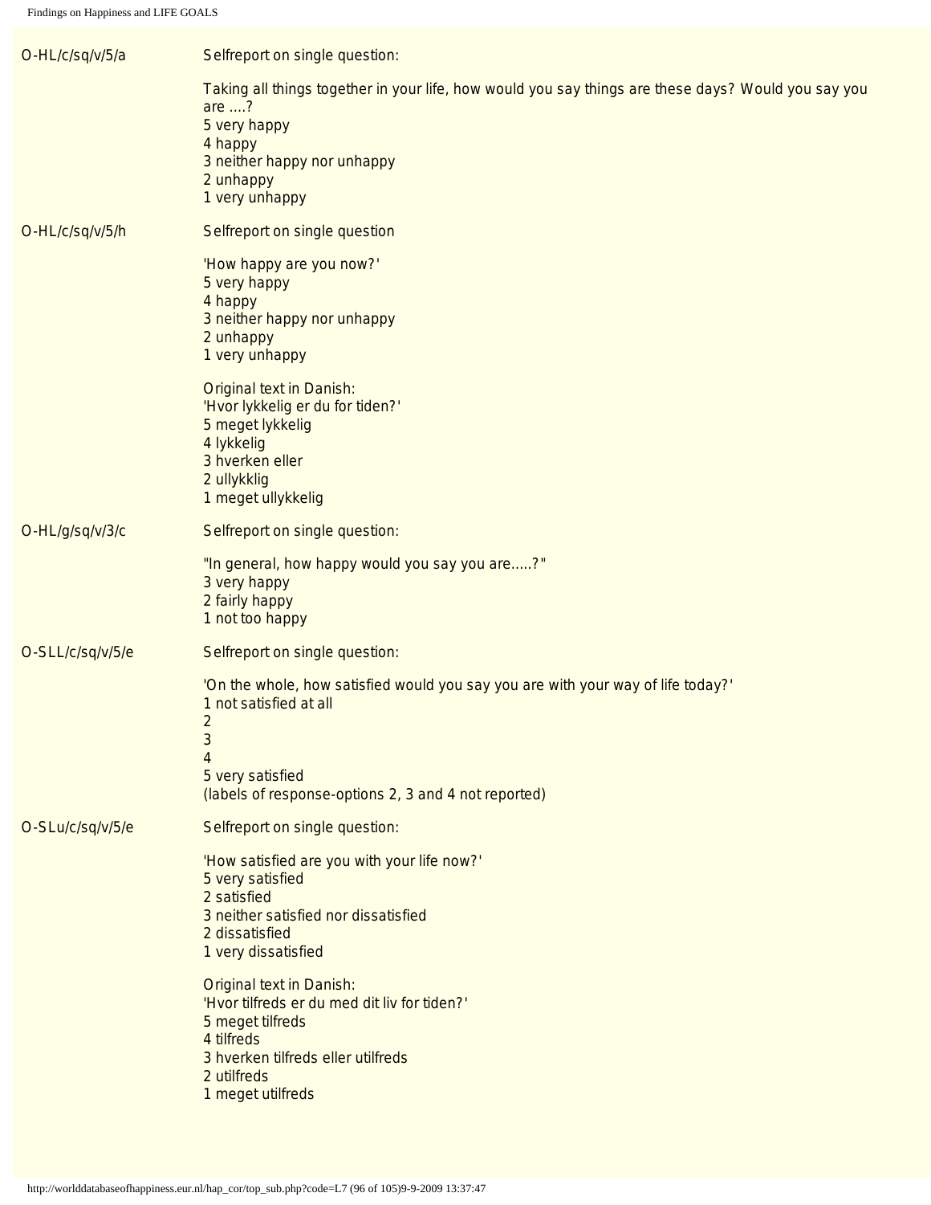| | |
|---|---|
| O-HL/c/sq/v/5/a | Selfreport on single question:<br><br>Taking all things together in your life, how would you say things are these days? Would you say you are ....?<br>5 very happy<br>4 happy<br>3 neither happy nor unhappy<br>2 unhappy<br>1 very unhappy |
| O-HL/c/sq/v/5/h | Selfreport on single question<br><br>'How happy are you now?'<br>5 very happy<br>4 happy<br>3 neither happy nor unhappy<br>2 unhappy<br>1 very unhappy<br><br>Original text in Danish:<br>'Hvor lykkelig er du for tiden?'<br>5 meget lykkelig<br>4 lykkelig<br>3 hverken eller<br>2 ullykklig<br>1 meget ullykkelig |
| O-HL/g/sq/v/3/c | Selfreport on single question:<br><br>"In general, how happy would you say you are.....?"<br>3 very happy<br>2 fairly happy<br>1 not too happy |
| O-SLL/c/sq/v/5/e | Selfreport on single question:<br><br>'On the whole, how satisfied would you say you are with your way of life today?'<br>1 not satisfied at all<br>2<br>3<br>4<br>5 very satisfied<br>(labels of response-options 2, 3 and 4 not reported) |
| O-SLu/c/sq/v/5/e | Selfreport on single question:<br><br>'How satisfied are you with your life now?'<br>5 very satisfied<br>2 satisfied<br>3 neither satisfied nor dissatisfied<br>2 dissatisfied<br>1 very dissatisfied<br><br>Original text in Danish:<br>'Hvor tilfreds er du med dit liv for tiden?'<br>5 meget tilfreds<br>4 tilfreds<br>3 hverken tilfreds eller utilfreds<br>2 utilfreds<br>1 meget utilfreds |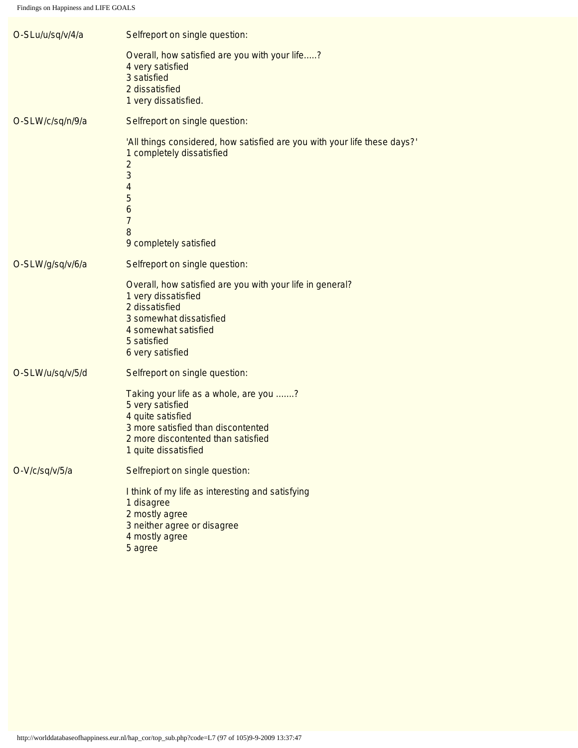| | |
|---|---|
| O-SLu/u/sq/v/4/a | Selfreport on single question:<br><br>Overall, how satisfied are you with your life.....?<br>4 very satisfied<br>3 satisfied<br>2 dissatisfied<br>1 very dissatisfied. |
| O-SLW/c/sq/n/9/a | Selfreport on single question:<br><br>'All things considered, how satisfied are you with your life these days?'<br>1 completely dissatisfied<br>2<br>3<br>4<br>5<br>6<br>7<br>8<br>9 completely satisfied |
| O-SLW/g/sq/v/6/a | Selfreport on single question:<br><br>Overall, how satisfied are you with your life in general?<br>1 very dissatisfied<br>2 dissatisfied<br>3 somewhat dissatisfied<br>4 somewhat satisfied<br>5 satisfied<br>6 very satisfied |
| O-SLW/u/sq/v/5/d | Selfreport on single question:<br><br>Taking your life as a whole, are you .......?<br>5 very satisfied<br>4 quite satisfied<br>3 more satisfied than discontented<br>2 more discontented than satisfied<br>1 quite dissatisfied |
| O-V/c/sq/v/5/a | Selfrepiort on single question:<br><br>I think of my life as interesting and satisfying<br>1 disagree<br>2 mostly agree<br>3 neither agree or disagree<br>4 mostly agree<br>5 agree |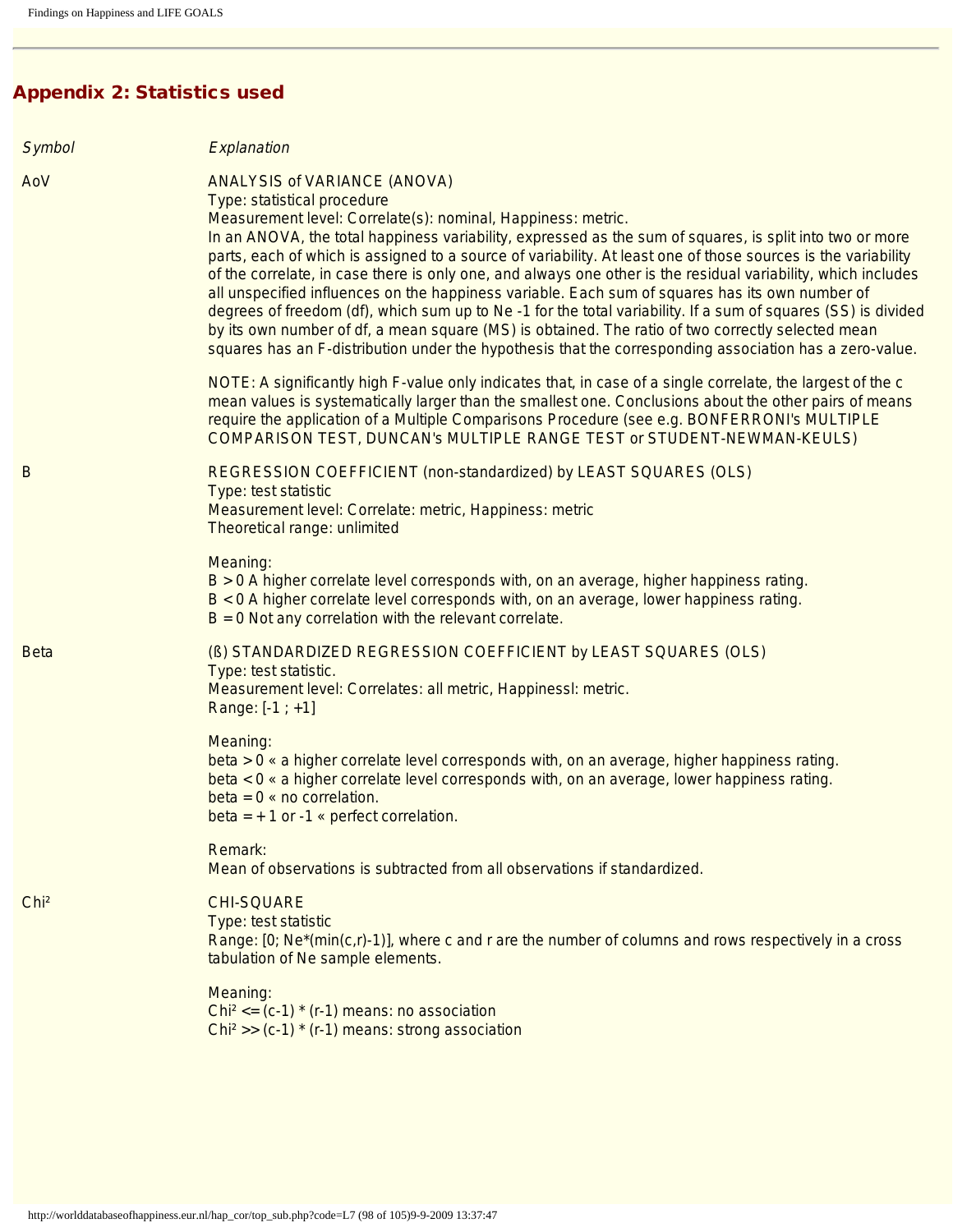## Appendix 2: Statistics used

| *Symbol* | *Explanation* |
| --- | --- |
| AoV | ANALYSIS of VARIANCE (ANOVA)<br>Type: statistical procedure<br>Measurement level: Correlate(s): nominal, Happiness: metric.<br>In an ANOVA, the total happiness variability, expressed as the sum of squares, is split into two or more parts, each of which is assigned to a source of variability. At least one of those sources is the variability of the correlate, in case there is only one, and always one other is the residual variability, which includes all unspecified influences on the happiness variable. Each sum of squares has its own number of degrees of freedom (df), which sum up to Ne -1 for the total variability. If a sum of squares (SS) is divided by its own number of df, a mean square (MS) is obtained. The ratio of two correctly selected mean squares has an F-distribution under the hypothesis that the corresponding association has a zero-value.<br><br>NOTE: A significantly high F-value only indicates that, in case of a single correlate, the largest of the c mean values is systematically larger than the smallest one. Conclusions about the other pairs of means require the application of a Multiple Comparisons Procedure (see e.g. BONFERRONI's MULTIPLE COMPARISON TEST, DUNCAN's MULTIPLE RANGE TEST or STUDENT-NEWMAN-KEULS) |
| B | REGRESSION COEFFICIENT (non-standardized) by LEAST SQUARES (OLS)<br>Type: test statistic<br>Measurement level: Correlate: metric, Happiness: metric<br>Theoretical range: unlimited<br><br>Meaning:<br>B > 0 A higher correlate level corresponds with, on an average, higher happiness rating.<br>B < 0 A higher correlate level corresponds with, on an average, lower happiness rating.<br>B = 0 Not any correlation with the relevant correlate. |
| Beta | (ß) STANDARDIZED REGRESSION COEFFICIENT by LEAST SQUARES (OLS)<br>Type: test statistic.<br>Measurement level: Correlates: all metric, Happinessl: metric.<br>Range: [-1 ; +1]<br><br>Meaning:<br>beta > 0 « a higher correlate level corresponds with, on an average, higher happiness rating.<br>beta < 0 « a higher correlate level corresponds with, on an average, lower happiness rating.<br>beta = 0 « no correlation.<br>beta = + 1 or -1 « perfect correlation.<br><br>Remark:<br>Mean of observations is subtracted from all observations if standardized. |
| Chi² | CHI-SQUARE<br>Type: test statistic<br>Range: [0; Ne*(min(c,r)-1)], where c and r are the number of columns and rows respectively in a cross tabulation of Ne sample elements.<br><br>Meaning:<br>Chi² <= (c-1) * (r-1) means: no association<br>Chi² >> (c-1) * (r-1) means: strong association |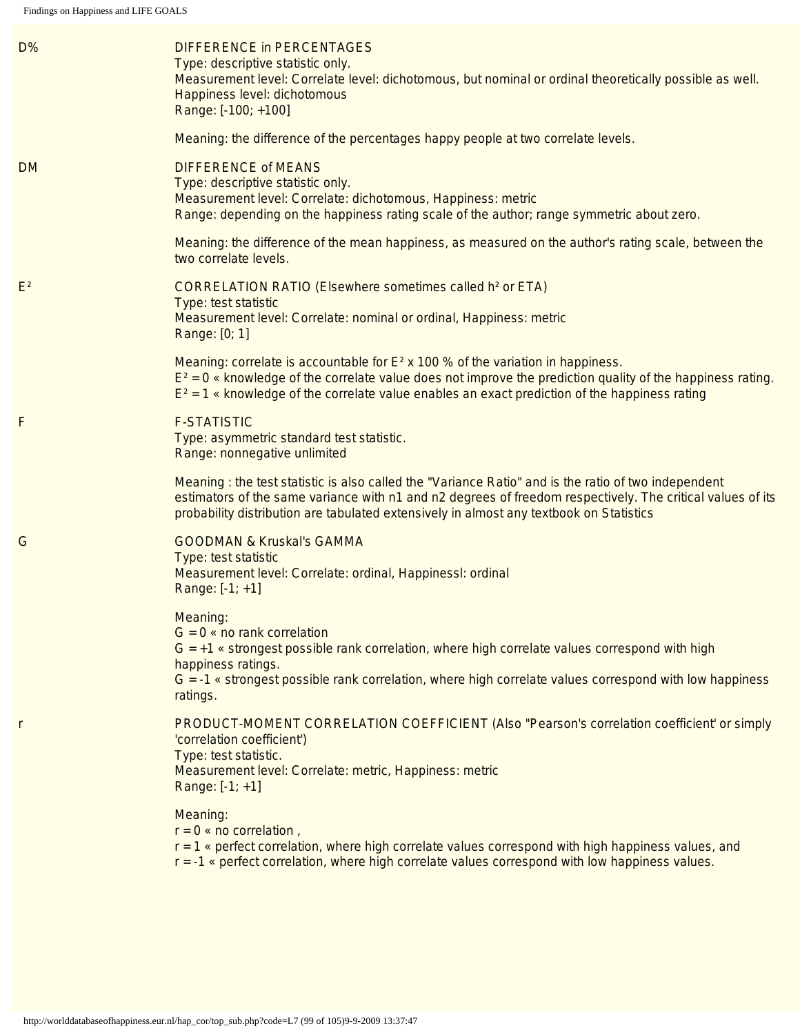| | |
|---|---|
| D% | DIFFERENCE in PERCENTAGES<br>Type: descriptive statistic only.<br>Measurement level: Correlate level: dichotomous, but nominal or ordinal theoretically possible as well. Happiness level: dichotomous<br>Range: [-100; +100]<br><br>Meaning: the difference of the percentages happy people at two correlate levels. |
| DM | DIFFERENCE of MEANS<br>Type: descriptive statistic only.<br>Measurement level: Correlate: dichotomous, Happiness: metric<br>Range: depending on the happiness rating scale of the author; range symmetric about zero.<br><br>Meaning: the difference of the mean happiness, as measured on the author's rating scale, between the two correlate levels. |
| $E^2$ | CORRELATION RATIO (Elsewhere sometimes called $h^2$ or ETA)<br>Type: test statistic<br>Measurement level: Correlate: nominal or ordinal, Happiness: metric<br>Range: [0; 1]<br><br>Meaning: correlate is accountable for $E^2$ x 100 % of the variation in happiness.<br>$E^2 = 0$ « knowledge of the correlate value does not improve the prediction quality of the happiness rating.<br>$E^2 = 1$ « knowledge of the correlate value enables an exact prediction of the happiness rating |
| F | F-STATISTIC<br>Type: asymmetric standard test statistic.<br>Range: nonnegative unlimited<br><br>Meaning : the test statistic is also called the "Variance Ratio" and is the ratio of two independent estimators of the same variance with n1 and n2 degrees of freedom respectively. The critical values of its probability distribution are tabulated extensively in almost any textbook on Statistics |
| G | GOODMAN & Kruskal's GAMMA<br>Type: test statistic<br>Measurement level: Correlate: ordinal, Happinessl: ordinal<br>Range: [-1; +1]<br><br>Meaning:<br>G = 0 « no rank correlation<br>G = +1 « strongest possible rank correlation, where high correlate values correspond with high happiness ratings.<br>G = -1 « strongest possible rank correlation, where high correlate values correspond with low happiness ratings. |
| r | PRODUCT-MOMENT CORRELATION COEFFICIENT (Also "Pearson's correlation coefficient' or simply 'correlation coefficient')<br>Type: test statistic.<br>Measurement level: Correlate: metric, Happiness: metric<br>Range: [-1; +1]<br><br>Meaning:<br>r = 0 « no correlation ,<br>r = 1 « perfect correlation, where high correlate values correspond with high happiness values, and<br>r = -1 « perfect correlation, where high correlate values correspond with low happiness values. |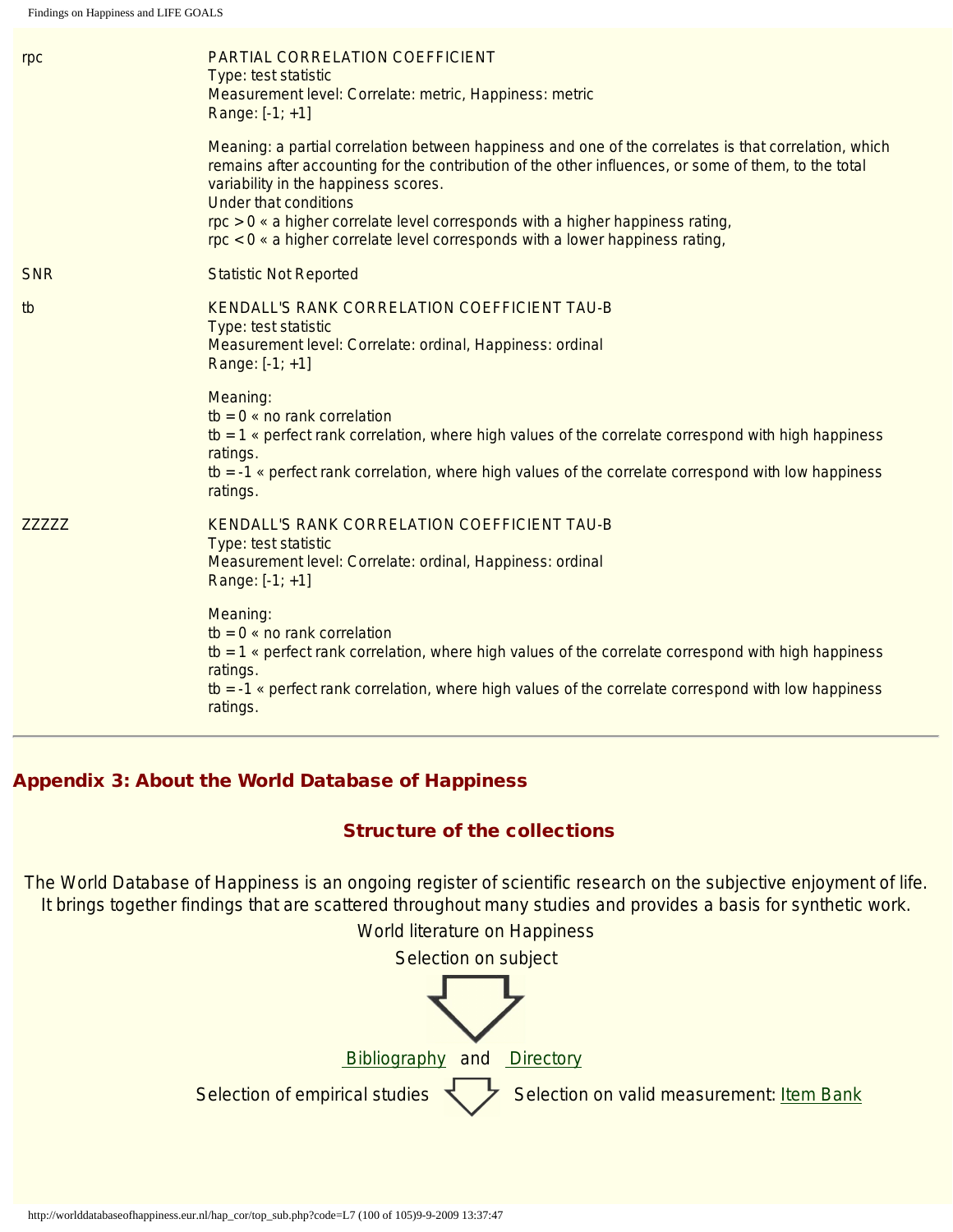| | |
|---|---|
| rpc | PARTIAL CORRELATION COEFFICIENT<br>Type: test statistic<br>Measurement level: Correlate: metric, Happiness: metric<br>Range: [-1; +1]<br><br>Meaning: a partial correlation between happiness and one of the correlates is that correlation, which remains after accounting for the contribution of the other influences, or some of them, to the total variability in the happiness scores.<br>Under that conditions<br>rpc > 0 « a higher correlate level corresponds with a higher happiness rating,<br>rpc < 0 « a higher correlate level corresponds with a lower happiness rating, |
| SNR | Statistic Not Reported |
| tb | KENDALL'S RANK CORRELATION COEFFICIENT TAU-B<br>Type: test statistic<br>Measurement level: Correlate: ordinal, Happiness: ordinal<br>Range: [-1; +1]<br><br>Meaning:<br>tb = 0 « no rank correlation<br>tb = 1 « perfect rank correlation, where high values of the correlate correspond with high happiness ratings.<br>tb = -1 « perfect rank correlation, where high values of the correlate correspond with low happiness ratings. |
| ZZZZZ | KENDALL'S RANK CORRELATION COEFFICIENT TAU-B<br>Type: test statistic<br>Measurement level: Correlate: ordinal, Happiness: ordinal<br>Range: [-1; +1]<br><br>Meaning:<br>tb = 0 « no rank correlation<br>tb = 1 « perfect rank correlation, where high values of the correlate correspond with high happiness ratings.<br>tb = -1 « perfect rank correlation, where high values of the correlate correspond with low happiness ratings. |

## Appendix 3: About the World Database of Happiness

### Structure of the collections

The World Database of Happiness is an ongoing register of scientific research on the subjective enjoyment of life. It brings together findings that are scattered throughout many studies and provides a basis for synthetic work.

World literature on Happiness

Selection on subject

Bibliography and Directory

Selection of empirical studies — Selection on valid measurement: Item Bank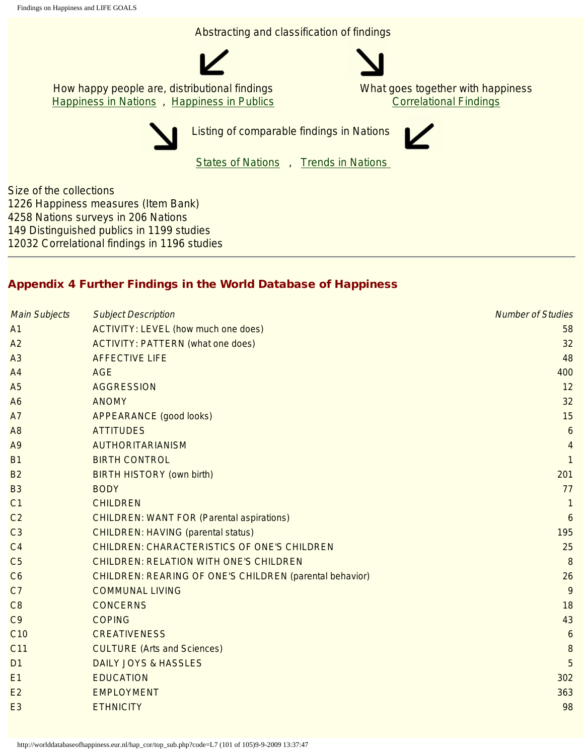Abstracting and classification of findings

How happy people are, distributional findings
Happiness in Nations , Happiness in Publics

What goes together with happiness
Correlational Findings

Listing of comparable findings in Nations

States of Nations , Trends in Nations

Size of the collections
1226 Happiness measures (Item Bank)
4258 Nations surveys in 206 Nations
149 Distinguished publics in 1199 studies
12032 Correlational findings in 1196 studies

---

## Appendix 4 Further Findings in the World Database of Happiness

| *Main Subjects* | *Subject Description* | *Number of Studies* |
|---|---|---|
| A1 | ACTIVITY: LEVEL (how much one does) | 58 |
| A2 | ACTIVITY: PATTERN (what one does) | 32 |
| A3 | AFFECTIVE LIFE | 48 |
| A4 | AGE | 400 |
| A5 | AGGRESSION | 12 |
| A6 | ANOMY | 32 |
| A7 | APPEARANCE (good looks) | 15 |
| A8 | ATTITUDES | 6 |
| A9 | AUTHORITARIANISM | 4 |
| B1 | BIRTH CONTROL | 1 |
| B2 | BIRTH HISTORY (own birth) | 201 |
| B3 | BODY | 77 |
| C1 | CHILDREN | 1 |
| C2 | CHILDREN: WANT FOR (Parental aspirations) | 6 |
| C3 | CHILDREN: HAVING (parental status) | 195 |
| C4 | CHILDREN: CHARACTERISTICS OF ONE'S CHILDREN | 25 |
| C5 | CHILDREN: RELATION WITH ONE'S CHILDREN | 8 |
| C6 | CHILDREN: REARING OF ONE'S CHILDREN (parental behavior) | 26 |
| C7 | COMMUNAL LIVING | 9 |
| C8 | CONCERNS | 18 |
| C9 | COPING | 43 |
| C10 | CREATIVENESS | 6 |
| C11 | CULTURE (Arts and Sciences) | 8 |
| D1 | DAILY JOYS & HASSLES | 5 |
| E1 | EDUCATION | 302 |
| E2 | EMPLOYMENT | 363 |
| E3 | ETHNICITY | 98 |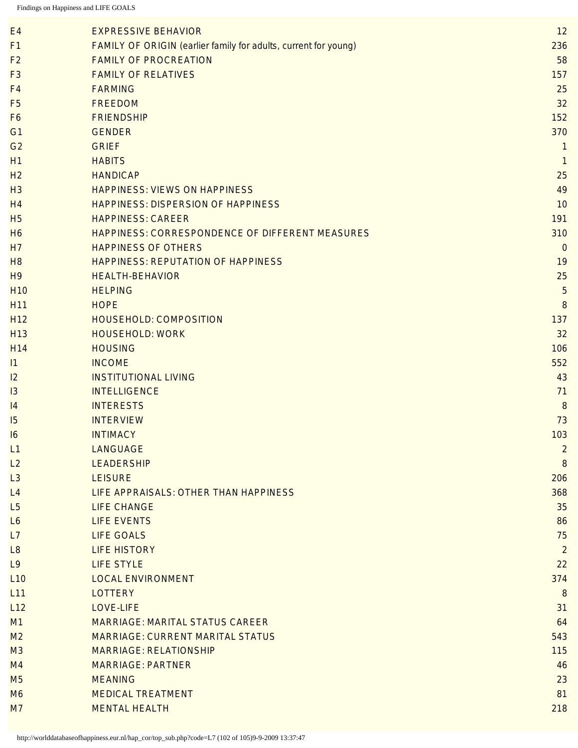| | | |
|---|---|---|
| E4 | EXPRESSIVE BEHAVIOR | 12 |
| F1 | FAMILY OF ORIGIN (earlier family for adults, current for young) | 236 |
| F2 | FAMILY OF PROCREATION | 58 |
| F3 | FAMILY OF RELATIVES | 157 |
| F4 | FARMING | 25 |
| F5 | FREEDOM | 32 |
| F6 | FRIENDSHIP | 152 |
| G1 | GENDER | 370 |
| G2 | GRIEF | 1 |
| H1 | HABITS | 1 |
| H2 | HANDICAP | 25 |
| H3 | HAPPINESS: VIEWS ON HAPPINESS | 49 |
| H4 | HAPPINESS: DISPERSION OF HAPPINESS | 10 |
| H5 | HAPPINESS: CAREER | 191 |
| H6 | HAPPINESS: CORRESPONDENCE OF DIFFERENT MEASURES | 310 |
| H7 | HAPPINESS OF OTHERS | 0 |
| H8 | HAPPINESS: REPUTATION OF HAPPINESS | 19 |
| H9 | HEALTH-BEHAVIOR | 25 |
| H10 | HELPING | 5 |
| H11 | HOPE | 8 |
| H12 | HOUSEHOLD: COMPOSITION | 137 |
| H13 | HOUSEHOLD: WORK | 32 |
| H14 | HOUSING | 106 |
| I1 | INCOME | 552 |
| I2 | INSTITUTIONAL LIVING | 43 |
| I3 | INTELLIGENCE | 71 |
| I4 | INTERESTS | 8 |
| I5 | INTERVIEW | 73 |
| I6 | INTIMACY | 103 |
| L1 | LANGUAGE | 2 |
| L2 | LEADERSHIP | 8 |
| L3 | LEISURE | 206 |
| L4 | LIFE APPRAISALS: OTHER THAN HAPPINESS | 368 |
| L5 | LIFE CHANGE | 35 |
| L6 | LIFE EVENTS | 86 |
| L7 | LIFE GOALS | 75 |
| L8 | LIFE HISTORY | 2 |
| L9 | LIFE STYLE | 22 |
| L10 | LOCAL ENVIRONMENT | 374 |
| L11 | LOTTERY | 8 |
| L12 | LOVE-LIFE | 31 |
| M1 | MARRIAGE: MARITAL STATUS CAREER | 64 |
| M2 | MARRIAGE: CURRENT MARITAL STATUS | 543 |
| M3 | MARRIAGE: RELATIONSHIP | 115 |
| M4 | MARRIAGE: PARTNER | 46 |
| M5 | MEANING | 23 |
| M6 | MEDICAL TREATMENT | 81 |
| M7 | MENTAL HEALTH | 218 |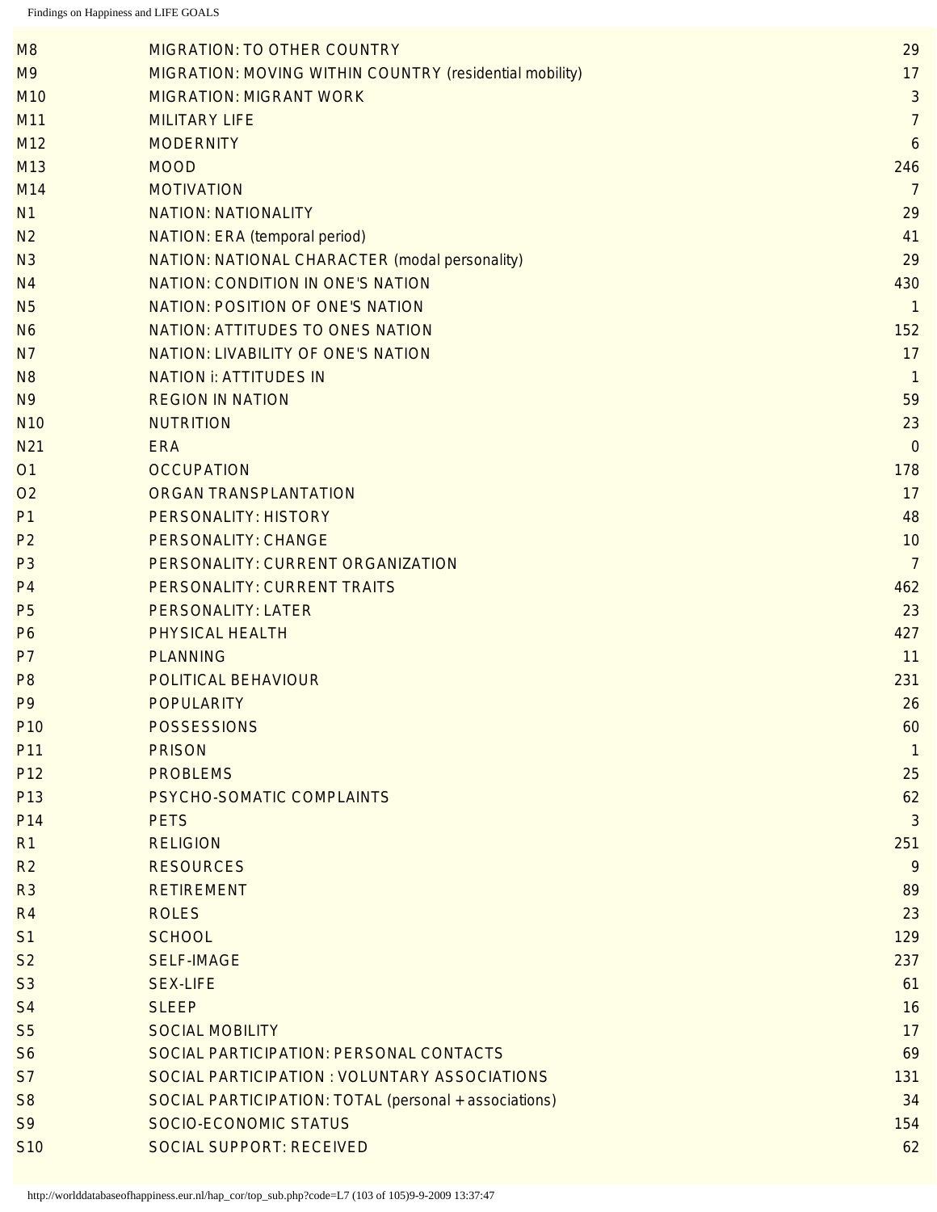| | | |
|---|---|---|
| M8 | MIGRATION: TO OTHER COUNTRY | 29 |
| M9 | MIGRATION: MOVING WITHIN COUNTRY (residential mobility) | 17 |
| M10 | MIGRATION: MIGRANT WORK | 3 |
| M11 | MILITARY LIFE | 7 |
| M12 | MODERNITY | 6 |
| M13 | MOOD | 246 |
| M14 | MOTIVATION | 7 |
| N1 | NATION: NATIONALITY | 29 |
| N2 | NATION: ERA (temporal period) | 41 |
| N3 | NATION: NATIONAL CHARACTER (modal personality) | 29 |
| N4 | NATION: CONDITION IN ONE'S NATION | 430 |
| N5 | NATION: POSITION OF ONE'S NATION | 1 |
| N6 | NATION: ATTITUDES TO ONES NATION | 152 |
| N7 | NATION: LIVABILITY OF ONE'S NATION | 17 |
| N8 | NATION i: ATTITUDES IN | 1 |
| N9 | REGION IN NATION | 59 |
| N10 | NUTRITION | 23 |
| N21 | ERA | 0 |
| O1 | OCCUPATION | 178 |
| O2 | ORGAN TRANSPLANTATION | 17 |
| P1 | PERSONALITY: HISTORY | 48 |
| P2 | PERSONALITY: CHANGE | 10 |
| P3 | PERSONALITY: CURRENT ORGANIZATION | 7 |
| P4 | PERSONALITY: CURRENT TRAITS | 462 |
| P5 | PERSONALITY: LATER | 23 |
| P6 | PHYSICAL HEALTH | 427 |
| P7 | PLANNING | 11 |
| P8 | POLITICAL BEHAVIOUR | 231 |
| P9 | POPULARITY | 26 |
| P10 | POSSESSIONS | 60 |
| P11 | PRISON | 1 |
| P12 | PROBLEMS | 25 |
| P13 | PSYCHO-SOMATIC COMPLAINTS | 62 |
| P14 | PETS | 3 |
| R1 | RELIGION | 251 |
| R2 | RESOURCES | 9 |
| R3 | RETIREMENT | 89 |
| R4 | ROLES | 23 |
| S1 | SCHOOL | 129 |
| S2 | SELF-IMAGE | 237 |
| S3 | SEX-LIFE | 61 |
| S4 | SLEEP | 16 |
| S5 | SOCIAL MOBILITY | 17 |
| S6 | SOCIAL PARTICIPATION: PERSONAL CONTACTS | 69 |
| S7 | SOCIAL PARTICIPATION : VOLUNTARY ASSOCIATIONS | 131 |
| S8 | SOCIAL PARTICIPATION: TOTAL (personal + associations) | 34 |
| S9 | SOCIO-ECONOMIC STATUS | 154 |
| S10 | SOCIAL SUPPORT: RECEIVED | 62 |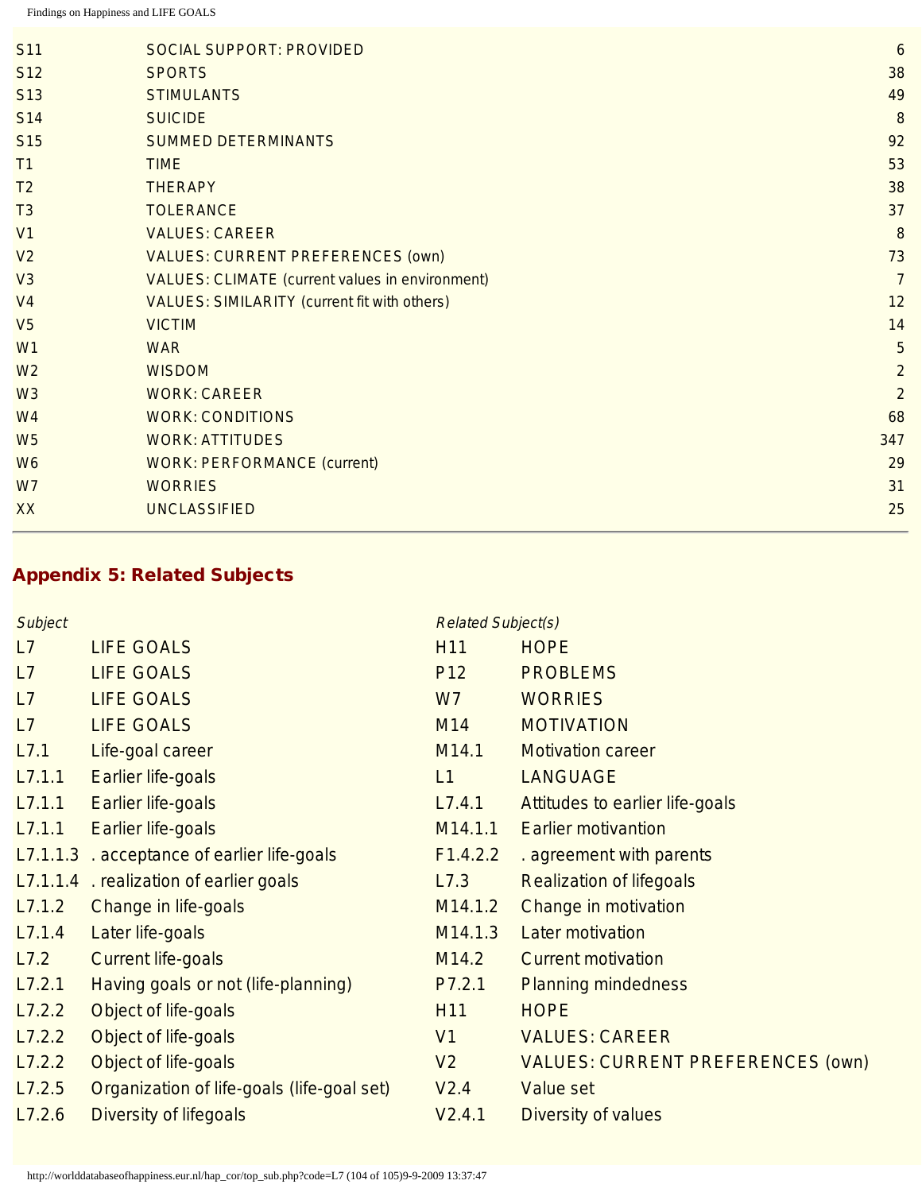| | | |
|---|---|---|
| S11 | SOCIAL SUPPORT: PROVIDED | 6 |
| S12 | SPORTS | 38 |
| S13 | STIMULANTS | 49 |
| S14 | SUICIDE | 8 |
| S15 | SUMMED DETERMINANTS | 92 |
| T1 | TIME | 53 |
| T2 | THERAPY | 38 |
| T3 | TOLERANCE | 37 |
| V1 | VALUES: CAREER | 8 |
| V2 | VALUES: CURRENT PREFERENCES (own) | 73 |
| V3 | VALUES: CLIMATE (current values in environment) | 7 |
| V4 | VALUES: SIMILARITY (current fit with others) | 12 |
| V5 | VICTIM | 14 |
| W1 | WAR | 5 |
| W2 | WISDOM | 2 |
| W3 | WORK: CAREER | 2 |
| W4 | WORK: CONDITIONS | 68 |
| W5 | WORK: ATTITUDES | 347 |
| W6 | WORK: PERFORMANCE (current) | 29 |
| W7 | WORRIES | 31 |
| XX | UNCLASSIFIED | 25 |

## Appendix 5: Related Subjects

| *Subject* | | *Related Subject(s)* | |
|---|---|---|---|
| L7 | LIFE GOALS | H11 | HOPE |
| L7 | LIFE GOALS | P12 | PROBLEMS |
| L7 | LIFE GOALS | W7 | WORRIES |
| L7 | LIFE GOALS | M14 | MOTIVATION |
| L7.1 | Life-goal career | M14.1 | Motivation career |
| L7.1.1 | Earlier life-goals | L1 | LANGUAGE |
| L7.1.1 | Earlier life-goals | L7.4.1 | Attitudes to earlier life-goals |
| L7.1.1 | Earlier life-goals | M14.1.1 | Earlier motivantion |
| L7.1.1.3 | . acceptance of earlier life-goals | F1.4.2.2 | . agreement with parents |
| L7.1.1.4 | . realization of earlier goals | L7.3 | Realization of lifegoals |
| L7.1.2 | Change in life-goals | M14.1.2 | Change in motivation |
| L7.1.4 | Later life-goals | M14.1.3 | Later motivation |
| L7.2 | Current life-goals | M14.2 | Current motivation |
| L7.2.1 | Having goals or not (life-planning) | P7.2.1 | Planning mindedness |
| L7.2.2 | Object of life-goals | H11 | HOPE |
| L7.2.2 | Object of life-goals | V1 | VALUES: CAREER |
| L7.2.2 | Object of life-goals | V2 | VALUES: CURRENT PREFERENCES (own) |
| L7.2.5 | Organization of life-goals (life-goal set) | V2.4 | Value set |
| L7.2.6 | Diversity of lifegoals | V2.4.1 | Diversity of values |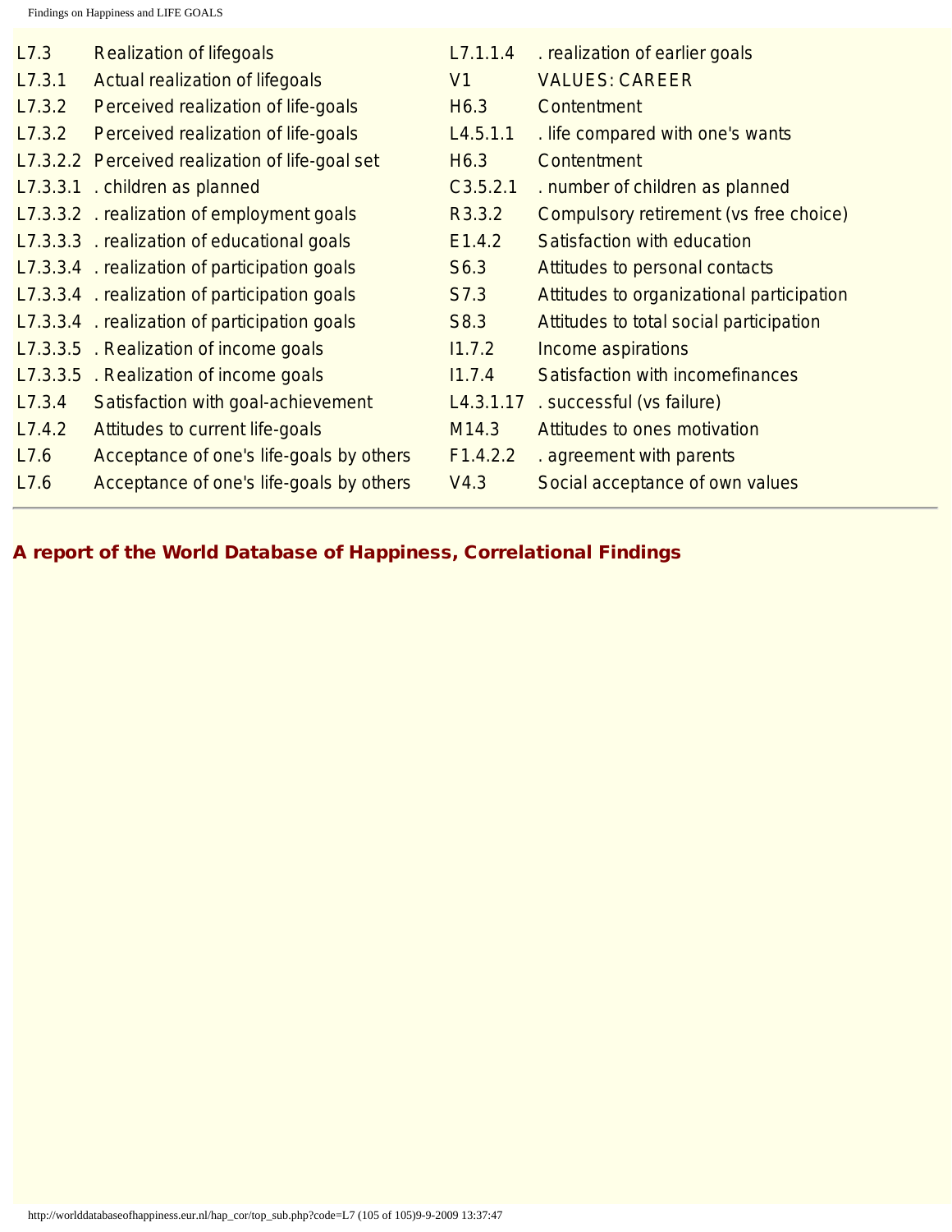| | | | |
|---|---|---|---|
| L7.3 | Realization of lifegoals | L7.1.1.4 | . realization of earlier goals |
| L7.3.1 | Actual realization of lifegoals | V1 | VALUES: CAREER |
| L7.3.2 | Perceived realization of life-goals | H6.3 | Contentment |
| L7.3.2 | Perceived realization of life-goals | L4.5.1.1 | . life compared with one's wants |
| L7.3.2.2 | Perceived realization of life-goal set | H6.3 | Contentment |
| L7.3.3.1 | . children as planned | C3.5.2.1 | . number of children as planned |
| L7.3.3.2 | . realization of employment goals | R3.3.2 | Compulsory retirement (vs free choice) |
| L7.3.3.3 | . realization of educational goals | E1.4.2 | Satisfaction with education |
| L7.3.3.4 | . realization of participation goals | S6.3 | Attitudes to personal contacts |
| L7.3.3.4 | . realization of participation goals | S7.3 | Attitudes to organizational participation |
| L7.3.3.4 | . realization of participation goals | S8.3 | Attitudes to total social participation |
| L7.3.3.5 | . Realization of income goals | I1.7.2 | Income aspirations |
| L7.3.3.5 | . Realization of income goals | I1.7.4 | Satisfaction with incomefinances |
| L7.3.4 | Satisfaction with goal-achievement | L4.3.1.17 | . successful (vs failure) |
| L7.4.2 | Attitudes to current life-goals | M14.3 | Attitudes to ones motivation |
| L7.6 | Acceptance of one's life-goals by others | F1.4.2.2 | . agreement with parents |
| L7.6 | Acceptance of one's life-goals by others | V4.3 | Social acceptance of own values |

---

**A report of the World Database of Happiness, Correlational Findings**